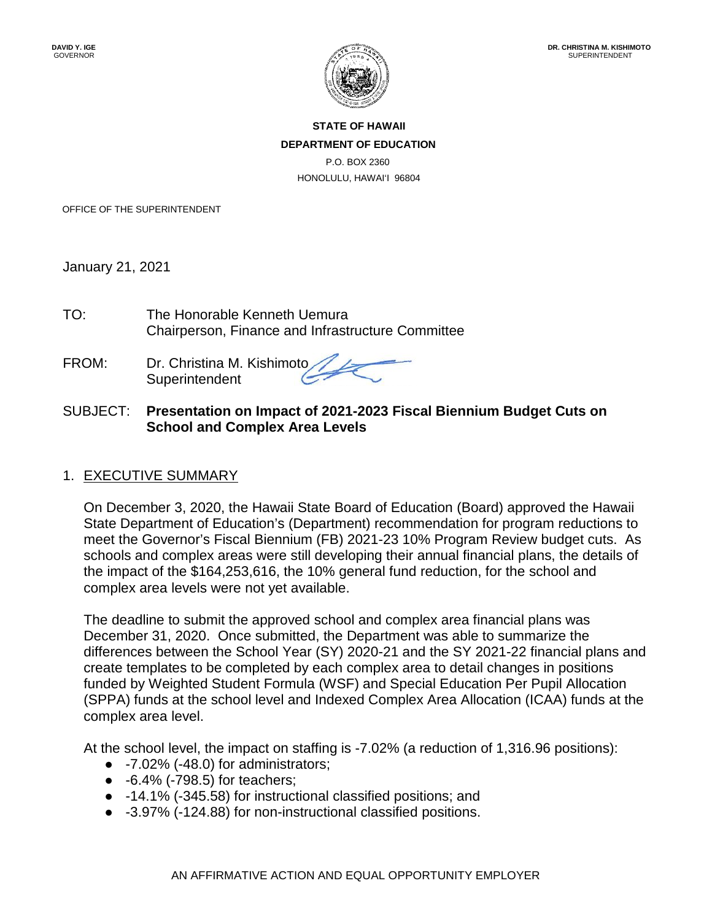**DAVID Y. IGE**
GOVERNOR

**DR. CHRISTINA M. KISHIMOTO**
SUPERINTENDENT

**STATE OF HAWAII**
**DEPARTMENT OF EDUCATION**
P.O. BOX 2360
HONOLULU, HAWAI'I 96804

OFFICE OF THE SUPERINTENDENT

January 21, 2021

TO: The Honorable Kenneth Uemura
Chairperson, Finance and Infrastructure Committee

FROM: Dr. Christina M. Kishimoto
Superintendent

SUBJECT: **Presentation on Impact of 2021-2023 Fiscal Biennium Budget Cuts on School and Complex Area Levels**

## 1. EXECUTIVE SUMMARY

On December 3, 2020, the Hawaii State Board of Education (Board) approved the Hawaii State Department of Education's (Department) recommendation for program reductions to meet the Governor's Fiscal Biennium (FB) 2021-23 10% Program Review budget cuts. As schools and complex areas were still developing their annual financial plans, the details of the impact of the $164,253,616, the 10% general fund reduction, for the school and complex area levels were not yet available.

The deadline to submit the approved school and complex area financial plans was December 31, 2020. Once submitted, the Department was able to summarize the differences between the School Year (SY) 2020-21 and the SY 2021-22 financial plans and create templates to be completed by each complex area to detail changes in positions funded by Weighted Student Formula (WSF) and Special Education Per Pupil Allocation (SPPA) funds at the school level and Indexed Complex Area Allocation (ICAA) funds at the complex area level.

At the school level, the impact on staffing is -7.02% (a reduction of 1,316.96 positions):

- -7.02% (-48.0) for administrators;
- -6.4% (-798.5) for teachers;
- -14.1% (-345.58) for instructional classified positions; and
- -3.97% (-124.88) for non-instructional classified positions.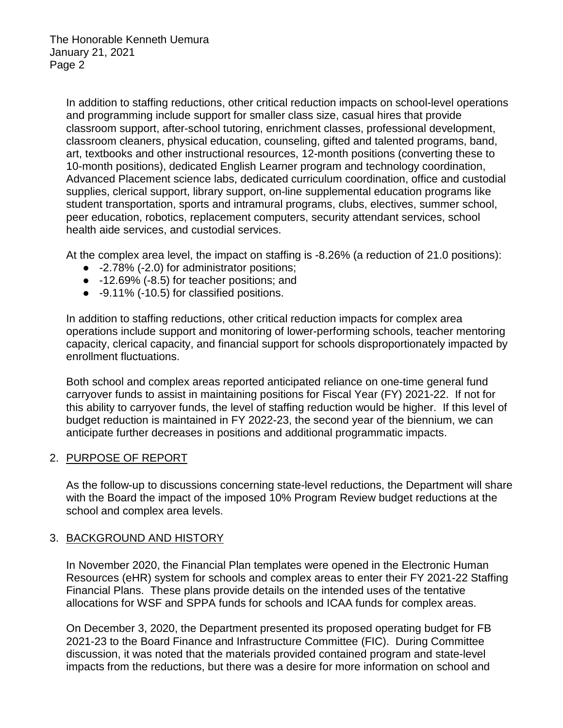In addition to staffing reductions, other critical reduction impacts on school-level operations and programming include support for smaller class size, casual hires that provide classroom support, after-school tutoring, enrichment classes, professional development, classroom cleaners, physical education, counseling, gifted and talented programs, band, art, textbooks and other instructional resources, 12-month positions (converting these to 10-month positions), dedicated English Learner program and technology coordination, Advanced Placement science labs, dedicated curriculum coordination, office and custodial supplies, clerical support, library support, on-line supplemental education programs like student transportation, sports and intramural programs, clubs, electives, summer school, peer education, robotics, replacement computers, security attendant services, school health aide services, and custodial services.

At the complex area level, the impact on staffing is -8.26% (a reduction of 21.0 positions):

- -2.78% (-2.0) for administrator positions;
- -12.69% (-8.5) for teacher positions; and
- -9.11% (-10.5) for classified positions.

In addition to staffing reductions, other critical reduction impacts for complex area operations include support and monitoring of lower-performing schools, teacher mentoring capacity, clerical capacity, and financial support for schools disproportionately impacted by enrollment fluctuations.

Both school and complex areas reported anticipated reliance on one-time general fund carryover funds to assist in maintaining positions for Fiscal Year (FY) 2021-22. If not for this ability to carryover funds, the level of staffing reduction would be higher. If this level of budget reduction is maintained in FY 2022-23, the second year of the biennium, we can anticipate further decreases in positions and additional programmatic impacts.

2. PURPOSE OF REPORT

As the follow-up to discussions concerning state-level reductions, the Department will share with the Board the impact of the imposed 10% Program Review budget reductions at the school and complex area levels.

3. BACKGROUND AND HISTORY

In November 2020, the Financial Plan templates were opened in the Electronic Human Resources (eHR) system for schools and complex areas to enter their FY 2021-22 Staffing Financial Plans. These plans provide details on the intended uses of the tentative allocations for WSF and SPPA funds for schools and ICAA funds for complex areas.

On December 3, 2020, the Department presented its proposed operating budget for FB 2021-23 to the Board Finance and Infrastructure Committee (FIC). During Committee discussion, it was noted that the materials provided contained program and state-level impacts from the reductions, but there was a desire for more information on school and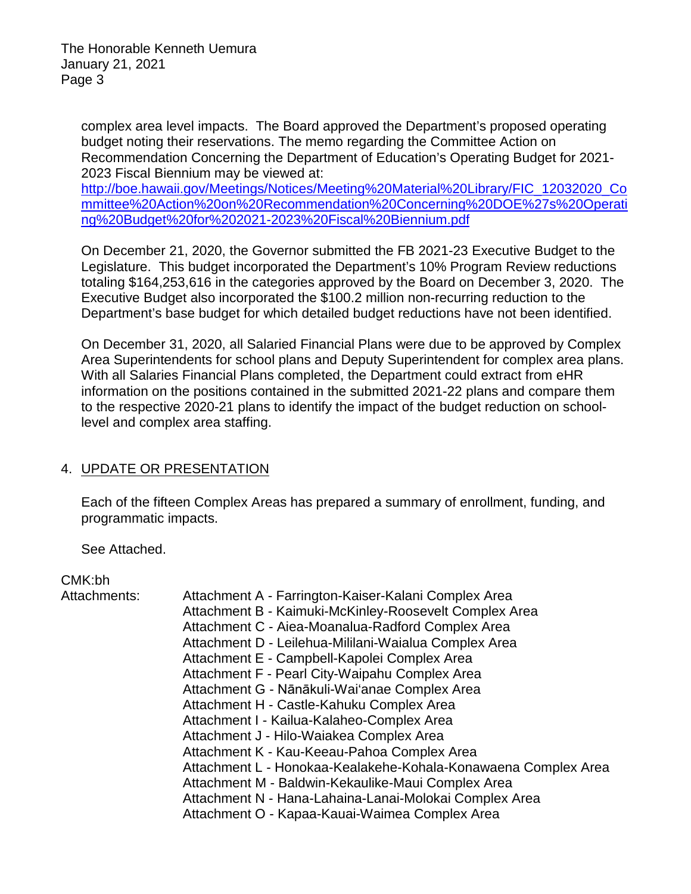complex area level impacts. The Board approved the Department's proposed operating budget noting their reservations. The memo regarding the Committee Action on Recommendation Concerning the Department of Education's Operating Budget for 2021-2023 Fiscal Biennium may be viewed at: [http://boe.hawaii.gov/Meetings/Notices/Meeting%20Material%20Library/FIC_12032020_Committee%20Action%20on%20Recommendation%20Concerning%20DOE%27s%20Operating%20Budget%20for%202021-2023%20Fiscal%20Biennium.pdf](http://boe.hawaii.gov/Meetings/Notices/Meeting%20Material%20Library/FIC_12032020_Committee%20Action%20on%20Recommendation%20Concerning%20DOE%27s%20Operating%20Budget%20for%202021-2023%20Fiscal%20Biennium.pdf)

On December 21, 2020, the Governor submitted the FB 2021-23 Executive Budget to the Legislature. This budget incorporated the Department's 10% Program Review reductions totaling $164,253,616 in the categories approved by the Board on December 3, 2020. The Executive Budget also incorporated the $100.2 million non-recurring reduction to the Department's base budget for which detailed budget reductions have not been identified.

On December 31, 2020, all Salaried Financial Plans were due to be approved by Complex Area Superintendents for school plans and Deputy Superintendent for complex area plans. With all Salaries Financial Plans completed, the Department could extract from eHR information on the positions contained in the submitted 2021-22 plans and compare them to the respective 2020-21 plans to identify the impact of the budget reduction on school-level and complex area staffing.

4. <u>UPDATE OR PRESENTATION</u>

Each of the fifteen Complex Areas has prepared a summary of enrollment, funding, and programmatic impacts.

See Attached.

CMK:bh

Attachments:
- Attachment A - Farrington-Kaiser-Kalani Complex Area
- Attachment B - Kaimuki-McKinley-Roosevelt Complex Area
- Attachment C - Aiea-Moanalua-Radford Complex Area
- Attachment D - Leilehua-Mililani-Waialua Complex Area
- Attachment E - Campbell-Kapolei Complex Area
- Attachment F - Pearl City-Waipahu Complex Area
- Attachment G - Nānākuli-Waiʻanae Complex Area
- Attachment H - Castle-Kahuku Complex Area
- Attachment I - Kailua-Kalaheo-Complex Area
- Attachment J - Hilo-Waiakea Complex Area
- Attachment K - Kau-Keeau-Pahoa Complex Area
- Attachment L - Honokaa-Kealakehe-Kohala-Konawaena Complex Area
- Attachment M - Baldwin-Kekaulike-Maui Complex Area
- Attachment N - Hana-Lahaina-Lanai-Molokai Complex Area
- Attachment O - Kapaa-Kauai-Waimea Complex Area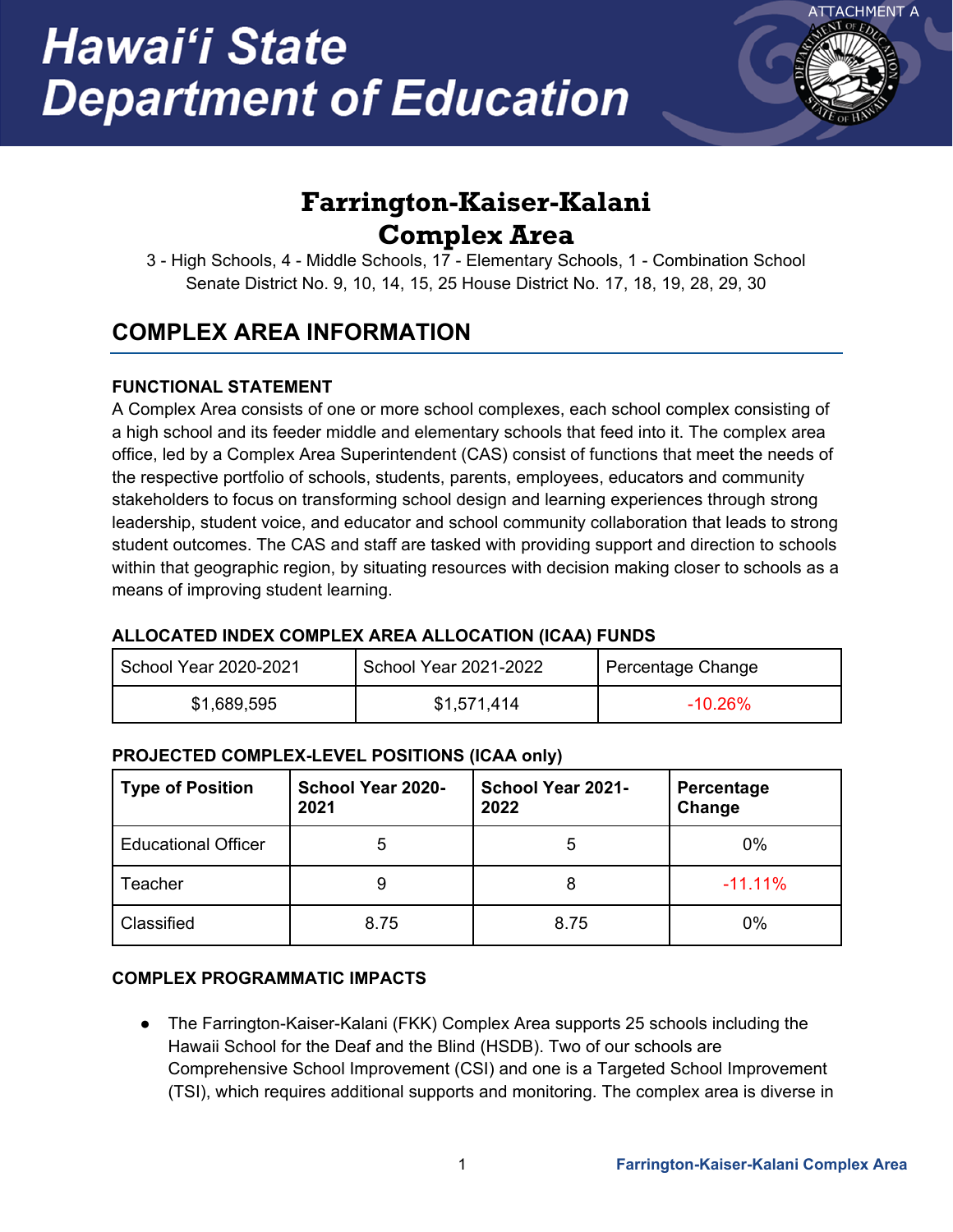ATTACHMENT A

# Hawai'i State Department of Education

## Farrington-Kaiser-Kalani Complex Area

3 - High Schools, 4 - Middle Schools, 17 - Elementary Schools, 1 - Combination School
Senate District No. 9, 10, 14, 15, 25 House District No. 17, 18, 19, 28, 29, 30

## COMPLEX AREA INFORMATION

### FUNCTIONAL STATEMENT

A Complex Area consists of one or more school complexes, each school complex consisting of a high school and its feeder middle and elementary schools that feed into it. The complex area office, led by a Complex Area Superintendent (CAS) consist of functions that meet the needs of the respective portfolio of schools, students, parents, employees, educators and community stakeholders to focus on transforming school design and learning experiences through strong leadership, student voice, and educator and school community collaboration that leads to strong student outcomes. The CAS and staff are tasked with providing support and direction to schools within that geographic region, by situating resources with decision making closer to schools as a means of improving student learning.

### ALLOCATED INDEX COMPLEX AREA ALLOCATION (ICAA) FUNDS

| School Year 2020-2021 | School Year 2021-2022 | Percentage Change |
|---|---|---|
| $1,689,595 | $1,571,414 | -10.26% |

### PROJECTED COMPLEX-LEVEL POSITIONS (ICAA only)

| Type of Position | School Year 2020-2021 | School Year 2021-2022 | Percentage Change |
|---|---|---|---|
| Educational Officer | 5 | 5 | 0% |
| Teacher | 9 | 8 | -11.11% |
| Classified | 8.75 | 8.75 | 0% |

### COMPLEX PROGRAMMATIC IMPACTS

- The Farrington-Kaiser-Kalani (FKK) Complex Area supports 25 schools including the Hawaii School for the Deaf and the Blind (HSDB). Two of our schools are Comprehensive School Improvement (CSI) and one is a Targeted School Improvement (TSI), which requires additional supports and monitoring. The complex area is diverse in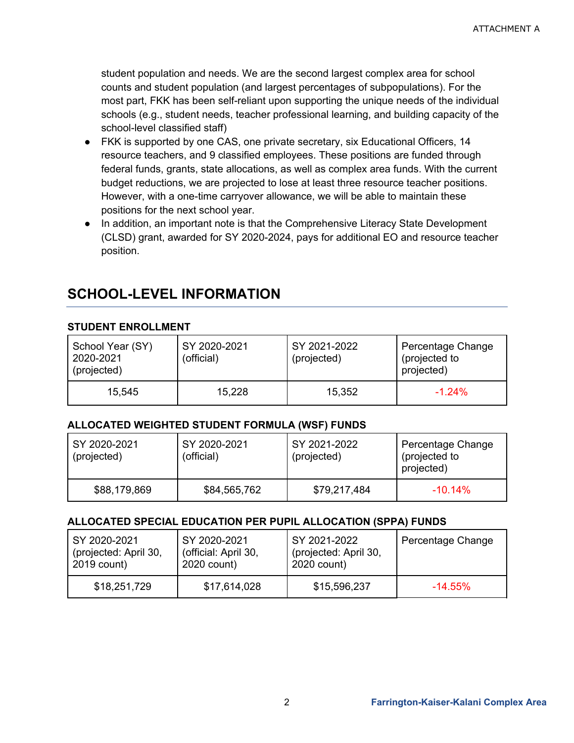student population and needs. We are the second largest complex area for school counts and student population (and largest percentages of subpopulations). For the most part, FKK has been self-reliant upon supporting the unique needs of the individual schools (e.g., student needs, teacher professional learning, and building capacity of the school-level classified staff)

- FKK is supported by one CAS, one private secretary, six Educational Officers, 14 resource teachers, and 9 classified employees. These positions are funded through federal funds, grants, state allocations, as well as complex area funds. With the current budget reductions, we are projected to lose at least three resource teacher positions. However, with a one-time carryover allowance, we will be able to maintain these positions for the next school year.
- In addition, an important note is that the Comprehensive Literacy State Development (CLSD) grant, awarded for SY 2020-2024, pays for additional EO and resource teacher position.

## SCHOOL-LEVEL INFORMATION

### STUDENT ENROLLMENT

| School Year (SY) 2020-2021 (projected) | SY 2020-2021 (official) | SY 2021-2022 (projected) | Percentage Change (projected to projected) |
|---|---|---|---|
| 15,545 | 15,228 | 15,352 | -1.24% |

### ALLOCATED WEIGHTED STUDENT FORMULA (WSF) FUNDS

| SY 2020-2021 (projected) | SY 2020-2021 (official) | SY 2021-2022 (projected) | Percentage Change (projected to projected) |
|---|---|---|---|
| $88,179,869 | $84,565,762 | $79,217,484 | -10.14% |

### ALLOCATED SPECIAL EDUCATION PER PUPIL ALLOCATION (SPPA) FUNDS

| SY 2020-2021 (projected: April 30, 2019 count) | SY 2020-2021 (official: April 30, 2020 count) | SY 2021-2022 (projected: April 30, 2020 count) | Percentage Change |
|---|---|---|---|
| $18,251,729 | $17,614,028 | $15,596,237 | -14.55% |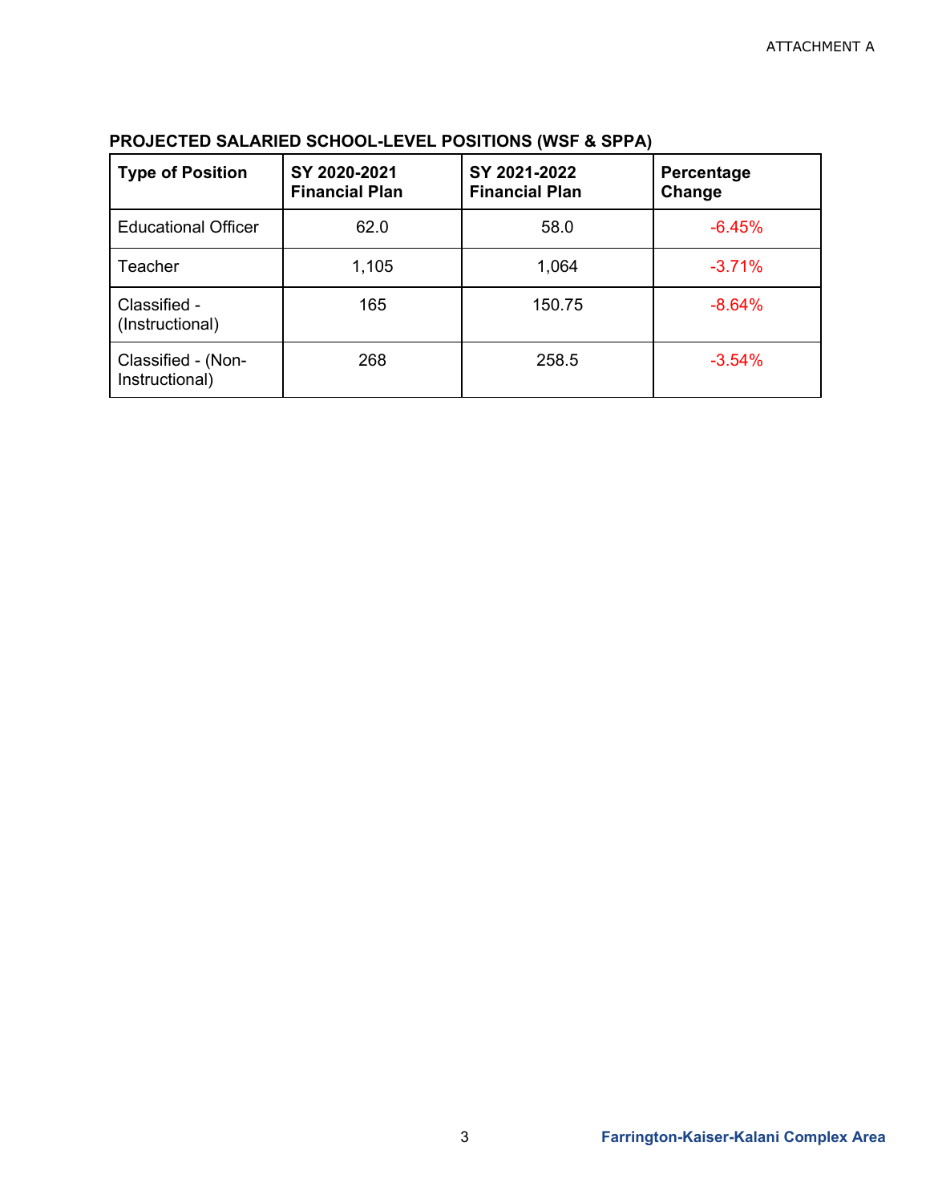**PROJECTED SALARIED SCHOOL-LEVEL POSITIONS (WSF & SPPA)**

| Type of Position | SY 2020-2021 Financial Plan | SY 2021-2022 Financial Plan | Percentage Change |
|---|---|---|---|
| Educational Officer | 62.0 | 58.0 | -6.45% |
| Teacher | 1,105 | 1,064 | -3.71% |
| Classified - (Instructional) | 165 | 150.75 | -8.64% |
| Classified - (Non-Instructional) | 268 | 258.5 | -3.54% |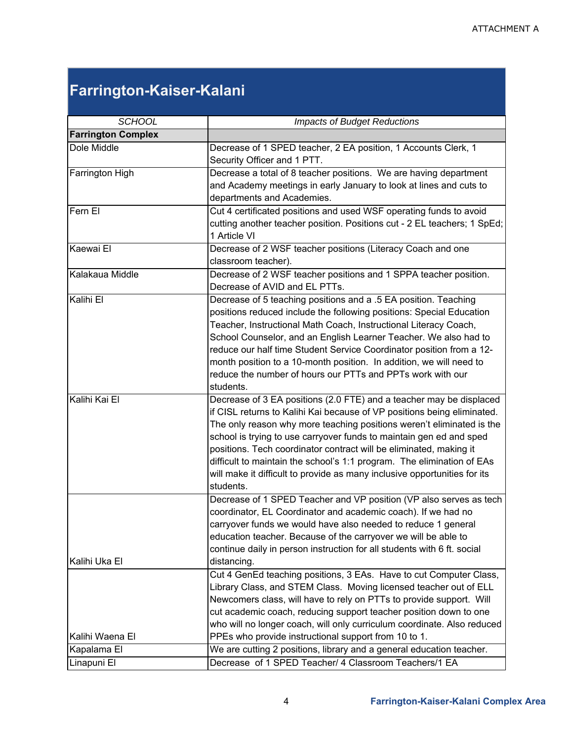# Farrington-Kaiser-Kalani

| *SCHOOL* | *Impacts of Budget Reductions* |
|---|---|
| **Farrington Complex** | |
| Dole Middle | Decrease of 1 SPED teacher, 2 EA position, 1 Accounts Clerk, 1 Security Officer and 1 PTT. |
| Farrington High | Decrease a total of 8 teacher positions. We are having department and Academy meetings in early January to look at lines and cuts to departments and Academies. |
| Fern El | Cut 4 certificated positions and used WSF operating funds to avoid cutting another teacher position. Positions cut - 2 EL teachers; 1 SpEd; 1 Article VI |
| Kaewai El | Decrease of 2 WSF teacher positions (Literacy Coach and one classroom teacher). |
| Kalakaua Middle | Decrease of 2 WSF teacher positions and 1 SPPA teacher position. Decrease of AVID and EL PTTs. |
| Kalihi El | Decrease of 5 teaching positions and a .5 EA position. Teaching positions reduced include the following positions: Special Education Teacher, Instructional Math Coach, Instructional Literacy Coach, School Counselor, and an English Learner Teacher. We also had to reduce our half time Student Service Coordinator position from a 12-month position to a 10-month position. In addition, we will need to reduce the number of hours our PTTs and PPTs work with our students. |
| Kalihi Kai El | Decrease of 3 EA positions (2.0 FTE) and a teacher may be displaced if CISL returns to Kalihi Kai because of VP positions being eliminated. The only reason why more teaching positions weren't eliminated is the school is trying to use carryover funds to maintain gen ed and sped positions. Tech coordinator contract will be eliminated, making it difficult to maintain the school's 1:1 program. The elimination of EAs will make it difficult to provide as many inclusive opportunities for its students. |
| Kalihi Uka El | Decrease of 1 SPED Teacher and VP position (VP also serves as tech coordinator, EL Coordinator and academic coach). If we had no carryover funds we would have also needed to reduce 1 general education teacher. Because of the carryover we will be able to continue daily in person instruction for all students with 6 ft. social distancing. |
| Kalihi Waena El | Cut 4 GenEd teaching positions, 3 EAs. Have to cut Computer Class, Library Class, and STEM Class. Moving licensed teacher out of ELL Newcomers class, will have to rely on PTTs to provide support. Will cut academic coach, reducing support teacher position down to one who will no longer coach, will only curriculum coordinate. Also reduced PPEs who provide instructional support from 10 to 1. |
| Kapalama El | We are cutting 2 positions, library and a general education teacher. |
| Linapuni El | Decrease of 1 SPED Teacher/ 4 Classroom Teachers/1 EA |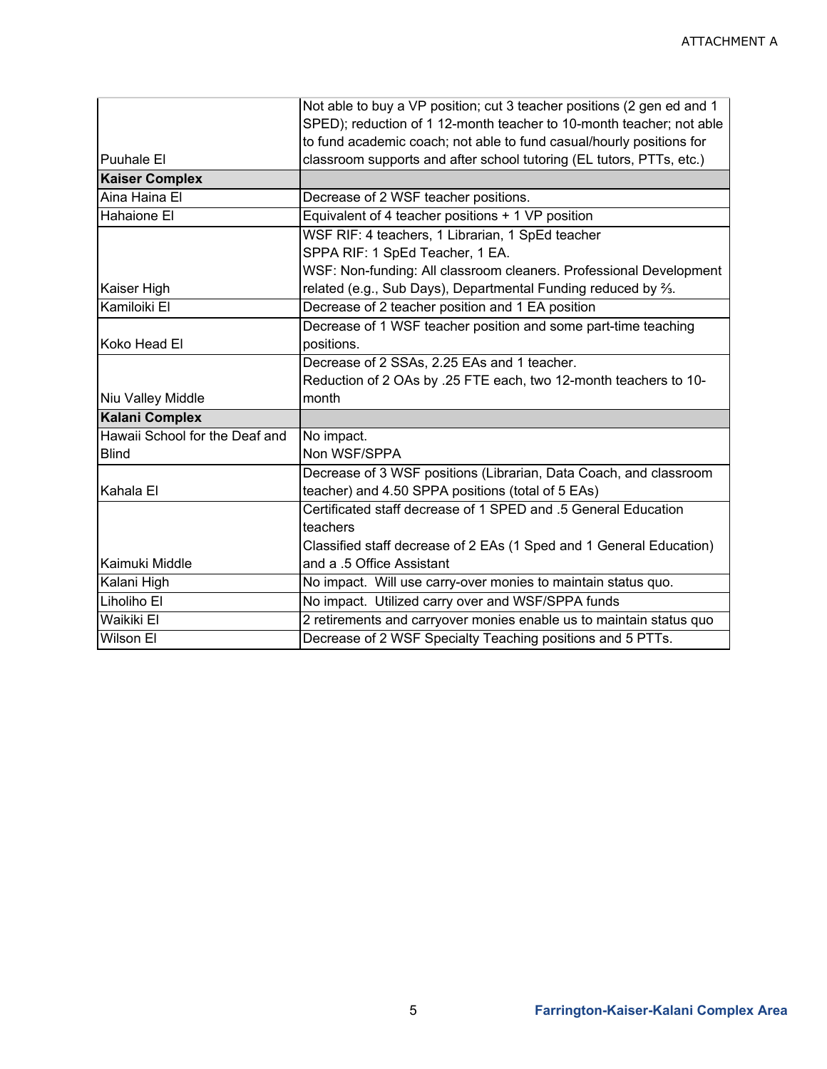| | |
|---|---|
| Puuhale El | Not able to buy a VP position; cut 3 teacher positions (2 gen ed and 1 SPED); reduction of 1 12-month teacher to 10-month teacher; not able to fund academic coach; not able to fund casual/hourly positions for classroom supports and after school tutoring (EL tutors, PTTs, etc.) |
| **Kaiser Complex** | |
| Aina Haina El | Decrease of 2 WSF teacher positions. |
| Hahaione El | Equivalent of 4 teacher positions + 1 VP position |
| Kaiser High | WSF RIF: 4 teachers, 1 Librarian, 1 SpEd teacher<br>SPPA RIF: 1 SpEd Teacher, 1 EA.<br>WSF: Non-funding: All classroom cleaners. Professional Development related (e.g., Sub Days), Departmental Funding reduced by ⅔. |
| Kamiloiki El | Decrease of 2 teacher position and 1 EA position |
| Koko Head El | Decrease of 1 WSF teacher position and some part-time teaching positions. |
| Niu Valley Middle | Decrease of 2 SSAs, 2.25 EAs and 1 teacher.<br>Reduction of 2 OAs by .25 FTE each, two 12-month teachers to 10-month |
| **Kalani Complex** | |
| Hawaii School for the Deaf and Blind | No impact.<br>Non WSF/SPPA |
| Kahala El | Decrease of 3 WSF positions (Librarian, Data Coach, and classroom teacher) and 4.50 SPPA positions (total of 5 EAs) |
| Kaimuki Middle | Certificated staff decrease of 1 SPED and .5 General Education teachers<br>Classified staff decrease of 2 EAs (1 Sped and 1 General Education) and a .5 Office Assistant |
| Kalani High | No impact. Will use carry-over monies to maintain status quo. |
| Liholiho El | No impact. Utilized carry over and WSF/SPPA funds |
| Waikiki El | 2 retirements and carryover monies enable us to maintain status quo |
| Wilson El | Decrease of 2 WSF Specialty Teaching positions and 5 PTTs. |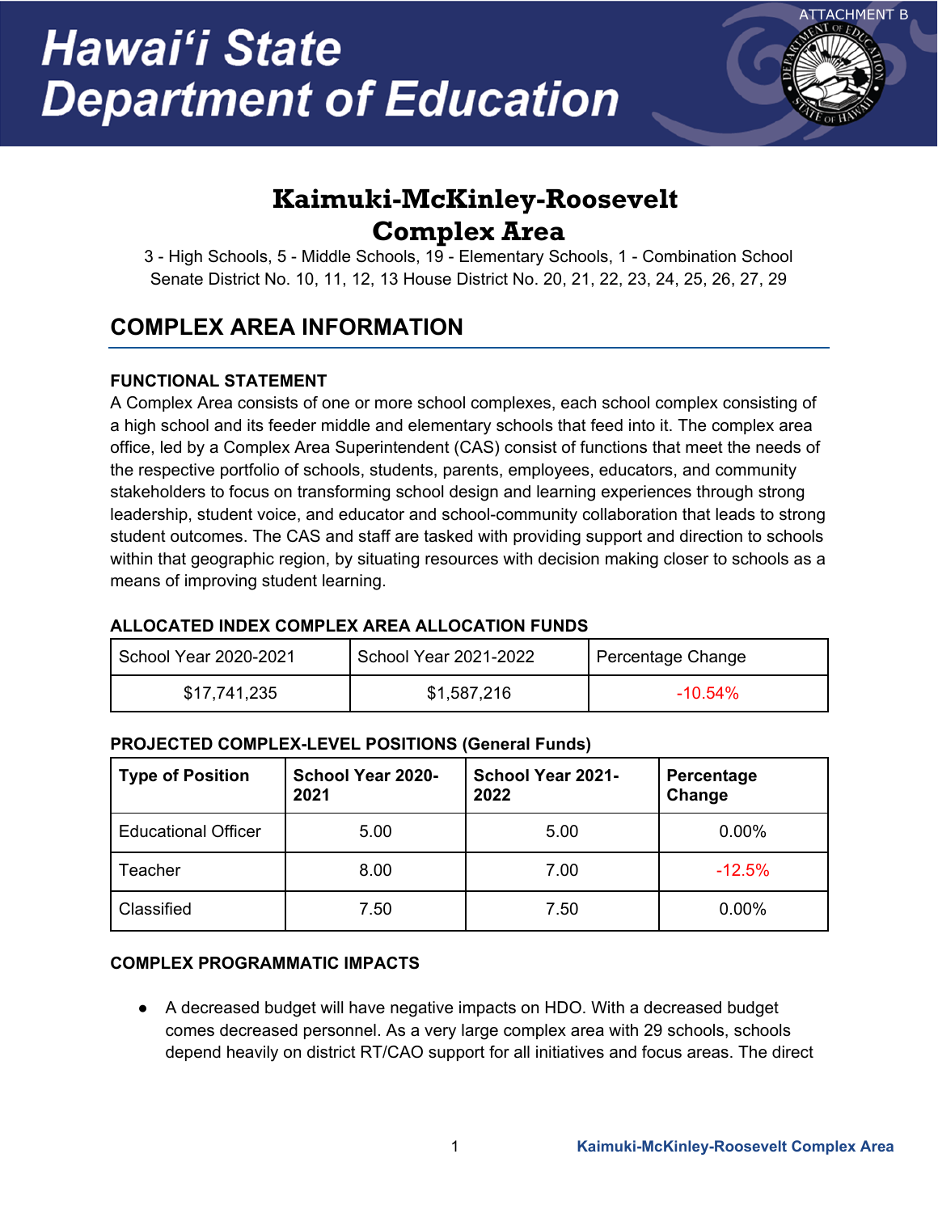ATTACHMENT B

# Hawaiʻi State Department of Education

## Kaimuki-McKinley-Roosevelt Complex Area

3 - High Schools, 5 - Middle Schools, 19 - Elementary Schools, 1 - Combination School
Senate District No. 10, 11, 12, 13 House District No. 20, 21, 22, 23, 24, 25, 26, 27, 29

## COMPLEX AREA INFORMATION

### FUNCTIONAL STATEMENT

A Complex Area consists of one or more school complexes, each school complex consisting of a high school and its feeder middle and elementary schools that feed into it. The complex area office, led by a Complex Area Superintendent (CAS) consist of functions that meet the needs of the respective portfolio of schools, students, parents, employees, educators, and community stakeholders to focus on transforming school design and learning experiences through strong leadership, student voice, and educator and school-community collaboration that leads to strong student outcomes. The CAS and staff are tasked with providing support and direction to schools within that geographic region, by situating resources with decision making closer to schools as a means of improving student learning.

### ALLOCATED INDEX COMPLEX AREA ALLOCATION FUNDS

| School Year 2020-2021 | School Year 2021-2022 | Percentage Change |
|---|---|---|
| $17,741,235 | $1,587,216 | -10.54% |

### PROJECTED COMPLEX-LEVEL POSITIONS (General Funds)

| Type of Position | School Year 2020-2021 | School Year 2021-2022 | Percentage Change |
|---|---|---|---|
| Educational Officer | 5.00 | 5.00 | 0.00% |
| Teacher | 8.00 | 7.00 | -12.5% |
| Classified | 7.50 | 7.50 | 0.00% |

### COMPLEX PROGRAMMATIC IMPACTS

- A decreased budget will have negative impacts on HDO. With a decreased budget comes decreased personnel. As a very large complex area with 29 schools, schools depend heavily on district RT/CAO support for all initiatives and focus areas. The direct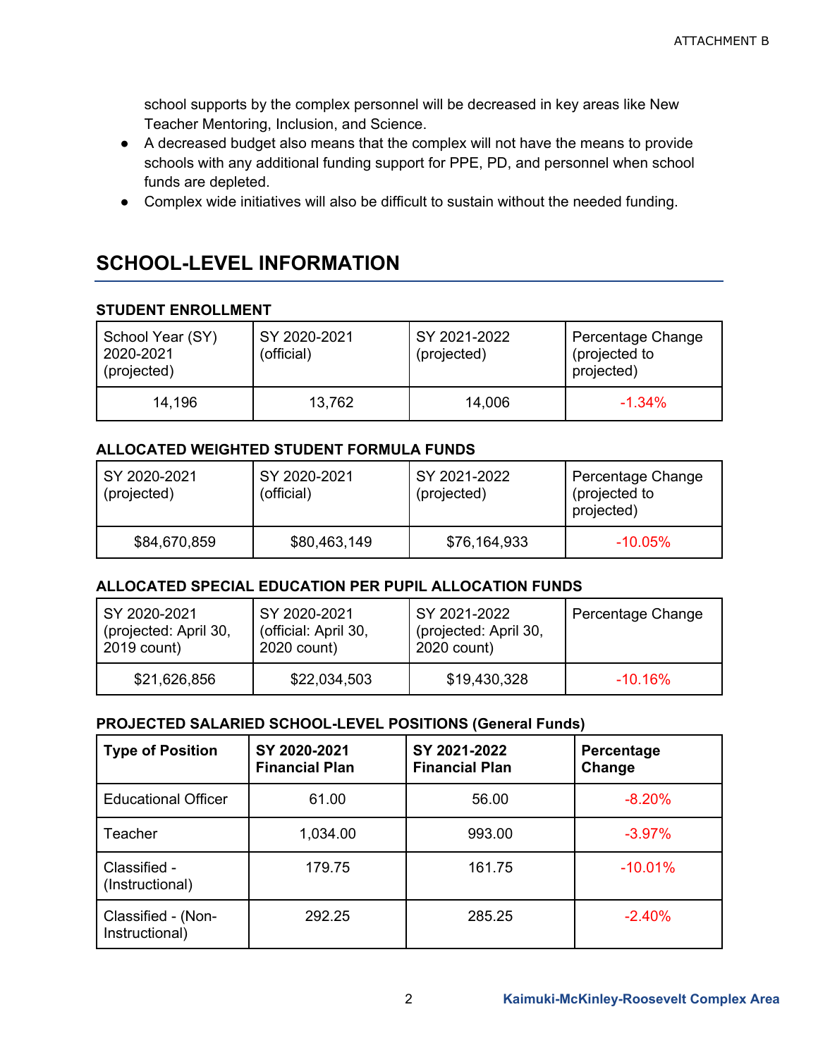school supports by the complex personnel will be decreased in key areas like New Teacher Mentoring, Inclusion, and Science.

- A decreased budget also means that the complex will not have the means to provide schools with any additional funding support for PPE, PD, and personnel when school funds are depleted.
- Complex wide initiatives will also be difficult to sustain without the needed funding.

## SCHOOL-LEVEL INFORMATION

### STUDENT ENROLLMENT

| School Year (SY) 2020-2021 (projected) | SY 2020-2021 (official) | SY 2021-2022 (projected) | Percentage Change (projected to projected) |
|---|---|---|---|
| 14,196 | 13,762 | 14,006 | -1.34% |

### ALLOCATED WEIGHTED STUDENT FORMULA FUNDS

| SY 2020-2021 (projected) | SY 2020-2021 (official) | SY 2021-2022 (projected) | Percentage Change (projected to projected) |
|---|---|---|---|
| $84,670,859 | $80,463,149 | $76,164,933 | -10.05% |

### ALLOCATED SPECIAL EDUCATION PER PUPIL ALLOCATION FUNDS

| SY 2020-2021 (projected: April 30, 2019 count) | SY 2020-2021 (official: April 30, 2020 count) | SY 2021-2022 (projected: April 30, 2020 count) | Percentage Change |
|---|---|---|---|
| $21,626,856 | $22,034,503 | $19,430,328 | -10.16% |

### PROJECTED SALARIED SCHOOL-LEVEL POSITIONS (General Funds)

| **Type of Position** | **SY 2020-2021 Financial Plan** | **SY 2021-2022 Financial Plan** | **Percentage Change** |
|---|---|---|---|
| Educational Officer | 61.00 | 56.00 | -8.20% |
| Teacher | 1,034.00 | 993.00 | -3.97% |
| Classified - (Instructional) | 179.75 | 161.75 | -10.01% |
| Classified - (Non-Instructional) | 292.25 | 285.25 | -2.40% |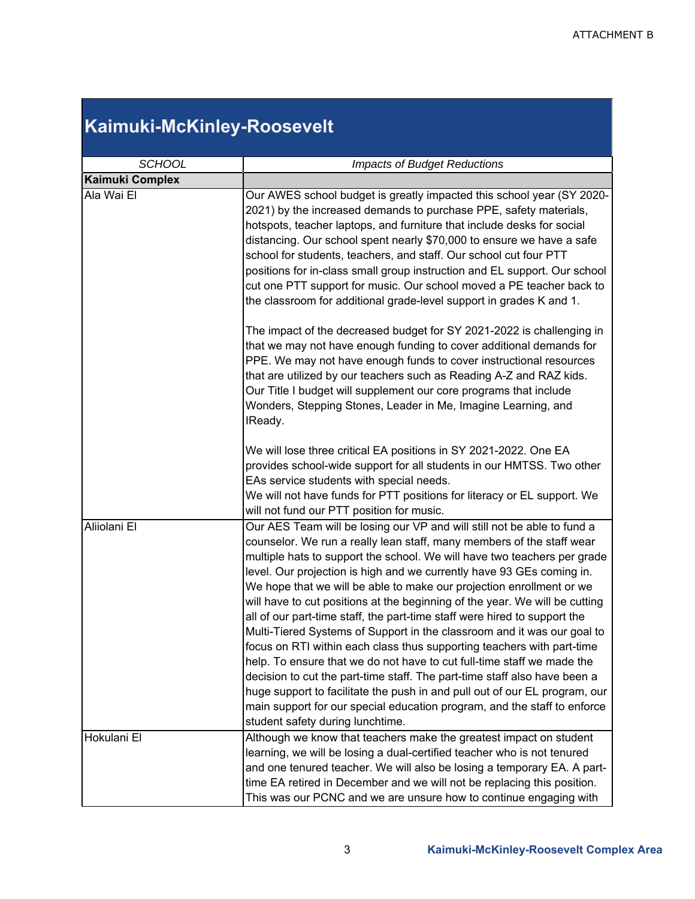ATTACHMENT B

# Kaimuki-McKinley-Roosevelt

| *SCHOOL* | *Impacts of Budget Reductions* |
|---|---|
| **Kaimuki Complex** | |
| Ala Wai El | Our AWES school budget is greatly impacted this school year (SY 2020-2021) by the increased demands to purchase PPE, safety materials, hotspots, teacher laptops, and furniture that include desks for social distancing. Our school spent nearly $70,000 to ensure we have a safe school for students, teachers, and staff. Our school cut four PTT positions for in-class small group instruction and EL support. Our school cut one PTT support for music. Our school moved a PE teacher back to the classroom for additional grade-level support in grades K and 1.<br><br>The impact of the decreased budget for SY 2021-2022 is challenging in that we may not have enough funding to cover additional demands for PPE. We may not have enough funds to cover instructional resources that are utilized by our teachers such as Reading A-Z and RAZ kids. Our Title I budget will supplement our core programs that include Wonders, Stepping Stones, Leader in Me, Imagine Learning, and IReady.<br><br>We will lose three critical EA positions in SY 2021-2022. One EA provides school-wide support for all students in our HMTSS. Two other EAs service students with special needs.<br>We will not have funds for PTT positions for literacy or EL support. We will not fund our PTT position for music. |
| Aliiolani El | Our AES Team will be losing our VP and will still not be able to fund a counselor. We run a really lean staff, many members of the staff wear multiple hats to support the school. We will have two teachers per grade level. Our projection is high and we currently have 93 GEs coming in. We hope that we will be able to make our projection enrollment or we will have to cut positions at the beginning of the year. We will be cutting all of our part-time staff, the part-time staff were hired to support the Multi-Tiered Systems of Support in the classroom and it was our goal to focus on RTI within each class thus supporting teachers with part-time help. To ensure that we do not have to cut full-time staff we made the decision to cut the part-time staff. The part-time staff also have been a huge support to facilitate the push in and pull out of our EL program, our main support for our special education program, and the staff to enforce student safety during lunchtime. |
| Hokulani El | Although we know that teachers make the greatest impact on student learning, we will be losing a dual-certified teacher who is not tenured and one tenured teacher. We will also be losing a temporary EA. A part-time EA retired in December and we will not be replacing this position. This was our PCNC and we are unsure how to continue engaging with |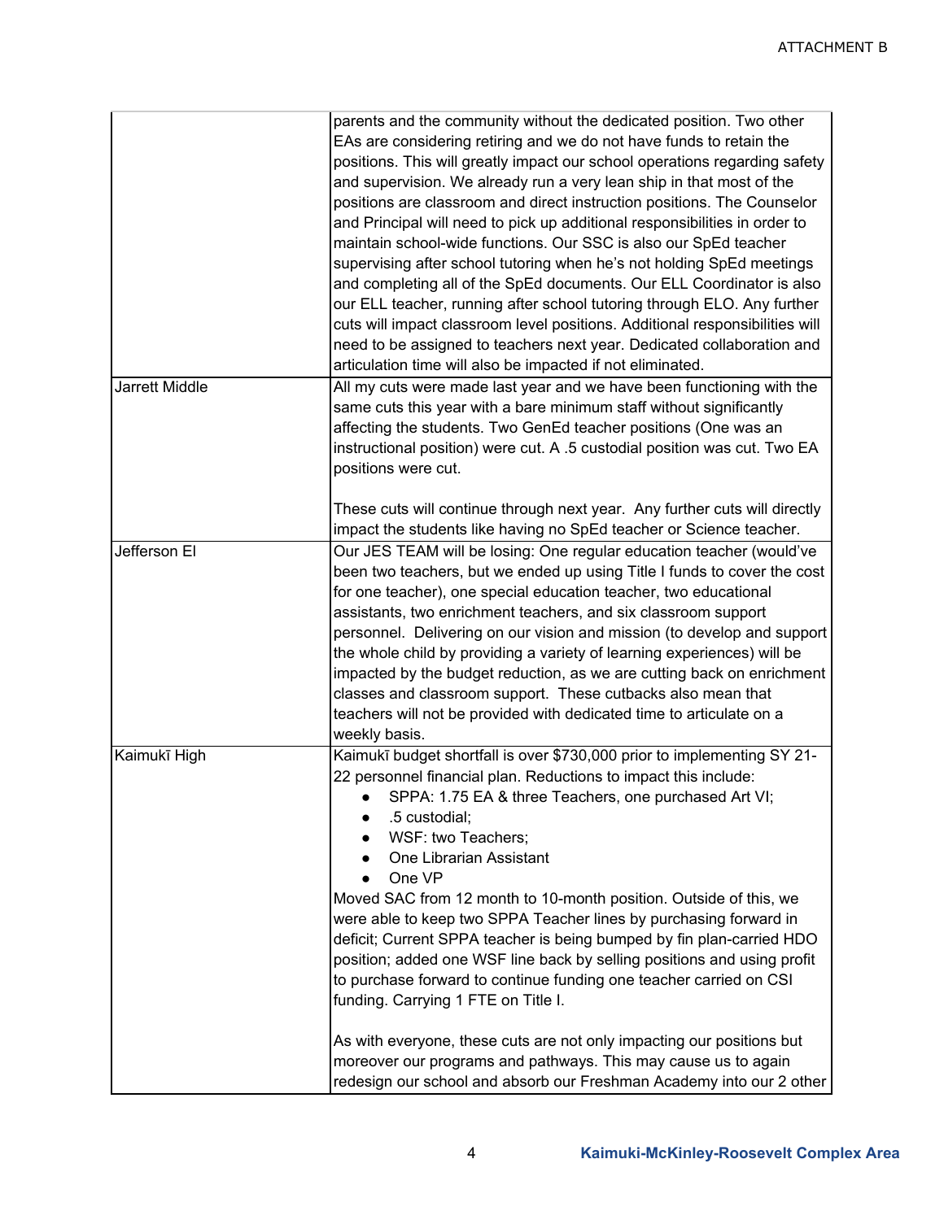| | |
|---|---|
| | parents and the community without the dedicated position. Two other EAs are considering retiring and we do not have funds to retain the positions. This will greatly impact our school operations regarding safety and supervision. We already run a very lean ship in that most of the positions are classroom and direct instruction positions. The Counselor and Principal will need to pick up additional responsibilities in order to maintain school-wide functions. Our SSC is also our SpEd teacher supervising after school tutoring when he's not holding SpEd meetings and completing all of the SpEd documents. Our ELL Coordinator is also our ELL teacher, running after school tutoring through ELO. Any further cuts will impact classroom level positions. Additional responsibilities will need to be assigned to teachers next year. Dedicated collaboration and articulation time will also be impacted if not eliminated. |
| Jarrett Middle | All my cuts were made last year and we have been functioning with the same cuts this year with a bare minimum staff without significantly affecting the students. Two GenEd teacher positions (One was an instructional position) were cut. A .5 custodial position was cut. Two EA positions were cut.<br><br>These cuts will continue through next year. Any further cuts will directly impact the students like having no SpEd teacher or Science teacher. |
| Jefferson El | Our JES TEAM will be losing: One regular education teacher (would've been two teachers, but we ended up using Title I funds to cover the cost for one teacher), one special education teacher, two educational assistants, two enrichment teachers, and six classroom support personnel. Delivering on our vision and mission (to develop and support the whole child by providing a variety of learning experiences) will be impacted by the budget reduction, as we are cutting back on enrichment classes and classroom support. These cutbacks also mean that teachers will not be provided with dedicated time to articulate on a weekly basis. |
| Kaimukī High | Kaimukī budget shortfall is over $730,000 prior to implementing SY 21-22 personnel financial plan. Reductions to impact this include:<br>• SPPA: 1.75 EA & three Teachers, one purchased Art VI;<br>• .5 custodial;<br>• WSF: two Teachers;<br>• One Librarian Assistant<br>• One VP<br>Moved SAC from 12 month to 10-month position. Outside of this, we were able to keep two SPPA Teacher lines by purchasing forward in deficit; Current SPPA teacher is being bumped by fin plan-carried HDO position; added one WSF line back by selling positions and using profit to purchase forward to continue funding one teacher carried on CSI funding. Carrying 1 FTE on Title I.<br><br>As with everyone, these cuts are not only impacting our positions but moreover our programs and pathways. This may cause us to again redesign our school and absorb our Freshman Academy into our 2 other |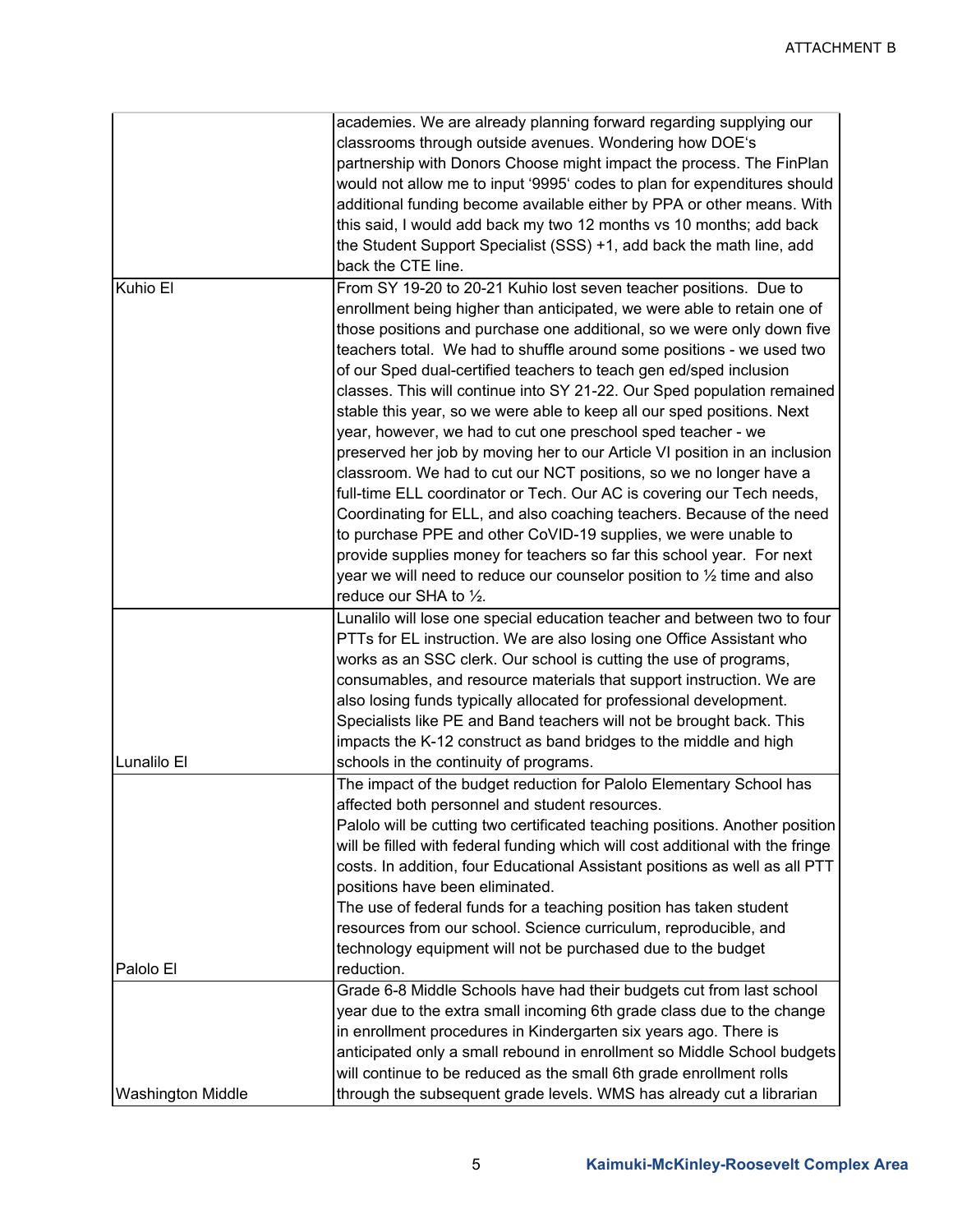| | |
|---|---|
| | academies. We are already planning forward regarding supplying our classrooms through outside avenues. Wondering how DOE's partnership with Donors Choose might impact the process. The FinPlan would not allow me to input '9995' codes to plan for expenditures should additional funding become available either by PPA or other means. With this said, I would add back my two 12 months vs 10 months; add back the Student Support Specialist (SSS) +1, add back the math line, add back the CTE line. |
| Kuhio El | From SY 19-20 to 20-21 Kuhio lost seven teacher positions. Due to enrollment being higher than anticipated, we were able to retain one of those positions and purchase one additional, so we were only down five teachers total. We had to shuffle around some positions - we used two of our Sped dual-certified teachers to teach gen ed/sped inclusion classes. This will continue into SY 21-22. Our Sped population remained stable this year, so we were able to keep all our sped positions. Next year, however, we had to cut one preschool sped teacher - we preserved her job by moving her to our Article VI position in an inclusion classroom. We had to cut our NCT positions, so we no longer have a full-time ELL coordinator or Tech. Our AC is covering our Tech needs, Coordinating for ELL, and also coaching teachers. Because of the need to purchase PPE and other CoVID-19 supplies, we were unable to provide supplies money for teachers so far this school year. For next year we will need to reduce our counselor position to ½ time and also reduce our SHA to ½. |
| Lunalilo El | Lunalilo will lose one special education teacher and between two to four PTTs for EL instruction. We are also losing one Office Assistant who works as an SSC clerk. Our school is cutting the use of programs, consumables, and resource materials that support instruction. We are also losing funds typically allocated for professional development. Specialists like PE and Band teachers will not be brought back. This impacts the K-12 construct as band bridges to the middle and high schools in the continuity of programs. |
| Palolo El | The impact of the budget reduction for Palolo Elementary School has affected both personnel and student resources.<br>Palolo will be cutting two certificated teaching positions. Another position will be filled with federal funding which will cost additional with the fringe costs. In addition, four Educational Assistant positions as well as all PTT positions have been eliminated.<br>The use of federal funds for a teaching position has taken student resources from our school. Science curriculum, reproducible, and technology equipment will not be purchased due to the budget reduction. |
| Washington Middle | Grade 6-8 Middle Schools have had their budgets cut from last school year due to the extra small incoming 6th grade class due to the change in enrollment procedures in Kindergarten six years ago. There is anticipated only a small rebound in enrollment so Middle School budgets will continue to be reduced as the small 6th grade enrollment rolls through the subsequent grade levels. WMS has already cut a librarian |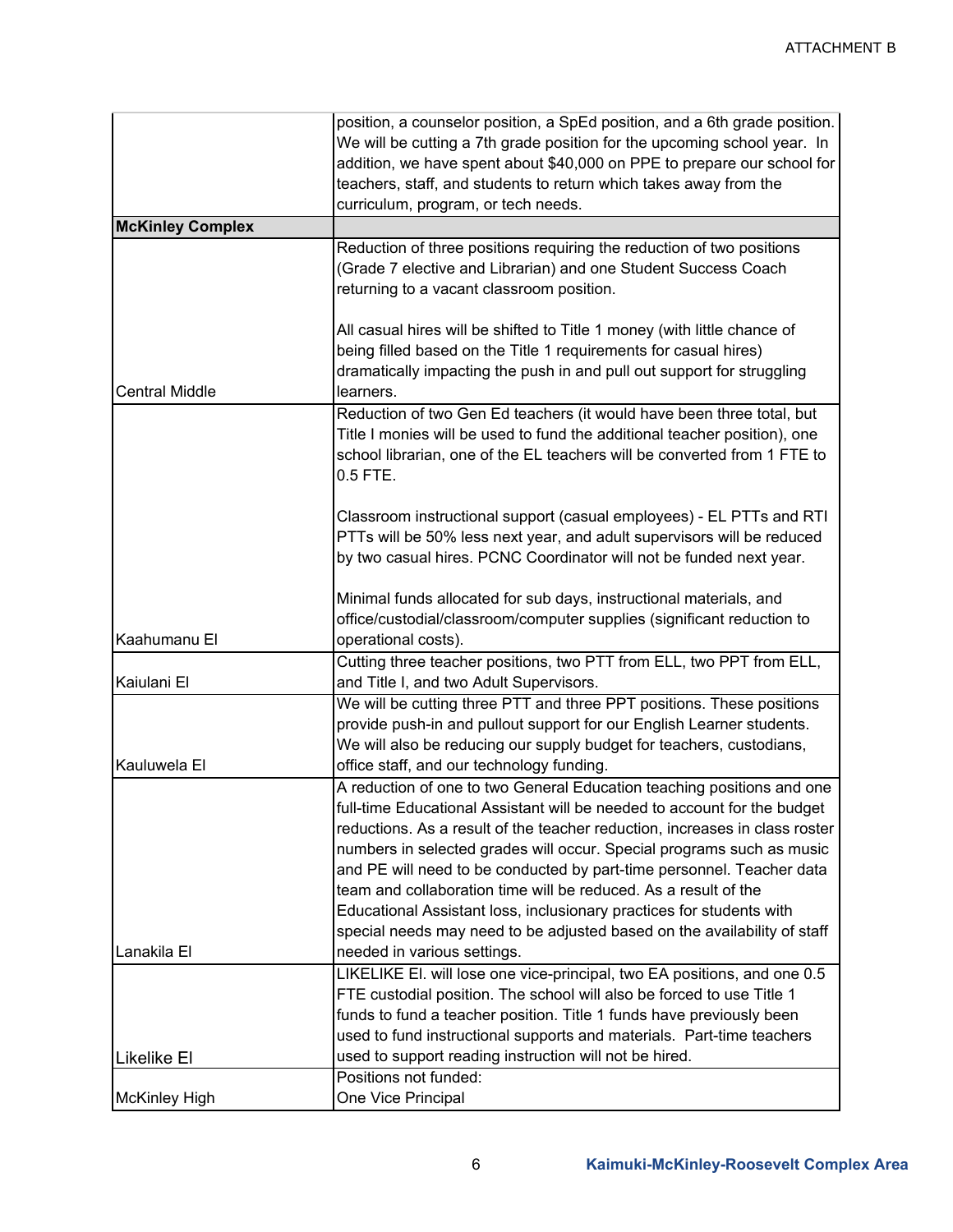| | |
|---|---|
| | position, a counselor position, a SpEd position, and a 6th grade position. We will be cutting a 7th grade position for the upcoming school year. In addition, we have spent about $40,000 on PPE to prepare our school for teachers, staff, and students to return which takes away from the curriculum, program, or tech needs. |
| **McKinley Complex** | |
| Central Middle | Reduction of three positions requiring the reduction of two positions (Grade 7 elective and Librarian) and one Student Success Coach returning to a vacant classroom position.<br><br>All casual hires will be shifted to Title 1 money (with little chance of being filled based on the Title 1 requirements for casual hires) dramatically impacting the push in and pull out support for struggling learners. |
| Kaahumanu El | Reduction of two Gen Ed teachers (it would have been three total, but Title I monies will be used to fund the additional teacher position), one school librarian, one of the EL teachers will be converted from 1 FTE to 0.5 FTE.<br><br>Classroom instructional support (casual employees) - EL PTTs and RTI PTTs will be 50% less next year, and adult supervisors will be reduced by two casual hires. PCNC Coordinator will not be funded next year.<br><br>Minimal funds allocated for sub days, instructional materials, and office/custodial/classroom/computer supplies (significant reduction to operational costs). |
| Kaiulani El | Cutting three teacher positions, two PTT from ELL, two PPT from ELL, and Title I, and two Adult Supervisors. |
| Kauluwela El | We will be cutting three PTT and three PPT positions. These positions provide push-in and pullout support for our English Learner students. We will also be reducing our supply budget for teachers, custodians, office staff, and our technology funding. |
| Lanakila El | A reduction of one to two General Education teaching positions and one full-time Educational Assistant will be needed to account for the budget reductions. As a result of the teacher reduction, increases in class roster numbers in selected grades will occur. Special programs such as music and PE will need to be conducted by part-time personnel. Teacher data team and collaboration time will be reduced. As a result of the Educational Assistant loss, inclusionary practices for students with special needs may need to be adjusted based on the availability of staff needed in various settings. |
| Likelike El | LIKELIKE El. will lose one vice-principal, two EA positions, and one 0.5 FTE custodial position. The school will also be forced to use Title 1 funds to fund a teacher position. Title 1 funds have previously been used to fund instructional supports and materials. Part-time teachers used to support reading instruction will not be hired. |
| McKinley High | Positions not funded:<br>One Vice Principal |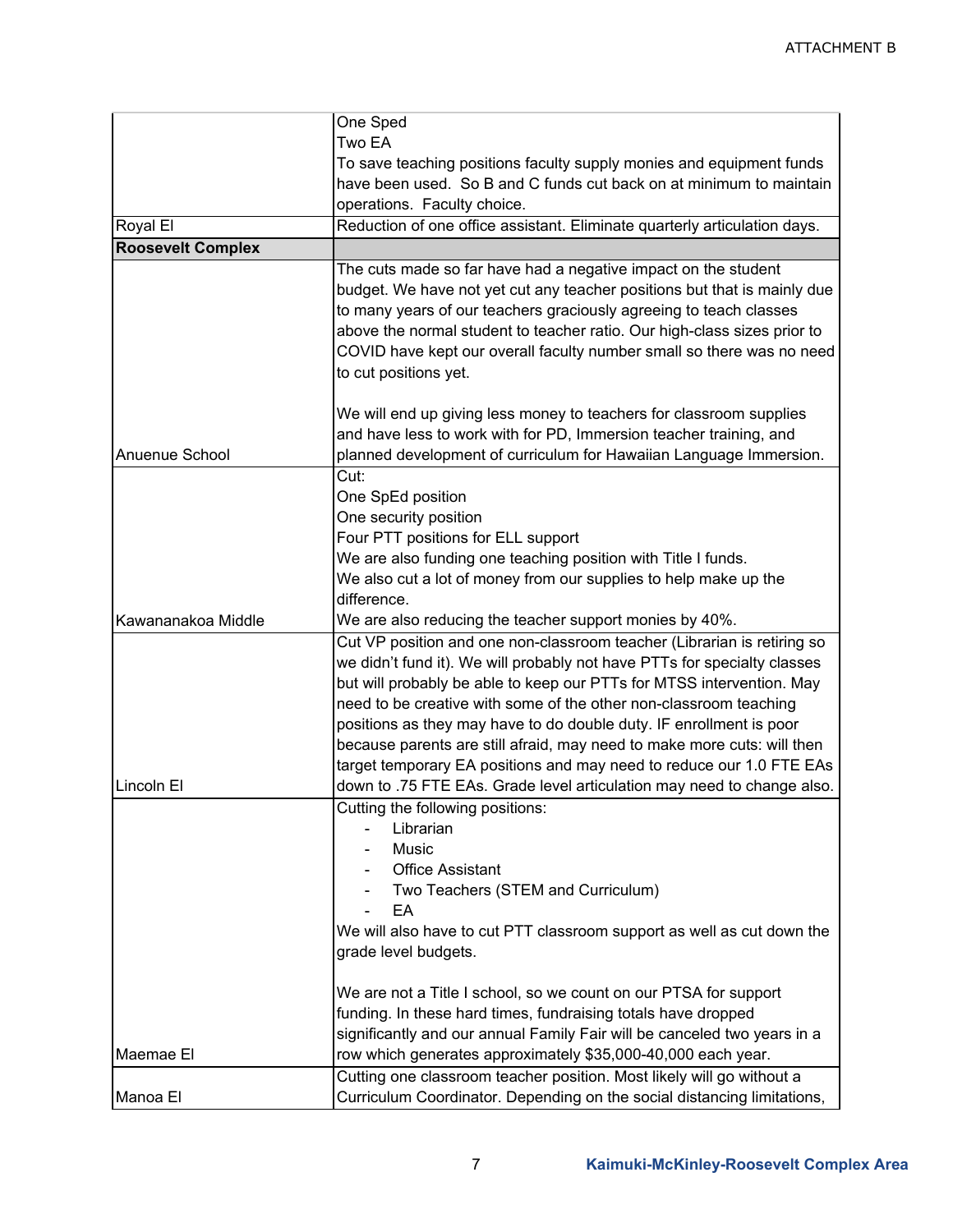| | |
|---|---|
| | One Sped<br>Two EA<br>To save teaching positions faculty supply monies and equipment funds have been used. So B and C funds cut back on at minimum to maintain operations. Faculty choice. |
| Royal El | Reduction of one office assistant. Eliminate quarterly articulation days. |
| **Roosevelt Complex** | |
| Anuenue School | The cuts made so far have had a negative impact on the student budget. We have not yet cut any teacher positions but that is mainly due to many years of our teachers graciously agreeing to teach classes above the normal student to teacher ratio. Our high-class sizes prior to COVID have kept our overall faculty number small so there was no need to cut positions yet.<br><br>We will end up giving less money to teachers for classroom supplies and have less to work with for PD, Immersion teacher training, and planned development of curriculum for Hawaiian Language Immersion. |
| Kawananakoa Middle | Cut:<br>One SpEd position<br>One security position<br>Four PTT positions for ELL support<br>We are also funding one teaching position with Title I funds.<br>We also cut a lot of money from our supplies to help make up the difference.<br>We are also reducing the teacher support monies by 40%. |
| Lincoln El | Cut VP position and one non-classroom teacher (Librarian is retiring so we didn't fund it). We will probably not have PTTs for specialty classes but will probably be able to keep our PTTs for MTSS intervention. May need to be creative with some of the other non-classroom teaching positions as they may have to do double duty. IF enrollment is poor because parents are still afraid, may need to make more cuts: will then target temporary EA positions and may need to reduce our 1.0 FTE EAs down to .75 FTE EAs. Grade level articulation may need to change also. |
| Maemae El | Cutting the following positions:<br>- Librarian<br>- Music<br>- Office Assistant<br>- Two Teachers (STEM and Curriculum)<br>- EA<br>We will also have to cut PTT classroom support as well as cut down the grade level budgets.<br><br>We are not a Title I school, so we count on our PTSA for support funding. In these hard times, fundraising totals have dropped significantly and our annual Family Fair will be canceled two years in a row which generates approximately $35,000-40,000 each year. |
| Manoa El | Cutting one classroom teacher position. Most likely will go without a Curriculum Coordinator. Depending on the social distancing limitations, |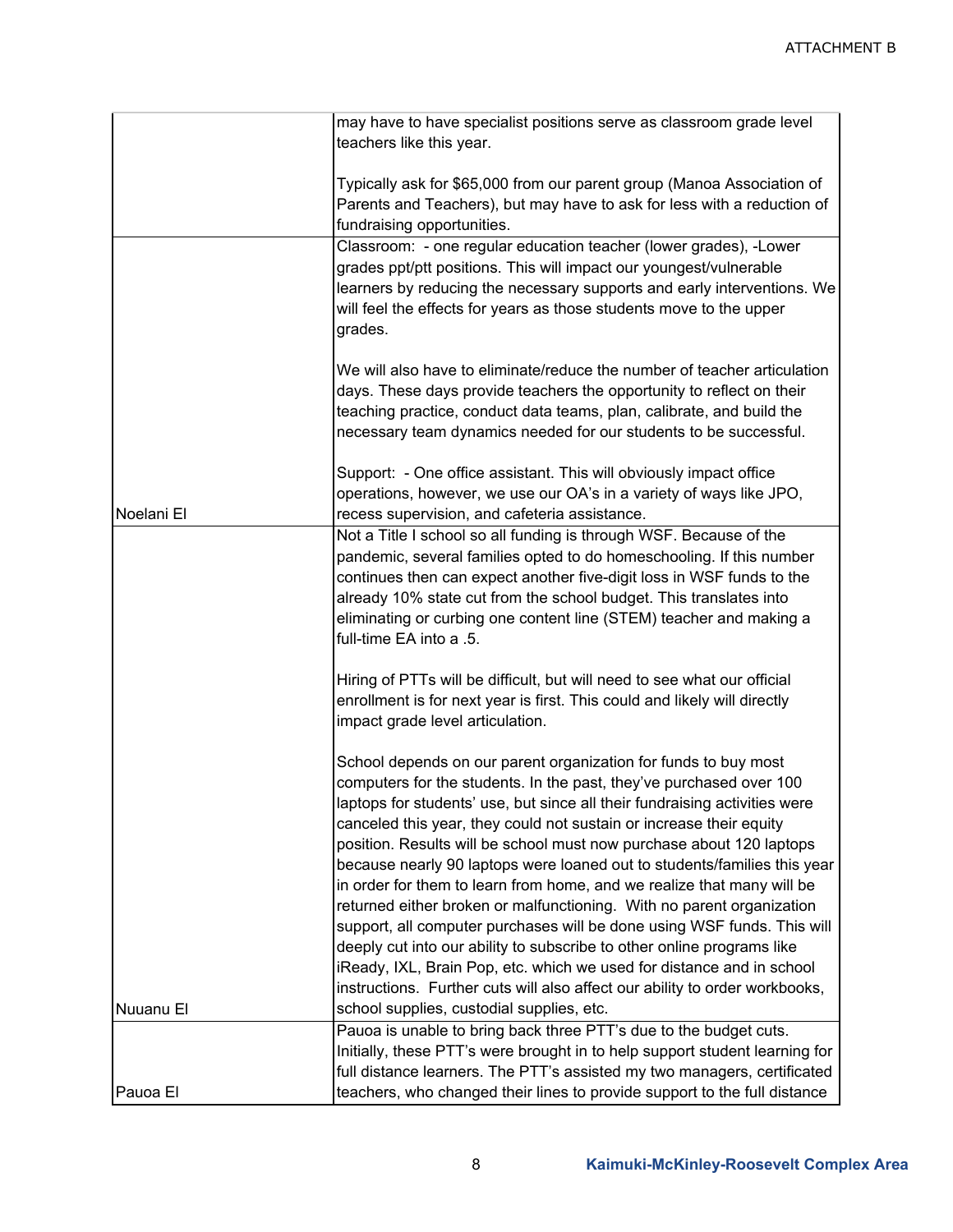| | |
|---|---|
| | may have to have specialist positions serve as classroom grade level teachers like this year.<br><br>Typically ask for $65,000 from our parent group (Manoa Association of Parents and Teachers), but may have to ask for less with a reduction of fundraising opportunities. |
| Noelani El | Classroom: - one regular education teacher (lower grades), -Lower grades ppt/ptt positions. This will impact our youngest/vulnerable learners by reducing the necessary supports and early interventions. We will feel the effects for years as those students move to the upper grades.<br><br>We will also have to eliminate/reduce the number of teacher articulation days. These days provide teachers the opportunity to reflect on their teaching practice, conduct data teams, plan, calibrate, and build the necessary team dynamics needed for our students to be successful.<br><br>Support: - One office assistant. This will obviously impact office operations, however, we use our OA's in a variety of ways like JPO, recess supervision, and cafeteria assistance. |
| Nuuanu El | Not a Title I school so all funding is through WSF. Because of the pandemic, several families opted to do homeschooling. If this number continues then can expect another five-digit loss in WSF funds to the already 10% state cut from the school budget. This translates into eliminating or curbing one content line (STEM) teacher and making a full-time EA into a .5.<br><br>Hiring of PTTs will be difficult, but will need to see what our official enrollment is for next year is first. This could and likely will directly impact grade level articulation.<br><br>School depends on our parent organization for funds to buy most computers for the students. In the past, they've purchased over 100 laptops for students' use, but since all their fundraising activities were canceled this year, they could not sustain or increase their equity position. Results will be school must now purchase about 120 laptops because nearly 90 laptops were loaned out to students/families this year in order for them to learn from home, and we realize that many will be returned either broken or malfunctioning. With no parent organization support, all computer purchases will be done using WSF funds. This will deeply cut into our ability to subscribe to other online programs like iReady, IXL, Brain Pop, etc. which we used for distance and in school instructions. Further cuts will also affect our ability to order workbooks, school supplies, custodial supplies, etc. |
| Pauoa El | Pauoa is unable to bring back three PTT's due to the budget cuts. Initially, these PTT's were brought in to help support student learning for full distance learners. The PTT's assisted my two managers, certificated teachers, who changed their lines to provide support to the full distance |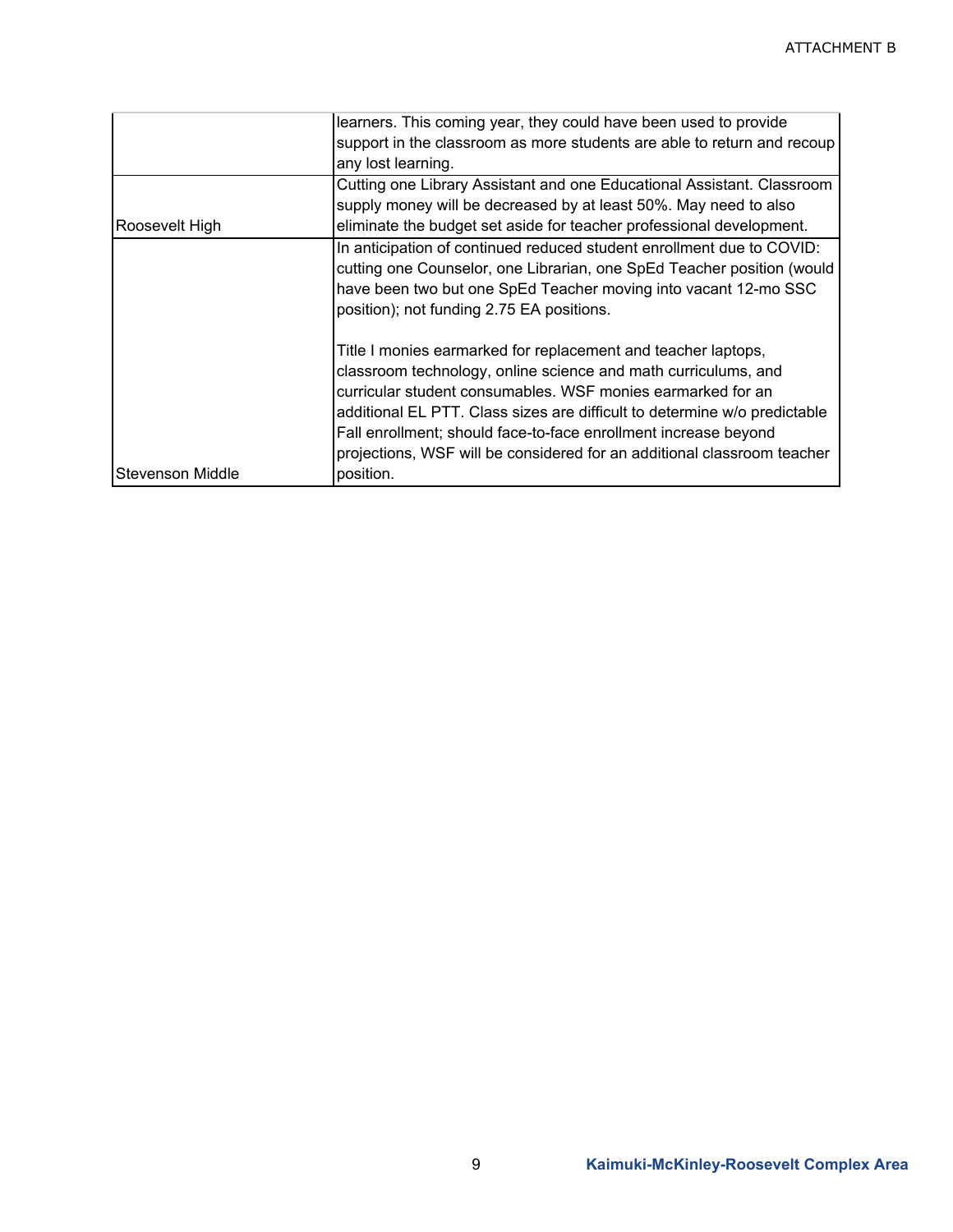| | |
|---|---|
| | learners. This coming year, they could have been used to provide support in the classroom as more students are able to return and recoup any lost learning. |
| Roosevelt High | Cutting one Library Assistant and one Educational Assistant. Classroom supply money will be decreased by at least 50%. May need to also eliminate the budget set aside for teacher professional development. |
| Stevenson Middle | In anticipation of continued reduced student enrollment due to COVID: cutting one Counselor, one Librarian, one SpEd Teacher position (would have been two but one SpEd Teacher moving into vacant 12-mo SSC position); not funding 2.75 EA positions.<br><br>Title I monies earmarked for replacement and teacher laptops, classroom technology, online science and math curriculums, and curricular student consumables. WSF monies earmarked for an additional EL PTT. Class sizes are difficult to determine w/o predictable Fall enrollment; should face-to-face enrollment increase beyond projections, WSF will be considered for an additional classroom teacher position. |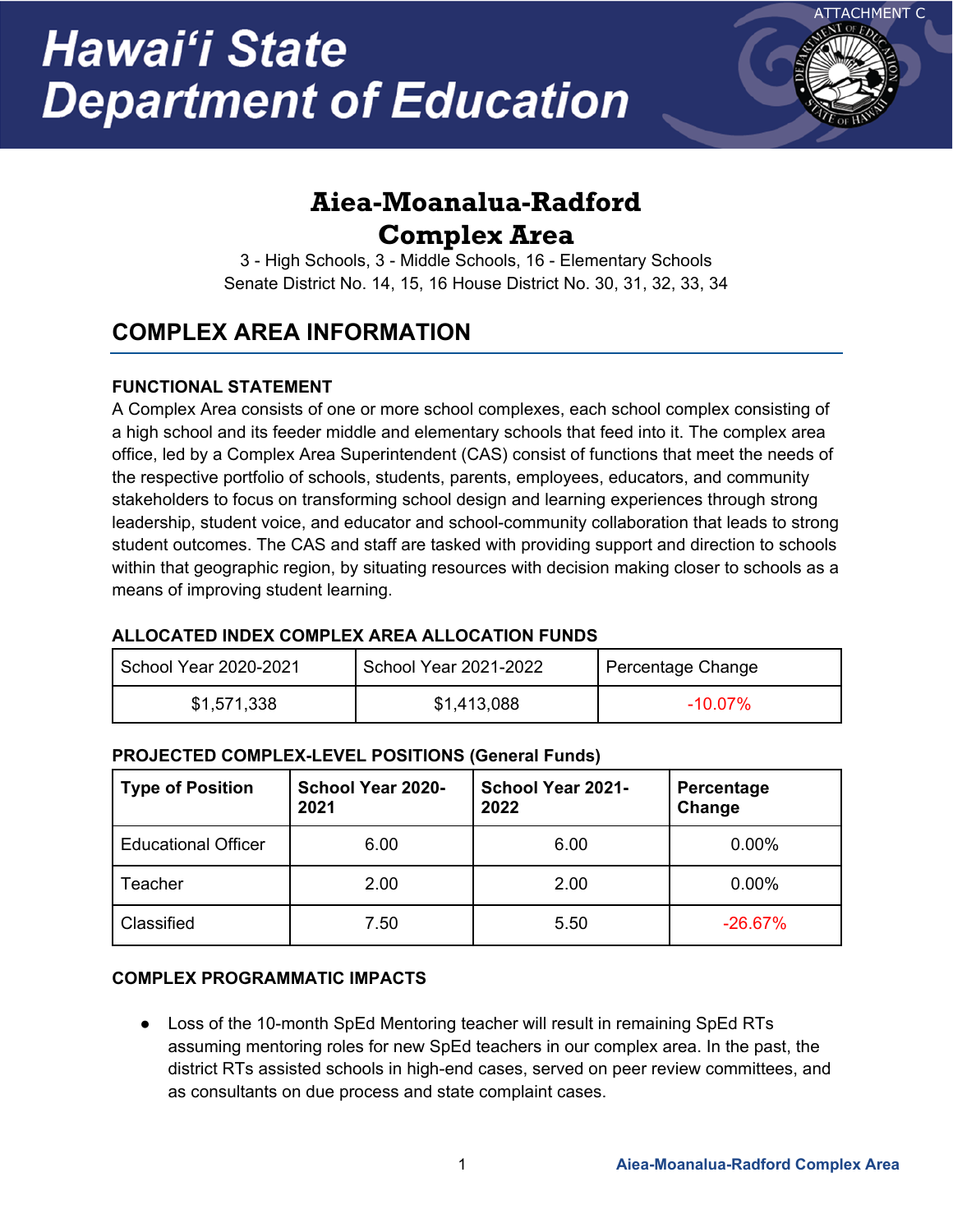ATTACHMENT C

# Hawaiʻi State Department of Education

## Aiea-Moanalua-Radford Complex Area

3 - High Schools, 3 - Middle Schools, 16 - Elementary Schools
Senate District No. 14, 15, 16 House District No. 30, 31, 32, 33, 34

## COMPLEX AREA INFORMATION

### FUNCTIONAL STATEMENT

A Complex Area consists of one or more school complexes, each school complex consisting of a high school and its feeder middle and elementary schools that feed into it. The complex area office, led by a Complex Area Superintendent (CAS) consist of functions that meet the needs of the respective portfolio of schools, students, parents, employees, educators, and community stakeholders to focus on transforming school design and learning experiences through strong leadership, student voice, and educator and school-community collaboration that leads to strong student outcomes. The CAS and staff are tasked with providing support and direction to schools within that geographic region, by situating resources with decision making closer to schools as a means of improving student learning.

### ALLOCATED INDEX COMPLEX AREA ALLOCATION FUNDS

| School Year 2020-2021 | School Year 2021-2022 | Percentage Change |
|---|---|---|
| $1,571,338 | $1,413,088 | -10.07% |

### PROJECTED COMPLEX-LEVEL POSITIONS (General Funds)

| Type of Position | School Year 2020-2021 | School Year 2021-2022 | Percentage Change |
|---|---|---|---|
| Educational Officer | 6.00 | 6.00 | 0.00% |
| Teacher | 2.00 | 2.00 | 0.00% |
| Classified | 7.50 | 5.50 | -26.67% |

### COMPLEX PROGRAMMATIC IMPACTS

- Loss of the 10-month SpEd Mentoring teacher will result in remaining SpEd RTs assuming mentoring roles for new SpEd teachers in our complex area. In the past, the district RTs assisted schools in high-end cases, served on peer review committees, and as consultants on due process and state complaint cases.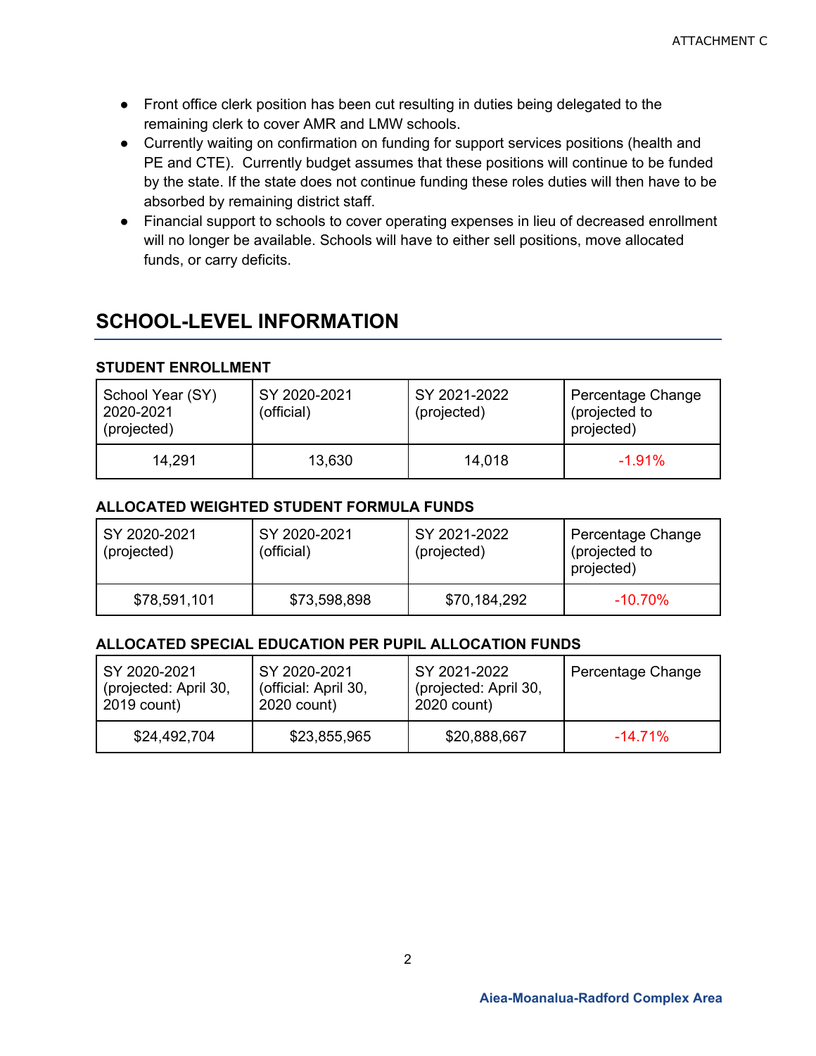- Front office clerk position has been cut resulting in duties being delegated to the remaining clerk to cover AMR and LMW schools.
- Currently waiting on confirmation on funding for support services positions (health and PE and CTE). Currently budget assumes that these positions will continue to be funded by the state. If the state does not continue funding these roles duties will then have to be absorbed by remaining district staff.
- Financial support to schools to cover operating expenses in lieu of decreased enrollment will no longer be available. Schools will have to either sell positions, move allocated funds, or carry deficits.

## SCHOOL-LEVEL INFORMATION

### STUDENT ENROLLMENT

| School Year (SY) 2020-2021 (projected) | SY 2020-2021 (official) | SY 2021-2022 (projected) | Percentage Change (projected to projected) |
|---|---|---|---|
| 14,291 | 13,630 | 14,018 | -1.91% |

### ALLOCATED WEIGHTED STUDENT FORMULA FUNDS

| SY 2020-2021 (projected) | SY 2020-2021 (official) | SY 2021-2022 (projected) | Percentage Change (projected to projected) |
|---|---|---|---|
| $78,591,101 | $73,598,898 | $70,184,292 | -10.70% |

### ALLOCATED SPECIAL EDUCATION PER PUPIL ALLOCATION FUNDS

| SY 2020-2021 (projected: April 30, 2019 count) | SY 2020-2021 (official: April 30, 2020 count) | SY 2021-2022 (projected: April 30, 2020 count) | Percentage Change |
|---|---|---|---|
| $24,492,704 | $23,855,965 | $20,888,667 | -14.71% |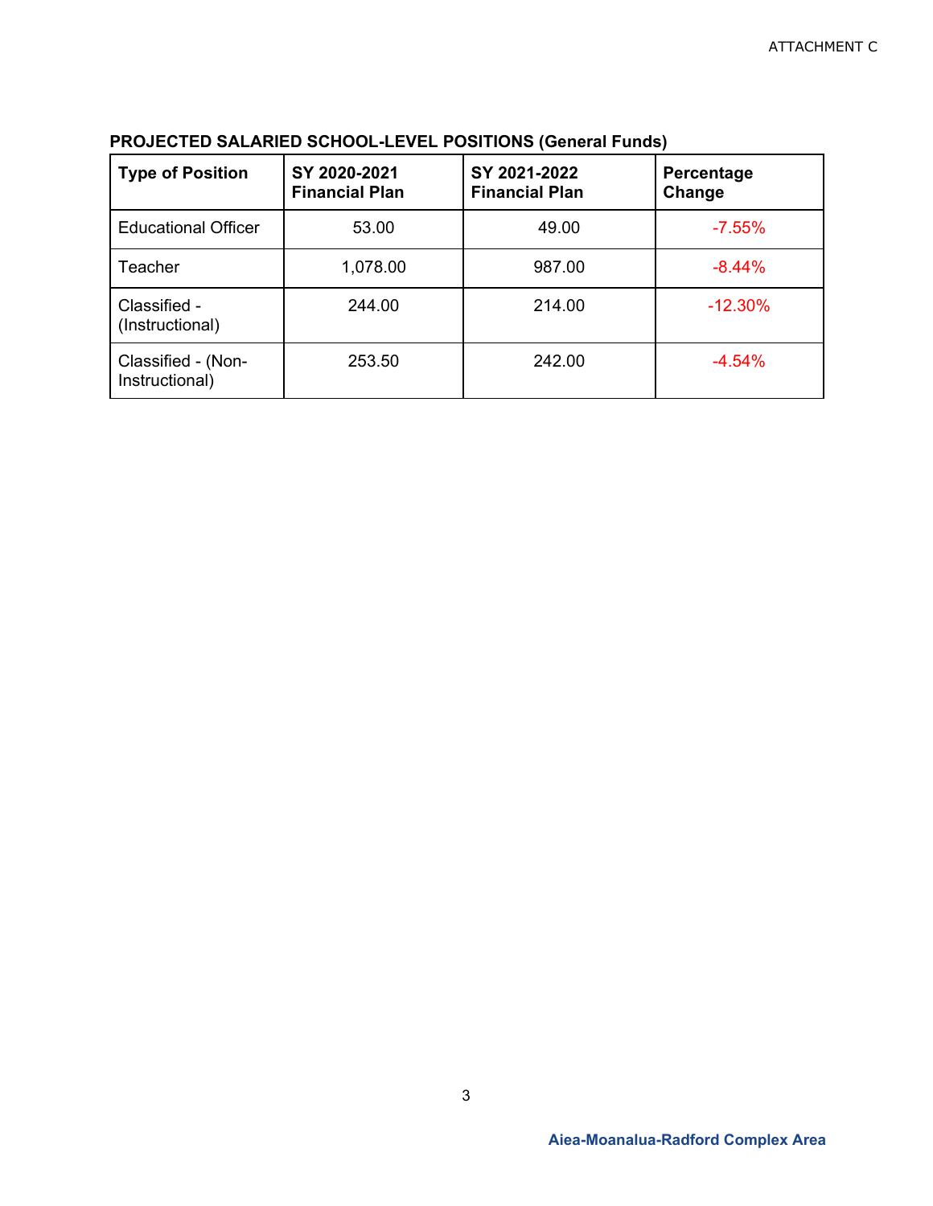ATTACHMENT C

**PROJECTED SALARIED SCHOOL-LEVEL POSITIONS (General Funds)**

| Type of Position | SY 2020-2021 Financial Plan | SY 2021-2022 Financial Plan | Percentage Change |
|---|---|---|---|
| Educational Officer | 53.00 | 49.00 | -7.55% |
| Teacher | 1,078.00 | 987.00 | -8.44% |
| Classified - (Instructional) | 244.00 | 214.00 | -12.30% |
| Classified - (Non-Instructional) | 253.50 | 242.00 | -4.54% |

**Aiea-Moanalua-Radford Complex Area**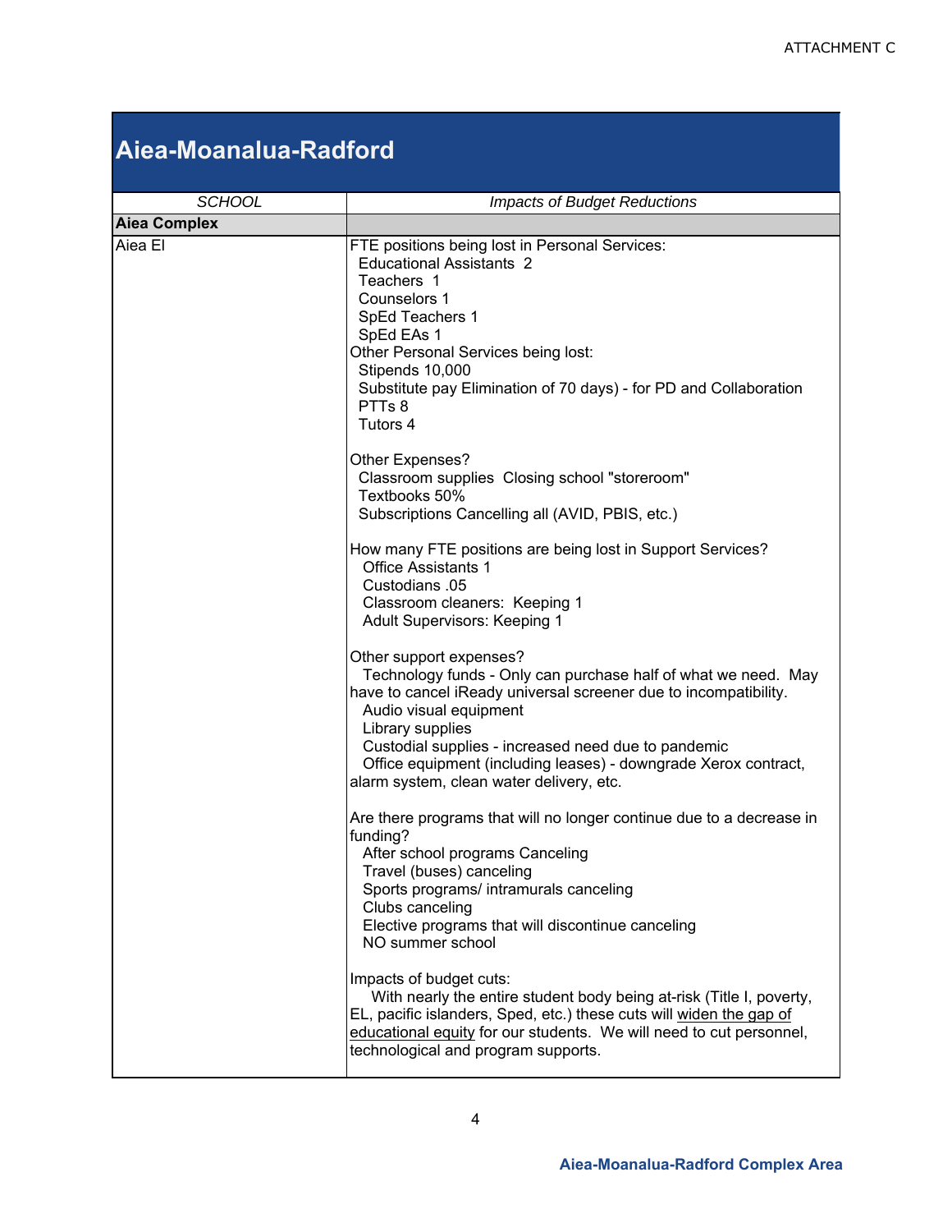# Aiea-Moanalua-Radford

| *SCHOOL* | *Impacts of Budget Reductions* |
|---|---|
| **Aiea Complex** | |
| Aiea El | FTE positions being lost in Personal Services:<br>  Educational Assistants 2<br>  Teachers 1<br>  Counselors 1<br>  SpEd Teachers 1<br>  SpEd EAs 1<br>Other Personal Services being lost:<br>  Stipends 10,000<br>  Substitute pay Elimination of 70 days) - for PD and Collaboration<br>  PTTs 8<br>  Tutors 4<br><br>Other Expenses?<br>  Classroom supplies Closing school "storeroom"<br>  Textbooks 50%<br>  Subscriptions Cancelling all (AVID, PBIS, etc.)<br><br>How many FTE positions are being lost in Support Services?<br>  Office Assistants 1<br>  Custodians .05<br>  Classroom cleaners: Keeping 1<br>  Adult Supervisors: Keeping 1<br><br>Other support expenses?<br>  Technology funds - Only can purchase half of what we need. May have to cancel iReady universal screener due to incompatibility.<br>  Audio visual equipment<br>  Library supplies<br>  Custodial supplies - increased need due to pandemic<br>  Office equipment (including leases) - downgrade Xerox contract, alarm system, clean water delivery, etc.<br><br>Are there programs that will no longer continue due to a decrease in funding?<br>  After school programs Canceling<br>  Travel (buses) canceling<br>  Sports programs/ intramurals canceling<br>  Clubs canceling<br>  Elective programs that will discontinue canceling<br>  NO summer school<br><br>Impacts of budget cuts:<br>  With nearly the entire student body being at-risk (Title I, poverty, EL, pacific islanders, Sped, etc.) these cuts will <u>widen the gap of educational equity</u> for our students. We will need to cut personnel, technological and program supports. |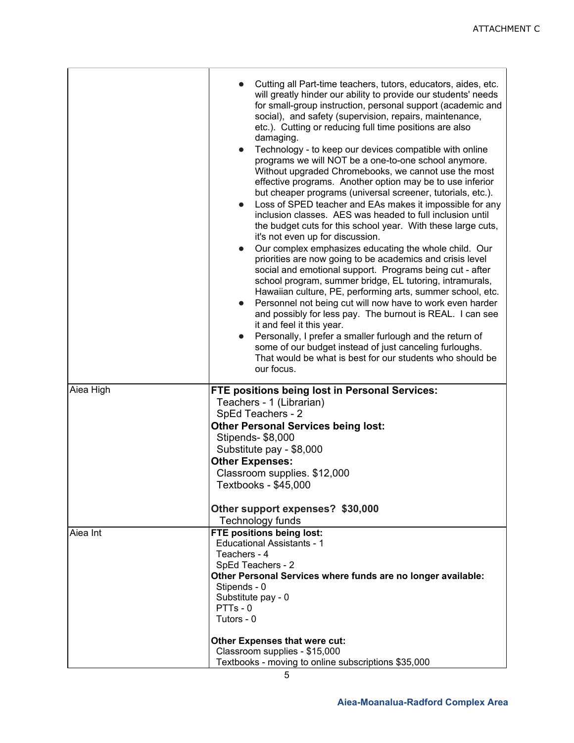| | |
|---|---|
| | • Cutting all Part-time teachers, tutors, educators, aides, etc. will greatly hinder our ability to provide our students' needs for small-group instruction, personal support (academic and social), and safety (supervision, repairs, maintenance, etc.). Cutting or reducing full time positions are also damaging.<br>• Technology - to keep our devices compatible with online programs we will NOT be a one-to-one school anymore. Without upgraded Chromebooks, we cannot use the most effective programs. Another option may be to use inferior but cheaper programs (universal screener, tutorials, etc.).<br>• Loss of SPED teacher and EAs makes it impossible for any inclusion classes. AES was headed to full inclusion until the budget cuts for this school year. With these large cuts, it's not even up for discussion.<br>• Our complex emphasizes educating the whole child. Our priorities are now going to be academics and crisis level social and emotional support. Programs being cut - after school program, summer bridge, EL tutoring, intramurals, Hawaiian culture, PE, performing arts, summer school, etc.<br>• Personnel not being cut will now have to work even harder and possibly for less pay. The burnout is REAL. I can see it and feel it this year.<br>• Personally, I prefer a smaller furlough and the return of some of our budget instead of just canceling furloughs. That would be what is best for our students who should be our focus. |
| Aiea High | **FTE positions being lost in Personal Services:**<br>Teachers - 1 (Librarian)<br>SpEd Teachers - 2<br>**Other Personal Services being lost:**<br>Stipends- $8,000<br>Substitute pay - $8,000<br>**Other Expenses:**<br>Classroom supplies. $12,000<br>Textbooks - $45,000<br><br>**Other support expenses? $30,000**<br>Technology funds |
| Aiea Int | **FTE positions being lost:**<br>Educational Assistants - 1<br>Teachers - 4<br>SpEd Teachers - 2<br>**Other Personal Services where funds are no longer available:**<br>Stipends - 0<br>Substitute pay - 0<br>PTTs - 0<br>Tutors - 0<br><br>**Other Expenses that were cut:**<br>Classroom supplies - $15,000<br>Textbooks - moving to online subscriptions $35,000 |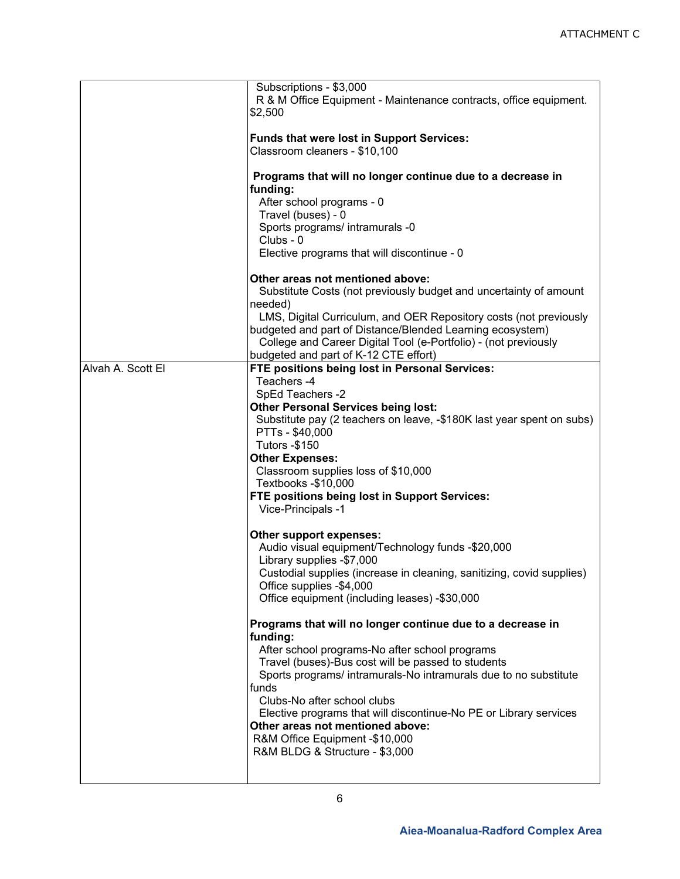| | |
|---|---|
| | Subscriptions - $3,000<br>R & M Office Equipment - Maintenance contracts, office equipment. $2,500<br><br>**Funds that were lost in Support Services:**<br>Classroom cleaners - $10,100<br><br>**Programs that will no longer continue due to a decrease in funding:**<br>After school programs - 0<br>Travel (buses) - 0<br>Sports programs/ intramurals -0<br>Clubs - 0<br>Elective programs that will discontinue - 0<br><br>**Other areas not mentioned above:**<br>Substitute Costs (not previously budget and uncertainty of amount needed)<br>LMS, Digital Curriculum, and OER Repository costs (not previously budgeted and part of Distance/Blended Learning ecosystem)<br>College and Career Digital Tool (e-Portfolio) - (not previously budgeted and part of K-12 CTE effort) |
| Alvah A. Scott El | **FTE positions being lost in Personal Services:**<br>Teachers -4<br>SpEd Teachers -2<br>**Other Personal Services being lost:**<br>Substitute pay (2 teachers on leave, -$180K last year spent on subs)<br>PTTs - $40,000<br>Tutors -$150<br>**Other Expenses:**<br>Classroom supplies loss of $10,000<br>Textbooks -$10,000<br>**FTE positions being lost in Support Services:**<br>Vice-Principals -1<br><br>**Other support expenses:**<br>Audio visual equipment/Technology funds -$20,000<br>Library supplies -$7,000<br>Custodial supplies (increase in cleaning, sanitizing, covid supplies)<br>Office supplies -$4,000<br>Office equipment (including leases) -$30,000<br><br>**Programs that will no longer continue due to a decrease in funding:**<br>After school programs-No after school programs<br>Travel (buses)-Bus cost will be passed to students<br>Sports programs/ intramurals-No intramurals due to no substitute funds<br>Clubs-No after school clubs<br>Elective programs that will discontinue-No PE or Library services<br>**Other areas not mentioned above:**<br>R&M Office Equipment -$10,000<br>R&M BLDG & Structure - $3,000 |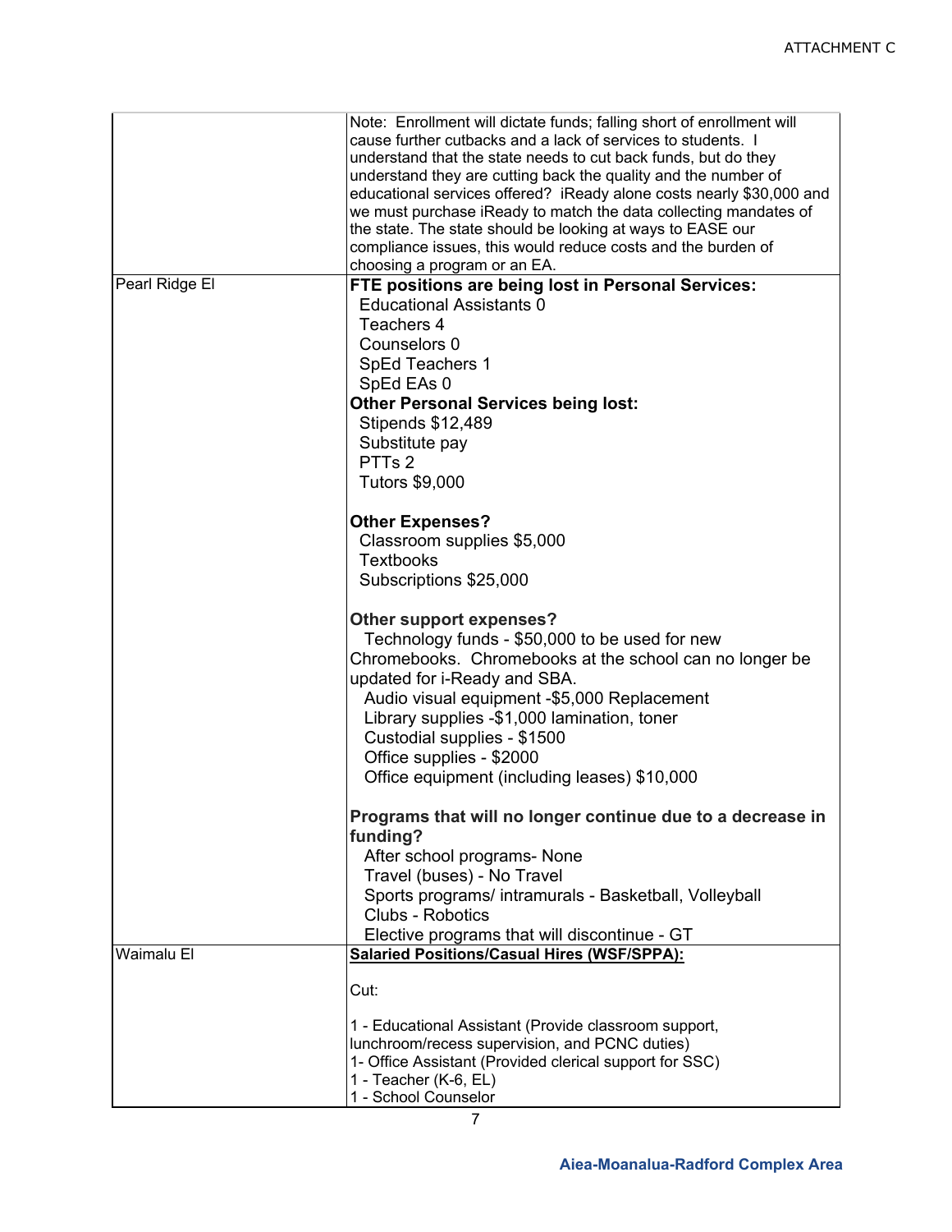| | |
|---|---|
| | Note: Enrollment will dictate funds; falling short of enrollment will cause further cutbacks and a lack of services to students. I understand that the state needs to cut back funds, but do they understand they are cutting back the quality and the number of educational services offered? iReady alone costs nearly $30,000 and we must purchase iReady to match the data collecting mandates of the state. The state should be looking at ways to EASE our compliance issues, this would reduce costs and the burden of choosing a program or an EA. |
| Pearl Ridge El | **FTE positions are being lost in Personal Services:**<br>Educational Assistants 0<br>Teachers 4<br>Counselors 0<br>SpEd Teachers 1<br>SpEd EAs 0<br>**Other Personal Services being lost:**<br>Stipends $12,489<br>Substitute pay<br>PTTs 2<br>Tutors $9,000<br><br>**Other Expenses?**<br>Classroom supplies $5,000<br>Textbooks<br>Subscriptions $25,000<br><br>**Other support expenses?**<br>Technology funds - $50,000 to be used for new Chromebooks. Chromebooks at the school can no longer be updated for i-Ready and SBA.<br>Audio visual equipment -$5,000 Replacement<br>Library supplies -$1,000 lamination, toner<br>Custodial supplies - $1500<br>Office supplies - $2000<br>Office equipment (including leases) $10,000<br><br>**Programs that will no longer continue due to a decrease in funding?**<br>After school programs- None<br>Travel (buses) - No Travel<br>Sports programs/ intramurals - Basketball, Volleyball<br>Clubs - Robotics<br>Elective programs that will discontinue - GT |
| Waimalu El | **<u>Salaried Positions/Casual Hires (WSF/SPPA):</u>**<br><br>Cut:<br><br>1 - Educational Assistant (Provide classroom support, lunchroom/recess supervision, and PCNC duties)<br>1- Office Assistant (Provided clerical support for SSC)<br>1 - Teacher (K-6, EL)<br>1 - School Counselor |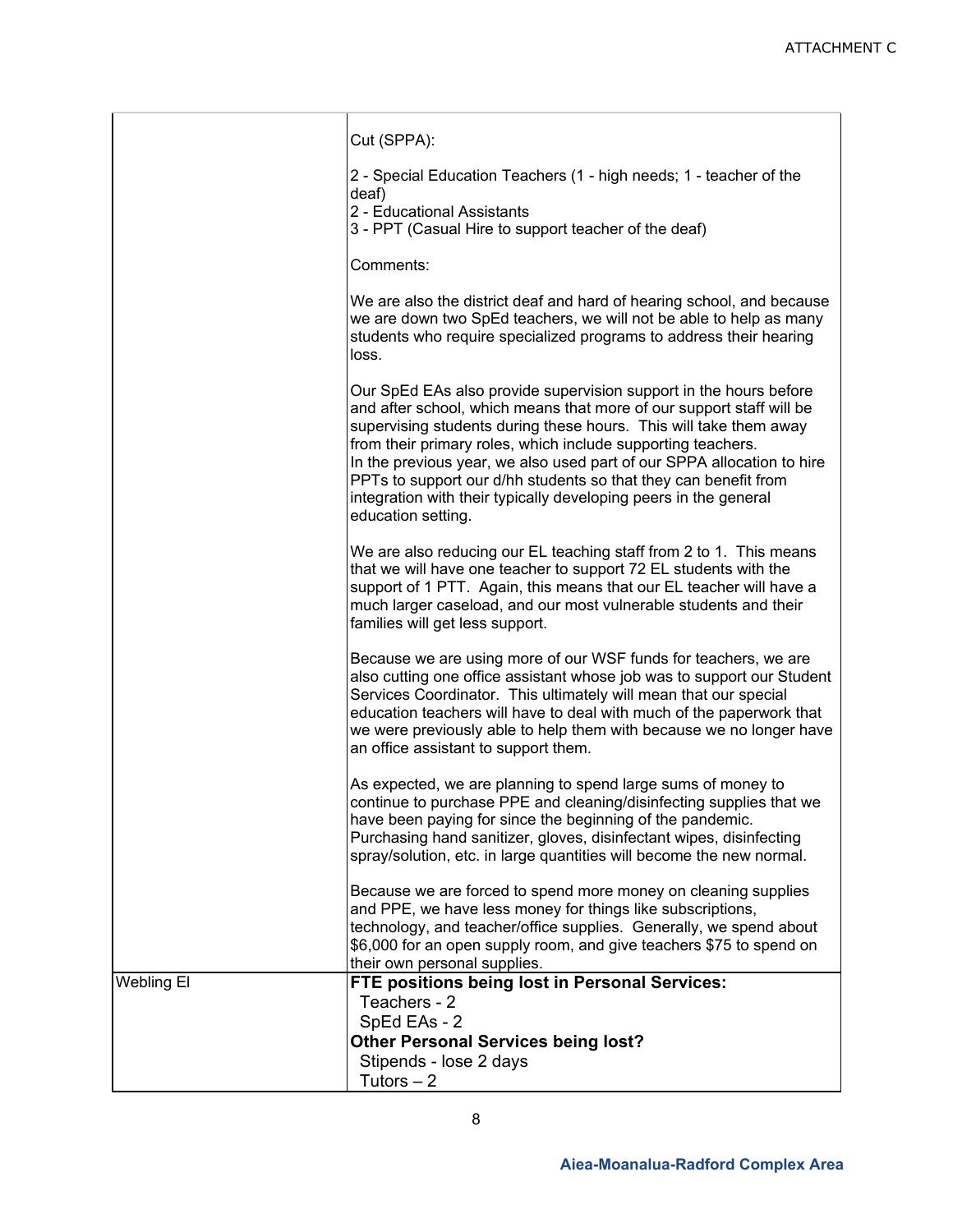ATTACHMENT C

| | |
|---|---|
| | Cut (SPPA):<br><br>2 - Special Education Teachers (1 - high needs; 1 - teacher of the deaf)<br>2 - Educational Assistants<br>3 - PPT (Casual Hire to support teacher of the deaf)<br><br>Comments:<br><br>We are also the district deaf and hard of hearing school, and because we are down two SpEd teachers, we will not be able to help as many students who require specialized programs to address their hearing loss.<br><br>Our SpEd EAs also provide supervision support in the hours before and after school, which means that more of our support staff will be supervising students during these hours. This will take them away from their primary roles, which include supporting teachers.<br>In the previous year, we also used part of our SPPA allocation to hire PPTs to support our d/hh students so that they can benefit from integration with their typically developing peers in the general education setting.<br><br>We are also reducing our EL teaching staff from 2 to 1. This means that we will have one teacher to support 72 EL students with the support of 1 PTT. Again, this means that our EL teacher will have a much larger caseload, and our most vulnerable students and their families will get less support.<br><br>Because we are using more of our WSF funds for teachers, we are also cutting one office assistant whose job was to support our Student Services Coordinator. This ultimately will mean that our special education teachers will have to deal with much of the paperwork that we were previously able to help them with because we no longer have an office assistant to support them.<br><br>As expected, we are planning to spend large sums of money to continue to purchase PPE and cleaning/disinfecting supplies that we have been paying for since the beginning of the pandemic. Purchasing hand sanitizer, gloves, disinfectant wipes, disinfecting spray/solution, etc. in large quantities will become the new normal.<br><br>Because we are forced to spend more money on cleaning supplies and PPE, we have less money for things like subscriptions, technology, and teacher/office supplies. Generally, we spend about $6,000 for an open supply room, and give teachers $75 to spend on their own personal supplies. |
| Webling El | **FTE positions being lost in Personal Services:**<br>Teachers - 2<br>SpEd EAs - 2<br>**Other Personal Services being lost?**<br>Stipends - lose 2 days<br>Tutors – 2 |

**Aiea-Moanalua-Radford Complex Area**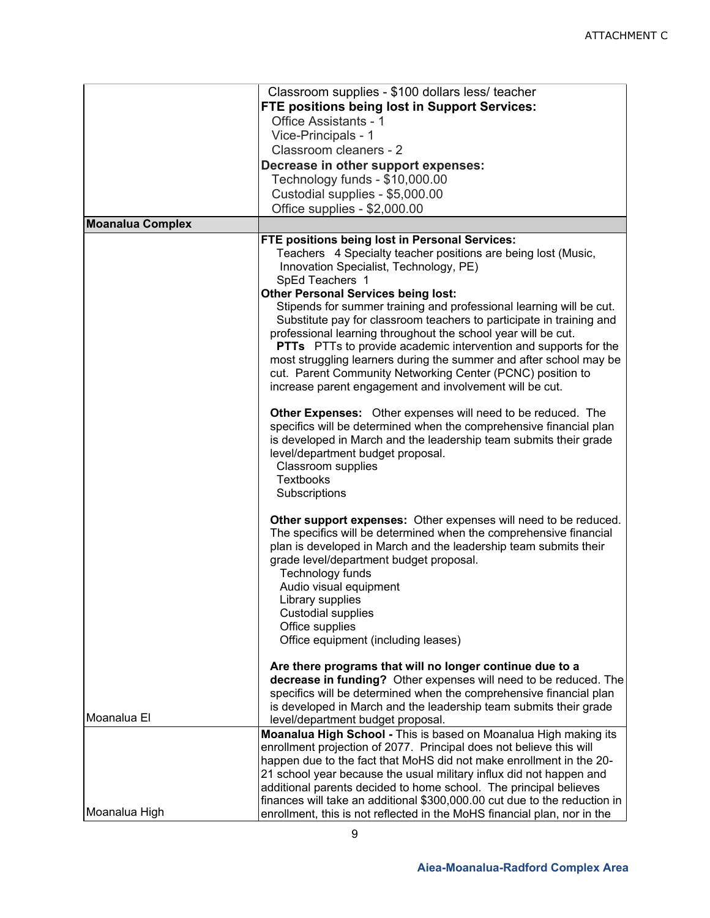| | |
|---|---|
| | Classroom supplies - $100 dollars less/ teacher<br>**FTE positions being lost in Support Services:**<br>Office Assistants - 1<br>Vice-Principals - 1<br>Classroom cleaners - 2<br>**Decrease in other support expenses:**<br>Technology funds - $10,000.00<br>Custodial supplies - $5,000.00<br>Office supplies - $2,000.00 |
| **Moanalua Complex** | |
| Moanalua El | **FTE positions being lost in Personal Services:**<br>Teachers 4 Specialty teacher positions are being lost (Music, Innovation Specialist, Technology, PE)<br>SpEd Teachers 1<br>**Other Personal Services being lost:**<br>Stipends for summer training and professional learning will be cut.<br>Substitute pay for classroom teachers to participate in training and professional learning throughout the school year will be cut.<br>**PTTs** PTTs to provide academic intervention and supports for the most struggling learners during the summer and after school may be cut. Parent Community Networking Center (PCNC) position to increase parent engagement and involvement will be cut.<br><br>**Other Expenses:** Other expenses will need to be reduced. The specifics will be determined when the comprehensive financial plan is developed in March and the leadership team submits their grade level/department budget proposal.<br>Classroom supplies<br>Textbooks<br>Subscriptions<br><br>**Other support expenses:** Other expenses will need to be reduced. The specifics will be determined when the comprehensive financial plan is developed in March and the leadership team submits their grade level/department budget proposal.<br>Technology funds<br>Audio visual equipment<br>Library supplies<br>Custodial supplies<br>Office supplies<br>Office equipment (including leases)<br><br>**Are there programs that will no longer continue due to a decrease in funding?** Other expenses will need to be reduced. The specifics will be determined when the comprehensive financial plan is developed in March and the leadership team submits their grade level/department budget proposal. |
| Moanalua High | **Moanalua High School -** This is based on Moanalua High making its enrollment projection of 2077. Principal does not believe this will happen due to the fact that MoHS did not make enrollment in the 20-21 school year because the usual military influx did not happen and additional parents decided to home school. The principal believes finances will take an additional $300,000.00 cut due to the reduction in enrollment, this is not reflected in the MoHS financial plan, nor in the |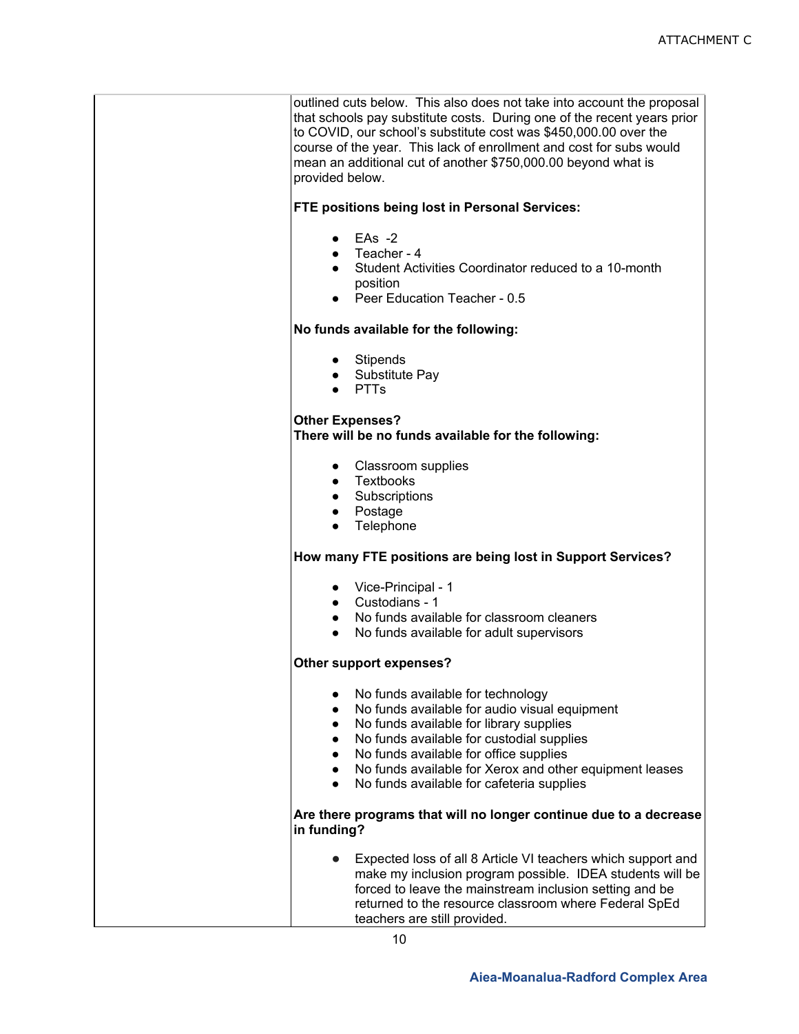| | outlined cuts below. This also does not take into account the proposal that schools pay substitute costs. During one of the recent years prior to COVID, our school's substitute cost was $450,000.00 over the course of the year. This lack of enrollment and cost for subs would mean an additional cut of another $750,000.00 beyond what is provided below.<br><br>**FTE positions being lost in Personal Services:**<br><br>● EAs -2<br>● Teacher - 4<br>● Student Activities Coordinator reduced to a 10-month position<br>● Peer Education Teacher - 0.5<br><br>**No funds available for the following:**<br><br>● Stipends<br>● Substitute Pay<br>● PTTs<br><br>**Other Expenses?**<br>**There will be no funds available for the following:**<br><br>● Classroom supplies<br>● Textbooks<br>● Subscriptions<br>● Postage<br>● Telephone<br><br>**How many FTE positions are being lost in Support Services?**<br><br>● Vice-Principal - 1<br>● Custodians - 1<br>● No funds available for classroom cleaners<br>● No funds available for adult supervisors<br><br>**Other support expenses?**<br><br>● No funds available for technology<br>● No funds available for audio visual equipment<br>● No funds available for library supplies<br>● No funds available for custodial supplies<br>● No funds available for office supplies<br>● No funds available for Xerox and other equipment leases<br>● No funds available for cafeteria supplies<br><br>**Are there programs that will no longer continue due to a decrease in funding?**<br><br>● Expected loss of all 8 Article VI teachers which support and make my inclusion program possible. IDEA students will be forced to leave the mainstream inclusion setting and be returned to the resource classroom where Federal SpEd teachers are still provided. |
|---|---|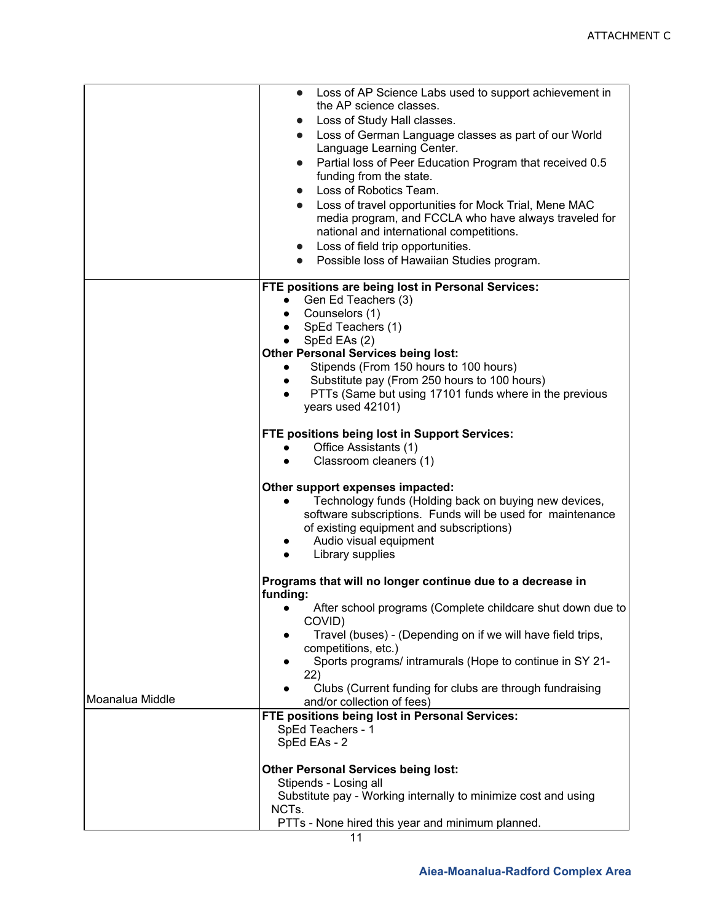| | |
|---|---|
| | <ul><li>Loss of AP Science Labs used to support achievement in the AP science classes.</li><li>Loss of Study Hall classes.</li><li>Loss of German Language classes as part of our World Language Learning Center.</li><li>Partial loss of Peer Education Program that received 0.5 funding from the state.</li><li>Loss of Robotics Team.</li><li>Loss of travel opportunities for Mock Trial, Mene MAC media program, and FCCLA who have always traveled for national and international competitions.</li><li>Loss of field trip opportunities.</li><li>Possible loss of Hawaiian Studies program.</li></ul> |
| Moanalua Middle | **FTE positions are being lost in Personal Services:**<ul><li>Gen Ed Teachers (3)</li><li>Counselors (1)</li><li>SpEd Teachers (1)</li><li>SpEd EAs (2)</li></ul>**Other Personal Services being lost:**<ul><li>Stipends (From 150 hours to 100 hours)</li><li>Substitute pay (From 250 hours to 100 hours)</li><li>PTTs (Same but using 17101 funds where in the previous years used 42101)</li></ul>**FTE positions being lost in Support Services:**<ul><li>Office Assistants (1)</li><li>Classroom cleaners (1)</li></ul>**Other support expenses impacted:**<ul><li>Technology funds (Holding back on buying new devices, software subscriptions. Funds will be used for maintenance of existing equipment and subscriptions)</li><li>Audio visual equipment</li><li>Library supplies</li></ul>**Programs that will no longer continue due to a decrease in funding:**<ul><li>After school programs (Complete childcare shut down due to COVID)</li><li>Travel (buses) - (Depending on if we will have field trips, competitions, etc.)</li><li>Sports programs/ intramurals (Hope to continue in SY 21-22)</li><li>Clubs (Current funding for clubs are through fundraising and/or collection of fees)</li></ul> |
| | **FTE positions being lost in Personal Services:**<br>SpEd Teachers - 1<br>SpEd EAs - 2<br><br>**Other Personal Services being lost:**<br>Stipends - Losing all<br>Substitute pay - Working internally to minimize cost and using NCTs.<br>PTTs - None hired this year and minimum planned. |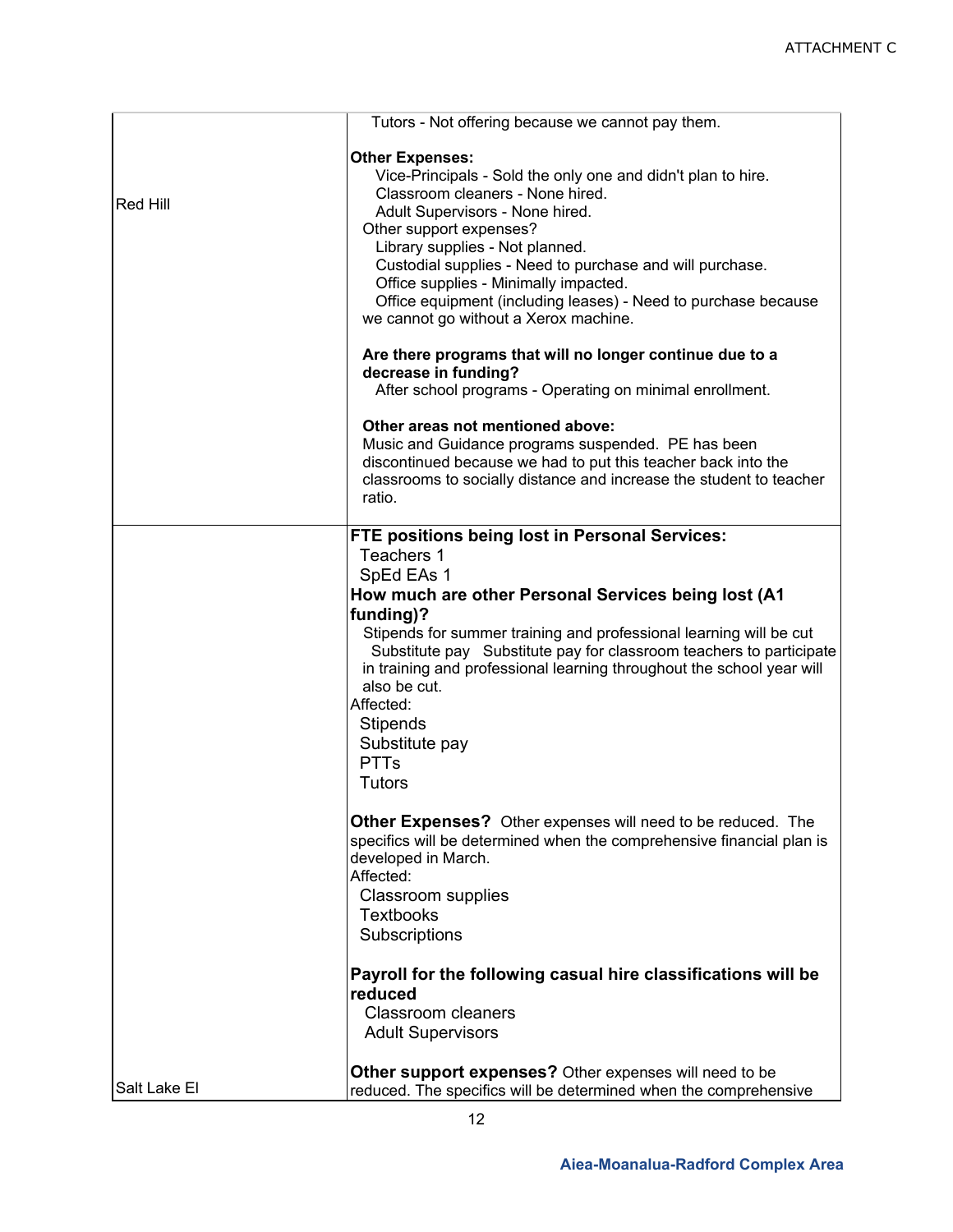| | |
|---|---|
| Red Hill | Tutors - Not offering because we cannot pay them.<br><br>**Other Expenses:**<br>Vice-Principals - Sold the only one and didn't plan to hire.<br>Classroom cleaners - None hired.<br>Adult Supervisors - None hired.<br>Other support expenses?<br>Library supplies - Not planned.<br>Custodial supplies - Need to purchase and will purchase.<br>Office supplies - Minimally impacted.<br>Office equipment (including leases) - Need to purchase because we cannot go without a Xerox machine.<br><br>**Are there programs that will no longer continue due to a decrease in funding?**<br>After school programs - Operating on minimal enrollment.<br><br>**Other areas not mentioned above:**<br>Music and Guidance programs suspended. PE has been discontinued because we had to put this teacher back into the classrooms to socially distance and increase the student to teacher ratio. |
| Salt Lake El | **FTE positions being lost in Personal Services:**<br>Teachers 1<br>SpEd EAs 1<br>**How much are other Personal Services being lost (A1 funding)?**<br>Stipends for summer training and professional learning will be cut<br>Substitute pay Substitute pay for classroom teachers to participate in training and professional learning throughout the school year will also be cut.<br>Affected:<br>Stipends<br>Substitute pay<br>PTTs<br>Tutors<br><br>**Other Expenses?** Other expenses will need to be reduced. The specifics will be determined when the comprehensive financial plan is developed in March.<br>Affected:<br>Classroom supplies<br>Textbooks<br>Subscriptions<br><br>**Payroll for the following casual hire classifications will be reduced**<br>Classroom cleaners<br>Adult Supervisors<br><br>**Other support expenses?** Other expenses will need to be reduced. The specifics will be determined when the comprehensive |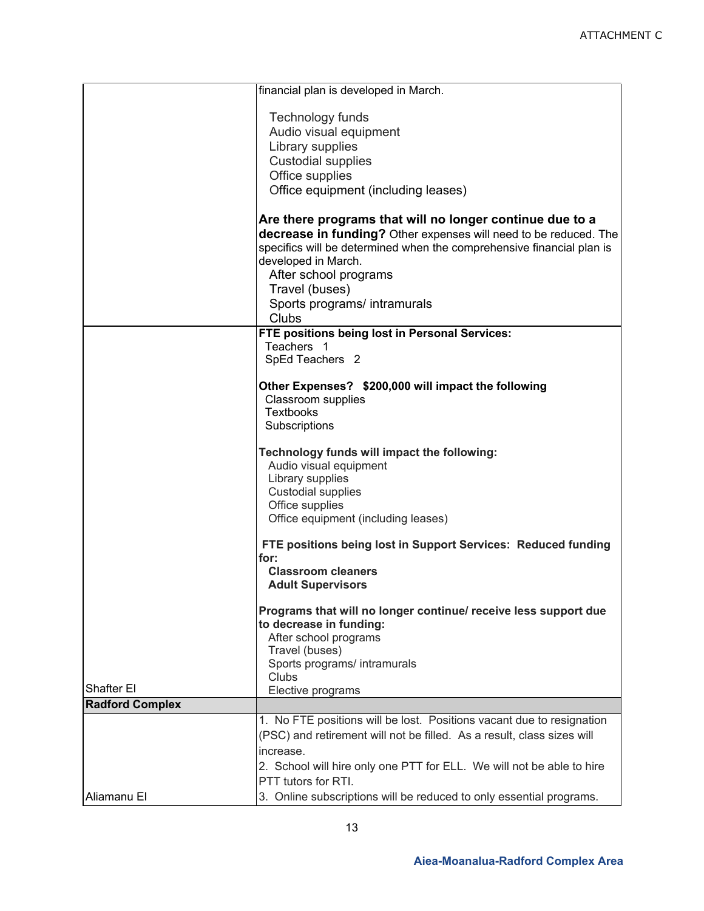ATTACHMENT C

| | |
|---|---|
| | financial plan is developed in March.<br><br>Technology funds<br>Audio visual equipment<br>Library supplies<br>Custodial supplies<br>Office supplies<br>Office equipment (including leases)<br><br>**Are there programs that will no longer continue due to a decrease in funding?** Other expenses will need to be reduced. The specifics will be determined when the comprehensive financial plan is developed in March.<br>After school programs<br>Travel (buses)<br>Sports programs/ intramurals<br>Clubs |
| Shafter El | **FTE positions being lost in Personal Services:**<br>Teachers 1<br>SpEd Teachers 2<br><br>**Other Expenses? $200,000 will impact the following**<br>Classroom supplies<br>Textbooks<br>Subscriptions<br><br>**Technology funds will impact the following:**<br>Audio visual equipment<br>Library supplies<br>Custodial supplies<br>Office supplies<br>Office equipment (including leases)<br><br>**FTE positions being lost in Support Services: Reduced funding for:**<br>**Classroom cleaners**<br>**Adult Supervisors**<br><br>**Programs that will no longer continue/ receive less support due to decrease in funding:**<br>After school programs<br>Travel (buses)<br>Sports programs/ intramurals<br>Clubs<br>Elective programs |
| **Radford Complex** | |
| Aliamanu El | 1. No FTE positions will be lost. Positions vacant due to resignation (PSC) and retirement will not be filled. As a result, class sizes will increase.<br>2. School will hire only one PTT for ELL. We will not be able to hire PTT tutors for RTI.<br>3. Online subscriptions will be reduced to only essential programs. |

Aiea-Moanalua-Radford Complex Area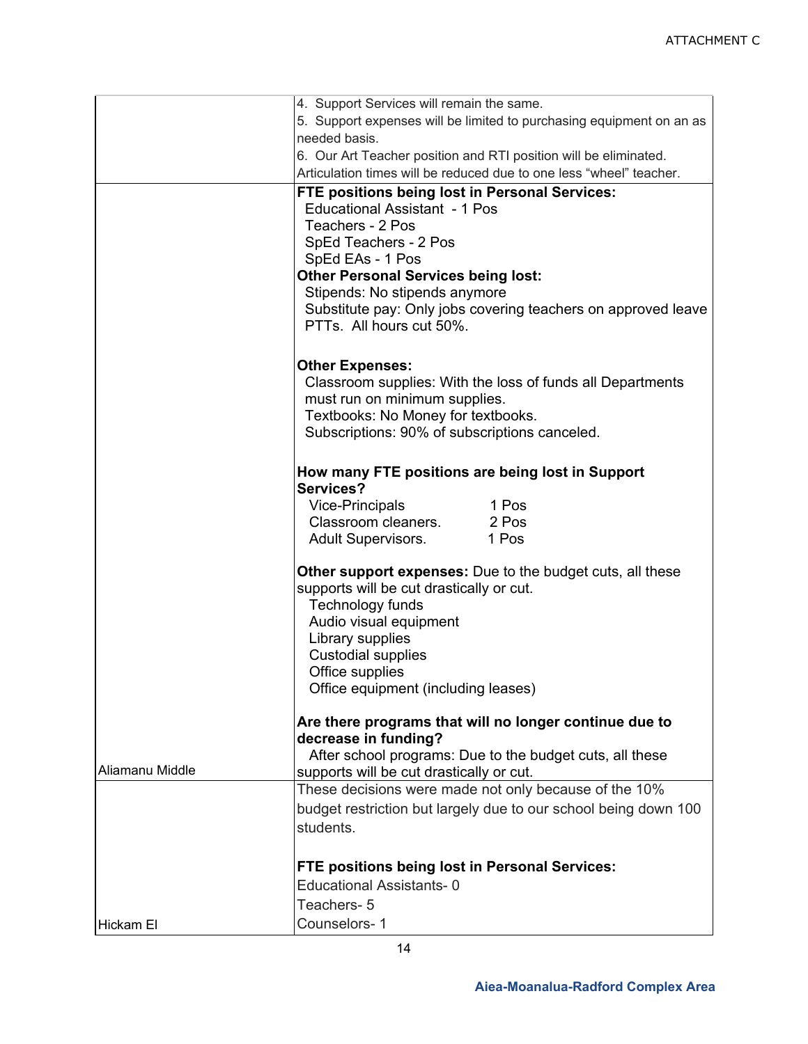| | |
|---|---|
| | 4. Support Services will remain the same.<br>5. Support expenses will be limited to purchasing equipment on an as needed basis.<br>6. Our Art Teacher position and RTI position will be eliminated. Articulation times will be reduced due to one less "wheel" teacher. |
| Aliamanu Middle | **FTE positions being lost in Personal Services:**<br>Educational Assistant - 1 Pos<br>Teachers - 2 Pos<br>SpEd Teachers - 2 Pos<br>SpEd EAs - 1 Pos<br>**Other Personal Services being lost:**<br>Stipends: No stipends anymore<br>Substitute pay: Only jobs covering teachers on approved leave<br>PTTs. All hours cut 50%.<br><br>**Other Expenses:**<br>Classroom supplies: With the loss of funds all Departments must run on minimum supplies.<br>Textbooks: No Money for textbooks.<br>Subscriptions: 90% of subscriptions canceled.<br><br>**How many FTE positions are being lost in Support Services?**<br>Vice-Principals 1 Pos<br>Classroom cleaners. 2 Pos<br>Adult Supervisors. 1 Pos<br><br>**Other support expenses:** Due to the budget cuts, all these supports will be cut drastically or cut.<br>Technology funds<br>Audio visual equipment<br>Library supplies<br>Custodial supplies<br>Office supplies<br>Office equipment (including leases)<br><br>**Are there programs that will no longer continue due to decrease in funding?**<br>After school programs: Due to the budget cuts, all these supports will be cut drastically or cut. |
| Hickam El | These decisions were made not only because of the 10% budget restriction but largely due to our school being down 100 students.<br><br>**FTE positions being lost in Personal Services:**<br>Educational Assistants- 0<br>Teachers- 5<br>Counselors- 1 |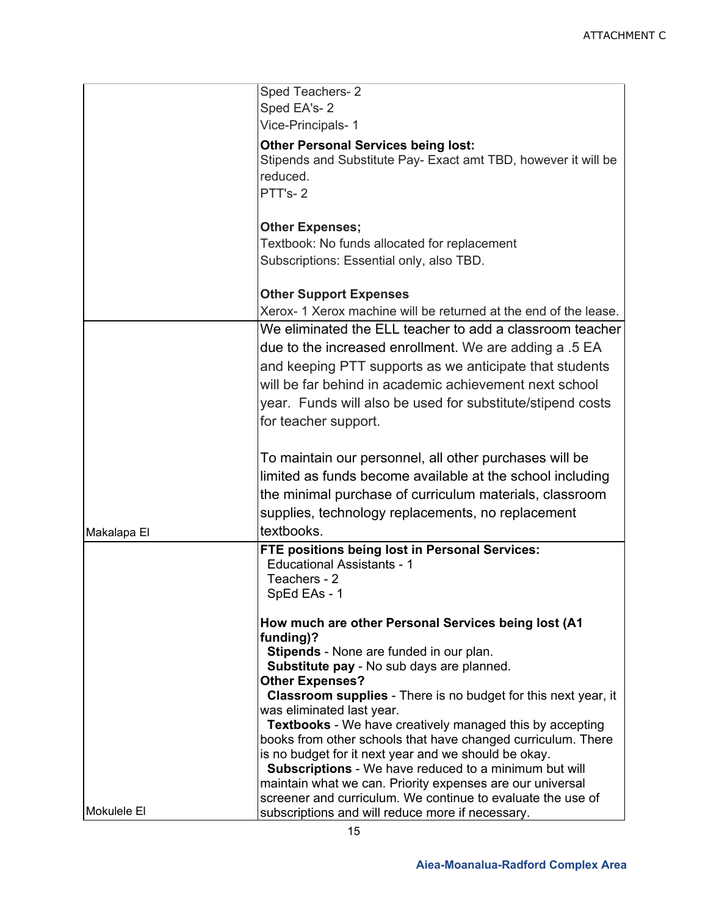| | |
|---|---|
| | Sped Teachers- 2<br>Sped EA's- 2<br>Vice-Principals- 1<br><br>**Other Personal Services being lost:**<br>Stipends and Substitute Pay- Exact amt TBD, however it will be reduced.<br>PTT's- 2<br><br>**Other Expenses;**<br>Textbook: No funds allocated for replacement<br>Subscriptions: Essential only, also TBD.<br><br>**Other Support Expenses**<br>Xerox- 1 Xerox machine will be returned at the end of the lease. |
| Makalapa El | We eliminated the ELL teacher to add a classroom teacher due to the increased enrollment. We are adding a .5 EA and keeping PTT supports as we anticipate that students will be far behind in academic achievement next school year. Funds will also be used for substitute/stipend costs for teacher support.<br><br>To maintain our personnel, all other purchases will be limited as funds become available at the school including the minimal purchase of curriculum materials, classroom supplies, technology replacements, no replacement textbooks. |
| Mokulele El | **FTE positions being lost in Personal Services:**<br>Educational Assistants - 1<br>Teachers - 2<br>SpEd EAs - 1<br><br>**How much are other Personal Services being lost (A1 funding)?**<br>**Stipends** - None are funded in our plan.<br>**Substitute pay** - No sub days are planned.<br>**Other Expenses?**<br>**Classroom supplies** - There is no budget for this next year, it was eliminated last year.<br>**Textbooks** - We have creatively managed this by accepting books from other schools that have changed curriculum. There is no budget for it next year and we should be okay.<br>**Subscriptions** - We have reduced to a minimum but will maintain what we can. Priority expenses are our universal screener and curriculum. We continue to evaluate the use of subscriptions and will reduce more if necessary. |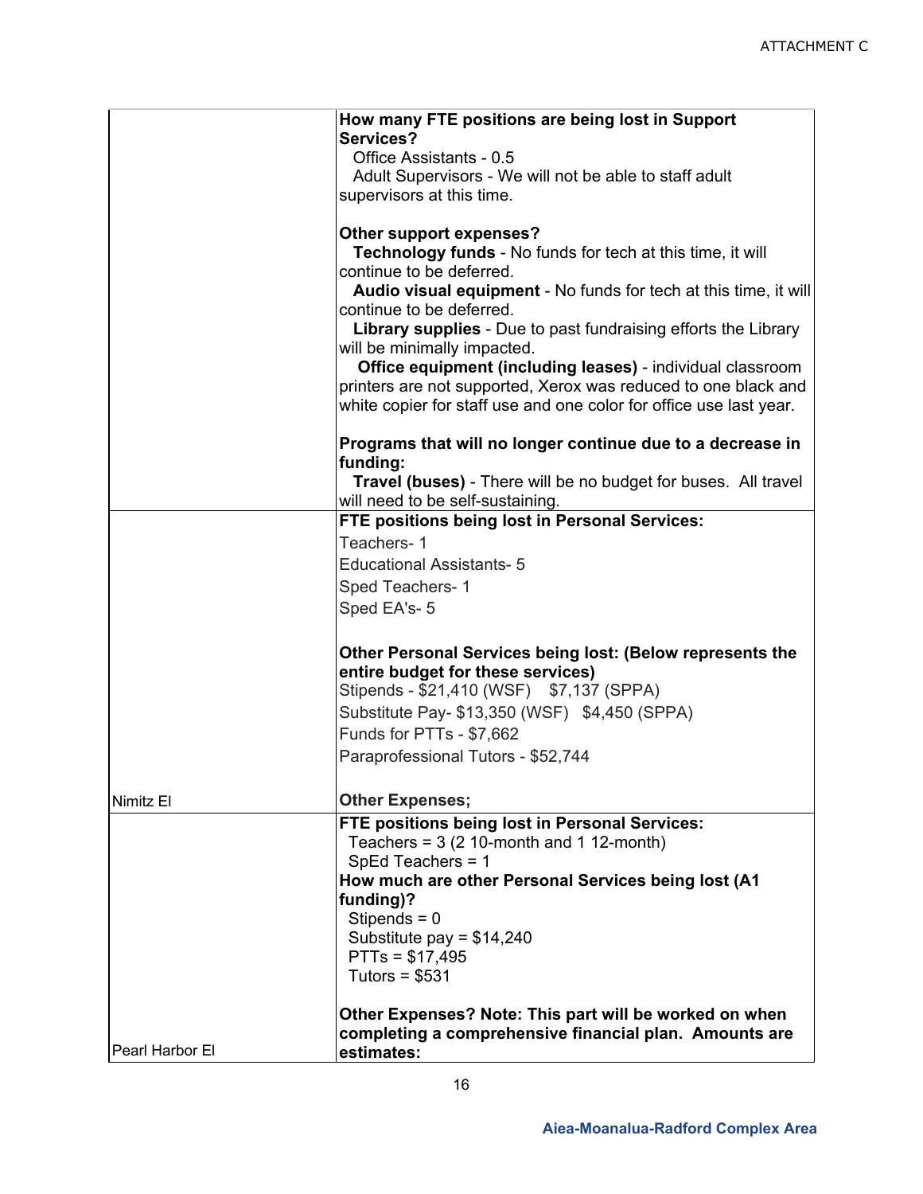ATTACHMENT C

| | |
|---|---|
| | **How many FTE positions are being lost in Support Services?**<br>Office Assistants - 0.5<br>Adult Supervisors - We will not be able to staff adult supervisors at this time.<br><br>**Other support expenses?**<br>**Technology funds** - No funds for tech at this time, it will continue to be deferred.<br>**Audio visual equipment** - No funds for tech at this time, it will continue to be deferred.<br>**Library supplies** - Due to past fundraising efforts the Library will be minimally impacted.<br>**Office equipment (including leases)** - individual classroom printers are not supported, Xerox was reduced to one black and white copier for staff use and one color for office use last year.<br><br>**Programs that will no longer continue due to a decrease in funding:**<br>**Travel (buses)** - There will be no budget for buses. All travel will need to be self-sustaining. |
| Nimitz El | **FTE positions being lost in Personal Services:**<br>Teachers- 1<br>Educational Assistants- 5<br>Sped Teachers- 1<br>Sped EA's- 5<br><br>**Other Personal Services being lost: (Below represents the entire budget for these services)**<br>Stipends - $21,410 (WSF) $7,137 (SPPA)<br>Substitute Pay- $13,350 (WSF) $4,450 (SPPA)<br>Funds for PTTs - $7,662<br>Paraprofessional Tutors - $52,744<br><br>**Other Expenses;** |
| Pearl Harbor El | **FTE positions being lost in Personal Services:**<br>Teachers = 3 (2 10-month and 1 12-month)<br>SpEd Teachers = 1<br>**How much are other Personal Services being lost (A1 funding)?**<br>Stipends = 0<br>Substitute pay = $14,240<br>PTTs = $17,495<br>Tutors = $531<br><br>**Other Expenses? Note: This part will be worked on when completing a comprehensive financial plan. Amounts are estimates:** |

Aiea-Moanalua-Radford Complex Area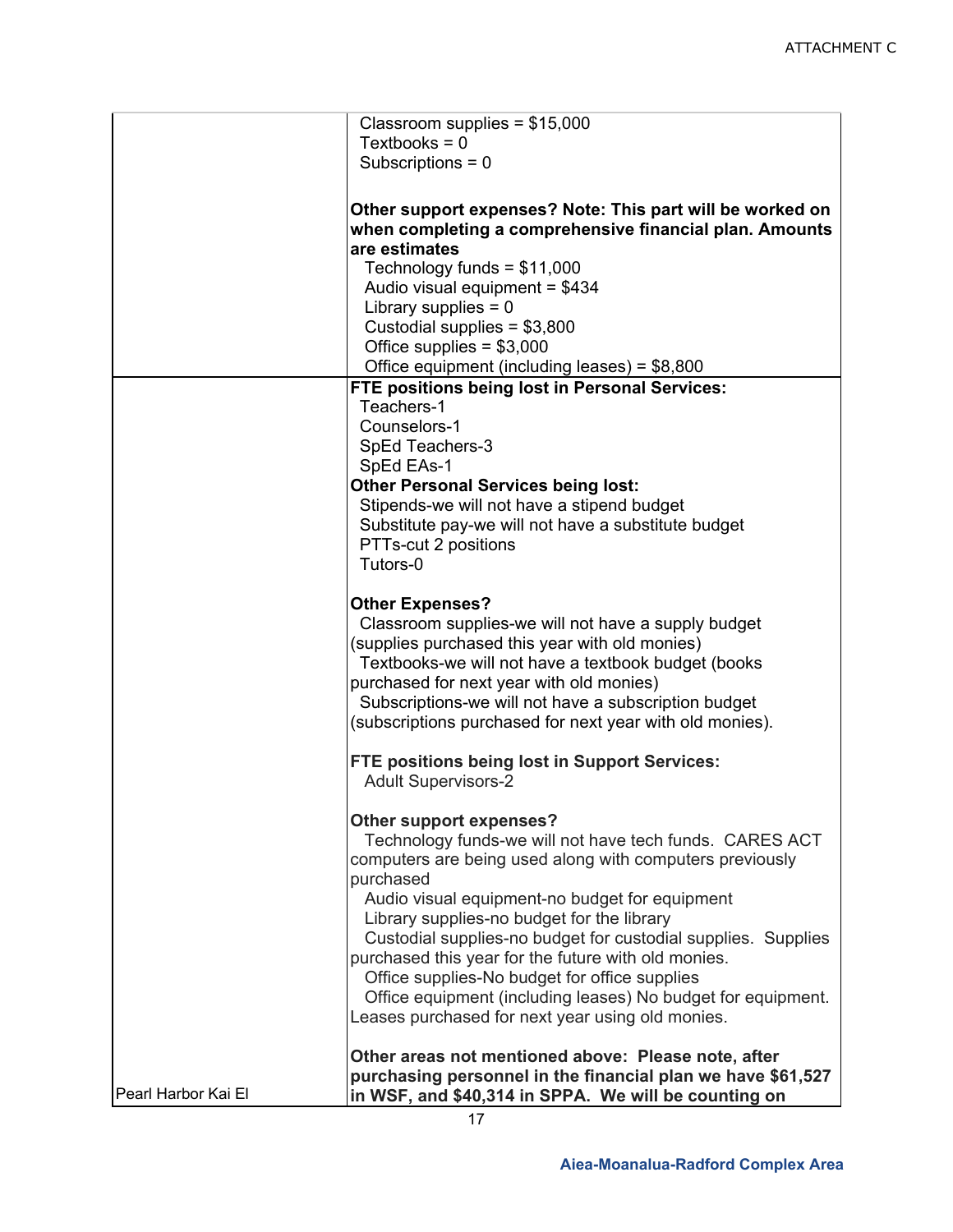| | |
|---|---|
| | Classroom supplies = $15,000<br>Textbooks = 0<br>Subscriptions = 0<br><br>**Other support expenses? Note: This part will be worked on when completing a comprehensive financial plan. Amounts are estimates**<br>Technology funds = $11,000<br>Audio visual equipment = $434<br>Library supplies = 0<br>Custodial supplies = $3,800<br>Office supplies = $3,000<br>Office equipment (including leases) = $8,800 |
| Pearl Harbor Kai El | **FTE positions being lost in Personal Services:**<br>Teachers-1<br>Counselors-1<br>SpEd Teachers-3<br>SpEd EAs-1<br>**Other Personal Services being lost:**<br>Stipends-we will not have a stipend budget<br>Substitute pay-we will not have a substitute budget<br>PTTs-cut 2 positions<br>Tutors-0<br><br>**Other Expenses?**<br>Classroom supplies-we will not have a supply budget (supplies purchased this year with old monies)<br>Textbooks-we will not have a textbook budget (books purchased for next year with old monies)<br>Subscriptions-we will not have a subscription budget (subscriptions purchased for next year with old monies).<br><br>**FTE positions being lost in Support Services:**<br>Adult Supervisors-2<br><br>**Other support expenses?**<br>Technology funds-we will not have tech funds. CARES ACT computers are being used along with computers previously purchased<br>Audio visual equipment-no budget for equipment<br>Library supplies-no budget for the library<br>Custodial supplies-no budget for custodial supplies. Supplies purchased this year for the future with old monies.<br>Office supplies-No budget for office supplies<br>Office equipment (including leases) No budget for equipment. Leases purchased for next year using old monies.<br><br>**Other areas not mentioned above: Please note, after purchasing personnel in the financial plan we have $61,527 in WSF, and $40,314 in SPPA. We will be counting on** |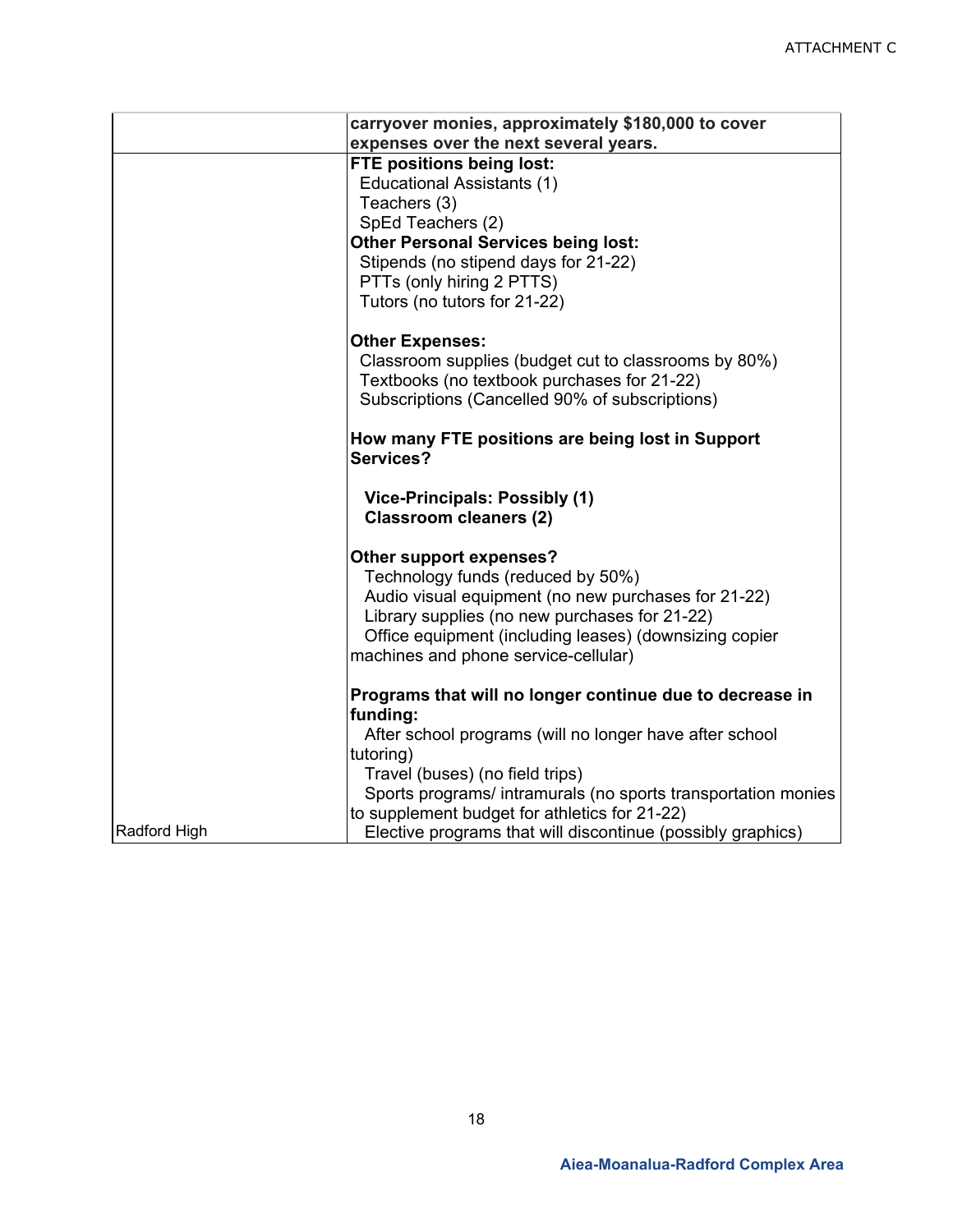| | |
|---|---|
| | **carryover monies, approximately $180,000 to cover expenses over the next several years.** |
| Radford High | **FTE positions being lost:**<br>Educational Assistants (1)<br>Teachers (3)<br>SpEd Teachers (2)<br>**Other Personal Services being lost:**<br>Stipends (no stipend days for 21-22)<br>PTTs (only hiring 2 PTTS)<br>Tutors (no tutors for 21-22)<br><br>**Other Expenses:**<br>Classroom supplies (budget cut to classrooms by 80%)<br>Textbooks (no textbook purchases for 21-22)<br>Subscriptions (Cancelled 90% of subscriptions)<br><br>**How many FTE positions are being lost in Support Services?**<br><br>**Vice-Principals: Possibly (1)**<br>**Classroom cleaners (2)**<br><br>**Other support expenses?**<br>Technology funds (reduced by 50%)<br>Audio visual equipment (no new purchases for 21-22)<br>Library supplies (no new purchases for 21-22)<br>Office equipment (including leases) (downsizing copier machines and phone service-cellular)<br><br>**Programs that will no longer continue due to decrease in funding:**<br>After school programs (will no longer have after school tutoring)<br>Travel (buses) (no field trips)<br>Sports programs/ intramurals (no sports transportation monies to supplement budget for athletics for 21-22)<br>Elective programs that will discontinue (possibly graphics) |

**Aiea-Moanalua-Radford Complex Area**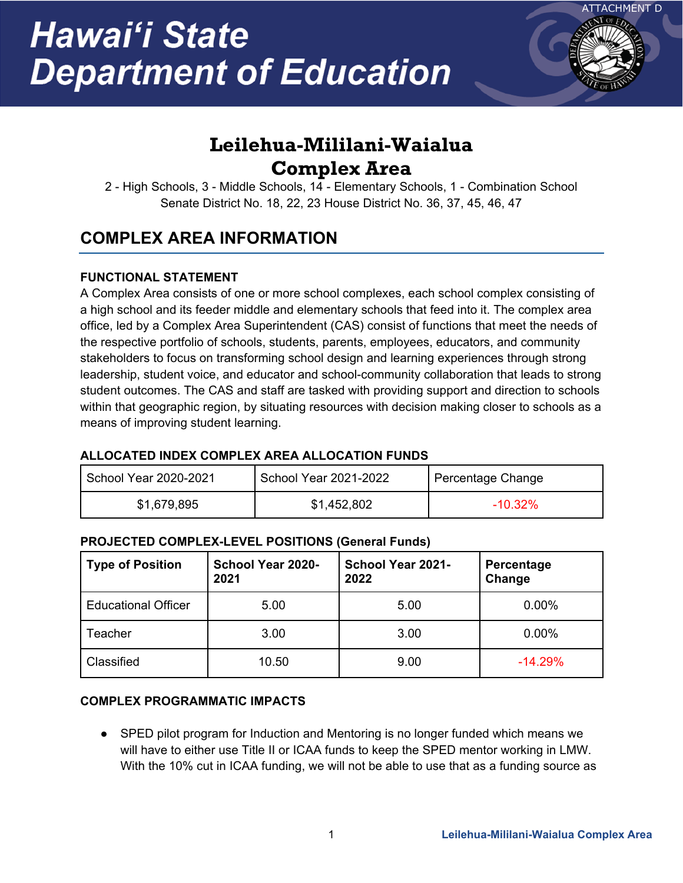ATTACHMENT D

# Hawaiʻi State Department of Education

## Leilehua-Mililani-Waialua Complex Area

2 - High Schools, 3 - Middle Schools, 14 - Elementary Schools, 1 - Combination School
Senate District No. 18, 22, 23 House District No. 36, 37, 45, 46, 47

## COMPLEX AREA INFORMATION

### FUNCTIONAL STATEMENT

A Complex Area consists of one or more school complexes, each school complex consisting of a high school and its feeder middle and elementary schools that feed into it. The complex area office, led by a Complex Area Superintendent (CAS) consist of functions that meet the needs of the respective portfolio of schools, students, parents, employees, educators, and community stakeholders to focus on transforming school design and learning experiences through strong leadership, student voice, and educator and school-community collaboration that leads to strong student outcomes. The CAS and staff are tasked with providing support and direction to schools within that geographic region, by situating resources with decision making closer to schools as a means of improving student learning.

### ALLOCATED INDEX COMPLEX AREA ALLOCATION FUNDS

| School Year 2020-2021 | School Year 2021-2022 | Percentage Change |
|---|---|---|
| $1,679,895 | $1,452,802 | -10.32% |

### PROJECTED COMPLEX-LEVEL POSITIONS (General Funds)

| Type of Position | School Year 2020-2021 | School Year 2021-2022 | Percentage Change |
|---|---|---|---|
| Educational Officer | 5.00 | 5.00 | 0.00% |
| Teacher | 3.00 | 3.00 | 0.00% |
| Classified | 10.50 | 9.00 | -14.29% |

### COMPLEX PROGRAMMATIC IMPACTS

- SPED pilot program for Induction and Mentoring is no longer funded which means we will have to either use Title II or ICAA funds to keep the SPED mentor working in LMW. With the 10% cut in ICAA funding, we will not be able to use that as a funding source as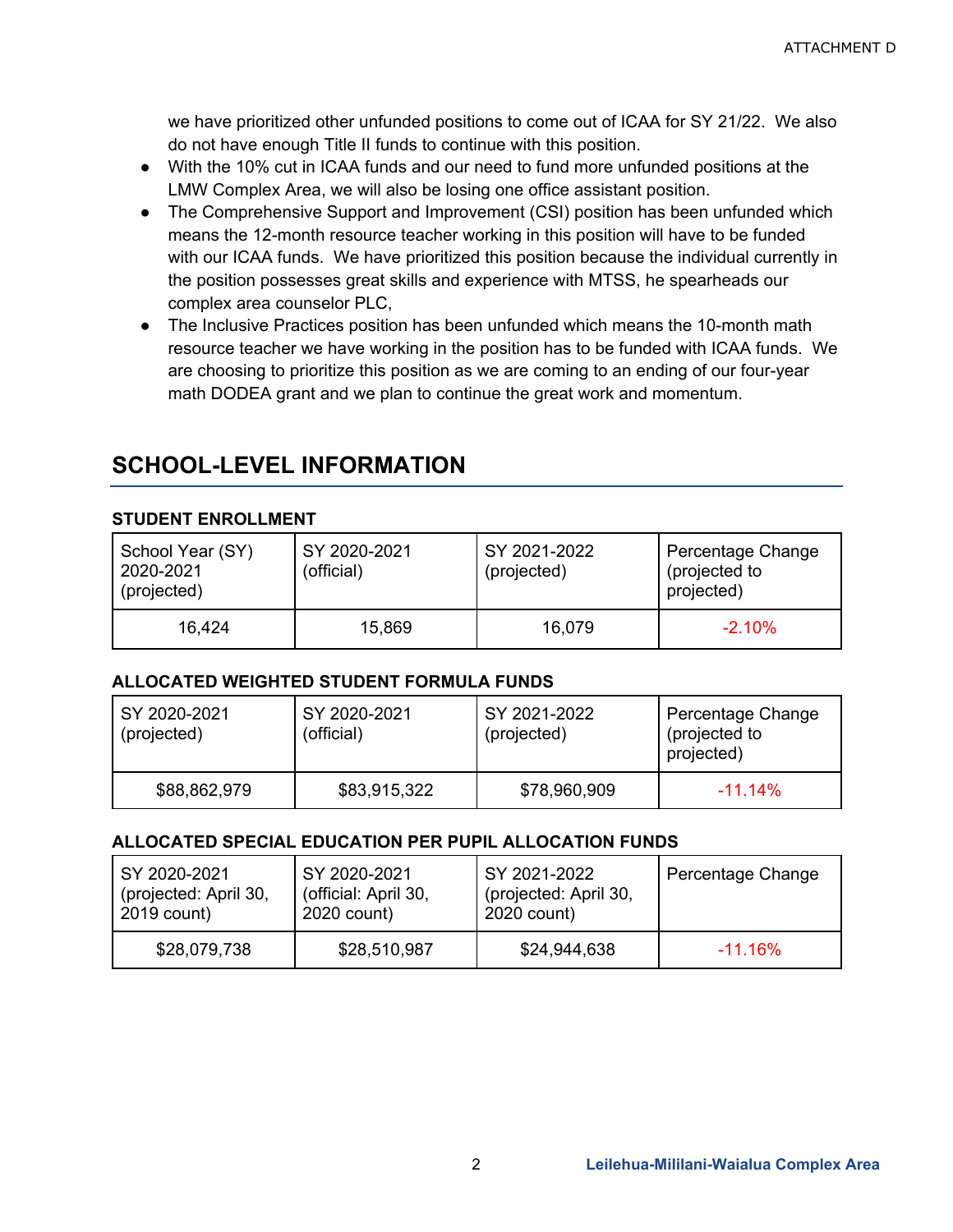we have prioritized other unfunded positions to come out of ICAA for SY 21/22. We also do not have enough Title II funds to continue with this position.

- With the 10% cut in ICAA funds and our need to fund more unfunded positions at the LMW Complex Area, we will also be losing one office assistant position.
- The Comprehensive Support and Improvement (CSI) position has been unfunded which means the 12-month resource teacher working in this position will have to be funded with our ICAA funds. We have prioritized this position because the individual currently in the position possesses great skills and experience with MTSS, he spearheads our complex area counselor PLC,
- The Inclusive Practices position has been unfunded which means the 10-month math resource teacher we have working in the position has to be funded with ICAA funds. We are choosing to prioritize this position as we are coming to an ending of our four-year math DODEA grant and we plan to continue the great work and momentum.

## SCHOOL-LEVEL INFORMATION

### STUDENT ENROLLMENT

| School Year (SY) 2020-2021 (projected) | SY 2020-2021 (official) | SY 2021-2022 (projected) | Percentage Change (projected to projected) |
|---|---|---|---|
| 16,424 | 15,869 | 16,079 | -2.10% |

### ALLOCATED WEIGHTED STUDENT FORMULA FUNDS

| SY 2020-2021 (projected) | SY 2020-2021 (official) | SY 2021-2022 (projected) | Percentage Change (projected to projected) |
|---|---|---|---|
| $88,862,979 | $83,915,322 | $78,960,909 | -11.14% |

### ALLOCATED SPECIAL EDUCATION PER PUPIL ALLOCATION FUNDS

| SY 2020-2021 (projected: April 30, 2019 count) | SY 2020-2021 (official: April 30, 2020 count) | SY 2021-2022 (projected: April 30, 2020 count) | Percentage Change |
|---|---|---|---|
| $28,079,738 | $28,510,987 | $24,944,638 | -11.16% |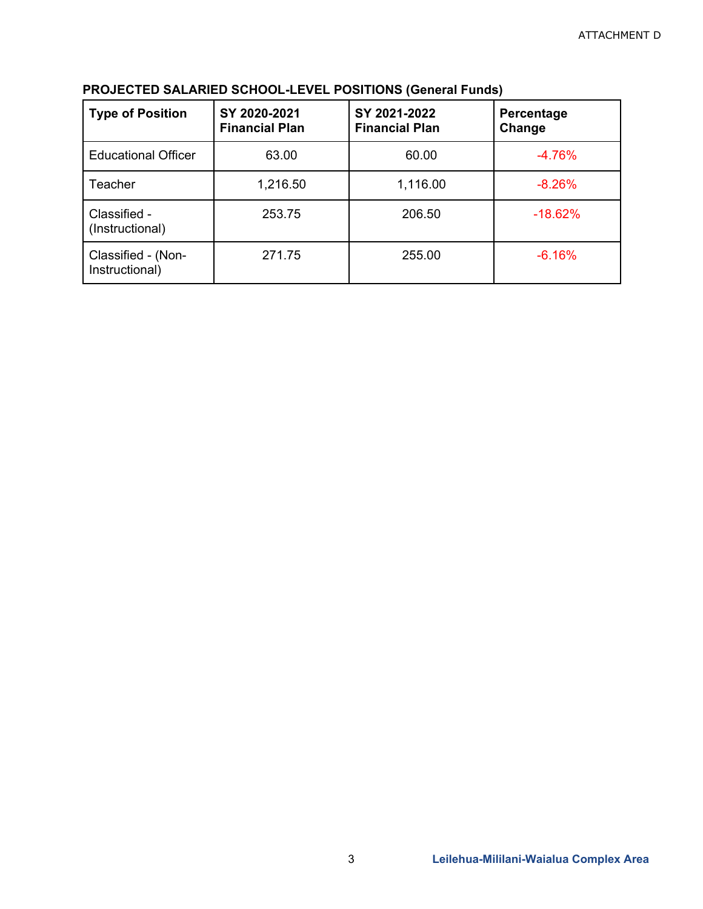**PROJECTED SALARIED SCHOOL-LEVEL POSITIONS (General Funds)**

| Type of Position | SY 2020-2021 Financial Plan | SY 2021-2022 Financial Plan | Percentage Change |
|---|---|---|---|
| Educational Officer | 63.00 | 60.00 | -4.76% |
| Teacher | 1,216.50 | 1,116.00 | -8.26% |
| Classified - (Instructional) | 253.75 | 206.50 | -18.62% |
| Classified - (Non-Instructional) | 271.75 | 255.00 | -6.16% |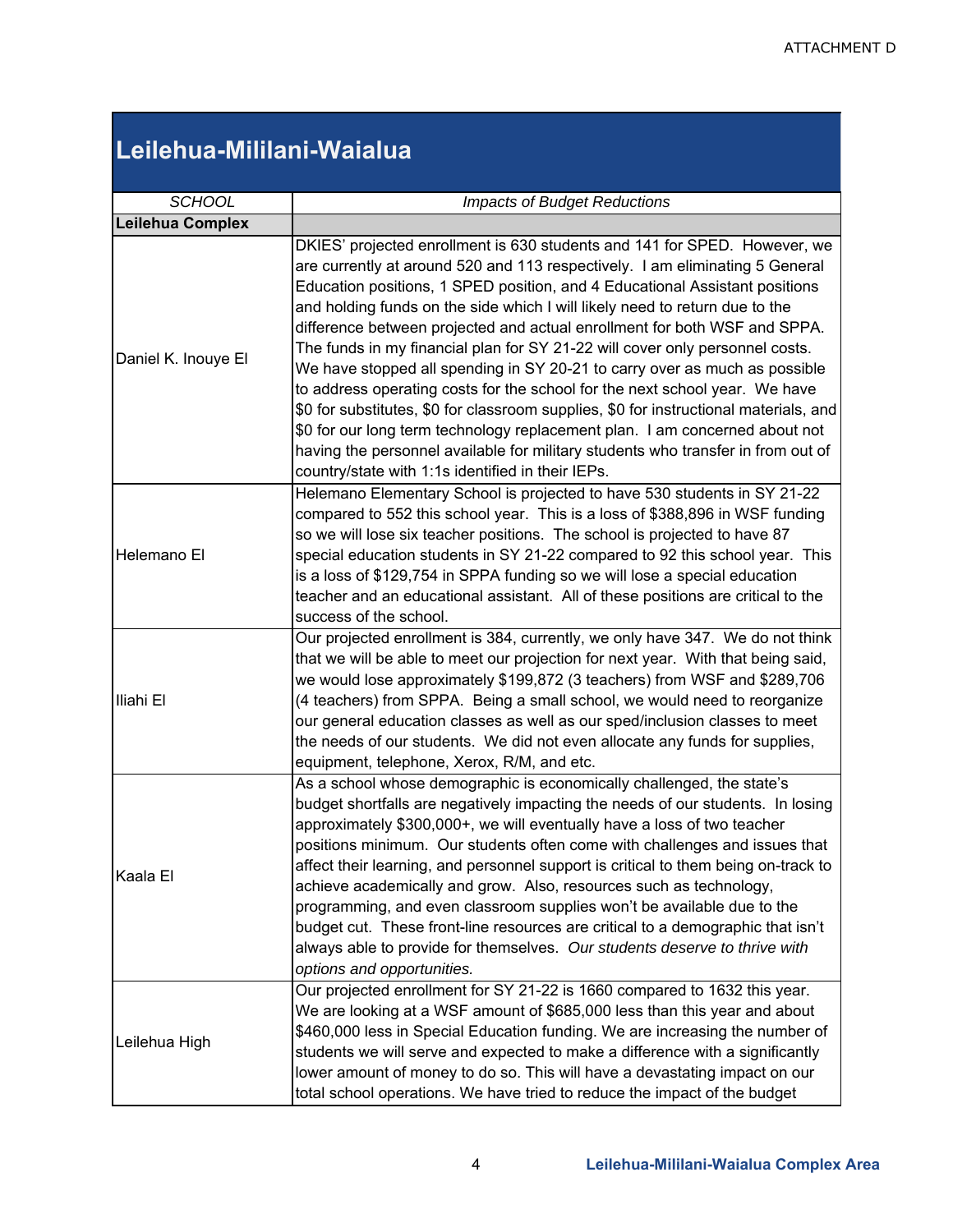ATTACHMENT D

# Leilehua-Mililani-Waialua

| *SCHOOL* | *Impacts of Budget Reductions* |
|---|---|
| **Leilehua Complex** | |
| Daniel K. Inouye El | DKIES' projected enrollment is 630 students and 141 for SPED. However, we are currently at around 520 and 113 respectively. I am eliminating 5 General Education positions, 1 SPED position, and 4 Educational Assistant positions and holding funds on the side which I will likely need to return due to the difference between projected and actual enrollment for both WSF and SPPA. The funds in my financial plan for SY 21-22 will cover only personnel costs. We have stopped all spending in SY 20-21 to carry over as much as possible to address operating costs for the school for the next school year. We have $0 for substitutes, $0 for classroom supplies, $0 for instructional materials, and $0 for our long term technology replacement plan. I am concerned about not having the personnel available for military students who transfer in from out of country/state with 1:1s identified in their IEPs. |
| Helemano El | Helemano Elementary School is projected to have 530 students in SY 21-22 compared to 552 this school year. This is a loss of $388,896 in WSF funding so we will lose six teacher positions. The school is projected to have 87 special education students in SY 21-22 compared to 92 this school year. This is a loss of $129,754 in SPPA funding so we will lose a special education teacher and an educational assistant. All of these positions are critical to the success of the school. |
| Iliahi El | Our projected enrollment is 384, currently, we only have 347. We do not think that we will be able to meet our projection for next year. With that being said, we would lose approximately $199,872 (3 teachers) from WSF and $289,706 (4 teachers) from SPPA. Being a small school, we would need to reorganize our general education classes as well as our sped/inclusion classes to meet the needs of our students. We did not even allocate any funds for supplies, equipment, telephone, Xerox, R/M, and etc. |
| Kaala El | As a school whose demographic is economically challenged, the state's budget shortfalls are negatively impacting the needs of our students. In losing approximately $300,000+, we will eventually have a loss of two teacher positions minimum. Our students often come with challenges and issues that affect their learning, and personnel support is critical to them being on-track to achieve academically and grow. Also, resources such as technology, programming, and even classroom supplies won't be available due to the budget cut. These front-line resources are critical to a demographic that isn't always able to provide for themselves. *Our students deserve to thrive with options and opportunities.* |
| Leilehua High | Our projected enrollment for SY 21-22 is 1660 compared to 1632 this year. We are looking at a WSF amount of $685,000 less than this year and about $460,000 less in Special Education funding. We are increasing the number of students we will serve and expected to make a difference with a significantly lower amount of money to do so. This will have a devastating impact on our total school operations. We have tried to reduce the impact of the budget |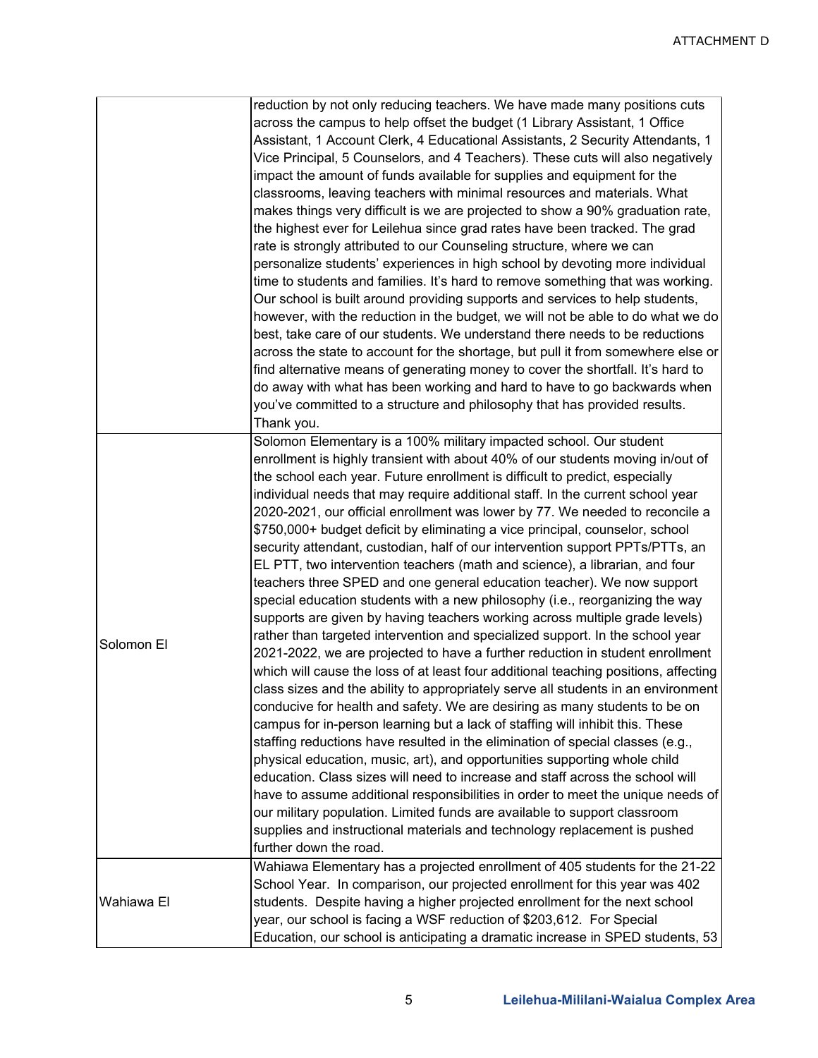| | |
|---|---|
| | reduction by not only reducing teachers. We have made many positions cuts across the campus to help offset the budget (1 Library Assistant, 1 Office Assistant, 1 Account Clerk, 4 Educational Assistants, 2 Security Attendants, 1 Vice Principal, 5 Counselors, and 4 Teachers). These cuts will also negatively impact the amount of funds available for supplies and equipment for the classrooms, leaving teachers with minimal resources and materials. What makes things very difficult is we are projected to show a 90% graduation rate, the highest ever for Leilehua since grad rates have been tracked. The grad rate is strongly attributed to our Counseling structure, where we can personalize students' experiences in high school by devoting more individual time to students and families. It's hard to remove something that was working. Our school is built around providing supports and services to help students, however, with the reduction in the budget, we will not be able to do what we do best, take care of our students. We understand there needs to be reductions across the state to account for the shortage, but pull it from somewhere else or find alternative means of generating money to cover the shortfall. It's hard to do away with what has been working and hard to have to go backwards when you've committed to a structure and philosophy that has provided results. Thank you. |
| Solomon El | Solomon Elementary is a 100% military impacted school. Our student enrollment is highly transient with about 40% of our students moving in/out of the school each year. Future enrollment is difficult to predict, especially individual needs that may require additional staff. In the current school year 2020-2021, our official enrollment was lower by 77. We needed to reconcile a $750,000+ budget deficit by eliminating a vice principal, counselor, school security attendant, custodian, half of our intervention support PPTs/PTTs, an EL PTT, two intervention teachers (math and science), a librarian, and four teachers three SPED and one general education teacher). We now support special education students with a new philosophy (i.e., reorganizing the way supports are given by having teachers working across multiple grade levels) rather than targeted intervention and specialized support. In the school year 2021-2022, we are projected to have a further reduction in student enrollment which will cause the loss of at least four additional teaching positions, affecting class sizes and the ability to appropriately serve all students in an environment conducive for health and safety. We are desiring as many students to be on campus for in-person learning but a lack of staffing will inhibit this. These staffing reductions have resulted in the elimination of special classes (e.g., physical education, music, art), and opportunities supporting whole child education. Class sizes will need to increase and staff across the school will have to assume additional responsibilities in order to meet the unique needs of our military population. Limited funds are available to support classroom supplies and instructional materials and technology replacement is pushed further down the road. |
| Wahiawa El | Wahiawa Elementary has a projected enrollment of 405 students for the 21-22 School Year. In comparison, our projected enrollment for this year was 402 students. Despite having a higher projected enrollment for the next school year, our school is facing a WSF reduction of $203,612. For Special Education, our school is anticipating a dramatic increase in SPED students, 53 |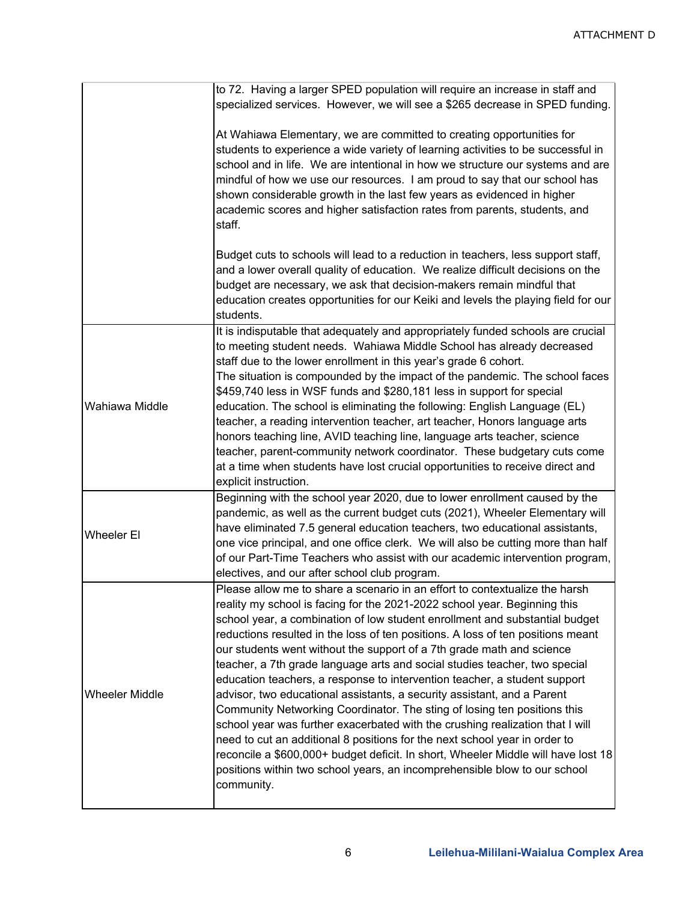| | |
|---|---|
| | to 72. Having a larger SPED population will require an increase in staff and specialized services. However, we will see a $265 decrease in SPED funding.<br><br>At Wahiawa Elementary, we are committed to creating opportunities for students to experience a wide variety of learning activities to be successful in school and in life. We are intentional in how we structure our systems and are mindful of how we use our resources. I am proud to say that our school has shown considerable growth in the last few years as evidenced in higher academic scores and higher satisfaction rates from parents, students, and staff.<br><br>Budget cuts to schools will lead to a reduction in teachers, less support staff, and a lower overall quality of education. We realize difficult decisions on the budget are necessary, we ask that decision-makers remain mindful that education creates opportunities for our Keiki and levels the playing field for our students. |
| Wahiawa Middle | It is indisputable that adequately and appropriately funded schools are crucial to meeting student needs. Wahiawa Middle School has already decreased staff due to the lower enrollment in this year's grade 6 cohort.<br>The situation is compounded by the impact of the pandemic. The school faces $459,740 less in WSF funds and $280,181 less in support for special education. The school is eliminating the following: English Language (EL) teacher, a reading intervention teacher, art teacher, Honors language arts honors teaching line, AVID teaching line, language arts teacher, science teacher, parent-community network coordinator. These budgetary cuts come at a time when students have lost crucial opportunities to receive direct and explicit instruction. |
| Wheeler El | Beginning with the school year 2020, due to lower enrollment caused by the pandemic, as well as the current budget cuts (2021), Wheeler Elementary will have eliminated 7.5 general education teachers, two educational assistants, one vice principal, and one office clerk. We will also be cutting more than half of our Part-Time Teachers who assist with our academic intervention program, electives, and our after school club program. |
| Wheeler Middle | Please allow me to share a scenario in an effort to contextualize the harsh reality my school is facing for the 2021-2022 school year. Beginning this school year, a combination of low student enrollment and substantial budget reductions resulted in the loss of ten positions. A loss of ten positions meant our students went without the support of a 7th grade math and science teacher, a 7th grade language arts and social studies teacher, two special education teachers, a response to intervention teacher, a student support advisor, two educational assistants, a security assistant, and a Parent Community Networking Coordinator. The sting of losing ten positions this school year was further exacerbated with the crushing realization that I will need to cut an additional 8 positions for the next school year in order to reconcile a $600,000+ budget deficit. In short, Wheeler Middle will have lost 18 positions within two school years, an incomprehensible blow to our school community. |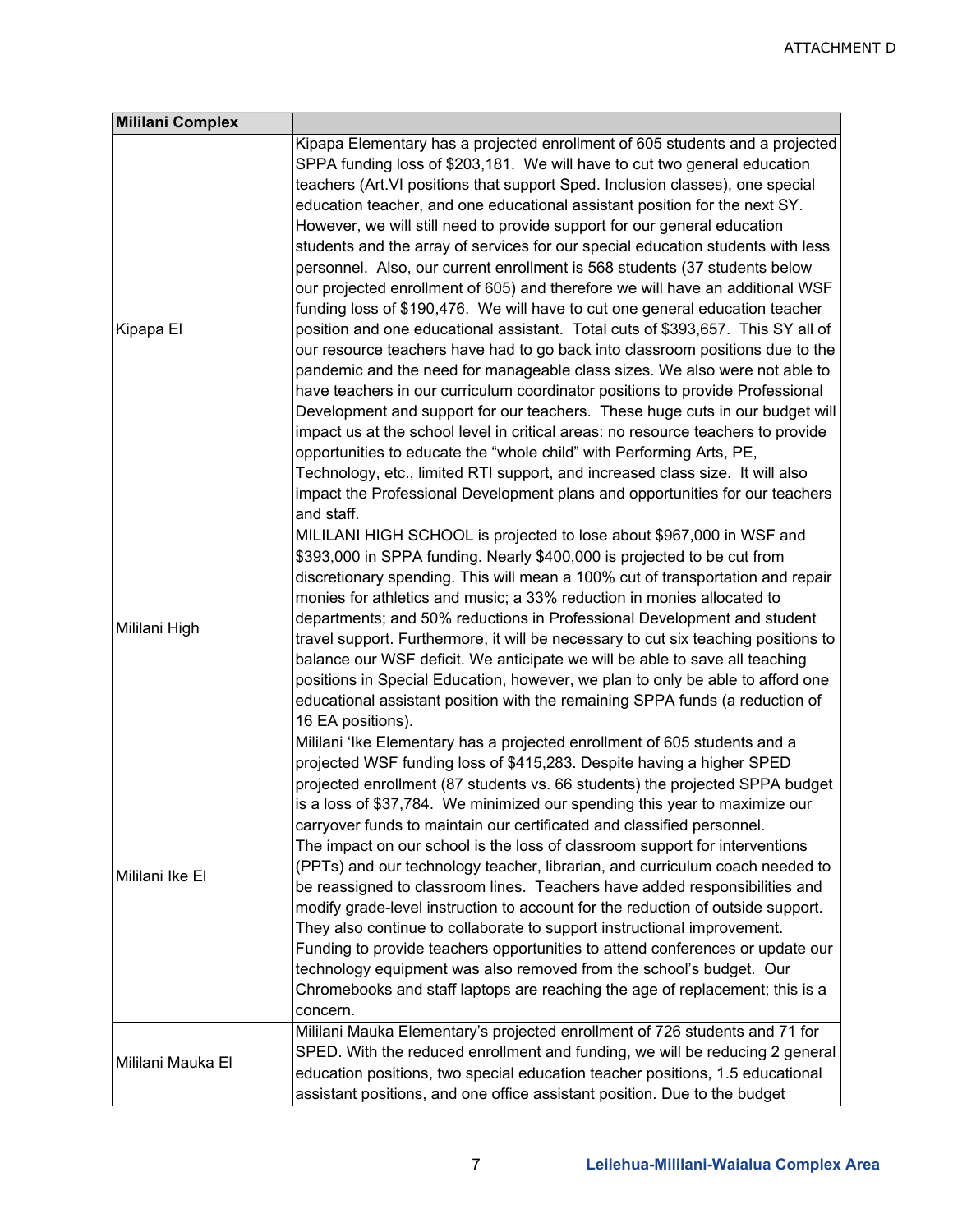ATTACHMENT D

| Mililani Complex | |
|---|---|
| Kipapa El | Kipapa Elementary has a projected enrollment of 605 students and a projected SPPA funding loss of $203,181. We will have to cut two general education teachers (Art.VI positions that support Sped. Inclusion classes), one special education teacher, and one educational assistant position for the next SY. However, we will still need to provide support for our general education students and the array of services for our special education students with less personnel. Also, our current enrollment is 568 students (37 students below our projected enrollment of 605) and therefore we will have an additional WSF funding loss of $190,476. We will have to cut one general education teacher position and one educational assistant. Total cuts of $393,657. This SY all of our resource teachers have had to go back into classroom positions due to the pandemic and the need for manageable class sizes. We also were not able to have teachers in our curriculum coordinator positions to provide Professional Development and support for our teachers. These huge cuts in our budget will impact us at the school level in critical areas: no resource teachers to provide opportunities to educate the "whole child" with Performing Arts, PE, Technology, etc., limited RTI support, and increased class size. It will also impact the Professional Development plans and opportunities for our teachers and staff. |
| Mililani High | MILILANI HIGH SCHOOL is projected to lose about $967,000 in WSF and $393,000 in SPPA funding. Nearly $400,000 is projected to be cut from discretionary spending. This will mean a 100% cut of transportation and repair monies for athletics and music; a 33% reduction in monies allocated to departments; and 50% reductions in Professional Development and student travel support. Furthermore, it will be necessary to cut six teaching positions to balance our WSF deficit. We anticipate we will be able to save all teaching positions in Special Education, however, we plan to only be able to afford one educational assistant position with the remaining SPPA funds (a reduction of 16 EA positions). |
| Mililani Ike El | Mililani 'Ike Elementary has a projected enrollment of 605 students and a projected WSF funding loss of $415,283. Despite having a higher SPED projected enrollment (87 students vs. 66 students) the projected SPPA budget is a loss of $37,784. We minimized our spending this year to maximize our carryover funds to maintain our certificated and classified personnel. The impact on our school is the loss of classroom support for interventions (PPTs) and our technology teacher, librarian, and curriculum coach needed to be reassigned to classroom lines. Teachers have added responsibilities and modify grade-level instruction to account for the reduction of outside support. They also continue to collaborate to support instructional improvement. Funding to provide teachers opportunities to attend conferences or update our technology equipment was also removed from the school's budget. Our Chromebooks and staff laptops are reaching the age of replacement; this is a concern. |
| Mililani Mauka El | Mililani Mauka Elementary's projected enrollment of 726 students and 71 for SPED. With the reduced enrollment and funding, we will be reducing 2 general education positions, two special education teacher positions, 1.5 educational assistant positions, and one office assistant position. Due to the budget |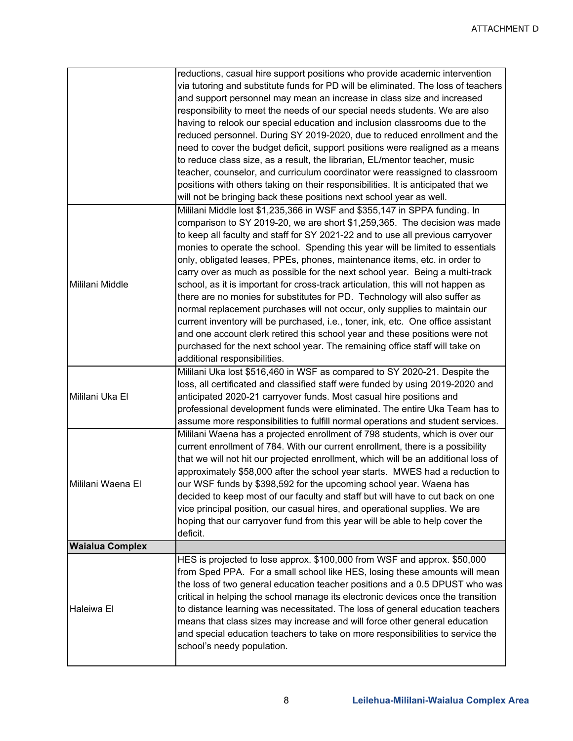| | |
|---|---|
| | reductions, casual hire support positions who provide academic intervention via tutoring and substitute funds for PD will be eliminated. The loss of teachers and support personnel may mean an increase in class size and increased responsibility to meet the needs of our special needs students. We are also having to relook our special education and inclusion classrooms due to the reduced personnel. During SY 2019-2020, due to reduced enrollment and the need to cover the budget deficit, support positions were realigned as a means to reduce class size, as a result, the librarian, EL/mentor teacher, music teacher, counselor, and curriculum coordinator were reassigned to classroom positions with others taking on their responsibilities. It is anticipated that we will not be bringing back these positions next school year as well. |
| Mililani Middle | Mililani Middle lost $1,235,366 in WSF and $355,147 in SPPA funding. In comparison to SY 2019-20, we are short $1,259,365. The decision was made to keep all faculty and staff for SY 2021-22 and to use all previous carryover monies to operate the school. Spending this year will be limited to essentials only, obligated leases, PPEs, phones, maintenance items, etc. in order to carry over as much as possible for the next school year. Being a multi-track school, as it is important for cross-track articulation, this will not happen as there are no monies for substitutes for PD. Technology will also suffer as normal replacement purchases will not occur, only supplies to maintain our current inventory will be purchased, i.e., toner, ink, etc. One office assistant and one account clerk retired this school year and these positions were not purchased for the next school year. The remaining office staff will take on additional responsibilities. |
| Mililani Uka El | Mililani Uka lost $516,460 in WSF as compared to SY 2020-21. Despite the loss, all certificated and classified staff were funded by using 2019-2020 and anticipated 2020-21 carryover funds. Most casual hire positions and professional development funds were eliminated. The entire Uka Team has to assume more responsibilities to fulfill normal operations and student services. |
| Mililani Waena El | Mililani Waena has a projected enrollment of 798 students, which is over our current enrollment of 784. With our current enrollment, there is a possibility that we will not hit our projected enrollment, which will be an additional loss of approximately $58,000 after the school year starts. MWES had a reduction to our WSF funds by $398,592 for the upcoming school year. Waena has decided to keep most of our faculty and staff but will have to cut back on one vice principal position, our casual hires, and operational supplies. We are hoping that our carryover fund from this year will be able to help cover the deficit. |
| **Waialua Complex** | |
| Haleiwa El | HES is projected to lose approx. $100,000 from WSF and approx. $50,000 from Sped PPA. For a small school like HES, losing these amounts will mean the loss of two general education teacher positions and a 0.5 DPUST who was critical in helping the school manage its electronic devices once the transition to distance learning was necessitated. The loss of general education teachers means that class sizes may increase and will force other general education and special education teachers to take on more responsibilities to service the school's needy population. |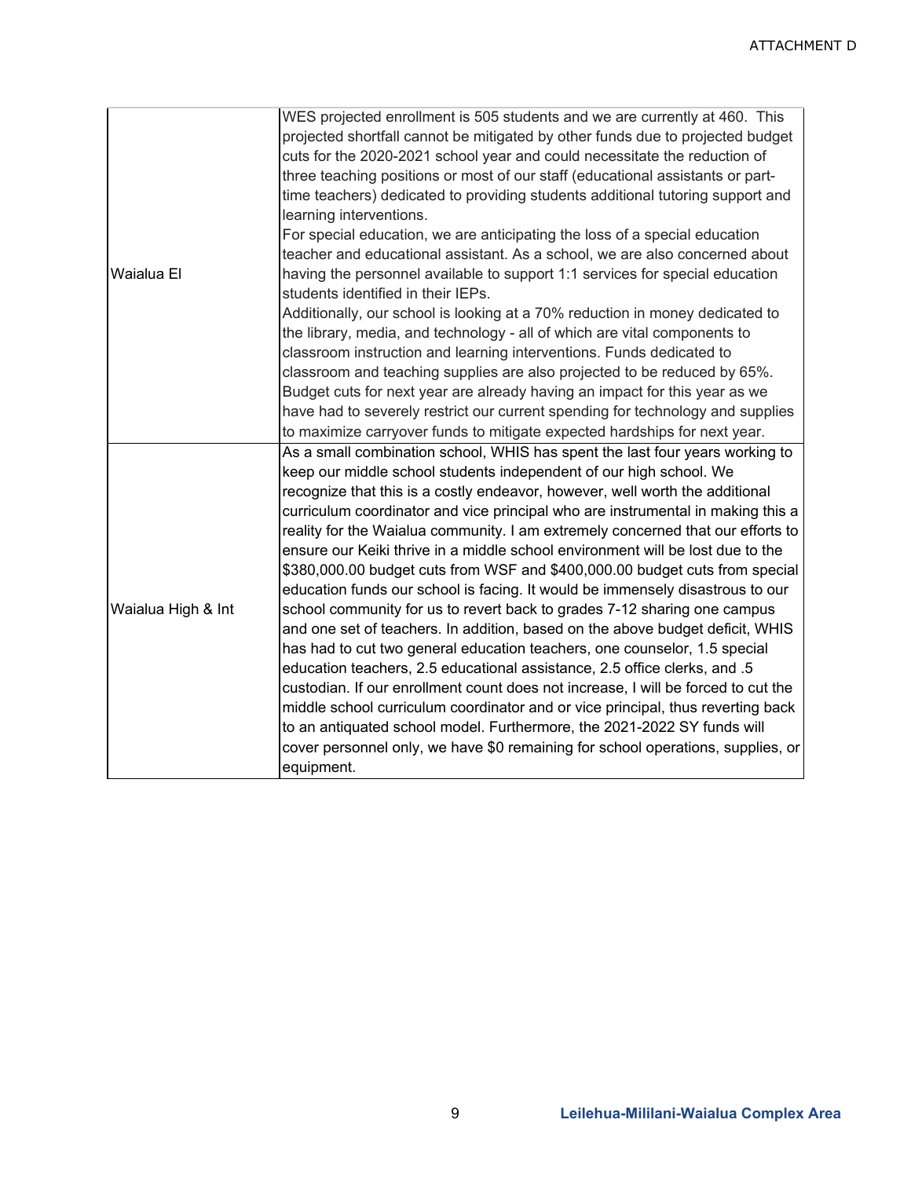| | |
|---|---|
| Waialua El | WES projected enrollment is 505 students and we are currently at 460. This projected shortfall cannot be mitigated by other funds due to projected budget cuts for the 2020-2021 school year and could necessitate the reduction of three teaching positions or most of our staff (educational assistants or part-time teachers) dedicated to providing students additional tutoring support and learning interventions.<br>For special education, we are anticipating the loss of a special education teacher and educational assistant. As a school, we are also concerned about having the personnel available to support 1:1 services for special education students identified in their IEPs.<br>Additionally, our school is looking at a 70% reduction in money dedicated to the library, media, and technology - all of which are vital components to classroom instruction and learning interventions. Funds dedicated to classroom and teaching supplies are also projected to be reduced by 65%.<br>Budget cuts for next year are already having an impact for this year as we have had to severely restrict our current spending for technology and supplies to maximize carryover funds to mitigate expected hardships for next year. |
| Waialua High & Int | As a small combination school, WHIS has spent the last four years working to keep our middle school students independent of our high school. We recognize that this is a costly endeavor, however, well worth the additional curriculum coordinator and vice principal who are instrumental in making this a reality for the Waialua community. I am extremely concerned that our efforts to ensure our Keiki thrive in a middle school environment will be lost due to the $380,000.00 budget cuts from WSF and $400,000.00 budget cuts from special education funds our school is facing. It would be immensely disastrous to our school community for us to revert back to grades 7-12 sharing one campus and one set of teachers. In addition, based on the above budget deficit, WHIS has had to cut two general education teachers, one counselor, 1.5 special education teachers, 2.5 educational assistance, 2.5 office clerks, and .5 custodian. If our enrollment count does not increase, I will be forced to cut the middle school curriculum coordinator and or vice principal, thus reverting back to an antiquated school model. Furthermore, the 2021-2022 SY funds will cover personnel only, we have $0 remaining for school operations, supplies, or equipment. |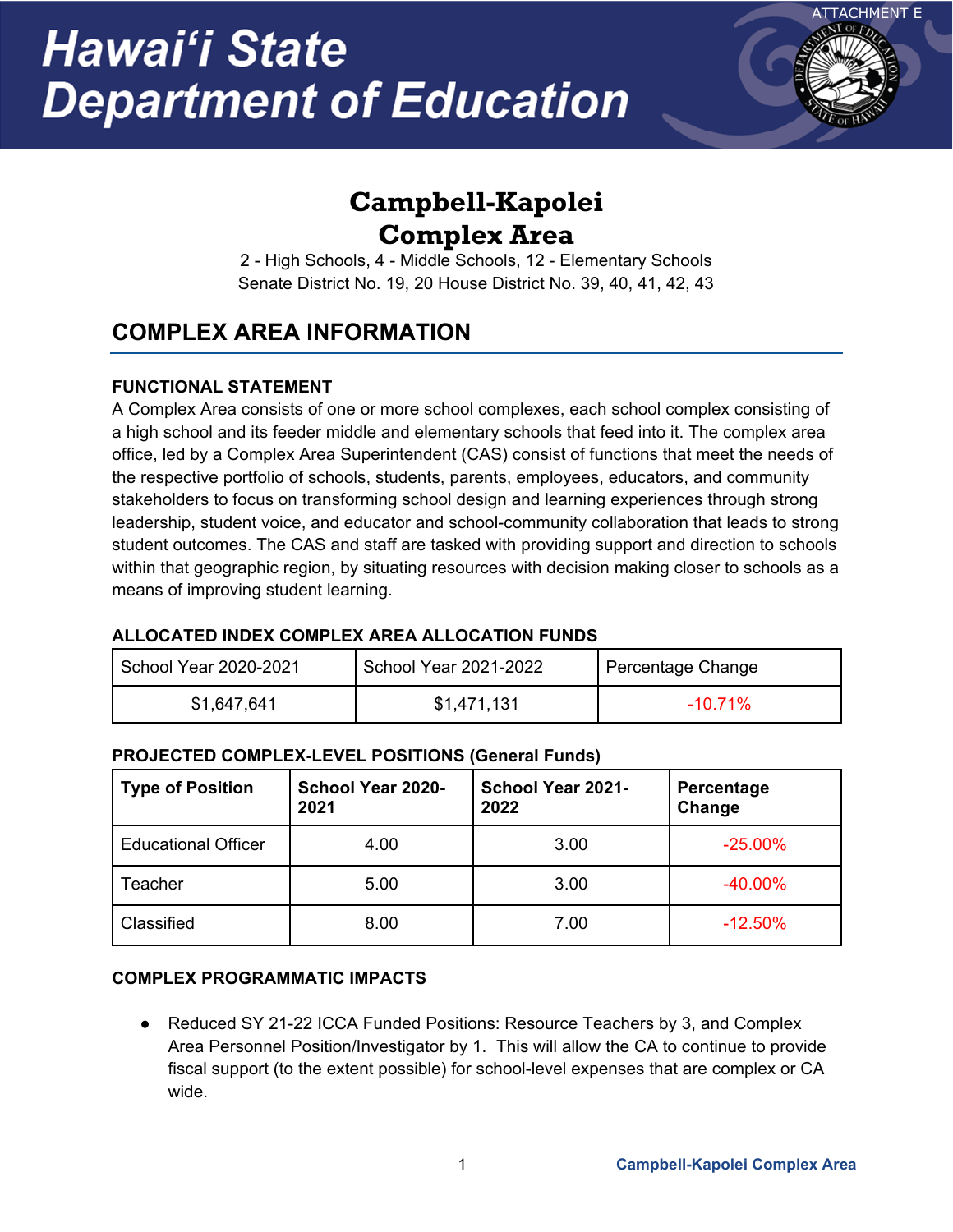ATTACHMENT E

# Hawaiʻi State Department of Education

## Campbell-Kapolei Complex Area

2 - High Schools, 4 - Middle Schools, 12 - Elementary Schools
Senate District No. 19, 20 House District No. 39, 40, 41, 42, 43

## COMPLEX AREA INFORMATION

### FUNCTIONAL STATEMENT

A Complex Area consists of one or more school complexes, each school complex consisting of a high school and its feeder middle and elementary schools that feed into it. The complex area office, led by a Complex Area Superintendent (CAS) consist of functions that meet the needs of the respective portfolio of schools, students, parents, employees, educators, and community stakeholders to focus on transforming school design and learning experiences through strong leadership, student voice, and educator and school-community collaboration that leads to strong student outcomes. The CAS and staff are tasked with providing support and direction to schools within that geographic region, by situating resources with decision making closer to schools as a means of improving student learning.

### ALLOCATED INDEX COMPLEX AREA ALLOCATION FUNDS

| School Year 2020-2021 | School Year 2021-2022 | Percentage Change |
|---|---|---|
| $1,647,641 | $1,471,131 | -10.71% |

### PROJECTED COMPLEX-LEVEL POSITIONS (General Funds)

| Type of Position | School Year 2020-2021 | School Year 2021-2022 | Percentage Change |
|---|---|---|---|
| Educational Officer | 4.00 | 3.00 | -25.00% |
| Teacher | 5.00 | 3.00 | -40.00% |
| Classified | 8.00 | 7.00 | -12.50% |

### COMPLEX PROGRAMMATIC IMPACTS

- Reduced SY 21-22 ICCA Funded Positions: Resource Teachers by 3, and Complex Area Personnel Position/Investigator by 1. This will allow the CA to continue to provide fiscal support (to the extent possible) for school-level expenses that are complex or CA wide.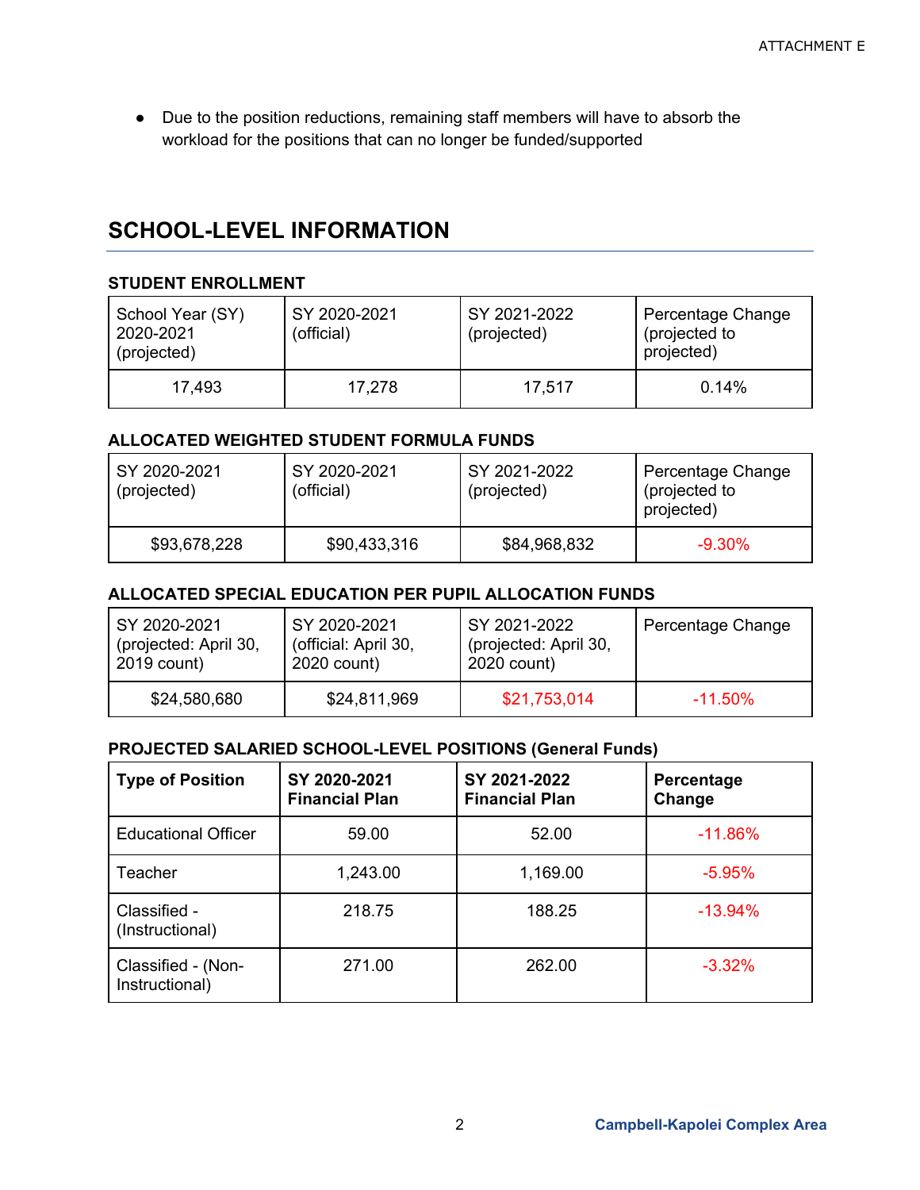- Due to the position reductions, remaining staff members will have to absorb the workload for the positions that can no longer be funded/supported

## SCHOOL-LEVEL INFORMATION

### STUDENT ENROLLMENT

| School Year (SY) 2020-2021 (projected) | SY 2020-2021 (official) | SY 2021-2022 (projected) | Percentage Change (projected to projected) |
|---|---|---|---|
| 17,493 | 17,278 | 17,517 | 0.14% |

### ALLOCATED WEIGHTED STUDENT FORMULA FUNDS

| SY 2020-2021 (projected) | SY 2020-2021 (official) | SY 2021-2022 (projected) | Percentage Change (projected to projected) |
|---|---|---|---|
| $93,678,228 | $90,433,316 | $84,968,832 | -9.30% |

### ALLOCATED SPECIAL EDUCATION PER PUPIL ALLOCATION FUNDS

| SY 2020-2021 (projected: April 30, 2019 count) | SY 2020-2021 (official: April 30, 2020 count) | SY 2021-2022 (projected: April 30, 2020 count) | Percentage Change |
|---|---|---|---|
| $24,580,680 | $24,811,969 | $21,753,014 | -11.50% |

### PROJECTED SALARIED SCHOOL-LEVEL POSITIONS (General Funds)

| Type of Position | SY 2020-2021 Financial Plan | SY 2021-2022 Financial Plan | Percentage Change |
|---|---|---|---|
| Educational Officer | 59.00 | 52.00 | -11.86% |
| Teacher | 1,243.00 | 1,169.00 | -5.95% |
| Classified - (Instructional) | 218.75 | 188.25 | -13.94% |
| Classified - (Non-Instructional) | 271.00 | 262.00 | -3.32% |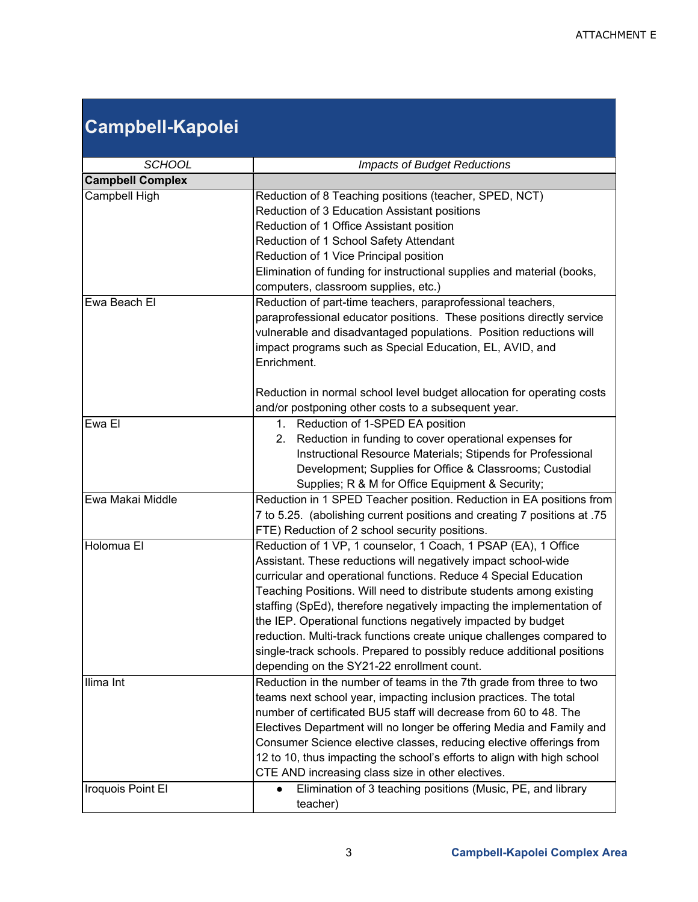ATTACHMENT E

# Campbell-Kapolei

| *SCHOOL* | *Impacts of Budget Reductions* |
|---|---|
| **Campbell Complex** | |
| Campbell High | Reduction of 8 Teaching positions (teacher, SPED, NCT)<br>Reduction of 3 Education Assistant positions<br>Reduction of 1 Office Assistant position<br>Reduction of 1 School Safety Attendant<br>Reduction of 1 Vice Principal position<br>Elimination of funding for instructional supplies and material (books, computers, classroom supplies, etc.) |
| Ewa Beach El | Reduction of part-time teachers, paraprofessional teachers, paraprofessional educator positions. These positions directly service vulnerable and disadvantaged populations. Position reductions will impact programs such as Special Education, EL, AVID, and Enrichment.<br><br>Reduction in normal school level budget allocation for operating costs and/or postponing other costs to a subsequent year. |
| Ewa El | 1. Reduction of 1-SPED EA position<br>2. Reduction in funding to cover operational expenses for Instructional Resource Materials; Stipends for Professional Development; Supplies for Office & Classrooms; Custodial Supplies; R & M for Office Equipment & Security; |
| Ewa Makai Middle | Reduction in 1 SPED Teacher position. Reduction in EA positions from 7 to 5.25. (abolishing current positions and creating 7 positions at .75 FTE) Reduction of 2 school security positions. |
| Holomua El | Reduction of 1 VP, 1 counselor, 1 Coach, 1 PSAP (EA), 1 Office Assistant. These reductions will negatively impact school-wide curricular and operational functions. Reduce 4 Special Education Teaching Positions. Will need to distribute students among existing staffing (SpEd), therefore negatively impacting the implementation of the IEP. Operational functions negatively impacted by budget reduction. Multi-track functions create unique challenges compared to single-track schools. Prepared to possibly reduce additional positions depending on the SY21-22 enrollment count. |
| Ilima Int | Reduction in the number of teams in the 7th grade from three to two teams next school year, impacting inclusion practices. The total number of certificated BU5 staff will decrease from 60 to 48. The Electives Department will no longer be offering Media and Family and Consumer Science elective classes, reducing elective offerings from 12 to 10, thus impacting the school's efforts to align with high school CTE AND increasing class size in other electives. |
| Iroquois Point El | • Elimination of 3 teaching positions (Music, PE, and library teacher) |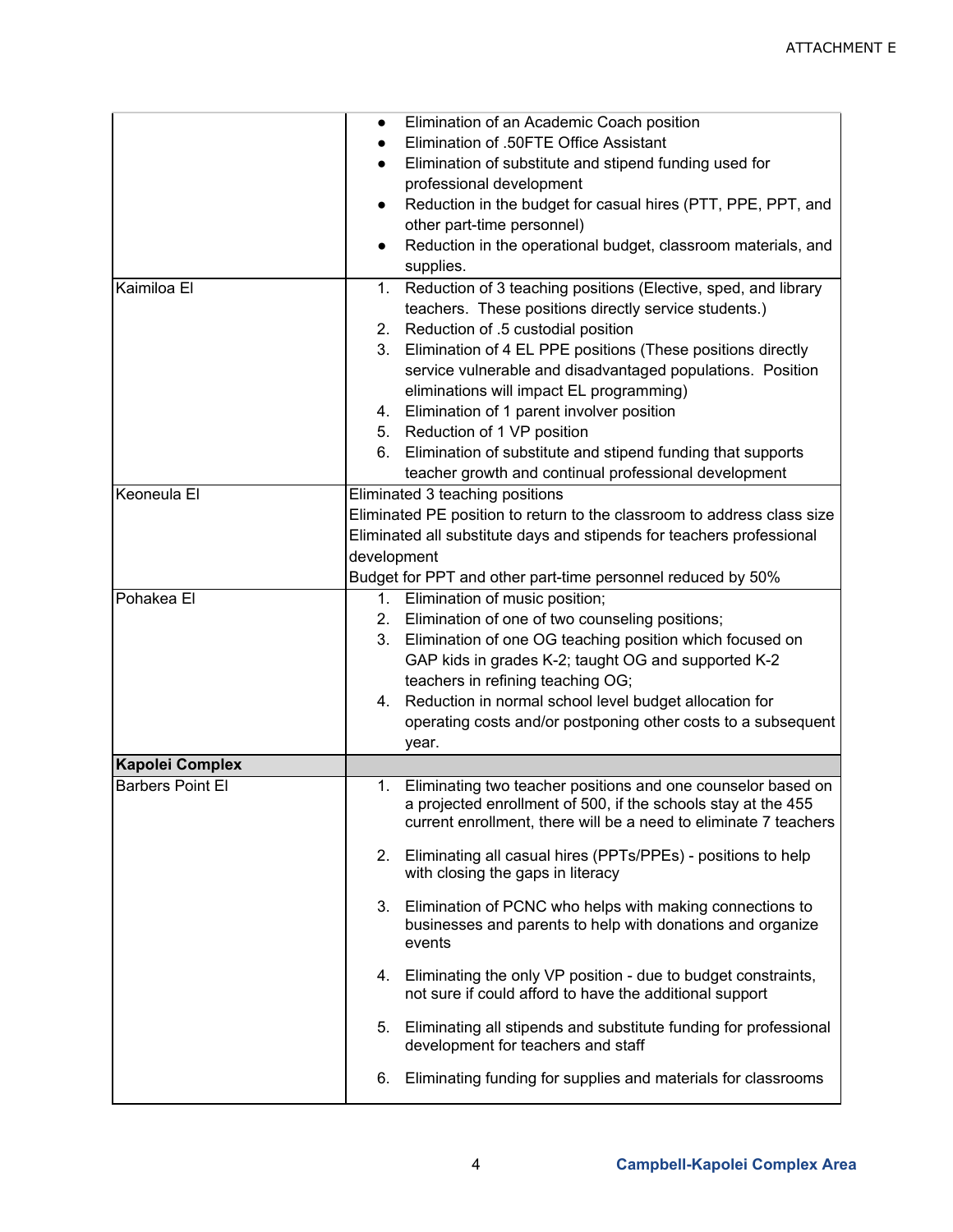ATTACHMENT E

| | |
|---|---|
| | • Elimination of an Academic Coach position<br>• Elimination of .50FTE Office Assistant<br>• Elimination of substitute and stipend funding used for professional development<br>• Reduction in the budget for casual hires (PTT, PPE, PPT, and other part-time personnel)<br>• Reduction in the operational budget, classroom materials, and supplies. |
| Kaimiloa El | 1. Reduction of 3 teaching positions (Elective, sped, and library teachers. These positions directly service students.)<br>2. Reduction of .5 custodial position<br>3. Elimination of 4 EL PPE positions (These positions directly service vulnerable and disadvantaged populations. Position eliminations will impact EL programming)<br>4. Elimination of 1 parent involver position<br>5. Reduction of 1 VP position<br>6. Elimination of substitute and stipend funding that supports teacher growth and continual professional development |
| Keoneula El | Eliminated 3 teaching positions<br>Eliminated PE position to return to the classroom to address class size<br>Eliminated all substitute days and stipends for teachers professional development<br>Budget for PPT and other part-time personnel reduced by 50% |
| Pohakea El | 1. Elimination of music position;<br>2. Elimination of one of two counseling positions;<br>3. Elimination of one OG teaching position which focused on GAP kids in grades K-2; taught OG and supported K-2 teachers in refining teaching OG;<br>4. Reduction in normal school level budget allocation for operating costs and/or postponing other costs to a subsequent year. |
| **Kapolei Complex** | |
| Barbers Point El | 1. Eliminating two teacher positions and one counselor based on a projected enrollment of 500, if the schools stay at the 455 current enrollment, there will be a need to eliminate 7 teachers<br>2. Eliminating all casual hires (PPTs/PPEs) - positions to help with closing the gaps in literacy<br>3. Elimination of PCNC who helps with making connections to businesses and parents to help with donations and organize events<br>4. Eliminating the only VP position - due to budget constraints, not sure if could afford to have the additional support<br>5. Eliminating all stipends and substitute funding for professional development for teachers and staff<br>6. Eliminating funding for supplies and materials for classrooms |

Campbell-Kapolei Complex Area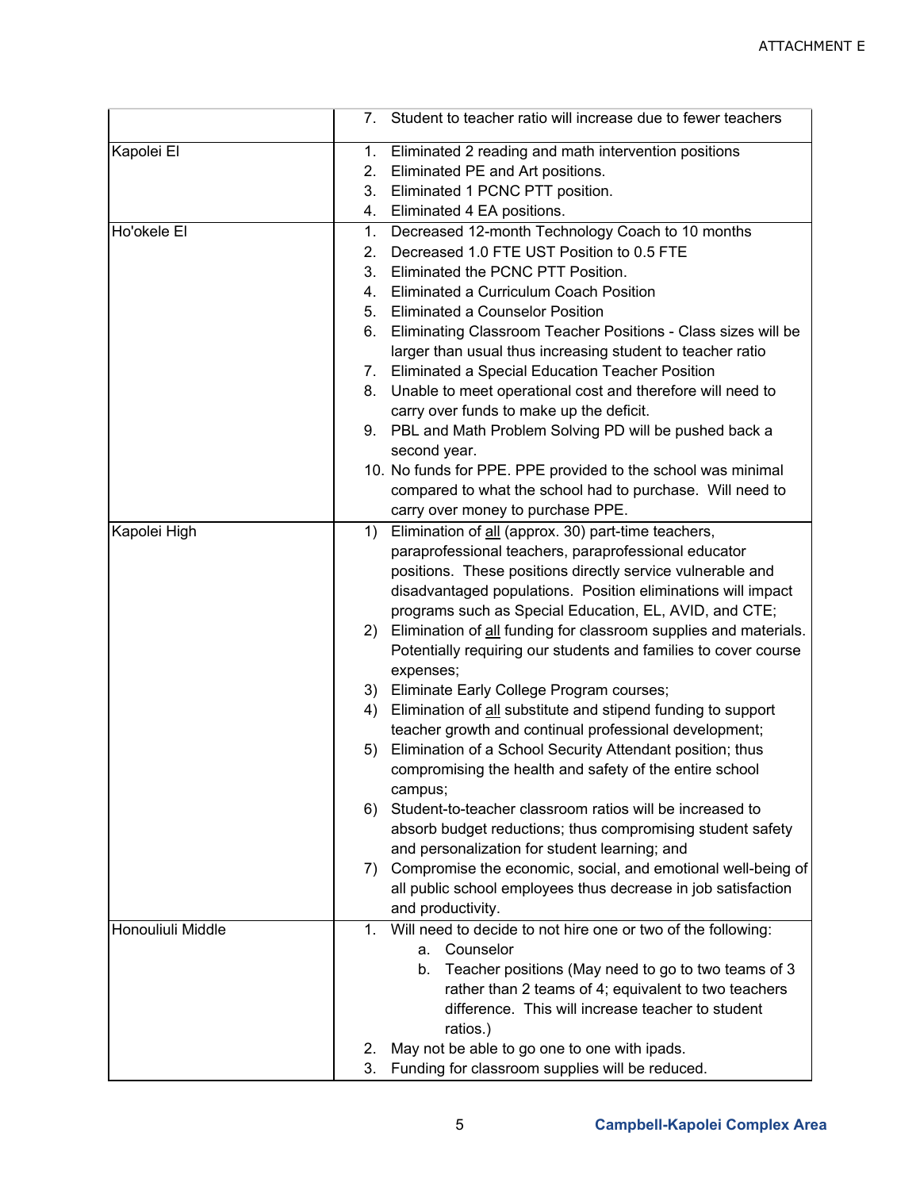| | |
|---|---|
| | 7. Student to teacher ratio will increase due to fewer teachers |
| Kapolei El | 1. Eliminated 2 reading and math intervention positions<br>2. Eliminated PE and Art positions.<br>3. Eliminated 1 PCNC PTT position.<br>4. Eliminated 4 EA positions. |
| Ho'okele El | 1. Decreased 12-month Technology Coach to 10 months<br>2. Decreased 1.0 FTE UST Position to 0.5 FTE<br>3. Eliminated the PCNC PTT Position.<br>4. Eliminated a Curriculum Coach Position<br>5. Eliminated a Counselor Position<br>6. Eliminating Classroom Teacher Positions - Class sizes will be larger than usual thus increasing student to teacher ratio<br>7. Eliminated a Special Education Teacher Position<br>8. Unable to meet operational cost and therefore will need to carry over funds to make up the deficit.<br>9. PBL and Math Problem Solving PD will be pushed back a second year.<br>10. No funds for PPE. PPE provided to the school was minimal compared to what the school had to purchase. Will need to carry over money to purchase PPE. |
| Kapolei High | 1) Elimination of <u>all</u> (approx. 30) part-time teachers, paraprofessional teachers, paraprofessional educator positions. These positions directly service vulnerable and disadvantaged populations. Position eliminations will impact programs such as Special Education, EL, AVID, and CTE;<br>2) Elimination of <u>all</u> funding for classroom supplies and materials. Potentially requiring our students and families to cover course expenses;<br>3) Eliminate Early College Program courses;<br>4) Elimination of <u>all</u> substitute and stipend funding to support teacher growth and continual professional development;<br>5) Elimination of a School Security Attendant position; thus compromising the health and safety of the entire school campus;<br>6) Student-to-teacher classroom ratios will be increased to absorb budget reductions; thus compromising student safety and personalization for student learning; and<br>7) Compromise the economic, social, and emotional well-being of all public school employees thus decrease in job satisfaction and productivity. |
| Honouliuli Middle | 1. Will need to decide to not hire one or two of the following:<br>&nbsp;&nbsp;&nbsp;&nbsp;a. Counselor<br>&nbsp;&nbsp;&nbsp;&nbsp;b. Teacher positions (May need to go to two teams of 3 rather than 2 teams of 4; equivalent to two teachers difference. This will increase teacher to student ratios.)<br>2. May not be able to go one to one with ipads.<br>3. Funding for classroom supplies will be reduced. |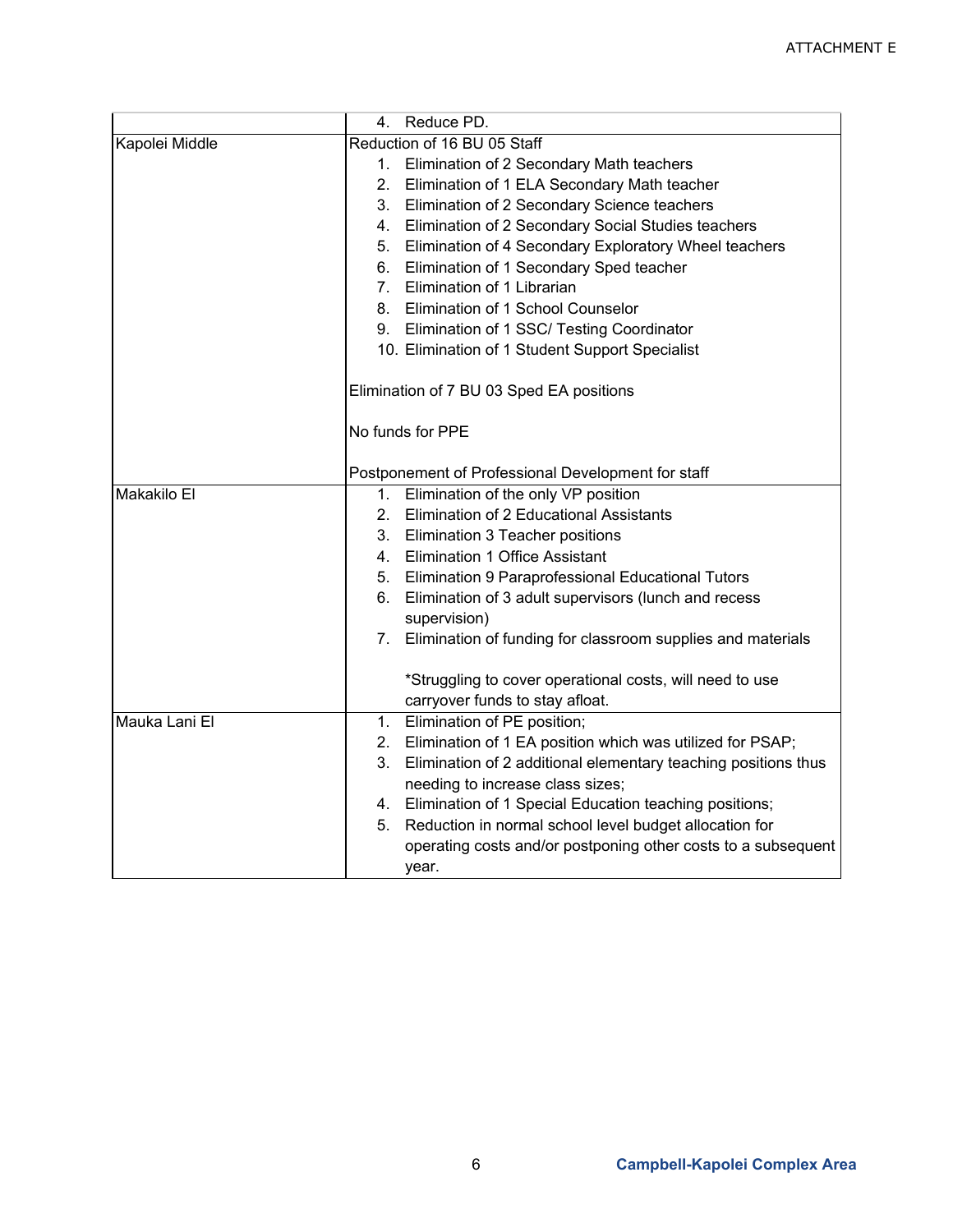| | |
|---|---|
| | 4. Reduce PD. |
| Kapolei Middle | Reduction of 16 BU 05 Staff<br>1. Elimination of 2 Secondary Math teachers<br>2. Elimination of 1 ELA Secondary Math teacher<br>3. Elimination of 2 Secondary Science teachers<br>4. Elimination of 2 Secondary Social Studies teachers<br>5. Elimination of 4 Secondary Exploratory Wheel teachers<br>6. Elimination of 1 Secondary Sped teacher<br>7. Elimination of 1 Librarian<br>8. Elimination of 1 School Counselor<br>9. Elimination of 1 SSC/ Testing Coordinator<br>10. Elimination of 1 Student Support Specialist<br><br>Elimination of 7 BU 03 Sped EA positions<br><br>No funds for PPE<br><br>Postponement of Professional Development for staff |
| Makakilo El | 1. Elimination of the only VP position<br>2. Elimination of 2 Educational Assistants<br>3. Elimination 3 Teacher positions<br>4. Elimination 1 Office Assistant<br>5. Elimination 9 Paraprofessional Educational Tutors<br>6. Elimination of 3 adult supervisors (lunch and recess supervision)<br>7. Elimination of funding for classroom supplies and materials<br><br>*Struggling to cover operational costs, will need to use carryover funds to stay afloat. |
| Mauka Lani El | 1. Elimination of PE position;<br>2. Elimination of 1 EA position which was utilized for PSAP;<br>3. Elimination of 2 additional elementary teaching positions thus needing to increase class sizes;<br>4. Elimination of 1 Special Education teaching positions;<br>5. Reduction in normal school level budget allocation for operating costs and/or postponing other costs to a subsequent year. |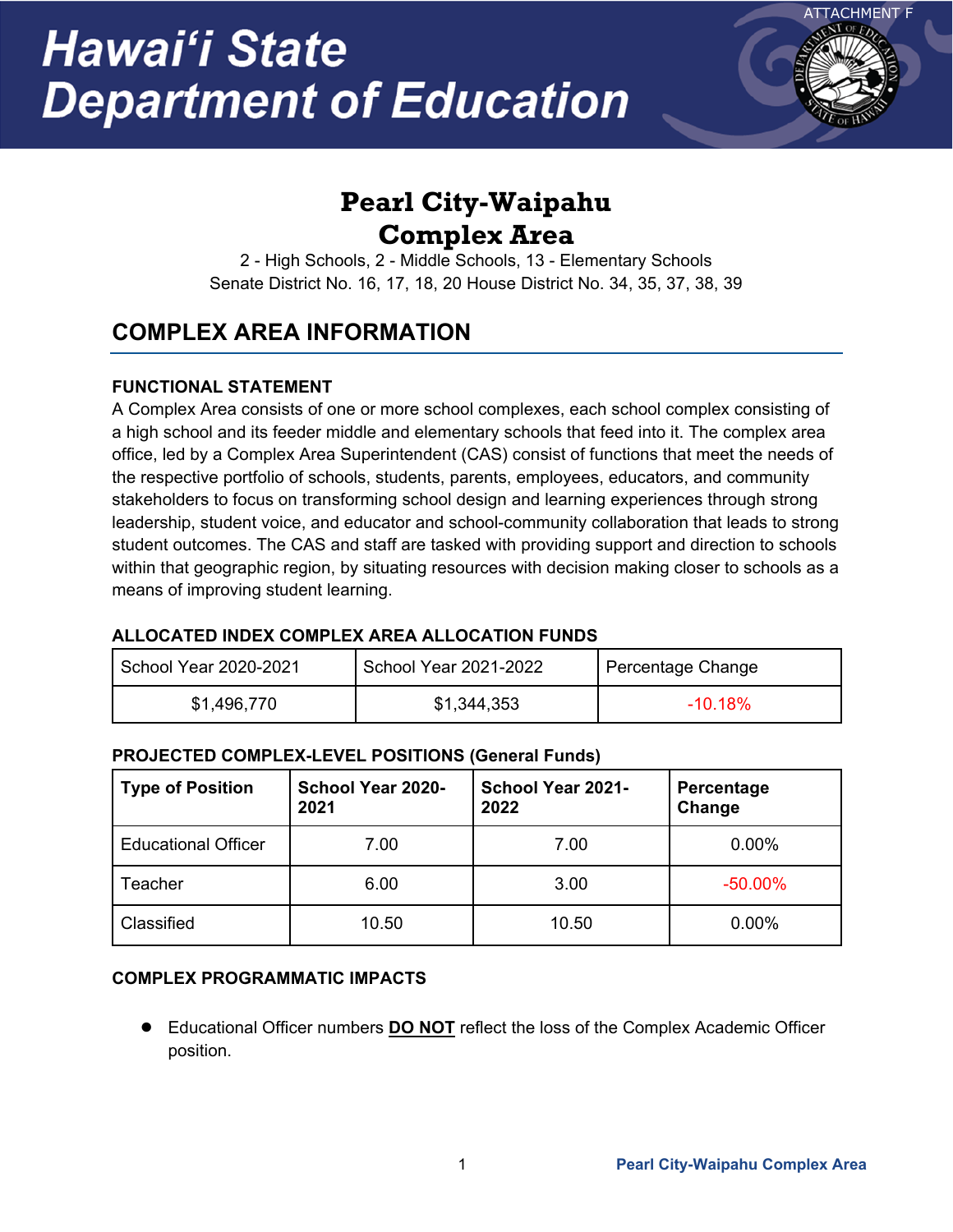ATTACHMENT F

# Hawaiʻi State Department of Education

## Pearl City-Waipahu Complex Area

2 - High Schools, 2 - Middle Schools, 13 - Elementary Schools
Senate District No. 16, 17, 18, 20 House District No. 34, 35, 37, 38, 39

## COMPLEX AREA INFORMATION

### FUNCTIONAL STATEMENT

A Complex Area consists of one or more school complexes, each school complex consisting of a high school and its feeder middle and elementary schools that feed into it. The complex area office, led by a Complex Area Superintendent (CAS) consist of functions that meet the needs of the respective portfolio of schools, students, parents, employees, educators, and community stakeholders to focus on transforming school design and learning experiences through strong leadership, student voice, and educator and school-community collaboration that leads to strong student outcomes. The CAS and staff are tasked with providing support and direction to schools within that geographic region, by situating resources with decision making closer to schools as a means of improving student learning.

### ALLOCATED INDEX COMPLEX AREA ALLOCATION FUNDS

| School Year 2020-2021 | School Year 2021-2022 | Percentage Change |
|---|---|---|
| $1,496,770 | $1,344,353 | -10.18% |

### PROJECTED COMPLEX-LEVEL POSITIONS (General Funds)

| Type of Position | School Year 2020-2021 | School Year 2021-2022 | Percentage Change |
|---|---|---|---|
| Educational Officer | 7.00 | 7.00 | 0.00% |
| Teacher | 6.00 | 3.00 | -50.00% |
| Classified | 10.50 | 10.50 | 0.00% |

### COMPLEX PROGRAMMATIC IMPACTS

- Educational Officer numbers **DO NOT** reflect the loss of the Complex Academic Officer position.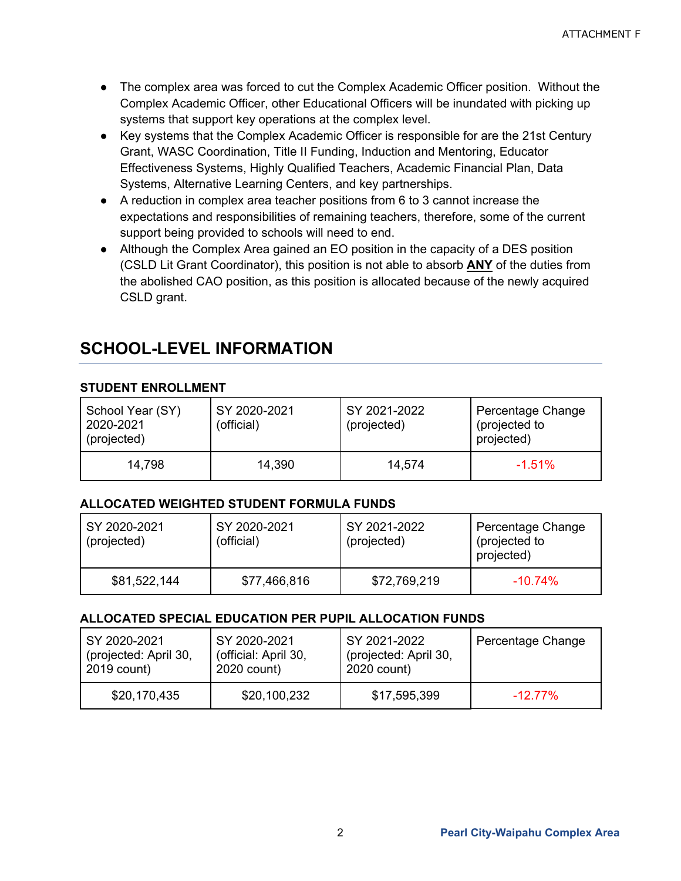- The complex area was forced to cut the Complex Academic Officer position. Without the Complex Academic Officer, other Educational Officers will be inundated with picking up systems that support key operations at the complex level.
- Key systems that the Complex Academic Officer is responsible for are the 21st Century Grant, WASC Coordination, Title II Funding, Induction and Mentoring, Educator Effectiveness Systems, Highly Qualified Teachers, Academic Financial Plan, Data Systems, Alternative Learning Centers, and key partnerships.
- A reduction in complex area teacher positions from 6 to 3 cannot increase the expectations and responsibilities of remaining teachers, therefore, some of the current support being provided to schools will need to end.
- Although the Complex Area gained an EO position in the capacity of a DES position (CSLD Lit Grant Coordinator), this position is not able to absorb **ANY** of the duties from the abolished CAO position, as this position is allocated because of the newly acquired CSLD grant.

## SCHOOL-LEVEL INFORMATION

### STUDENT ENROLLMENT

| School Year (SY) 2020-2021 (projected) | SY 2020-2021 (official) | SY 2021-2022 (projected) | Percentage Change (projected to projected) |
|---|---|---|---|
| 14,798 | 14,390 | 14,574 | -1.51% |

### ALLOCATED WEIGHTED STUDENT FORMULA FUNDS

| SY 2020-2021 (projected) | SY 2020-2021 (official) | SY 2021-2022 (projected) | Percentage Change (projected to projected) |
|---|---|---|---|
| $81,522,144 | $77,466,816 | $72,769,219 | -10.74% |

### ALLOCATED SPECIAL EDUCATION PER PUPIL ALLOCATION FUNDS

| SY 2020-2021 (projected: April 30, 2019 count) | SY 2020-2021 (official: April 30, 2020 count) | SY 2021-2022 (projected: April 30, 2020 count) | Percentage Change |
|---|---|---|---|
| $20,170,435 | $20,100,232 | $17,595,399 | -12.77% |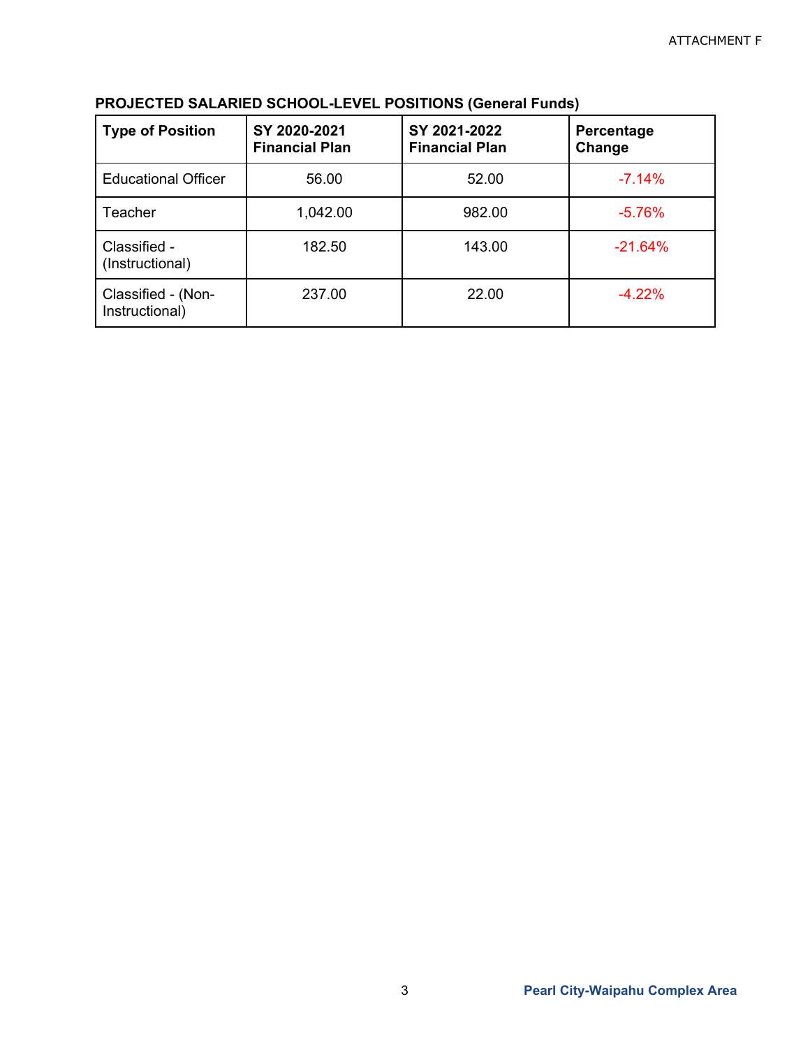ATTACHMENT F

**PROJECTED SALARIED SCHOOL-LEVEL POSITIONS (General Funds)**

| Type of Position | SY 2020-2021 Financial Plan | SY 2021-2022 Financial Plan | Percentage Change |
|---|---|---|---|
| Educational Officer | 56.00 | 52.00 | -7.14% |
| Teacher | 1,042.00 | 982.00 | -5.76% |
| Classified - (Instructional) | 182.50 | 143.00 | -21.64% |
| Classified - (Non-Instructional) | 237.00 | 22.00 | -4.22% |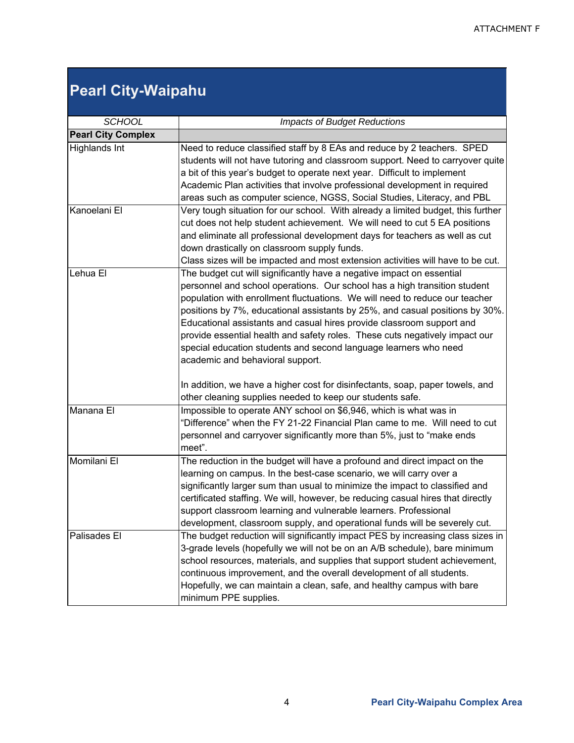ATTACHMENT F

# Pearl City-Waipahu

| *SCHOOL* | *Impacts of Budget Reductions* |
|---|---|
| **Pearl City Complex** | |
| Highlands Int | Need to reduce classified staff by 8 EAs and reduce by 2 teachers. SPED students will not have tutoring and classroom support. Need to carryover quite a bit of this year's budget to operate next year. Difficult to implement Academic Plan activities that involve professional development in required areas such as computer science, NGSS, Social Studies, Literacy, and PBL |
| Kanoelani El | Very tough situation for our school. With already a limited budget, this further cut does not help student achievement. We will need to cut 5 EA positions and eliminate all professional development days for teachers as well as cut down drastically on classroom supply funds.<br>Class sizes will be impacted and most extension activities will have to be cut. |
| Lehua El | The budget cut will significantly have a negative impact on essential personnel and school operations. Our school has a high transition student population with enrollment fluctuations. We will need to reduce our teacher positions by 7%, educational assistants by 25%, and casual positions by 30%. Educational assistants and casual hires provide classroom support and provide essential health and safety roles. These cuts negatively impact our special education students and second language learners who need academic and behavioral support.<br><br>In addition, we have a higher cost for disinfectants, soap, paper towels, and other cleaning supplies needed to keep our students safe. |
| Manana El | Impossible to operate ANY school on $6,946, which is what was in "Difference" when the FY 21-22 Financial Plan came to me. Will need to cut personnel and carryover significantly more than 5%, just to "make ends meet". |
| Momilani El | The reduction in the budget will have a profound and direct impact on the learning on campus. In the best-case scenario, we will carry over a significantly larger sum than usual to minimize the impact to classified and certificated staffing. We will, however, be reducing casual hires that directly support classroom learning and vulnerable learners. Professional development, classroom supply, and operational funds will be severely cut. |
| Palisades El | The budget reduction will significantly impact PES by increasing class sizes in 3-grade levels (hopefully we will not be on an A/B schedule), bare minimum school resources, materials, and supplies that support student achievement, continuous improvement, and the overall development of all students. Hopefully, we can maintain a clean, safe, and healthy campus with bare minimum PPE supplies. |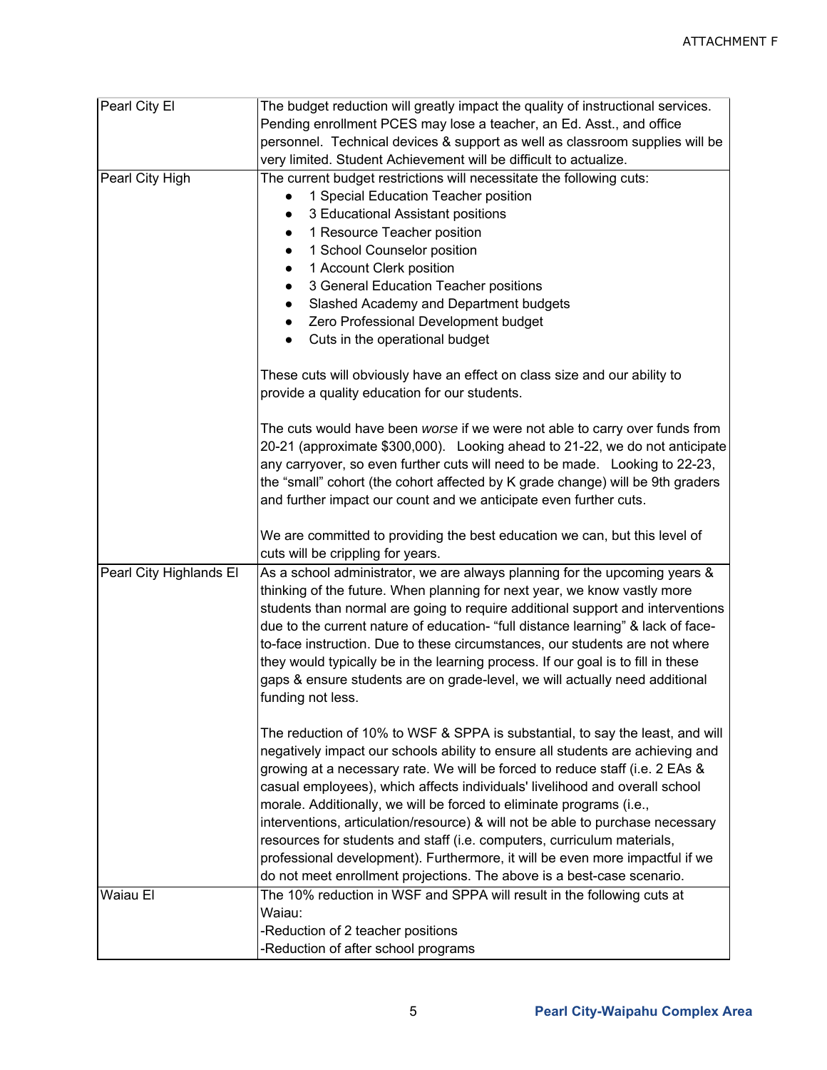| | |
|---|---|
| Pearl City El | The budget reduction will greatly impact the quality of instructional services. Pending enrollment PCES may lose a teacher, an Ed. Asst., and office personnel. Technical devices & support as well as classroom supplies will be very limited. Student Achievement will be difficult to actualize. |
| Pearl City High | The current budget restrictions will necessitate the following cuts:<br>• 1 Special Education Teacher position<br>• 3 Educational Assistant positions<br>• 1 Resource Teacher position<br>• 1 School Counselor position<br>• 1 Account Clerk position<br>• 3 General Education Teacher positions<br>• Slashed Academy and Department budgets<br>• Zero Professional Development budget<br>• Cuts in the operational budget<br><br>These cuts will obviously have an effect on class size and our ability to provide a quality education for our students.<br><br>The cuts would have been *worse* if we were not able to carry over funds from 20-21 (approximate $300,000). Looking ahead to 21-22, we do not anticipate any carryover, so even further cuts will need to be made. Looking to 22-23, the "small" cohort (the cohort affected by K grade change) will be 9th graders and further impact our count and we anticipate even further cuts.<br><br>We are committed to providing the best education we can, but this level of cuts will be crippling for years. |
| Pearl City Highlands El | As a school administrator, we are always planning for the upcoming years & thinking of the future. When planning for next year, we know vastly more students than normal are going to require additional support and interventions due to the current nature of education- "full distance learning" & lack of face-to-face instruction. Due to these circumstances, our students are not where they would typically be in the learning process. If our goal is to fill in these gaps & ensure students are on grade-level, we will actually need additional funding not less.<br><br>The reduction of 10% to WSF & SPPA is substantial, to say the least, and will negatively impact our schools ability to ensure all students are achieving and growing at a necessary rate. We will be forced to reduce staff (i.e. 2 EAs & casual employees), which affects individuals' livelihood and overall school morale. Additionally, we will be forced to eliminate programs (i.e., interventions, articulation/resource) & will not be able to purchase necessary resources for students and staff (i.e. computers, curriculum materials, professional development). Furthermore, it will be even more impactful if we do not meet enrollment projections. The above is a best-case scenario. |
| Waiau El | The 10% reduction in WSF and SPPA will result in the following cuts at Waiau:<br>-Reduction of 2 teacher positions<br>-Reduction of after school programs |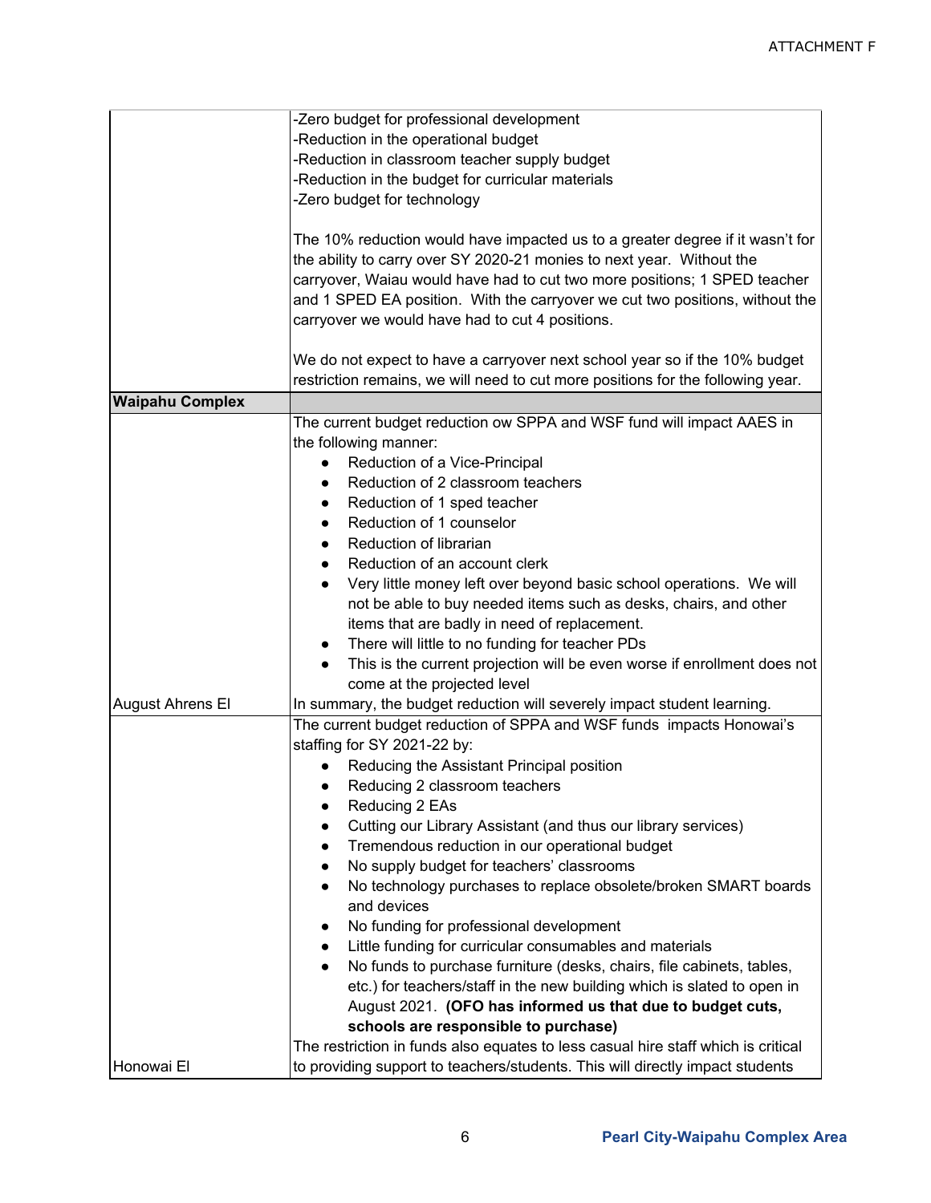ATTACHMENT F

| | |
|---|---|
| | -Zero budget for professional development<br>-Reduction in the operational budget<br>-Reduction in classroom teacher supply budget<br>-Reduction in the budget for curricular materials<br>-Zero budget for technology<br><br>The 10% reduction would have impacted us to a greater degree if it wasn't for the ability to carry over SY 2020-21 monies to next year. Without the carryover, Waiau would have had to cut two more positions; 1 SPED teacher and 1 SPED EA position. With the carryover we cut two positions, without the carryover we would have had to cut 4 positions.<br><br>We do not expect to have a carryover next school year so if the 10% budget restriction remains, we will need to cut more positions for the following year. |
| **Waipahu Complex** | |
| August Ahrens El | The current budget reduction ow SPPA and WSF fund will impact AAES in the following manner:<br>• Reduction of a Vice-Principal<br>• Reduction of 2 classroom teachers<br>• Reduction of 1 sped teacher<br>• Reduction of 1 counselor<br>• Reduction of librarian<br>• Reduction of an account clerk<br>• Very little money left over beyond basic school operations. We will not be able to buy needed items such as desks, chairs, and other items that are badly in need of replacement.<br>• There will little to no funding for teacher PDs<br>• This is the current projection will be even worse if enrollment does not come at the projected level<br>In summary, the budget reduction will severely impact student learning. |
| Honowai El | The current budget reduction of SPPA and WSF funds impacts Honowai's staffing for SY 2021-22 by:<br>• Reducing the Assistant Principal position<br>• Reducing 2 classroom teachers<br>• Reducing 2 EAs<br>• Cutting our Library Assistant (and thus our library services)<br>• Tremendous reduction in our operational budget<br>• No supply budget for teachers' classrooms<br>• No technology purchases to replace obsolete/broken SMART boards and devices<br>• No funding for professional development<br>• Little funding for curricular consumables and materials<br>• No funds to purchase furniture (desks, chairs, file cabinets, tables, etc.) for teachers/staff in the new building which is slated to open in August 2021. **(OFO has informed us that due to budget cuts, schools are responsible to purchase)**<br>The restriction in funds also equates to less casual hire staff which is critical to providing support to teachers/students. This will directly impact students |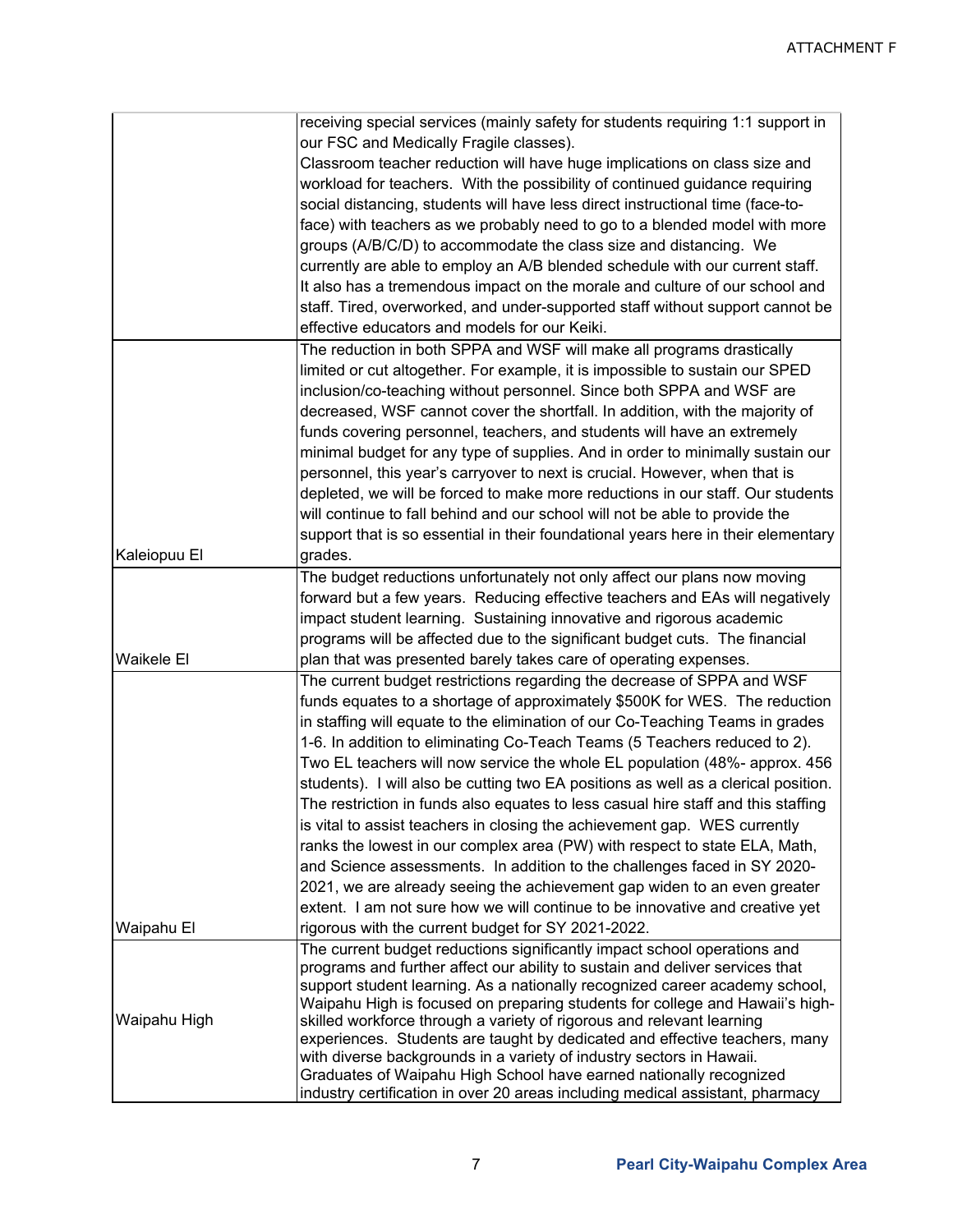| | |
|---|---|
| | receiving special services (mainly safety for students requiring 1:1 support in our FSC and Medically Fragile classes).<br>Classroom teacher reduction will have huge implications on class size and workload for teachers. With the possibility of continued guidance requiring social distancing, students will have less direct instructional time (face-to-face) with teachers as we probably need to go to a blended model with more groups (A/B/C/D) to accommodate the class size and distancing. We currently are able to employ an A/B blended schedule with our current staff. It also has a tremendous impact on the morale and culture of our school and staff. Tired, overworked, and under-supported staff without support cannot be effective educators and models for our Keiki. |
| Kaleiopuu El | The reduction in both SPPA and WSF will make all programs drastically limited or cut altogether. For example, it is impossible to sustain our SPED inclusion/co-teaching without personnel. Since both SPPA and WSF are decreased, WSF cannot cover the shortfall. In addition, with the majority of funds covering personnel, teachers, and students will have an extremely minimal budget for any type of supplies. And in order to minimally sustain our personnel, this year's carryover to next is crucial. However, when that is depleted, we will be forced to make more reductions in our staff. Our students will continue to fall behind and our school will not be able to provide the support that is so essential in their foundational years here in their elementary grades. |
| Waikele El | The budget reductions unfortunately not only affect our plans now moving forward but a few years. Reducing effective teachers and EAs will negatively impact student learning. Sustaining innovative and rigorous academic programs will be affected due to the significant budget cuts. The financial plan that was presented barely takes care of operating expenses. |
| Waipahu El | The current budget restrictions regarding the decrease of SPPA and WSF funds equates to a shortage of approximately $500K for WES. The reduction in staffing will equate to the elimination of our Co-Teaching Teams in grades 1-6. In addition to eliminating Co-Teach Teams (5 Teachers reduced to 2). Two EL teachers will now service the whole EL population (48%- approx. 456 students). I will also be cutting two EA positions as well as a clerical position. The restriction in funds also equates to less casual hire staff and this staffing is vital to assist teachers in closing the achievement gap. WES currently ranks the lowest in our complex area (PW) with respect to state ELA, Math, and Science assessments. In addition to the challenges faced in SY 2020-2021, we are already seeing the achievement gap widen to an even greater extent. I am not sure how we will continue to be innovative and creative yet rigorous with the current budget for SY 2021-2022. |
| Waipahu High | The current budget reductions significantly impact school operations and programs and further affect our ability to sustain and deliver services that support student learning. As a nationally recognized career academy school, Waipahu High is focused on preparing students for college and Hawaii's high-skilled workforce through a variety of rigorous and relevant learning experiences. Students are taught by dedicated and effective teachers, many with diverse backgrounds in a variety of industry sectors in Hawaii. Graduates of Waipahu High School have earned nationally recognized industry certification in over 20 areas including medical assistant, pharmacy |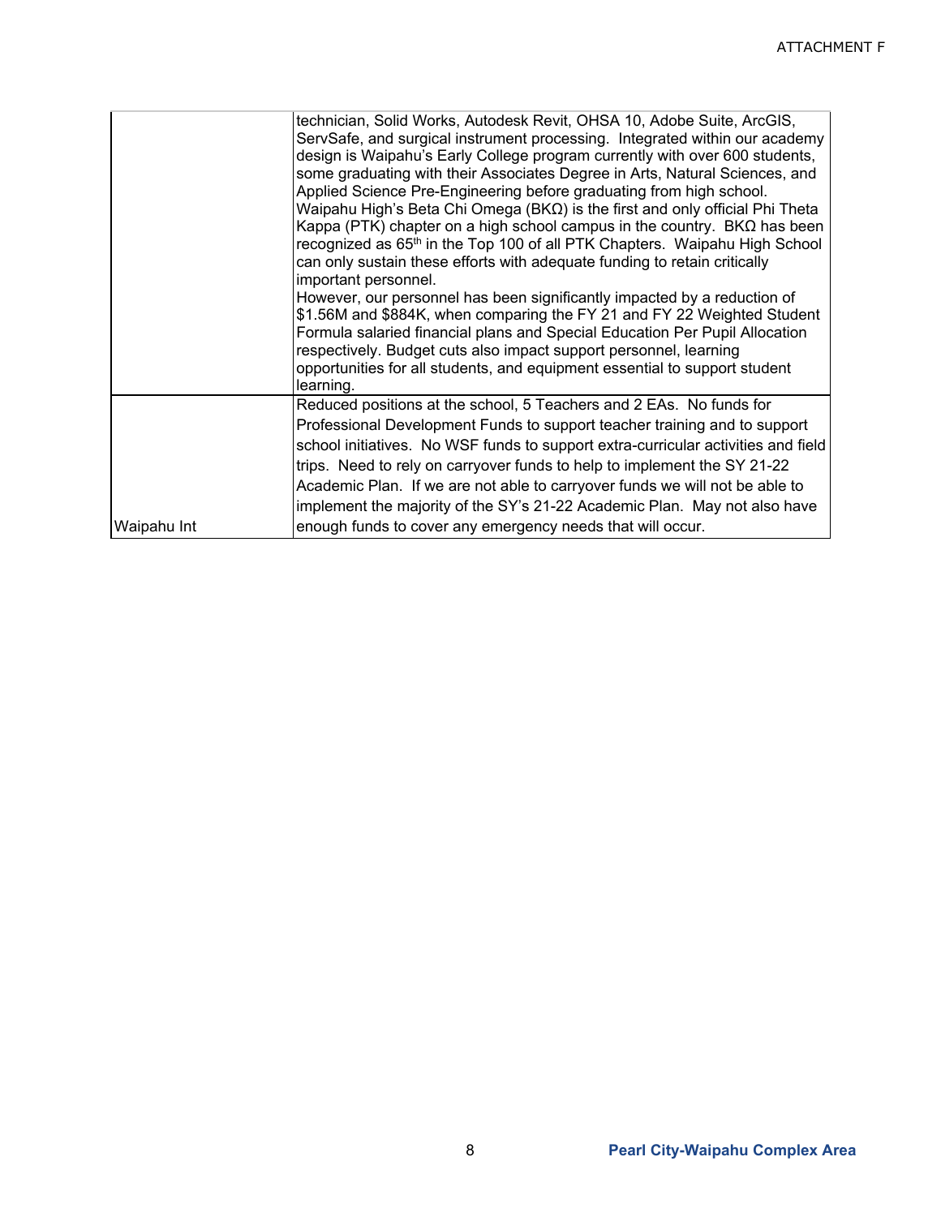| | |
|---|---|
| | technician, Solid Works, Autodesk Revit, OHSA 10, Adobe Suite, ArcGIS, ServSafe, and surgical instrument processing. Integrated within our academy design is Waipahu's Early College program currently with over 600 students, some graduating with their Associates Degree in Arts, Natural Sciences, and Applied Science Pre-Engineering before graduating from high school. Waipahu High's Beta Chi Omega (BKΩ) is the first and only official Phi Theta Kappa (PTK) chapter on a high school campus in the country. BKΩ has been recognized as 65th in the Top 100 of all PTK Chapters. Waipahu High School can only sustain these efforts with adequate funding to retain critically important personnel.<br>However, our personnel has been significantly impacted by a reduction of $1.56M and $884K, when comparing the FY 21 and FY 22 Weighted Student Formula salaried financial plans and Special Education Per Pupil Allocation respectively. Budget cuts also impact support personnel, learning opportunities for all students, and equipment essential to support student learning. |
| Waipahu Int | Reduced positions at the school, 5 Teachers and 2 EAs. No funds for Professional Development Funds to support teacher training and to support school initiatives. No WSF funds to support extra-curricular activities and field trips. Need to rely on carryover funds to help to implement the SY 21-22 Academic Plan. If we are not able to carryover funds we will not be able to implement the majority of the SY's 21-22 Academic Plan. May not also have enough funds to cover any emergency needs that will occur. |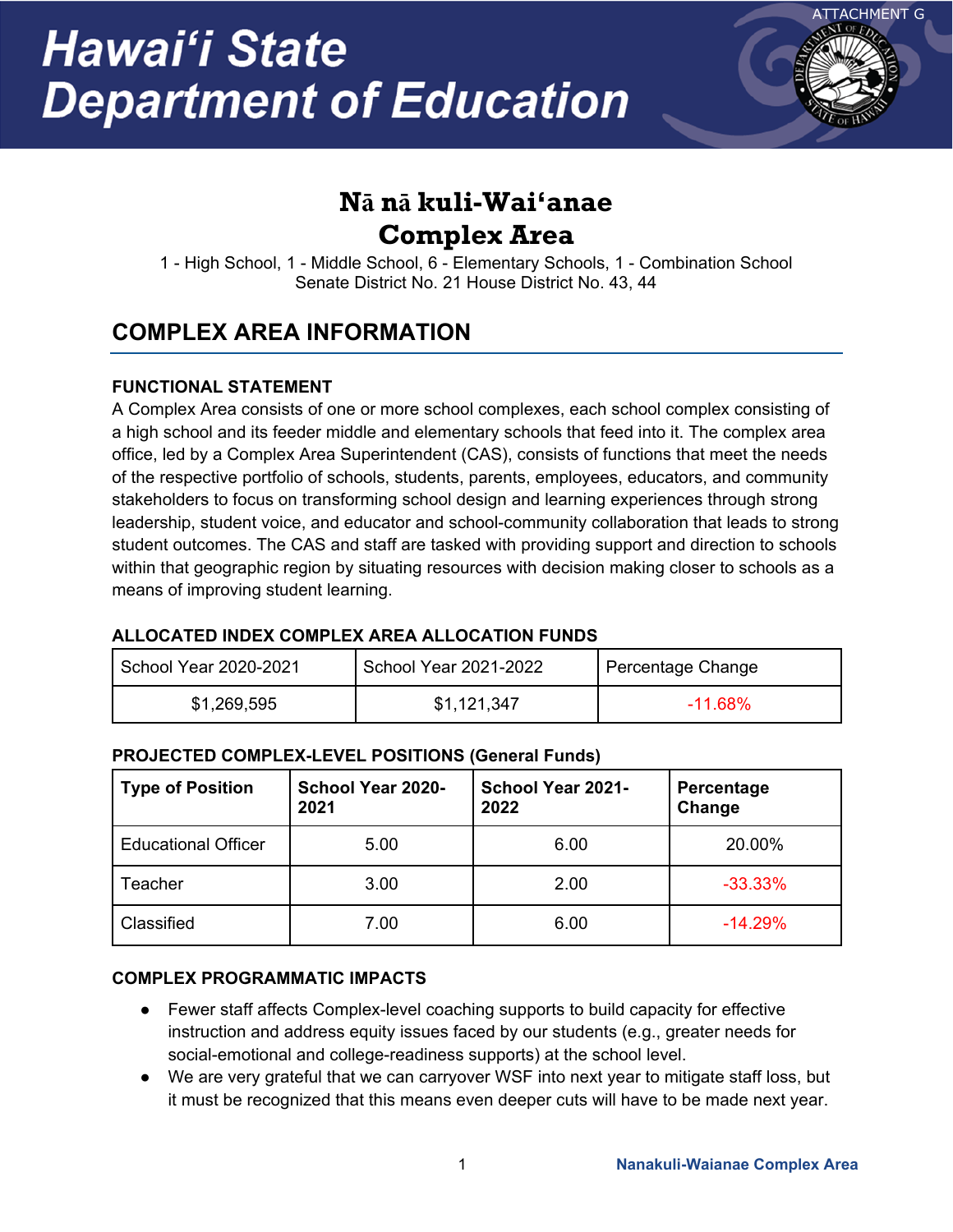ATTACHMENT G

# Hawaiʻi State Department of Education

## Nā nā kuli-Waiʻanae Complex Area

1 - High School, 1 - Middle School, 6 - Elementary Schools, 1 - Combination School
Senate District No. 21 House District No. 43, 44

## COMPLEX AREA INFORMATION

### FUNCTIONAL STATEMENT

A Complex Area consists of one or more school complexes, each school complex consisting of a high school and its feeder middle and elementary schools that feed into it. The complex area office, led by a Complex Area Superintendent (CAS), consists of functions that meet the needs of the respective portfolio of schools, students, parents, employees, educators, and community stakeholders to focus on transforming school design and learning experiences through strong leadership, student voice, and educator and school-community collaboration that leads to strong student outcomes. The CAS and staff are tasked with providing support and direction to schools within that geographic region by situating resources with decision making closer to schools as a means of improving student learning.

### ALLOCATED INDEX COMPLEX AREA ALLOCATION FUNDS

| School Year 2020-2021 | School Year 2021-2022 | Percentage Change |
|---|---|---|
| $1,269,595 | $1,121,347 | -11.68% |

### PROJECTED COMPLEX-LEVEL POSITIONS (General Funds)

| Type of Position | School Year 2020-2021 | School Year 2021-2022 | Percentage Change |
|---|---|---|---|
| Educational Officer | 5.00 | 6.00 | 20.00% |
| Teacher | 3.00 | 2.00 | -33.33% |
| Classified | 7.00 | 6.00 | -14.29% |

### COMPLEX PROGRAMMATIC IMPACTS

- Fewer staff affects Complex-level coaching supports to build capacity for effective instruction and address equity issues faced by our students (e.g., greater needs for social-emotional and college-readiness supports) at the school level.
- We are very grateful that we can carryover WSF into next year to mitigate staff loss, but it must be recognized that this means even deeper cuts will have to be made next year.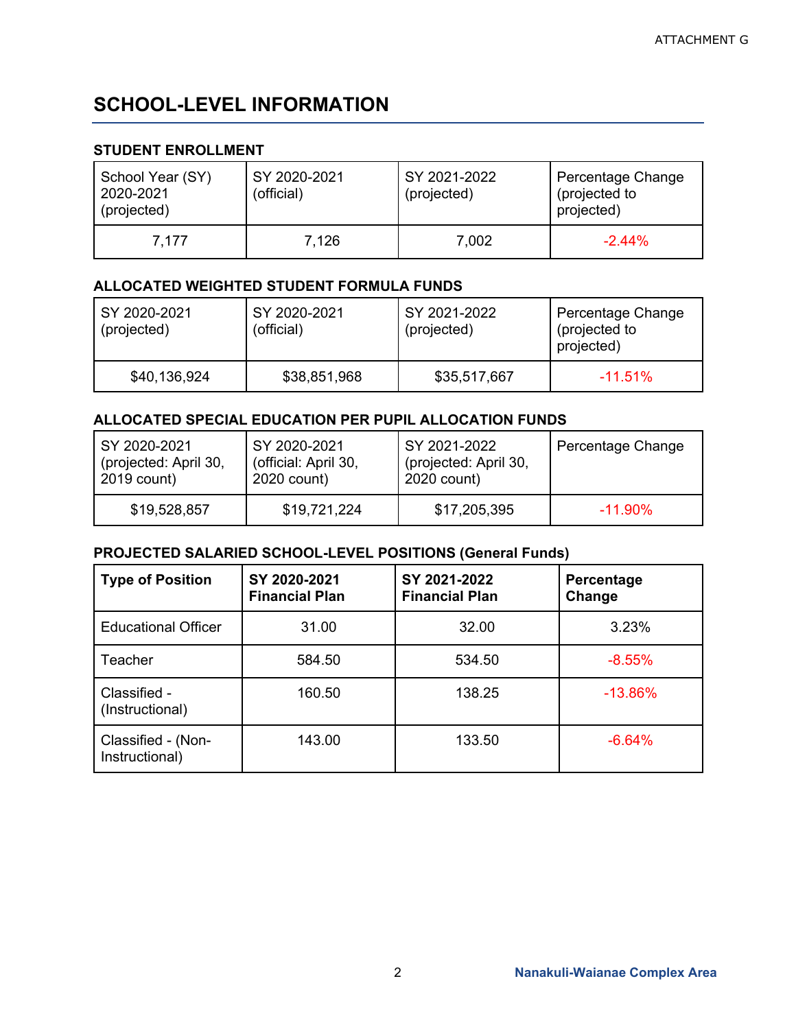## SCHOOL-LEVEL INFORMATION

### STUDENT ENROLLMENT

| School Year (SY) 2020-2021 (projected) | SY 2020-2021 (official) | SY 2021-2022 (projected) | Percentage Change (projected to projected) |
|---|---|---|---|
| 7,177 | 7,126 | 7,002 | -2.44% |

### ALLOCATED WEIGHTED STUDENT FORMULA FUNDS

| SY 2020-2021 (projected) | SY 2020-2021 (official) | SY 2021-2022 (projected) | Percentage Change (projected to projected) |
|---|---|---|---|
| $40,136,924 | $38,851,968 | $35,517,667 | -11.51% |

### ALLOCATED SPECIAL EDUCATION PER PUPIL ALLOCATION FUNDS

| SY 2020-2021 (projected: April 30, 2019 count) | SY 2020-2021 (official: April 30, 2020 count) | SY 2021-2022 (projected: April 30, 2020 count) | Percentage Change |
|---|---|---|---|
| $19,528,857 | $19,721,224 | $17,205,395 | -11.90% |

### PROJECTED SALARIED SCHOOL-LEVEL POSITIONS (General Funds)

| **Type of Position** | **SY 2020-2021 Financial Plan** | **SY 2021-2022 Financial Plan** | **Percentage Change** |
|---|---|---|---|
| Educational Officer | 31.00 | 32.00 | 3.23% |
| Teacher | 584.50 | 534.50 | -8.55% |
| Classified - (Instructional) | 160.50 | 138.25 | -13.86% |
| Classified - (Non-Instructional) | 143.00 | 133.50 | -6.64% |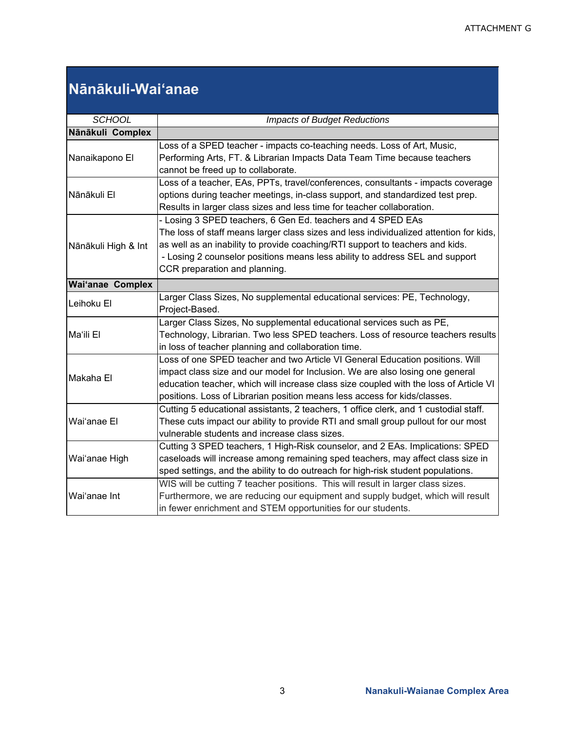ATTACHMENT G

# Nānākuli-Wai'anae

| *SCHOOL* | *Impacts of Budget Reductions* |
|---|---|
| **Nānākuli Complex** | |
| Nanaikapono El | Loss of a SPED teacher - impacts co-teaching needs. Loss of Art, Music, Performing Arts, FT. & Librarian Impacts Data Team Time because teachers cannot be freed up to collaborate. |
| Nānākuli El | Loss of a teacher, EAs, PPTs, travel/conferences, consultants - impacts coverage options during teacher meetings, in-class support, and standardized test prep. Results in larger class sizes and less time for teacher collaboration. |
| Nānākuli High & Int | - Losing 3 SPED teachers, 6 Gen Ed. teachers and 4 SPED EAs<br>The loss of staff means larger class sizes and less individualized attention for kids, as well as an inability to provide coaching/RTI support to teachers and kids.<br>- Losing 2 counselor positions means less ability to address SEL and support CCR preparation and planning. |
| **Wai'anae Complex** | |
| Leihoku El | Larger Class Sizes, No supplemental educational services: PE, Technology, Project-Based. |
| Ma'ili El | Larger Class Sizes, No supplemental educational services such as PE, Technology, Librarian. Two less SPED teachers. Loss of resource teachers results in loss of teacher planning and collaboration time. |
| Makaha El | Loss of one SPED teacher and two Article VI General Education positions. Will impact class size and our model for Inclusion. We are also losing one general education teacher, which will increase class size coupled with the loss of Article VI positions. Loss of Librarian position means less access for kids/classes. |
| Wai'anae El | Cutting 5 educational assistants, 2 teachers, 1 office clerk, and 1 custodial staff. These cuts impact our ability to provide RTI and small group pullout for our most vulnerable students and increase class sizes. |
| Wai'anae High | Cutting 3 SPED teachers, 1 High-Risk counselor, and 2 EAs. Implications: SPED caseloads will increase among remaining sped teachers, may affect class size in sped settings, and the ability to do outreach for high-risk student populations. |
| Wai'anae Int | WIS will be cutting 7 teacher positions. This will result in larger class sizes. Furthermore, we are reducing our equipment and supply budget, which will result in fewer enrichment and STEM opportunities for our students. |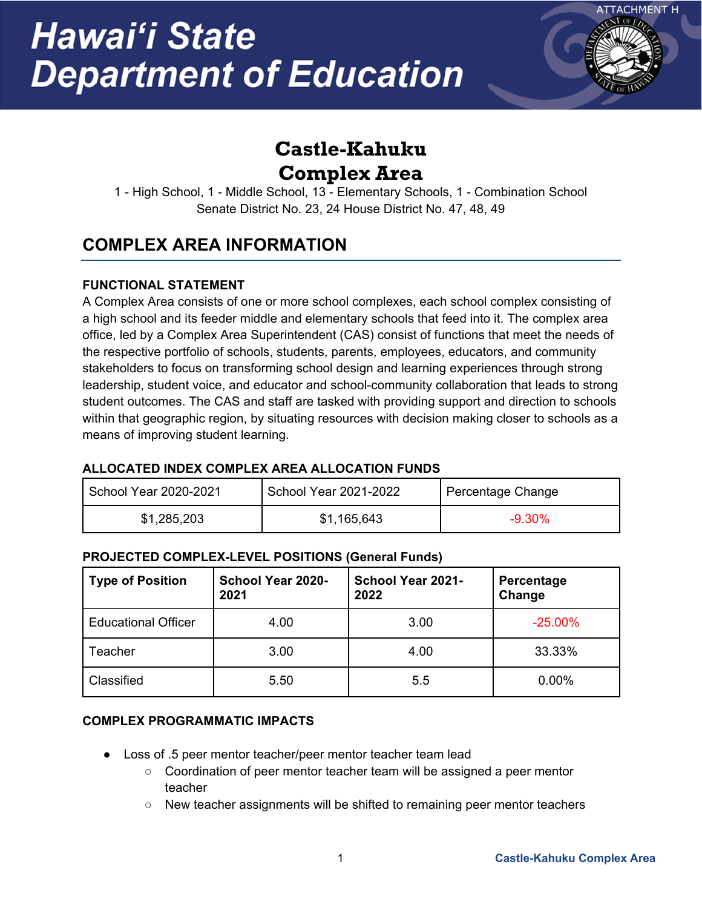ATTACHMENT H

# Hawaiʻi State Department of Education

## Castle-Kahuku Complex Area

1 - High School, 1 - Middle School, 13 - Elementary Schools, 1 - Combination School
Senate District No. 23, 24 House District No. 47, 48, 49

## COMPLEX AREA INFORMATION

### FUNCTIONAL STATEMENT

A Complex Area consists of one or more school complexes, each school complex consisting of a high school and its feeder middle and elementary schools that feed into it. The complex area office, led by a Complex Area Superintendent (CAS) consist of functions that meet the needs of the respective portfolio of schools, students, parents, employees, educators, and community stakeholders to focus on transforming school design and learning experiences through strong leadership, student voice, and educator and school-community collaboration that leads to strong student outcomes. The CAS and staff are tasked with providing support and direction to schools within that geographic region, by situating resources with decision making closer to schools as a means of improving student learning.

### ALLOCATED INDEX COMPLEX AREA ALLOCATION FUNDS

| School Year 2020-2021 | School Year 2021-2022 | Percentage Change |
|---|---|---|
| $1,285,203 | $1,165,643 | -9.30% |

### PROJECTED COMPLEX-LEVEL POSITIONS (General Funds)

| Type of Position | School Year 2020-2021 | School Year 2021-2022 | Percentage Change |
|---|---|---|---|
| Educational Officer | 4.00 | 3.00 | -25.00% |
| Teacher | 3.00 | 4.00 | 33.33% |
| Classified | 5.50 | 5.5 | 0.00% |

### COMPLEX PROGRAMMATIC IMPACTS

- Loss of .5 peer mentor teacher/peer mentor teacher team lead
  - Coordination of peer mentor teacher team will be assigned a peer mentor teacher
  - New teacher assignments will be shifted to remaining peer mentor teachers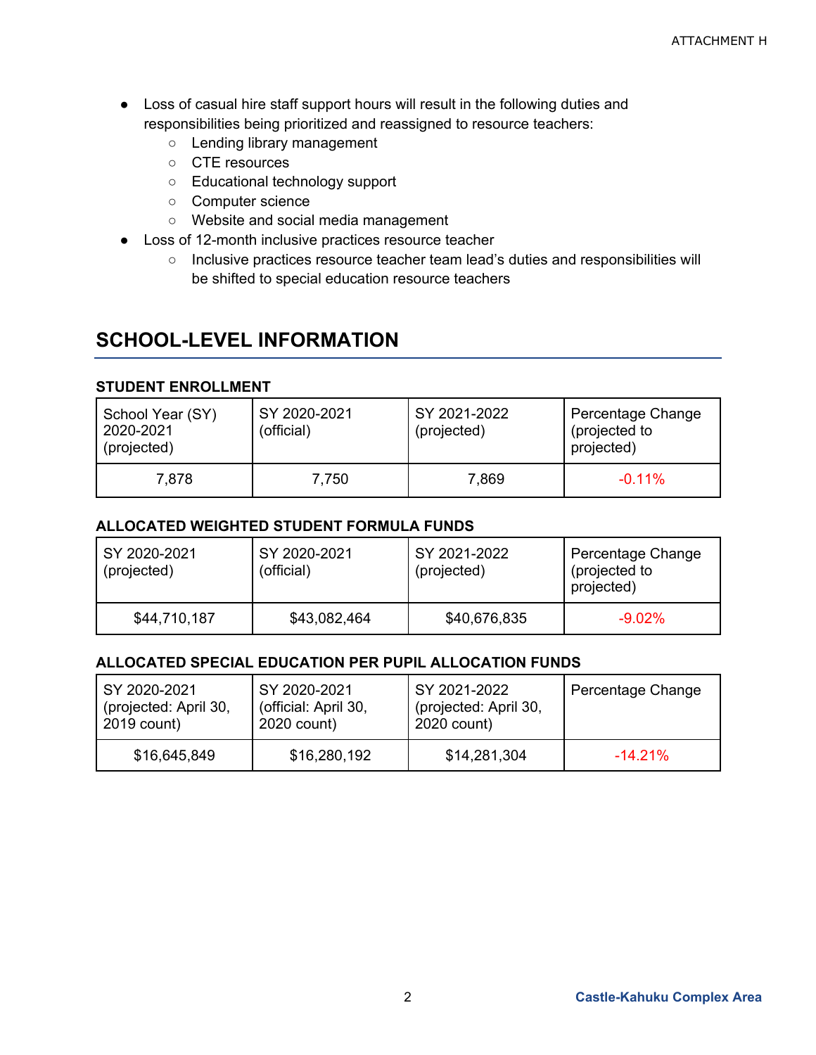- Loss of casual hire staff support hours will result in the following duties and responsibilities being prioritized and reassigned to resource teachers:
  - Lending library management
  - CTE resources
  - Educational technology support
  - Computer science
  - Website and social media management
- Loss of 12-month inclusive practices resource teacher
  - Inclusive practices resource teacher team lead's duties and responsibilities will be shifted to special education resource teachers

## SCHOOL-LEVEL INFORMATION

### STUDENT ENROLLMENT

| School Year (SY) 2020-2021 (projected) | SY 2020-2021 (official) | SY 2021-2022 (projected) | Percentage Change (projected to projected) |
|---|---|---|---|
| 7,878 | 7,750 | 7,869 | -0.11% |

### ALLOCATED WEIGHTED STUDENT FORMULA FUNDS

| SY 2020-2021 (projected) | SY 2020-2021 (official) | SY 2021-2022 (projected) | Percentage Change (projected to projected) |
|---|---|---|---|
| $44,710,187 | $43,082,464 | $40,676,835 | -9.02% |

### ALLOCATED SPECIAL EDUCATION PER PUPIL ALLOCATION FUNDS

| SY 2020-2021 (projected: April 30, 2019 count) | SY 2020-2021 (official: April 30, 2020 count) | SY 2021-2022 (projected: April 30, 2020 count) | Percentage Change |
|---|---|---|---|
| $16,645,849 | $16,280,192 | $14,281,304 | -14.21% |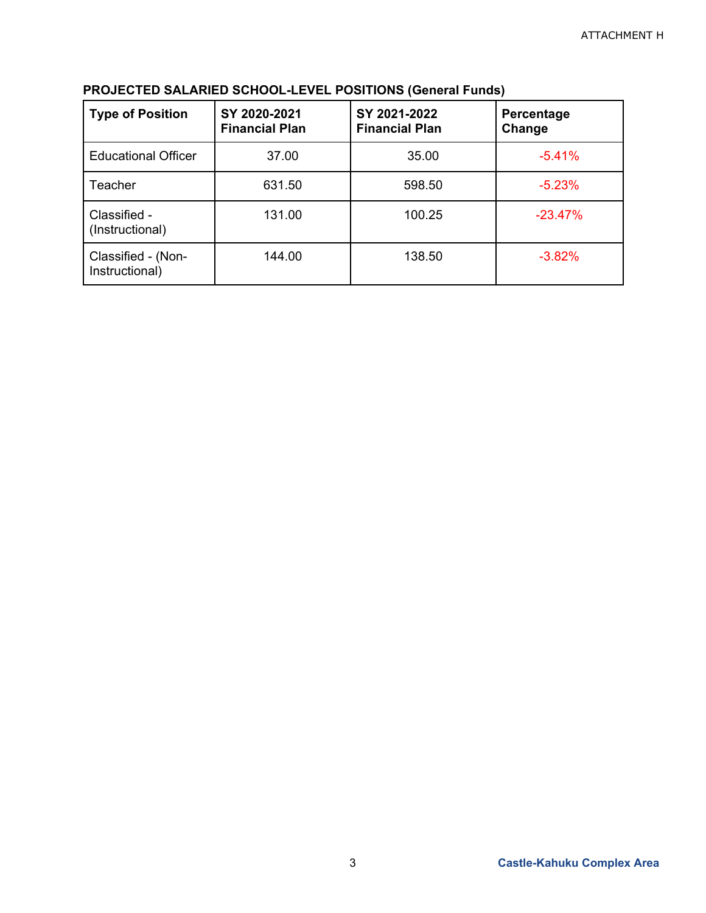**PROJECTED SALARIED SCHOOL-LEVEL POSITIONS (General Funds)**

| Type of Position | SY 2020-2021 Financial Plan | SY 2021-2022 Financial Plan | Percentage Change |
|---|---|---|---|
| Educational Officer | 37.00 | 35.00 | -5.41% |
| Teacher | 631.50 | 598.50 | -5.23% |
| Classified - (Instructional) | 131.00 | 100.25 | -23.47% |
| Classified - (Non-Instructional) | 144.00 | 138.50 | -3.82% |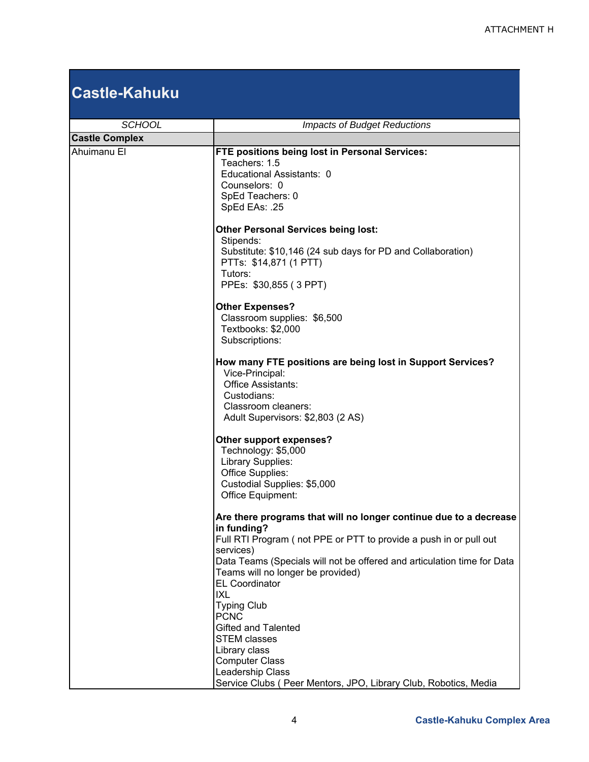# Castle-Kahuku

| *SCHOOL* | *Impacts of Budget Reductions* |
|---|---|
| **Castle Complex** | |
| Ahuimanu El | **FTE positions being lost in Personal Services:**<br>Teachers: 1.5<br>Educational Assistants: 0<br>Counselors: 0<br>SpEd Teachers: 0<br>SpEd EAs: .25<br><br>**Other Personal Services being lost:**<br>Stipends:<br>Substitute: $10,146 (24 sub days for PD and Collaboration)<br>PTTs: $14,871 (1 PTT)<br>Tutors:<br>PPEs: $30,855 ( 3 PPT)<br><br>**Other Expenses?**<br>Classroom supplies: $6,500<br>Textbooks: $2,000<br>Subscriptions:<br><br>**How many FTE positions are being lost in Support Services?**<br>Vice-Principal:<br>Office Assistants:<br>Custodians:<br>Classroom cleaners:<br>Adult Supervisors: $2,803 (2 AS)<br><br>**Other support expenses?**<br>Technology: $5,000<br>Library Supplies:<br>Office Supplies:<br>Custodial Supplies: $5,000<br>Office Equipment:<br><br>**Are there programs that will no longer continue due to a decrease in funding?**<br>Full RTI Program ( not PPE or PTT to provide a push in or pull out services)<br>Data Teams (Specials will not be offered and articulation time for Data Teams will no longer be provided)<br>EL Coordinator<br>IXL<br>Typing Club<br>PCNC<br>Gifted and Talented<br>STEM classes<br>Library class<br>Computer Class<br>Leadership Class<br>Service Clubs ( Peer Mentors, JPO, Library Club, Robotics, Media |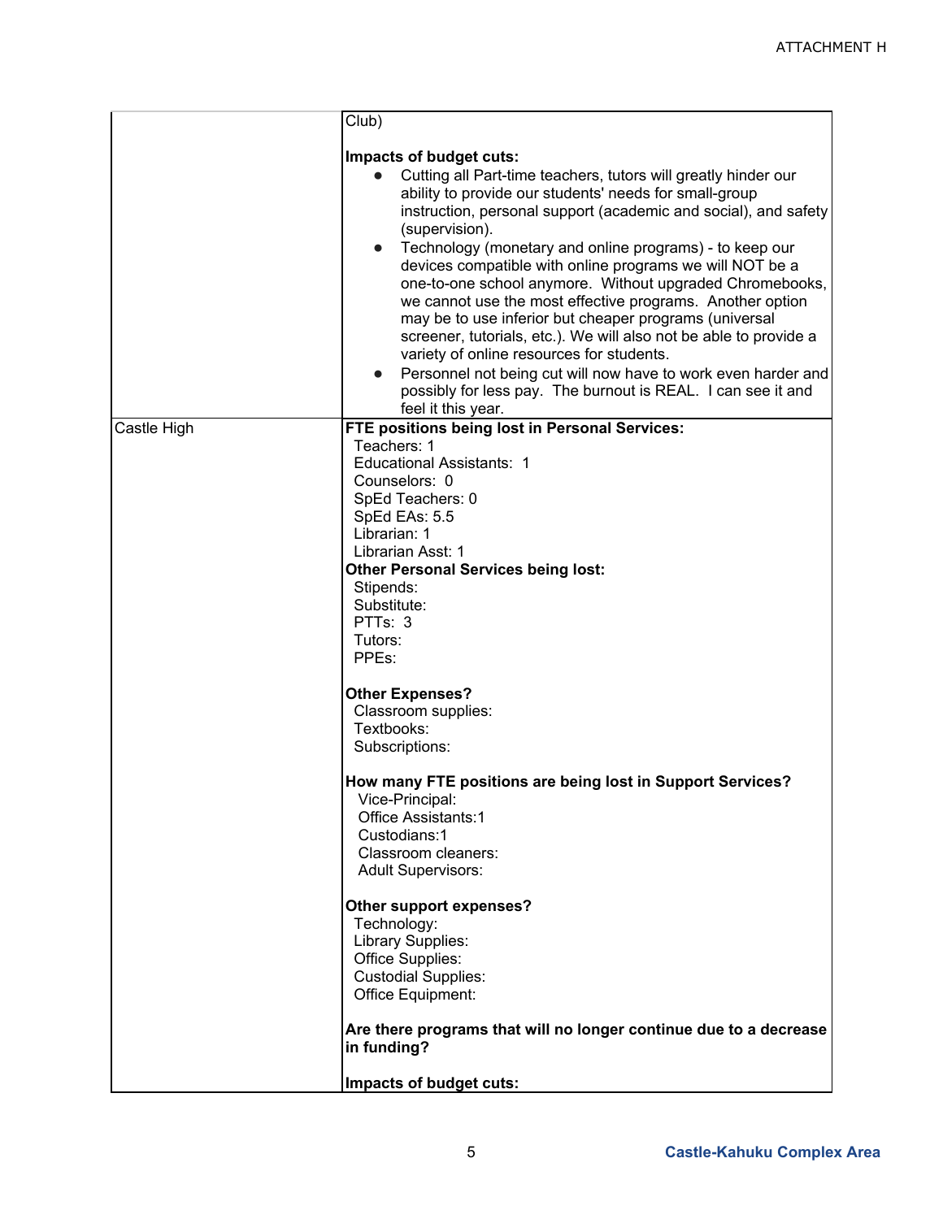| | |
|---|---|
| | Club)<br><br>**Impacts of budget cuts:**<br>• Cutting all Part-time teachers, tutors will greatly hinder our ability to provide our students' needs for small-group instruction, personal support (academic and social), and safety (supervision).<br>• Technology (monetary and online programs) - to keep our devices compatible with online programs we will NOT be a one-to-one school anymore. Without upgraded Chromebooks, we cannot use the most effective programs. Another option may be to use inferior but cheaper programs (universal screener, tutorials, etc.). We will also not be able to provide a variety of online resources for students.<br>• Personnel not being cut will now have to work even harder and possibly for less pay. The burnout is REAL. I can see it and feel it this year. |
| Castle High | **FTE positions being lost in Personal Services:**<br>Teachers: 1<br>Educational Assistants: 1<br>Counselors: 0<br>SpEd Teachers: 0<br>SpEd EAs: 5.5<br>Librarian: 1<br>Librarian Asst: 1<br>**Other Personal Services being lost:**<br>Stipends:<br>Substitute:<br>PTTs: 3<br>Tutors:<br>PPEs:<br><br>**Other Expenses?**<br>Classroom supplies:<br>Textbooks:<br>Subscriptions:<br><br>**How many FTE positions are being lost in Support Services?**<br>Vice-Principal:<br>Office Assistants:1<br>Custodians:1<br>Classroom cleaners:<br>Adult Supervisors:<br><br>**Other support expenses?**<br>Technology:<br>Library Supplies:<br>Office Supplies:<br>Custodial Supplies:<br>Office Equipment:<br><br>**Are there programs that will no longer continue due to a decrease in funding?**<br><br>**Impacts of budget cuts:** |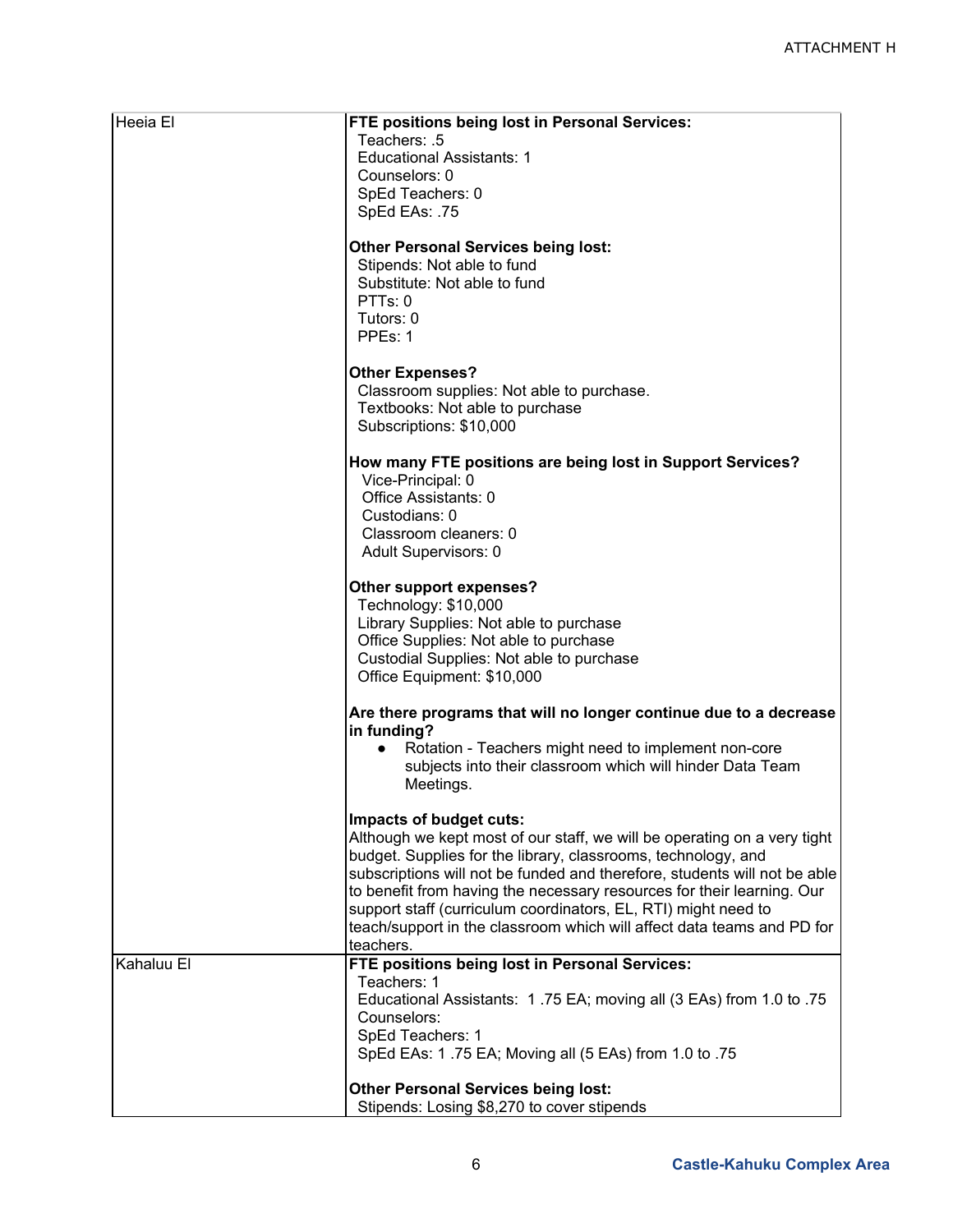| | |
|---|---|
| Heeia El | **FTE positions being lost in Personal Services:**<br>Teachers: .5<br>Educational Assistants: 1<br>Counselors: 0<br>SpEd Teachers: 0<br>SpEd EAs: .75<br><br>**Other Personal Services being lost:**<br>Stipends: Not able to fund<br>Substitute: Not able to fund<br>PTTs: 0<br>Tutors: 0<br>PPEs: 1<br><br>**Other Expenses?**<br>Classroom supplies: Not able to purchase.<br>Textbooks: Not able to purchase<br>Subscriptions: $10,000<br><br>**How many FTE positions are being lost in Support Services?**<br>Vice-Principal: 0<br>Office Assistants: 0<br>Custodians: 0<br>Classroom cleaners: 0<br>Adult Supervisors: 0<br><br>**Other support expenses?**<br>Technology: $10,000<br>Library Supplies: Not able to purchase<br>Office Supplies: Not able to purchase<br>Custodial Supplies: Not able to purchase<br>Office Equipment: $10,000<br><br>**Are there programs that will no longer continue due to a decrease in funding?**<br>• Rotation - Teachers might need to implement non-core subjects into their classroom which will hinder Data Team Meetings.<br><br>**Impacts of budget cuts:**<br>Although we kept most of our staff, we will be operating on a very tight budget. Supplies for the library, classrooms, technology, and subscriptions will not be funded and therefore, students will not be able to benefit from having the necessary resources for their learning. Our support staff (curriculum coordinators, EL, RTI) might need to teach/support in the classroom which will affect data teams and PD for teachers. |
| Kahaluu El | **FTE positions being lost in Personal Services:**<br>Teachers: 1<br>Educational Assistants: 1 .75 EA; moving all (3 EAs) from 1.0 to .75<br>Counselors:<br>SpEd Teachers: 1<br>SpEd EAs: 1 .75 EA; Moving all (5 EAs) from 1.0 to .75<br><br>**Other Personal Services being lost:**<br>Stipends: Losing $8,270 to cover stipends |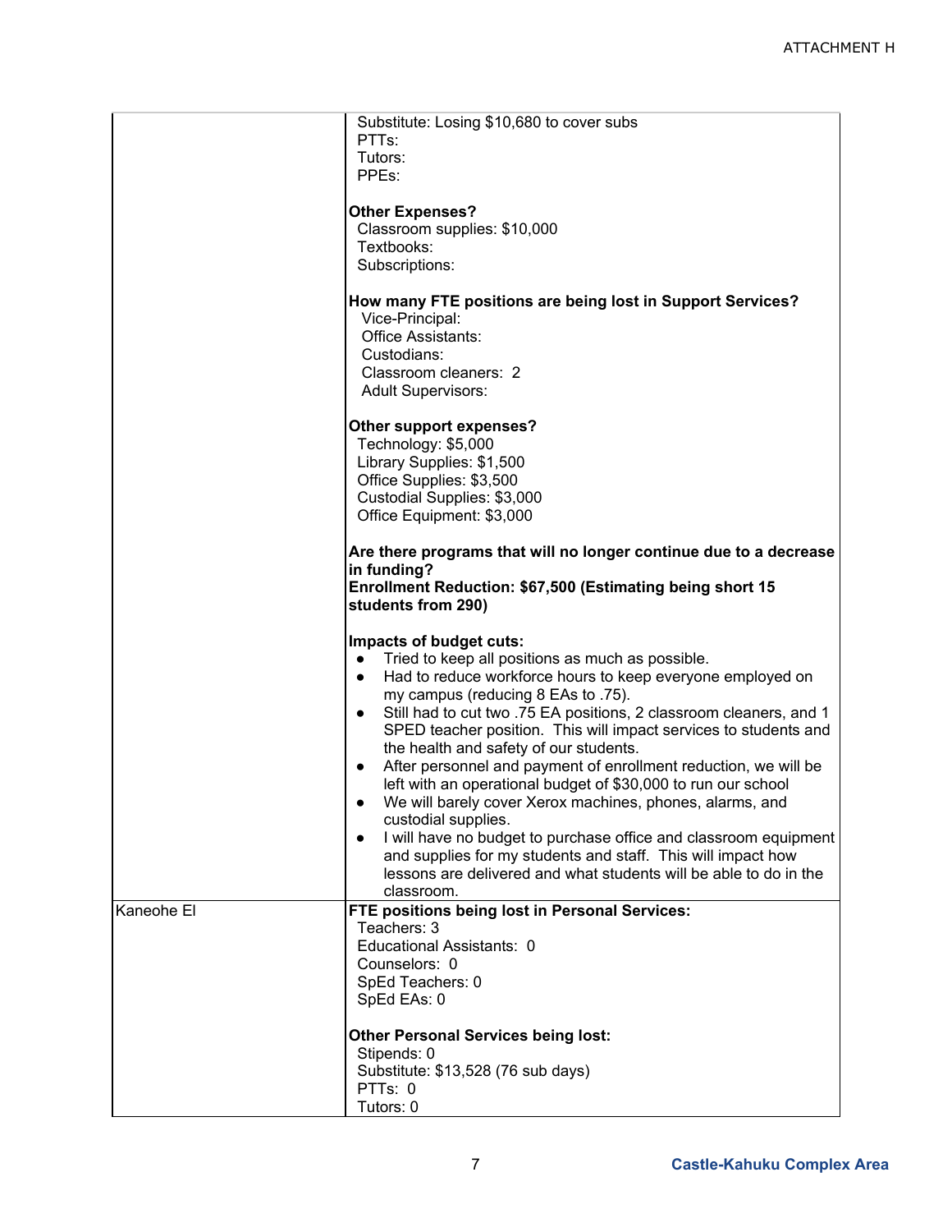| | |
|---|---|
| | Substitute: Losing $10,680 to cover subs<br>PTTs:<br>Tutors:<br>PPEs:<br><br>**Other Expenses?**<br>Classroom supplies: $10,000<br>Textbooks:<br>Subscriptions:<br><br>**How many FTE positions are being lost in Support Services?**<br>Vice-Principal:<br>Office Assistants:<br>Custodians:<br>Classroom cleaners: 2<br>Adult Supervisors:<br><br>**Other support expenses?**<br>Technology: $5,000<br>Library Supplies: $1,500<br>Office Supplies: $3,500<br>Custodial Supplies: $3,000<br>Office Equipment: $3,000<br><br>**Are there programs that will no longer continue due to a decrease in funding?**<br>**Enrollment Reduction: $67,500 (Estimating being short 15 students from 290)**<br><br>**Impacts of budget cuts:**<br>● Tried to keep all positions as much as possible.<br>● Had to reduce workforce hours to keep everyone employed on my campus (reducing 8 EAs to .75).<br>● Still had to cut two .75 EA positions, 2 classroom cleaners, and 1 SPED teacher position. This will impact services to students and the health and safety of our students.<br>● After personnel and payment of enrollment reduction, we will be left with an operational budget of $30,000 to run our school<br>● We will barely cover Xerox machines, phones, alarms, and custodial supplies.<br>● I will have no budget to purchase office and classroom equipment and supplies for my students and staff. This will impact how lessons are delivered and what students will be able to do in the classroom. |
| Kaneohe El | **FTE positions being lost in Personal Services:**<br>Teachers: 3<br>Educational Assistants: 0<br>Counselors: 0<br>SpEd Teachers: 0<br>SpEd EAs: 0<br><br>**Other Personal Services being lost:**<br>Stipends: 0<br>Substitute: $13,528 (76 sub days)<br>PTTs: 0<br>Tutors: 0 |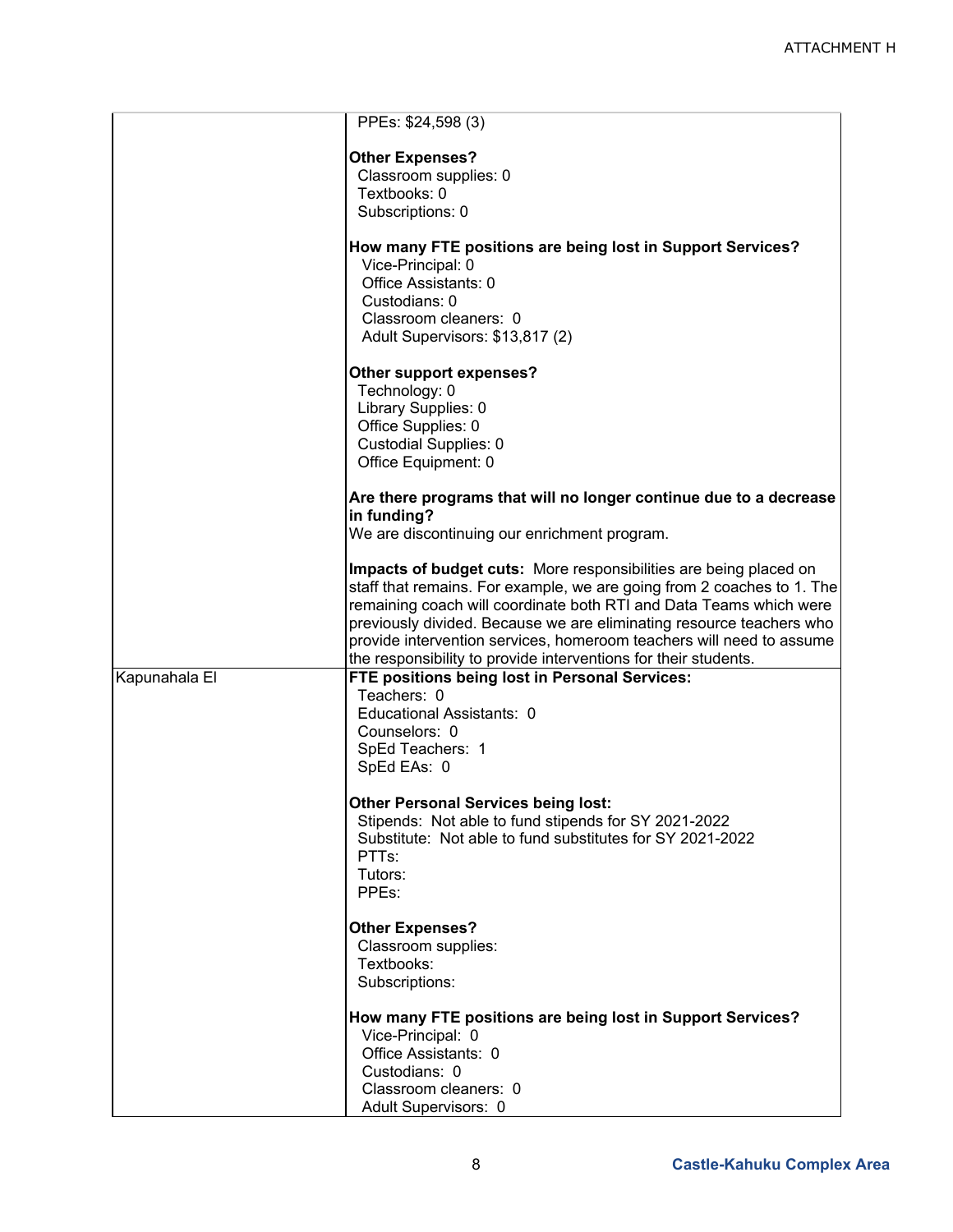| | |
|---|---|
| | PPEs: $24,598 (3)<br><br>**Other Expenses?**<br>Classroom supplies: 0<br>Textbooks: 0<br>Subscriptions: 0<br><br>**How many FTE positions are being lost in Support Services?**<br>Vice-Principal: 0<br>Office Assistants: 0<br>Custodians: 0<br>Classroom cleaners: 0<br>Adult Supervisors: $13,817 (2)<br><br>**Other support expenses?**<br>Technology: 0<br>Library Supplies: 0<br>Office Supplies: 0<br>Custodial Supplies: 0<br>Office Equipment: 0<br><br>**Are there programs that will no longer continue due to a decrease in funding?**<br>We are discontinuing our enrichment program.<br><br>**Impacts of budget cuts:** More responsibilities are being placed on staff that remains. For example, we are going from 2 coaches to 1. The remaining coach will coordinate both RTI and Data Teams which were previously divided. Because we are eliminating resource teachers who provide intervention services, homeroom teachers will need to assume the responsibility to provide interventions for their students. |
| Kapunahala El | **FTE positions being lost in Personal Services:**<br>Teachers: 0<br>Educational Assistants: 0<br>Counselors: 0<br>SpEd Teachers: 1<br>SpEd EAs: 0<br><br>**Other Personal Services being lost:**<br>Stipends: Not able to fund stipends for SY 2021-2022<br>Substitute: Not able to fund substitutes for SY 2021-2022<br>PTTs:<br>Tutors:<br>PPEs:<br><br>**Other Expenses?**<br>Classroom supplies:<br>Textbooks:<br>Subscriptions:<br><br>**How many FTE positions are being lost in Support Services?**<br>Vice-Principal: 0<br>Office Assistants: 0<br>Custodians: 0<br>Classroom cleaners: 0<br>Adult Supervisors: 0 |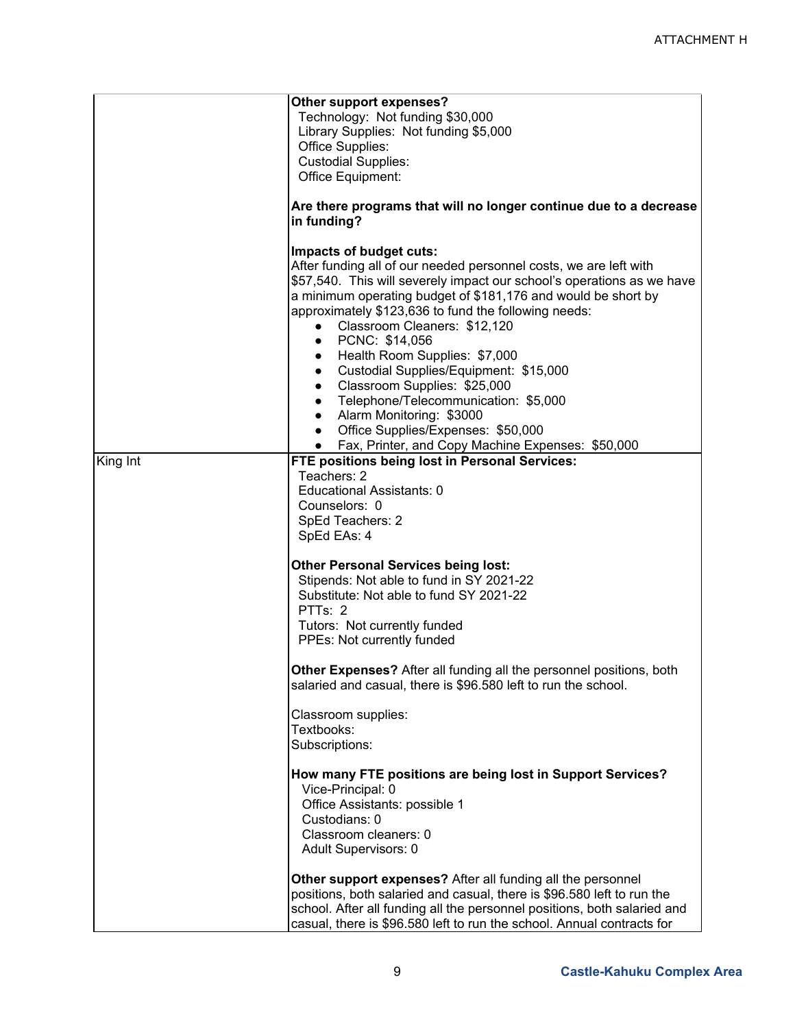| | |
|---|---|
| | **Other support expenses?**<br>Technology: Not funding \$30,000<br>Library Supplies: Not funding \$5,000<br>Office Supplies:<br>Custodial Supplies:<br>Office Equipment:<br><br>**Are there programs that will no longer continue due to a decrease in funding?**<br><br>**Impacts of budget cuts:**<br>After funding all of our needed personnel costs, we are left with \$57,540. This will severely impact our school's operations as we have a minimum operating budget of \$181,176 and would be short by approximately \$123,636 to fund the following needs:<br>• Classroom Cleaners: \$12,120<br>• PCNC: \$14,056<br>• Health Room Supplies: \$7,000<br>• Custodial Supplies/Equipment: \$15,000<br>• Classroom Supplies: \$25,000<br>• Telephone/Telecommunication: \$5,000<br>• Alarm Monitoring: \$3000<br>• Office Supplies/Expenses: \$50,000<br>• Fax, Printer, and Copy Machine Expenses: \$50,000 |
| King Int | **FTE positions being lost in Personal Services:**<br>Teachers: 2<br>Educational Assistants: 0<br>Counselors: 0<br>SpEd Teachers: 2<br>SpEd EAs: 4<br><br>**Other Personal Services being lost:**<br>Stipends: Not able to fund in SY 2021-22<br>Substitute: Not able to fund SY 2021-22<br>PTTs: 2<br>Tutors: Not currently funded<br>PPEs: Not currently funded<br><br>**Other Expenses?** After all funding all the personnel positions, both salaried and casual, there is \$96.580 left to run the school.<br><br>Classroom supplies:<br>Textbooks:<br>Subscriptions:<br><br>**How many FTE positions are being lost in Support Services?**<br>Vice-Principal: 0<br>Office Assistants: possible 1<br>Custodians: 0<br>Classroom cleaners: 0<br>Adult Supervisors: 0<br><br>**Other support expenses?** After all funding all the personnel positions, both salaried and casual, there is \$96.580 left to run the school. After all funding all the personnel positions, both salaried and casual, there is \$96.580 left to run the school. Annual contracts for |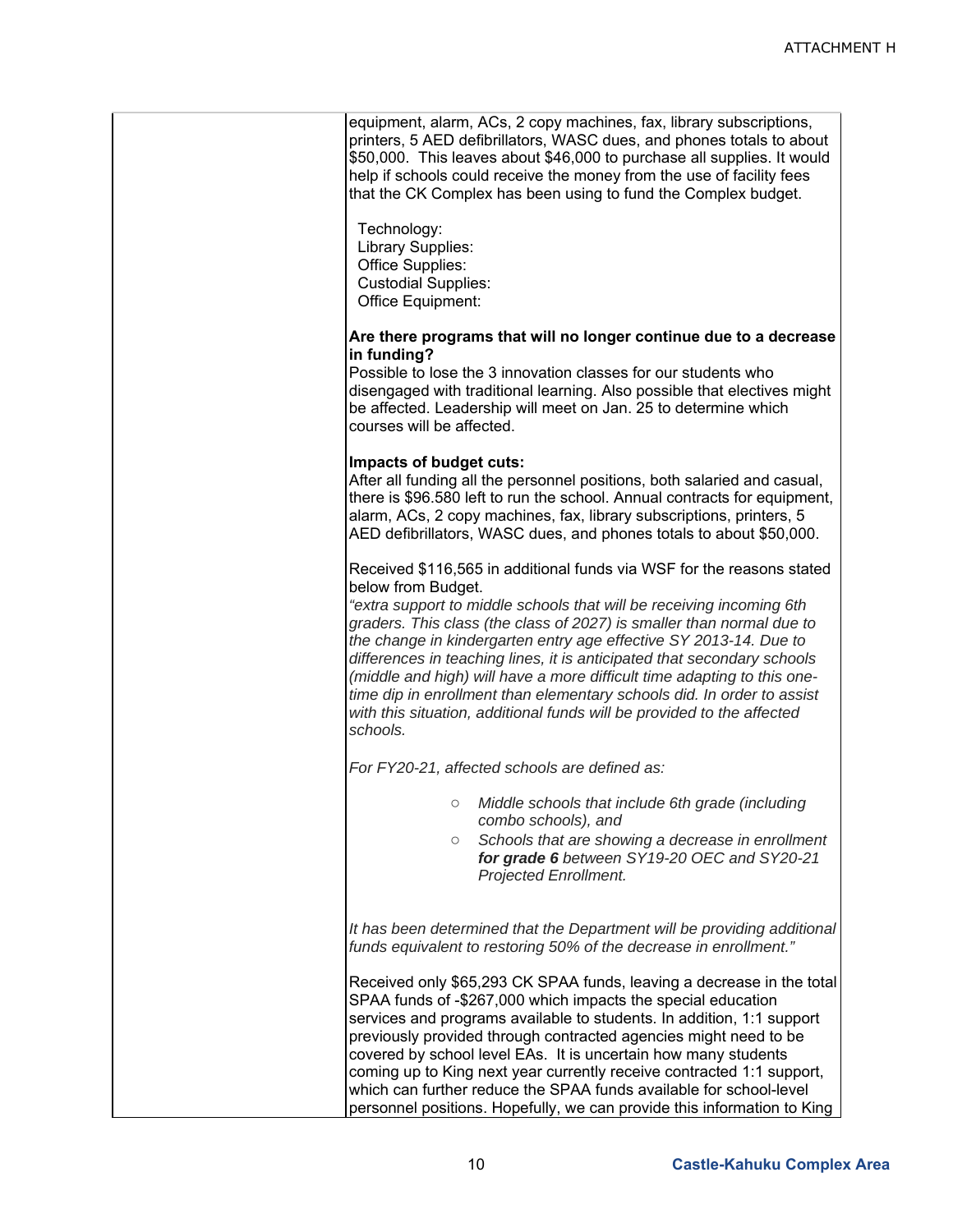| | |
|---|---|
| | equipment, alarm, ACs, 2 copy machines, fax, library subscriptions, printers, 5 AED defibrillators, WASC dues, and phones totals to about \$50,000. This leaves about \$46,000 to purchase all supplies. It would help if schools could receive the money from the use of facility fees that the CK Complex has been using to fund the Complex budget.<br><br>Technology:<br>Library Supplies:<br>Office Supplies:<br>Custodial Supplies:<br>Office Equipment:<br><br>**Are there programs that will no longer continue due to a decrease in funding?**<br>Possible to lose the 3 innovation classes for our students who disengaged with traditional learning. Also possible that electives might be affected. Leadership will meet on Jan. 25 to determine which courses will be affected.<br><br>**Impacts of budget cuts:**<br>After all funding all the personnel positions, both salaried and casual, there is \$96.580 left to run the school. Annual contracts for equipment, alarm, ACs, 2 copy machines, fax, library subscriptions, printers, 5 AED defibrillators, WASC dues, and phones totals to about \$50,000.<br><br>Received \$116,565 in additional funds via WSF for the reasons stated below from Budget.<br>*"extra support to middle schools that will be receiving incoming 6th graders. This class (the class of 2027) is smaller than normal due to the change in kindergarten entry age effective SY 2013-14. Due to differences in teaching lines, it is anticipated that secondary schools (middle and high) will have a more difficult time adapting to this one-time dip in enrollment than elementary schools did. In order to assist with this situation, additional funds will be provided to the affected schools.*<br><br>*For FY20-21, affected schools are defined as:*<br><br>○ *Middle schools that include 6th grade (including combo schools), and*<br>○ *Schools that are showing a decrease in enrollment **for grade 6** between SY19-20 OEC and SY20-21 Projected Enrollment.*<br><br>*It has been determined that the Department will be providing additional funds equivalent to restoring 50% of the decrease in enrollment."*<br><br>Received only \$65,293 CK SPAA funds, leaving a decrease in the total SPAA funds of -\$267,000 which impacts the special education services and programs available to students. In addition, 1:1 support previously provided through contracted agencies might need to be covered by school level EAs. It is uncertain how many students coming up to King next year currently receive contracted 1:1 support, which can further reduce the SPAA funds available for school-level personnel positions. Hopefully, we can provide this information to King |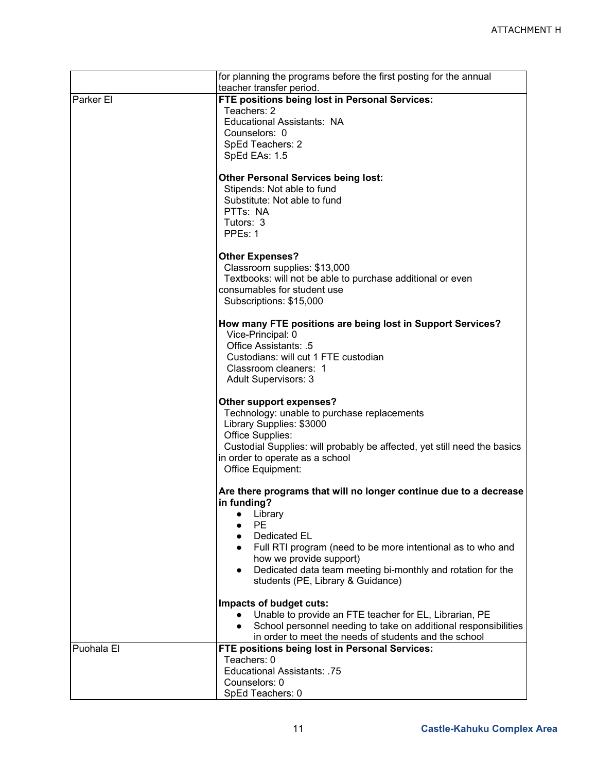| | |
|---|---|
| | for planning the programs before the first posting for the annual teacher transfer period. |
| Parker El | **FTE positions being lost in Personal Services:**<br>Teachers: 2<br>Educational Assistants: NA<br>Counselors: 0<br>SpEd Teachers: 2<br>SpEd EAs: 1.5<br><br>**Other Personal Services being lost:**<br>Stipends: Not able to fund<br>Substitute: Not able to fund<br>PTTs: NA<br>Tutors: 3<br>PPEs: 1<br><br>**Other Expenses?**<br>Classroom supplies: $13,000<br>Textbooks: will not be able to purchase additional or even consumables for student use<br>Subscriptions: $15,000<br><br>**How many FTE positions are being lost in Support Services?**<br>Vice-Principal: 0<br>Office Assistants: .5<br>Custodians: will cut 1 FTE custodian<br>Classroom cleaners: 1<br>Adult Supervisors: 3<br><br>**Other support expenses?**<br>Technology: unable to purchase replacements<br>Library Supplies: $3000<br>Office Supplies:<br>Custodial Supplies: will probably be affected, yet still need the basics in order to operate as a school<br>Office Equipment:<br><br>**Are there programs that will no longer continue due to a decrease in funding?**<br>• Library<br>• PE<br>• Dedicated EL<br>• Full RTI program (need to be more intentional as to who and how we provide support)<br>• Dedicated data team meeting bi-monthly and rotation for the students (PE, Library & Guidance)<br><br>**Impacts of budget cuts:**<br>• Unable to provide an FTE teacher for EL, Librarian, PE<br>• School personnel needing to take on additional responsibilities in order to meet the needs of students and the school |
| Puohala El | **FTE positions being lost in Personal Services:**<br>Teachers: 0<br>Educational Assistants: .75<br>Counselors: 0<br>SpEd Teachers: 0 |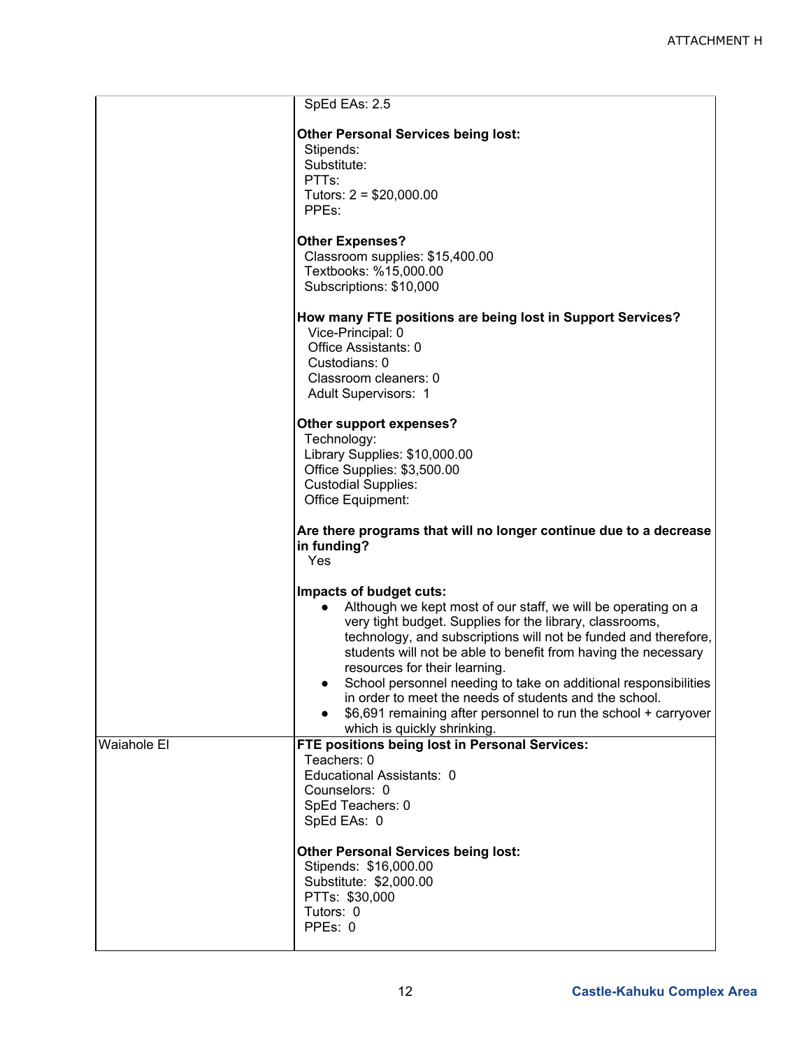| | |
|---|---|
| | SpEd EAs: 2.5<br><br>**Other Personal Services being lost:**<br>Stipends:<br>Substitute:<br>PTTs:<br>Tutors: 2 = $20,000.00<br>PPEs:<br><br>**Other Expenses?**<br>Classroom supplies: $15,400.00<br>Textbooks: %15,000.00<br>Subscriptions: $10,000<br><br>**How many FTE positions are being lost in Support Services?**<br>Vice-Principal: 0<br>Office Assistants: 0<br>Custodians: 0<br>Classroom cleaners: 0<br>Adult Supervisors: 1<br><br>**Other support expenses?**<br>Technology:<br>Library Supplies: $10,000.00<br>Office Supplies: $3,500.00<br>Custodial Supplies:<br>Office Equipment:<br><br>**Are there programs that will no longer continue due to a decrease in funding?**<br>Yes<br><br>**Impacts of budget cuts:**<br>• Although we kept most of our staff, we will be operating on a very tight budget. Supplies for the library, classrooms, technology, and subscriptions will not be funded and therefore, students will not be able to benefit from having the necessary resources for their learning.<br>• School personnel needing to take on additional responsibilities in order to meet the needs of students and the school.<br>• $6,691 remaining after personnel to run the school + carryover which is quickly shrinking. |
| Waiahole El | **FTE positions being lost in Personal Services:**<br>Teachers: 0<br>Educational Assistants: 0<br>Counselors: 0<br>SpEd Teachers: 0<br>SpEd EAs: 0<br><br>**Other Personal Services being lost:**<br>Stipends: $16,000.00<br>Substitute: $2,000.00<br>PTTs: $30,000<br>Tutors: 0<br>PPEs: 0 |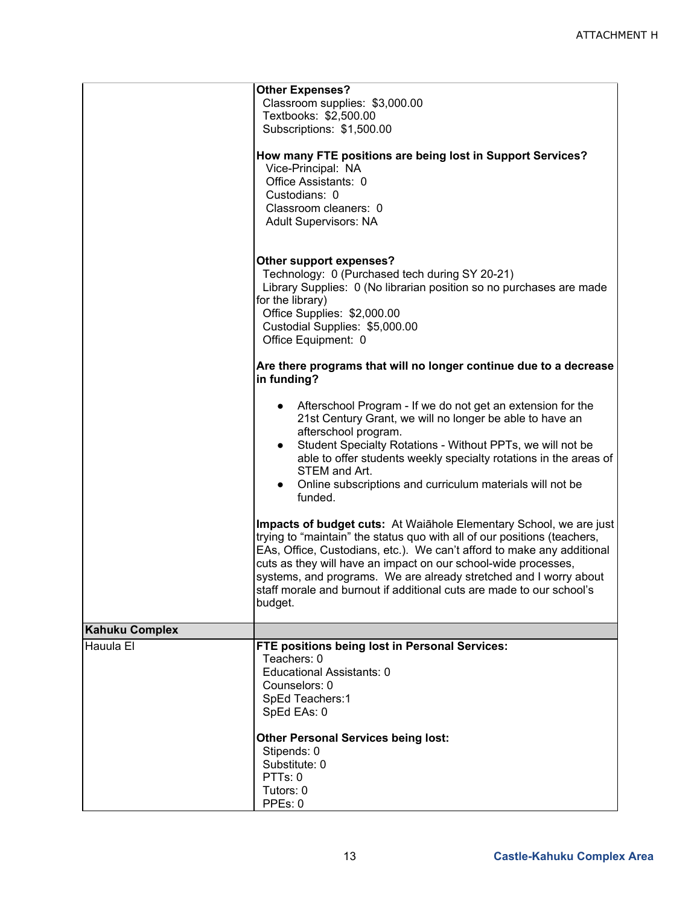| | |
|---|---|
| | **Other Expenses?**<br>Classroom supplies: $3,000.00<br>Textbooks: $2,500.00<br>Subscriptions: $1,500.00<br><br>**How many FTE positions are being lost in Support Services?**<br>Vice-Principal: NA<br>Office Assistants: 0<br>Custodians: 0<br>Classroom cleaners: 0<br>Adult Supervisors: NA<br><br>**Other support expenses?**<br>Technology: 0 (Purchased tech during SY 20-21)<br>Library Supplies: 0 (No librarian position so no purchases are made for the library)<br>Office Supplies: $2,000.00<br>Custodial Supplies: $5,000.00<br>Office Equipment: 0<br><br>**Are there programs that will no longer continue due to a decrease in funding?**<br><br>● Afterschool Program - If we do not get an extension for the 21st Century Grant, we will no longer be able to have an afterschool program.<br>● Student Specialty Rotations - Without PPTs, we will not be able to offer students weekly specialty rotations in the areas of STEM and Art.<br>● Online subscriptions and curriculum materials will not be funded.<br><br>**Impacts of budget cuts:** At Waiāhole Elementary School, we are just trying to "maintain" the status quo with all of our positions (teachers, EAs, Office, Custodians, etc.). We can't afford to make any additional cuts as they will have an impact on our school-wide processes, systems, and programs. We are already stretched and I worry about staff morale and burnout if additional cuts are made to our school's budget. |
| **Kahuku Complex** | |
| Hauula El | **FTE positions being lost in Personal Services:**<br>Teachers: 0<br>Educational Assistants: 0<br>Counselors: 0<br>SpEd Teachers:1<br>SpEd EAs: 0<br><br>**Other Personal Services being lost:**<br>Stipends: 0<br>Substitute: 0<br>PTTs: 0<br>Tutors: 0<br>PPEs: 0 |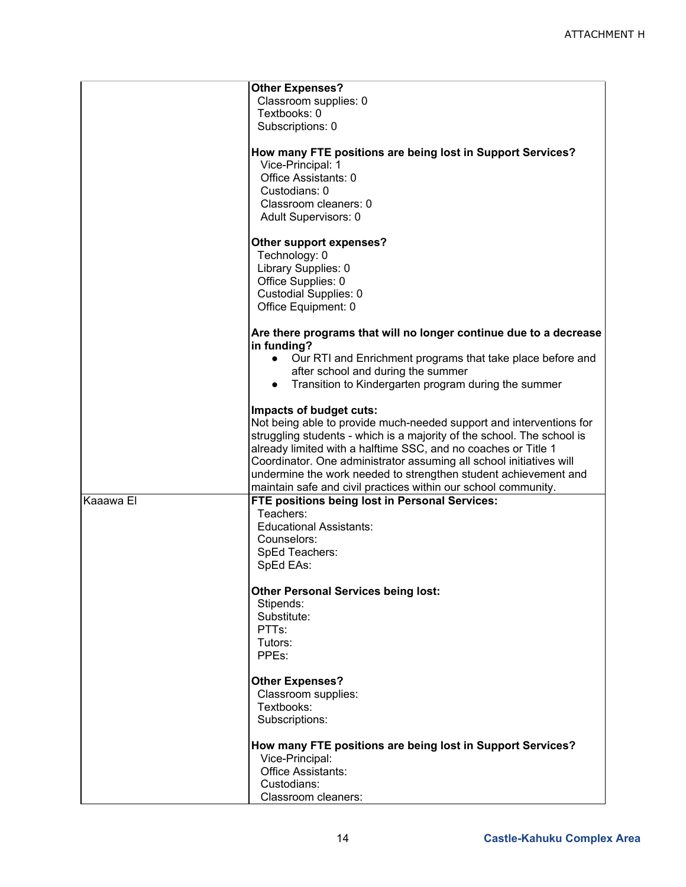| | |
|---|---|
| | **Other Expenses?**<br>Classroom supplies: 0<br>Textbooks: 0<br>Subscriptions: 0<br><br>**How many FTE positions are being lost in Support Services?**<br>Vice-Principal: 1<br>Office Assistants: 0<br>Custodians: 0<br>Classroom cleaners: 0<br>Adult Supervisors: 0<br><br>**Other support expenses?**<br>Technology: 0<br>Library Supplies: 0<br>Office Supplies: 0<br>Custodial Supplies: 0<br>Office Equipment: 0<br><br>**Are there programs that will no longer continue due to a decrease in funding?**<br>• Our RTI and Enrichment programs that take place before and after school and during the summer<br>• Transition to Kindergarten program during the summer<br><br>**Impacts of budget cuts:**<br>Not being able to provide much-needed support and interventions for struggling students - which is a majority of the school. The school is already limited with a halftime SSC, and no coaches or Title 1 Coordinator. One administrator assuming all school initiatives will undermine the work needed to strengthen student achievement and maintain safe and civil practices within our school community. |
| Kaaawa El | **FTE positions being lost in Personal Services:**<br>Teachers:<br>Educational Assistants:<br>Counselors:<br>SpEd Teachers:<br>SpEd EAs:<br><br>**Other Personal Services being lost:**<br>Stipends:<br>Substitute:<br>PTTs:<br>Tutors:<br>PPEs:<br><br>**Other Expenses?**<br>Classroom supplies:<br>Textbooks:<br>Subscriptions:<br><br>**How many FTE positions are being lost in Support Services?**<br>Vice-Principal:<br>Office Assistants:<br>Custodians:<br>Classroom cleaners: |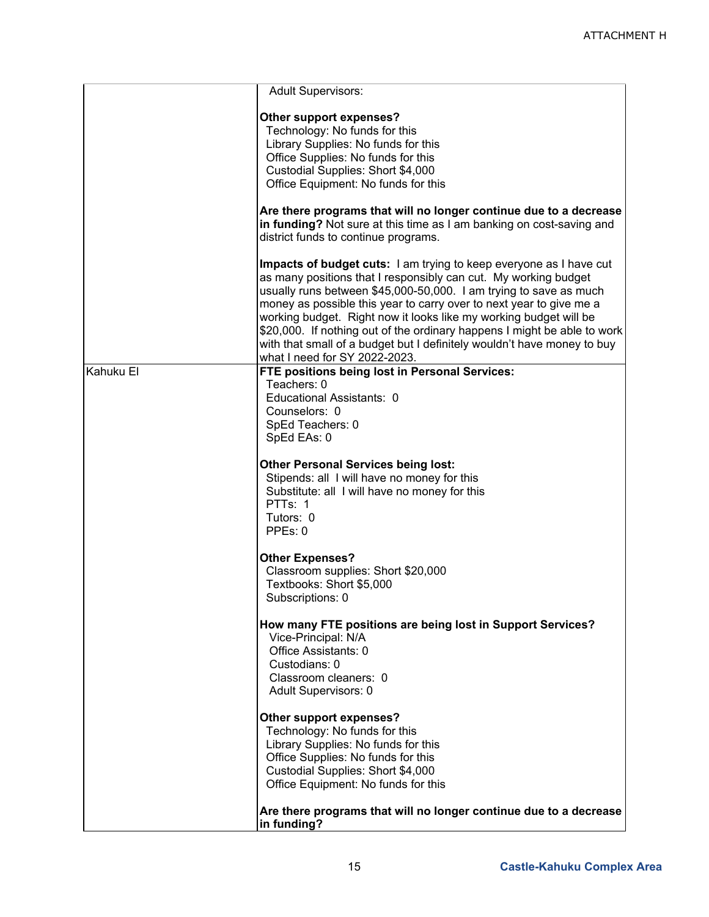| | |
|---|---|
| | Adult Supervisors:<br><br>**Other support expenses?**<br>Technology: No funds for this<br>Library Supplies: No funds for this<br>Office Supplies: No funds for this<br>Custodial Supplies: Short $4,000<br>Office Equipment: No funds for this<br><br>**Are there programs that will no longer continue due to a decrease in funding?** Not sure at this time as I am banking on cost-saving and district funds to continue programs.<br><br>**Impacts of budget cuts:** I am trying to keep everyone as I have cut as many positions that I responsibly can cut. My working budget usually runs between $45,000-50,000. I am trying to save as much money as possible this year to carry over to next year to give me a working budget. Right now it looks like my working budget will be $20,000. If nothing out of the ordinary happens I might be able to work with that small of a budget but I definitely wouldn't have money to buy what I need for SY 2022-2023. |
| Kahuku El | **FTE positions being lost in Personal Services:**<br>Teachers: 0<br>Educational Assistants: 0<br>Counselors: 0<br>SpEd Teachers: 0<br>SpEd EAs: 0<br><br>**Other Personal Services being lost:**<br>Stipends: all I will have no money for this<br>Substitute: all I will have no money for this<br>PTTs: 1<br>Tutors: 0<br>PPEs: 0<br><br>**Other Expenses?**<br>Classroom supplies: Short $20,000<br>Textbooks: Short $5,000<br>Subscriptions: 0<br><br>**How many FTE positions are being lost in Support Services?**<br>Vice-Principal: N/A<br>Office Assistants: 0<br>Custodians: 0<br>Classroom cleaners: 0<br>Adult Supervisors: 0<br><br>**Other support expenses?**<br>Technology: No funds for this<br>Library Supplies: No funds for this<br>Office Supplies: No funds for this<br>Custodial Supplies: Short $4,000<br>Office Equipment: No funds for this<br><br>**Are there programs that will no longer continue due to a decrease in funding?** |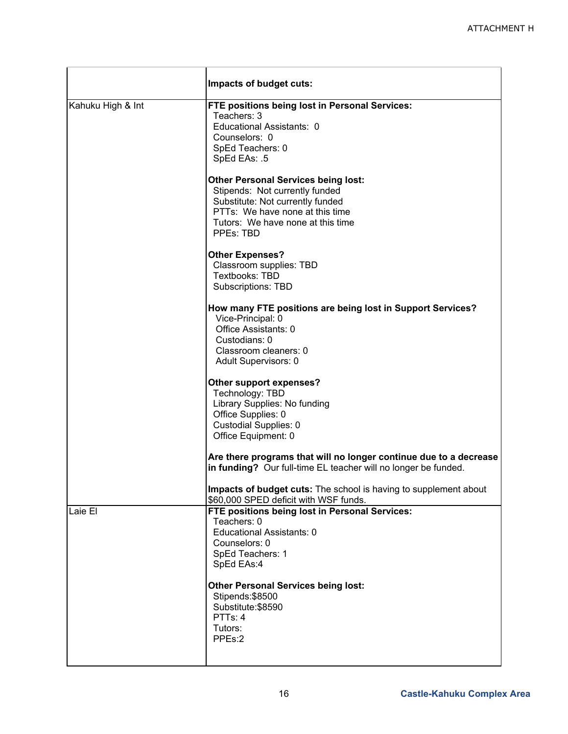| | Impacts of budget cuts: |
|---|---|
| Kahuku High & Int | **FTE positions being lost in Personal Services:**<br>Teachers: 3<br>Educational Assistants: 0<br>Counselors: 0<br>SpEd Teachers: 0<br>SpEd EAs: .5<br><br>**Other Personal Services being lost:**<br>Stipends: Not currently funded<br>Substitute: Not currently funded<br>PTTs: We have none at this time<br>Tutors: We have none at this time<br>PPEs: TBD<br><br>**Other Expenses?**<br>Classroom supplies: TBD<br>Textbooks: TBD<br>Subscriptions: TBD<br><br>**How many FTE positions are being lost in Support Services?**<br>Vice-Principal: 0<br>Office Assistants: 0<br>Custodians: 0<br>Classroom cleaners: 0<br>Adult Supervisors: 0<br><br>**Other support expenses?**<br>Technology: TBD<br>Library Supplies: No funding<br>Office Supplies: 0<br>Custodial Supplies: 0<br>Office Equipment: 0<br><br>**Are there programs that will no longer continue due to a decrease in funding?** Our full-time EL teacher will no longer be funded.<br><br>**Impacts of budget cuts:** The school is having to supplement about $60,000 SPED deficit with WSF funds. |
| Laie El | **FTE positions being lost in Personal Services:**<br>Teachers: 0<br>Educational Assistants: 0<br>Counselors: 0<br>SpEd Teachers: 1<br>SpEd EAs:4<br><br>**Other Personal Services being lost:**<br>Stipends:$8500<br>Substitute:$8590<br>PTTs: 4<br>Tutors:<br>PPEs:2 |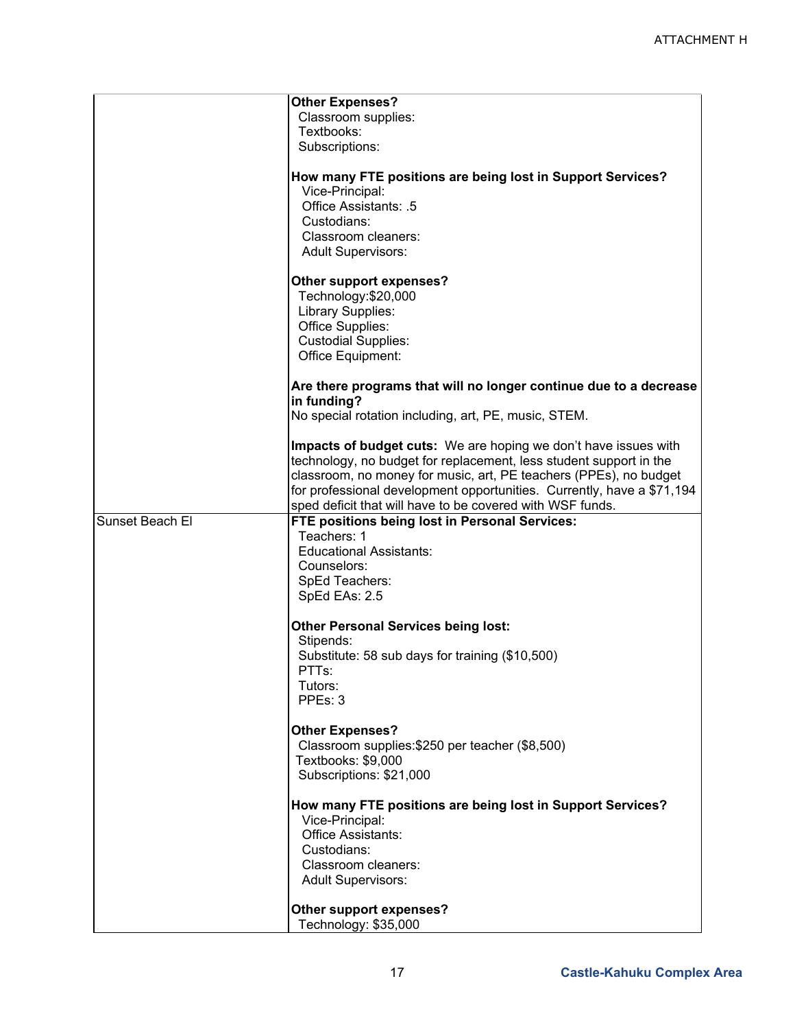| | |
|---|---|
| | **Other Expenses?**<br>Classroom supplies:<br>Textbooks:<br>Subscriptions:<br><br>**How many FTE positions are being lost in Support Services?**<br>Vice-Principal:<br>Office Assistants: .5<br>Custodians:<br>Classroom cleaners:<br>Adult Supervisors:<br><br>**Other support expenses?**<br>Technology:$20,000<br>Library Supplies:<br>Office Supplies:<br>Custodial Supplies:<br>Office Equipment:<br><br>**Are there programs that will no longer continue due to a decrease in funding?**<br>No special rotation including, art, PE, music, STEM.<br><br>**Impacts of budget cuts:** We are hoping we don't have issues with technology, no budget for replacement, less student support in the classroom, no money for music, art, PE teachers (PPEs), no budget for professional development opportunities. Currently, have a $71,194 sped deficit that will have to be covered with WSF funds. |
| Sunset Beach El | **FTE positions being lost in Personal Services:**<br>Teachers: 1<br>Educational Assistants:<br>Counselors:<br>SpEd Teachers:<br>SpEd EAs: 2.5<br><br>**Other Personal Services being lost:**<br>Stipends:<br>Substitute: 58 sub days for training ($10,500)<br>PTTs:<br>Tutors:<br>PPEs: 3<br><br>**Other Expenses?**<br>Classroom supplies:$250 per teacher ($8,500)<br>Textbooks: $9,000<br>Subscriptions: $21,000<br><br>**How many FTE positions are being lost in Support Services?**<br>Vice-Principal:<br>Office Assistants:<br>Custodians:<br>Classroom cleaners:<br>Adult Supervisors:<br><br>**Other support expenses?**<br>Technology: $35,000 |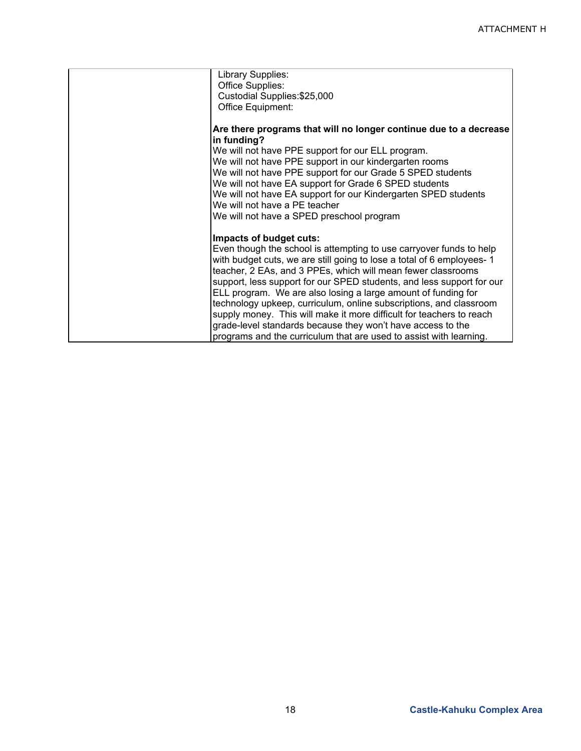| | Library Supplies:<br>Office Supplies:<br>Custodial Supplies:$25,000<br>Office Equipment:<br><br>**Are there programs that will no longer continue due to a decrease in funding?**<br>We will not have PPE support for our ELL program.<br>We will not have PPE support in our kindergarten rooms<br>We will not have PPE support for our Grade 5 SPED students<br>We will not have EA support for Grade 6 SPED students<br>We will not have EA support for our Kindergarten SPED students<br>We will not have a PE teacher<br>We will not have a SPED preschool program<br><br>**Impacts of budget cuts:**<br>Even though the school is attempting to use carryover funds to help with budget cuts, we are still going to lose a total of 6 employees- 1 teacher, 2 EAs, and 3 PPEs, which will mean fewer classrooms support, less support for our SPED students, and less support for our ELL program. We are also losing a large amount of funding for technology upkeep, curriculum, online subscriptions, and classroom supply money. This will make it more difficult for teachers to reach grade-level standards because they won't have access to the programs and the curriculum that are used to assist with learning. |
|---|---|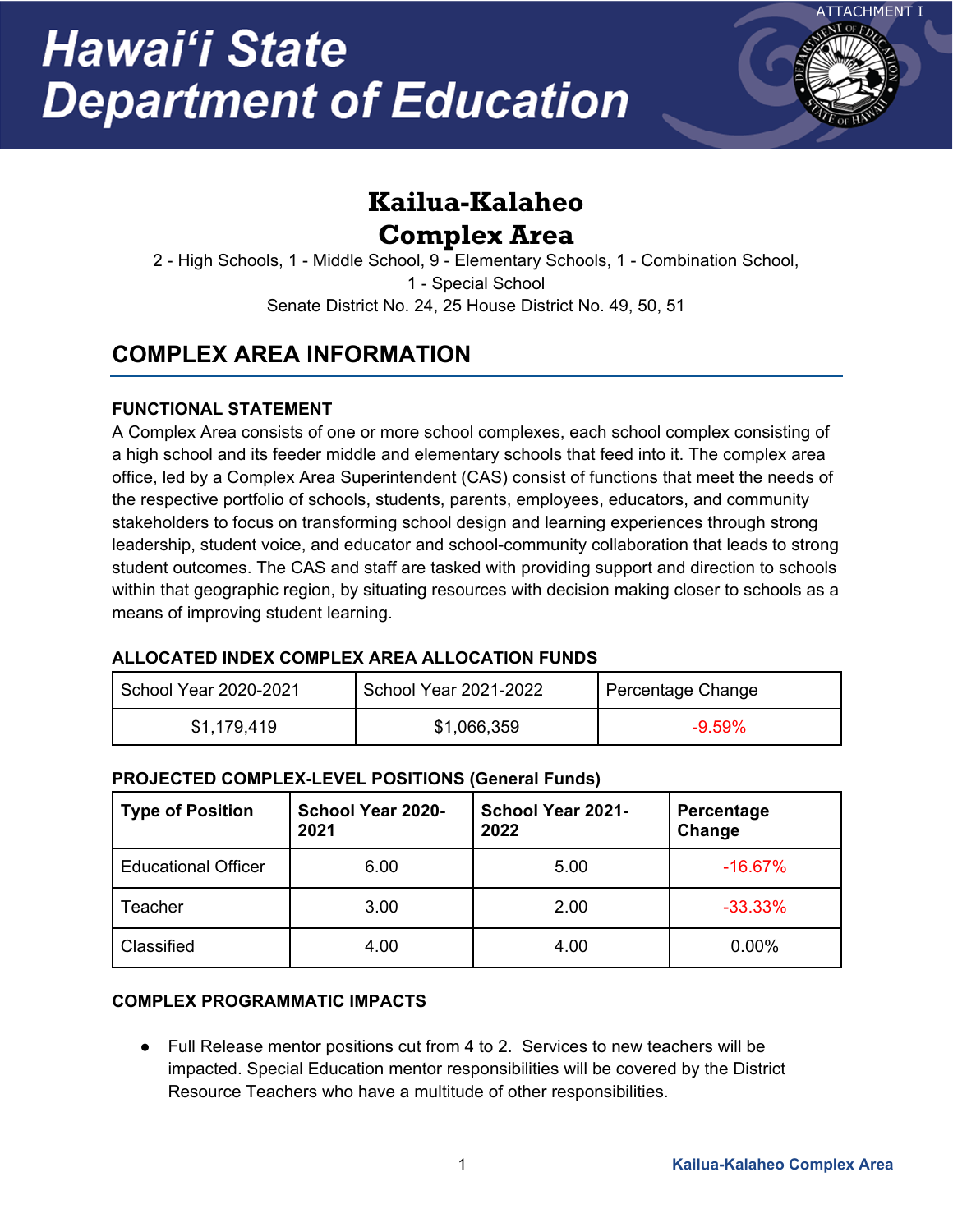ATTACHMENT I

# Hawai'i State Department of Education

## Kailua-Kalaheo Complex Area

2 - High Schools, 1 - Middle School, 9 - Elementary Schools, 1 - Combination School, 1 - Special School

Senate District No. 24, 25 House District No. 49, 50, 51

## COMPLEX AREA INFORMATION

### FUNCTIONAL STATEMENT

A Complex Area consists of one or more school complexes, each school complex consisting of a high school and its feeder middle and elementary schools that feed into it. The complex area office, led by a Complex Area Superintendent (CAS) consist of functions that meet the needs of the respective portfolio of schools, students, parents, employees, educators, and community stakeholders to focus on transforming school design and learning experiences through strong leadership, student voice, and educator and school-community collaboration that leads to strong student outcomes. The CAS and staff are tasked with providing support and direction to schools within that geographic region, by situating resources with decision making closer to schools as a means of improving student learning.

### ALLOCATED INDEX COMPLEX AREA ALLOCATION FUNDS

| School Year 2020-2021 | School Year 2021-2022 | Percentage Change |
|---|---|---|
| $1,179,419 | $1,066,359 | -9.59% |

### PROJECTED COMPLEX-LEVEL POSITIONS (General Funds)

| Type of Position | School Year 2020-2021 | School Year 2021-2022 | Percentage Change |
|---|---|---|---|
| Educational Officer | 6.00 | 5.00 | -16.67% |
| Teacher | 3.00 | 2.00 | -33.33% |
| Classified | 4.00 | 4.00 | 0.00% |

### COMPLEX PROGRAMMATIC IMPACTS

- Full Release mentor positions cut from 4 to 2. Services to new teachers will be impacted. Special Education mentor responsibilities will be covered by the District Resource Teachers who have a multitude of other responsibilities.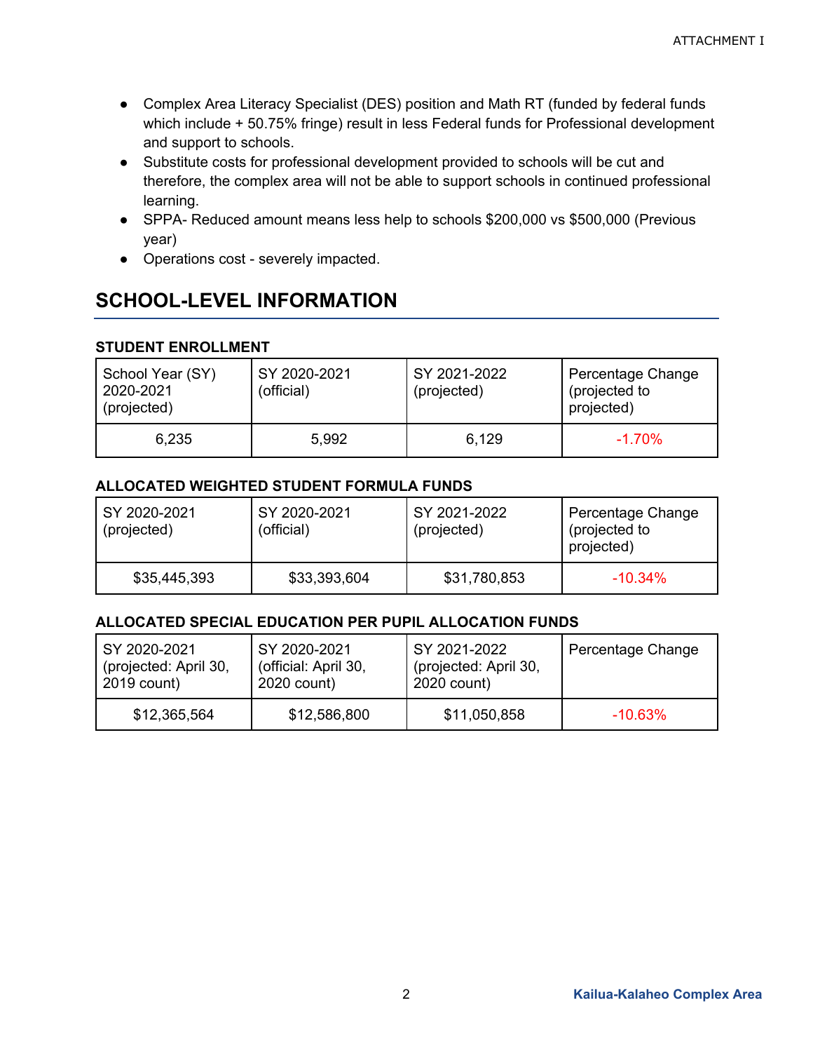- Complex Area Literacy Specialist (DES) position and Math RT (funded by federal funds which include + 50.75% fringe) result in less Federal funds for Professional development and support to schools.
- Substitute costs for professional development provided to schools will be cut and therefore, the complex area will not be able to support schools in continued professional learning.
- SPPA- Reduced amount means less help to schools $200,000 vs $500,000 (Previous year)
- Operations cost - severely impacted.

## SCHOOL-LEVEL INFORMATION

### STUDENT ENROLLMENT

| School Year (SY) 2020-2021 (projected) | SY 2020-2021 (official) | SY 2021-2022 (projected) | Percentage Change (projected to projected) |
|---|---|---|---|
| 6,235 | 5,992 | 6,129 | -1.70% |

### ALLOCATED WEIGHTED STUDENT FORMULA FUNDS

| SY 2020-2021 (projected) | SY 2020-2021 (official) | SY 2021-2022 (projected) | Percentage Change (projected to projected) |
|---|---|---|---|
| $35,445,393 | $33,393,604 | $31,780,853 | -10.34% |

### ALLOCATED SPECIAL EDUCATION PER PUPIL ALLOCATION FUNDS

| SY 2020-2021 (projected: April 30, 2019 count) | SY 2020-2021 (official: April 30, 2020 count) | SY 2021-2022 (projected: April 30, 2020 count) | Percentage Change |
|---|---|---|---|
| $12,365,564 | $12,586,800 | $11,050,858 | -10.63% |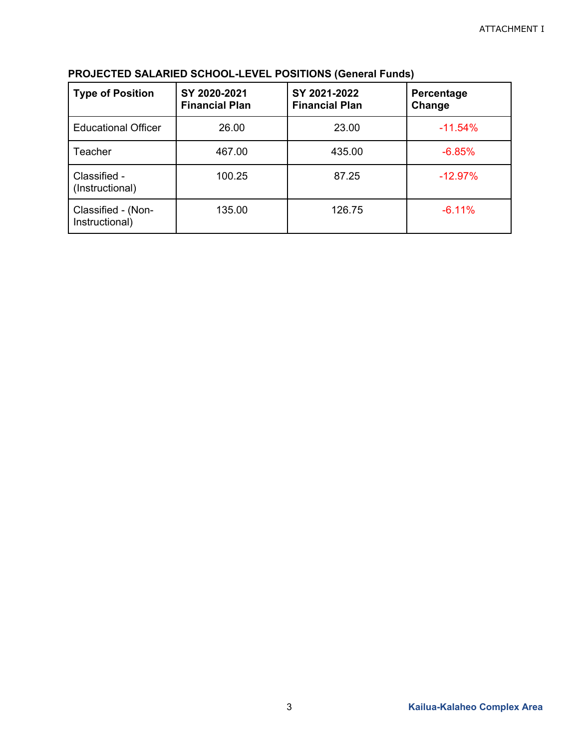**PROJECTED SALARIED SCHOOL-LEVEL POSITIONS (General Funds)**

| Type of Position | SY 2020-2021 Financial Plan | SY 2021-2022 Financial Plan | Percentage Change |
|---|---|---|---|
| Educational Officer | 26.00 | 23.00 | -11.54% |
| Teacher | 467.00 | 435.00 | -6.85% |
| Classified - (Instructional) | 100.25 | 87.25 | -12.97% |
| Classified - (Non-Instructional) | 135.00 | 126.75 | -6.11% |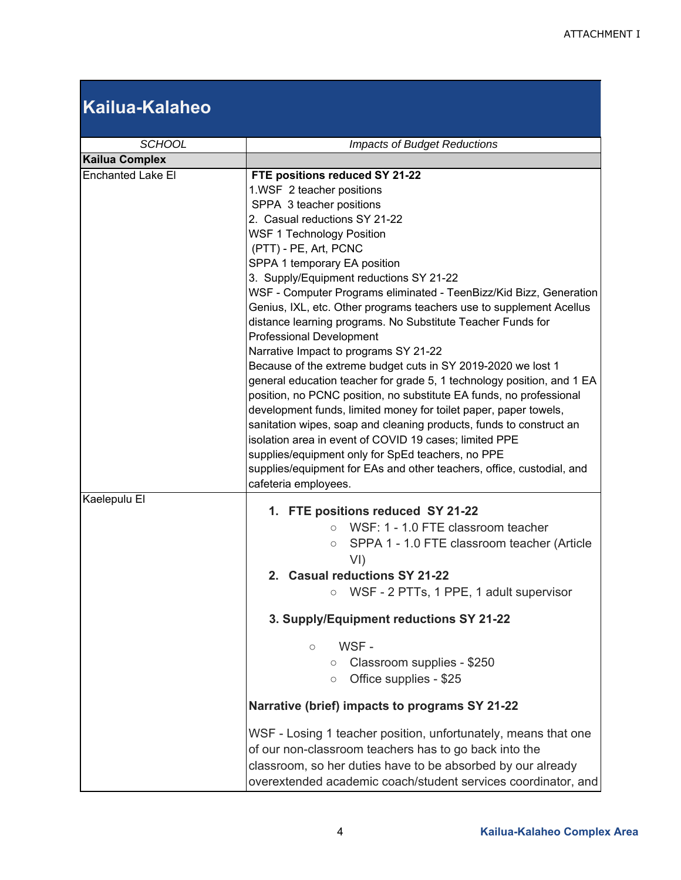## Kailua-Kalaheo

| *SCHOOL* | *Impacts of Budget Reductions* |
|---|---|
| **Kailua Complex** | |
| Enchanted Lake El | **FTE positions reduced SY 21-22**<br>1.WSF 2 teacher positions<br>SPPA 3 teacher positions<br>2. Casual reductions SY 21-22<br>WSF 1 Technology Position<br>(PTT) - PE, Art, PCNC<br>SPPA 1 temporary EA position<br>3. Supply/Equipment reductions SY 21-22<br>WSF - Computer Programs eliminated - TeenBizz/Kid Bizz, Generation Genius, IXL, etc. Other programs teachers use to supplement Acellus distance learning programs. No Substitute Teacher Funds for Professional Development<br>Narrative Impact to programs SY 21-22<br>Because of the extreme budget cuts in SY 2019-2020 we lost 1 general education teacher for grade 5, 1 technology position, and 1 EA position, no PCNC position, no substitute EA funds, no professional development funds, limited money for toilet paper, paper towels, sanitation wipes, soap and cleaning products, funds to construct an isolation area in event of COVID 19 cases; limited PPE supplies/equipment only for SpEd teachers, no PPE supplies/equipment for EAs and other teachers, office, custodial, and cafeteria employees. |
| Kaelepulu El | **1. FTE positions reduced SY 21-22**<br>○ WSF: 1 - 1.0 FTE classroom teacher<br>○ SPPA 1 - 1.0 FTE classroom teacher (Article VI)<br>**2. Casual reductions SY 21-22**<br>○ WSF - 2 PTTs, 1 PPE, 1 adult supervisor<br>**3. Supply/Equipment reductions SY 21-22**<br>○ WSF -<br>○ Classroom supplies - $250<br>○ Office supplies - $25<br>**Narrative (brief) impacts to programs SY 21-22**<br>WSF - Losing 1 teacher position, unfortunately, means that one of our non-classroom teachers has to go back into the classroom, so her duties have to be absorbed by our already overextended academic coach/student services coordinator, and |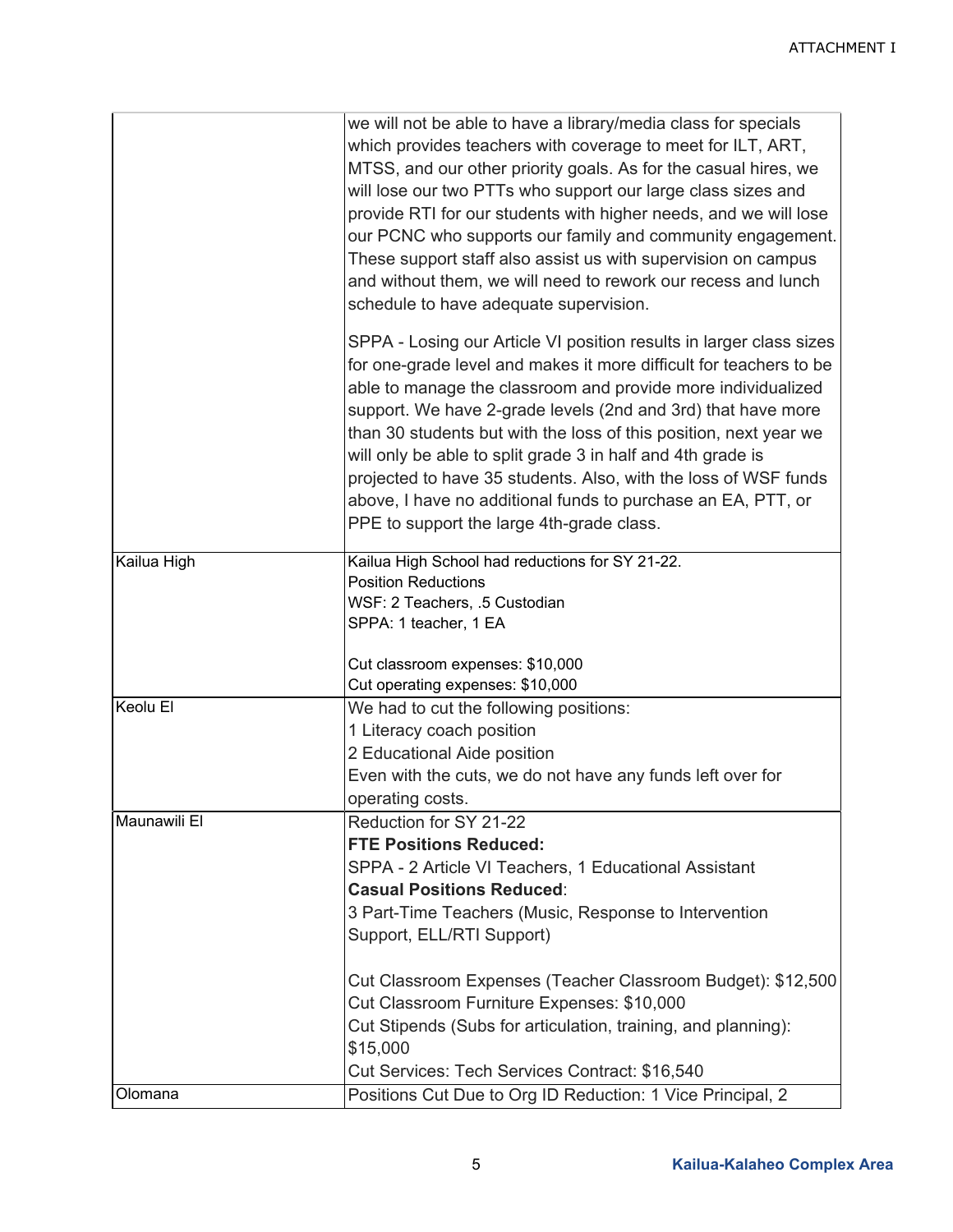| | |
|---|---|
| | we will not be able to have a library/media class for specials which provides teachers with coverage to meet for ILT, ART, MTSS, and our other priority goals. As for the casual hires, we will lose our two PTTs who support our large class sizes and provide RTI for our students with higher needs, and we will lose our PCNC who supports our family and community engagement. These support staff also assist us with supervision on campus and without them, we will need to rework our recess and lunch schedule to have adequate supervision.<br><br>SPPA - Losing our Article VI position results in larger class sizes for one-grade level and makes it more difficult for teachers to be able to manage the classroom and provide more individualized support. We have 2-grade levels (2nd and 3rd) that have more than 30 students but with the loss of this position, next year we will only be able to split grade 3 in half and 4th grade is projected to have 35 students. Also, with the loss of WSF funds above, I have no additional funds to purchase an EA, PTT, or PPE to support the large 4th-grade class. |
| Kailua High | Kailua High School had reductions for SY 21-22.<br>Position Reductions<br>WSF: 2 Teachers, .5 Custodian<br>SPPA: 1 teacher, 1 EA<br><br>Cut classroom expenses: $10,000<br>Cut operating expenses: $10,000 |
| Keolu El | We had to cut the following positions:<br>1 Literacy coach position<br>2 Educational Aide position<br>Even with the cuts, we do not have any funds left over for operating costs. |
| Maunawili El | Reduction for SY 21-22<br>**FTE Positions Reduced:**<br>SPPA - 2 Article VI Teachers, 1 Educational Assistant<br>**Casual Positions Reduced**:<br>3 Part-Time Teachers (Music, Response to Intervention Support, ELL/RTI Support)<br><br>Cut Classroom Expenses (Teacher Classroom Budget): $12,500<br>Cut Classroom Furniture Expenses: $10,000<br>Cut Stipends (Subs for articulation, training, and planning): $15,000<br>Cut Services: Tech Services Contract: $16,540 |
| Olomana | Positions Cut Due to Org ID Reduction: 1 Vice Principal, 2 |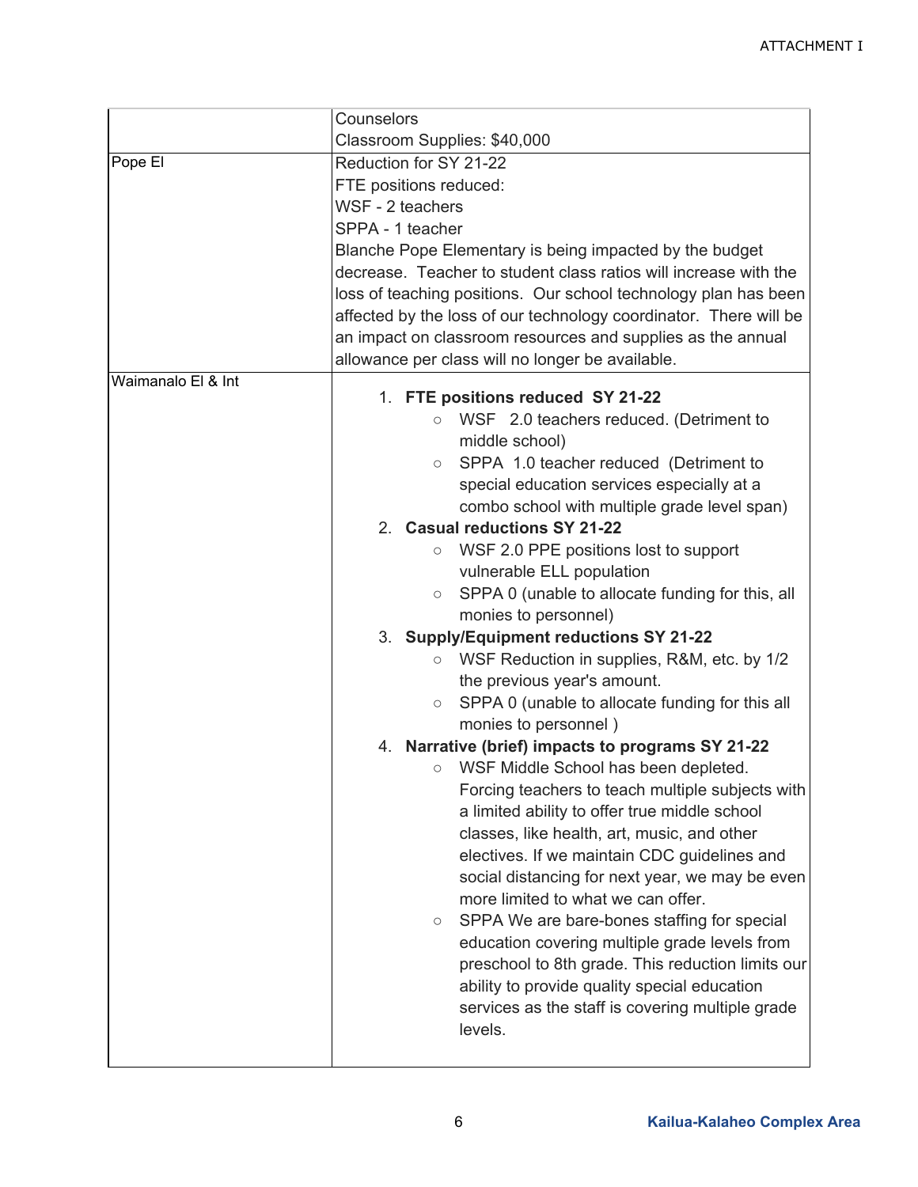| | |
|---|---|
| | Counselors<br>Classroom Supplies: $40,000 |
| Pope El | Reduction for SY 21-22<br>FTE positions reduced:<br>WSF - 2 teachers<br>SPPA - 1 teacher<br>Blanche Pope Elementary is being impacted by the budget decrease. Teacher to student class ratios will increase with the loss of teaching positions. Our school technology plan has been affected by the loss of our technology coordinator. There will be an impact on classroom resources and supplies as the annual allowance per class will no longer be available. |
| Waimanalo El & Int | 1. **FTE positions reduced SY 21-22**<br>○ WSF 2.0 teachers reduced. (Detriment to middle school)<br>○ SPPA 1.0 teacher reduced (Detriment to special education services especially at a combo school with multiple grade level span)<br>2. **Casual reductions SY 21-22**<br>○ WSF 2.0 PPE positions lost to support vulnerable ELL population<br>○ SPPA 0 (unable to allocate funding for this, all monies to personnel)<br>3. **Supply/Equipment reductions SY 21-22**<br>○ WSF Reduction in supplies, R&M, etc. by 1/2 the previous year's amount.<br>○ SPPA 0 (unable to allocate funding for this all monies to personnel )<br>4. **Narrative (brief) impacts to programs SY 21-22**<br>○ WSF Middle School has been depleted. Forcing teachers to teach multiple subjects with a limited ability to offer true middle school classes, like health, art, music, and other electives. If we maintain CDC guidelines and social distancing for next year, we may be even more limited to what we can offer.<br>○ SPPA We are bare-bones staffing for special education covering multiple grade levels from preschool to 8th grade. This reduction limits our ability to provide quality special education services as the staff is covering multiple grade levels. |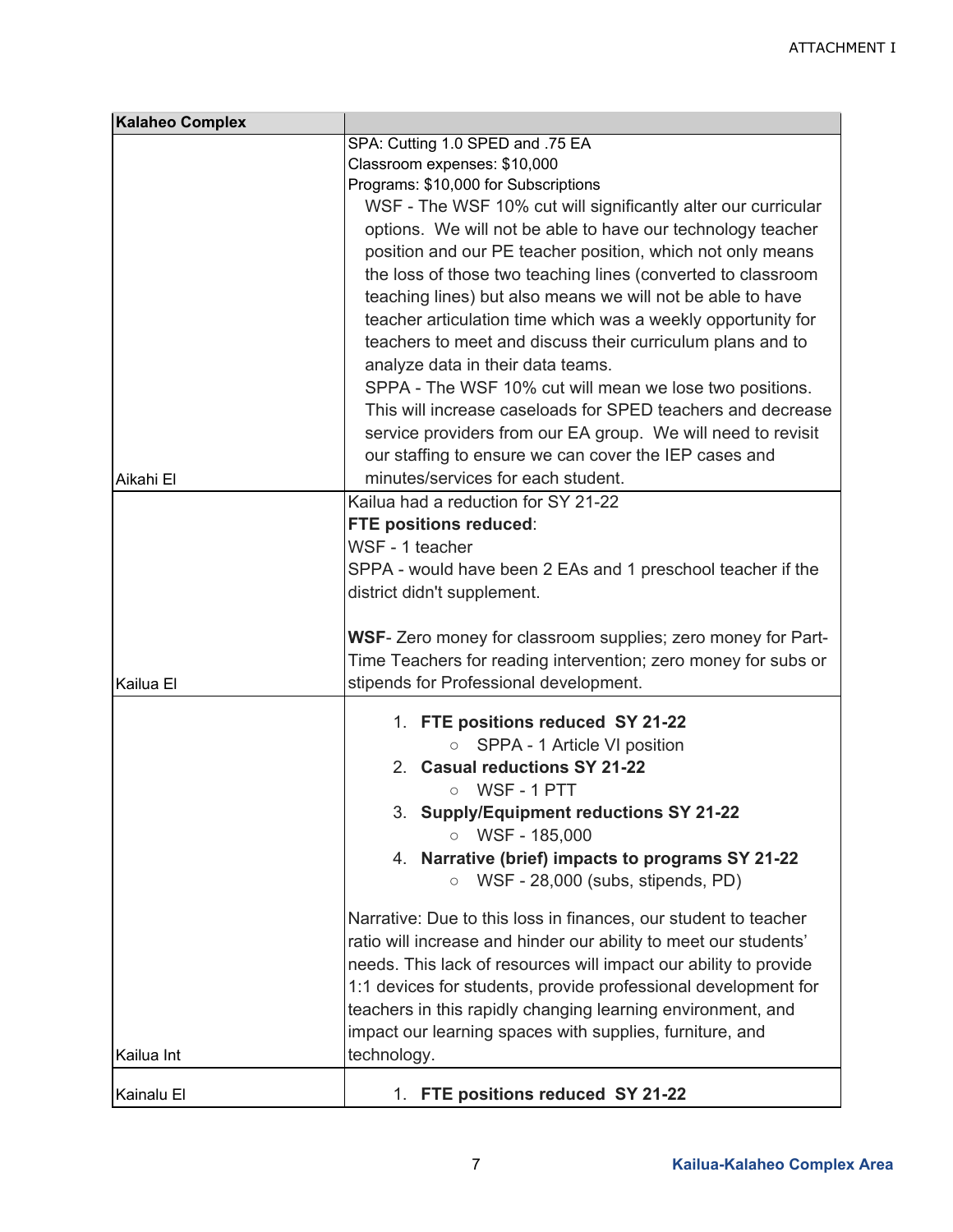| Kalaheo Complex | |
|---|---|
| Aikahi El | SPA: Cutting 1.0 SPED and .75 EA<br>Classroom expenses: $10,000<br>Programs: $10,000 for Subscriptions<br>WSF - The WSF 10% cut will significantly alter our curricular options. We will not be able to have our technology teacher position and our PE teacher position, which not only means the loss of those two teaching lines (converted to classroom teaching lines) but also means we will not be able to have teacher articulation time which was a weekly opportunity for teachers to meet and discuss their curriculum plans and to analyze data in their data teams.<br>SPPA - The WSF 10% cut will mean we lose two positions. This will increase caseloads for SPED teachers and decrease service providers from our EA group. We will need to revisit our staffing to ensure we can cover the IEP cases and minutes/services for each student. |
| Kailua El | Kailua had a reduction for SY 21-22<br>**FTE positions reduced**:<br>WSF - 1 teacher<br>SPPA - would have been 2 EAs and 1 preschool teacher if the district didn't supplement.<br><br>**WSF**- Zero money for classroom supplies; zero money for Part-Time Teachers for reading intervention; zero money for subs or stipends for Professional development. |
| Kailua Int | 1. **FTE positions reduced SY 21-22**<br>○ SPPA - 1 Article VI position<br>2. **Casual reductions SY 21-22**<br>○ WSF - 1 PTT<br>3. **Supply/Equipment reductions SY 21-22**<br>○ WSF - 185,000<br>4. **Narrative (brief) impacts to programs SY 21-22**<br>○ WSF - 28,000 (subs, stipends, PD)<br><br>Narrative: Due to this loss in finances, our student to teacher ratio will increase and hinder our ability to meet our students' needs. This lack of resources will impact our ability to provide 1:1 devices for students, provide professional development for teachers in this rapidly changing learning environment, and impact our learning spaces with supplies, furniture, and technology. |
| Kainalu El | 1. **FTE positions reduced SY 21-22** |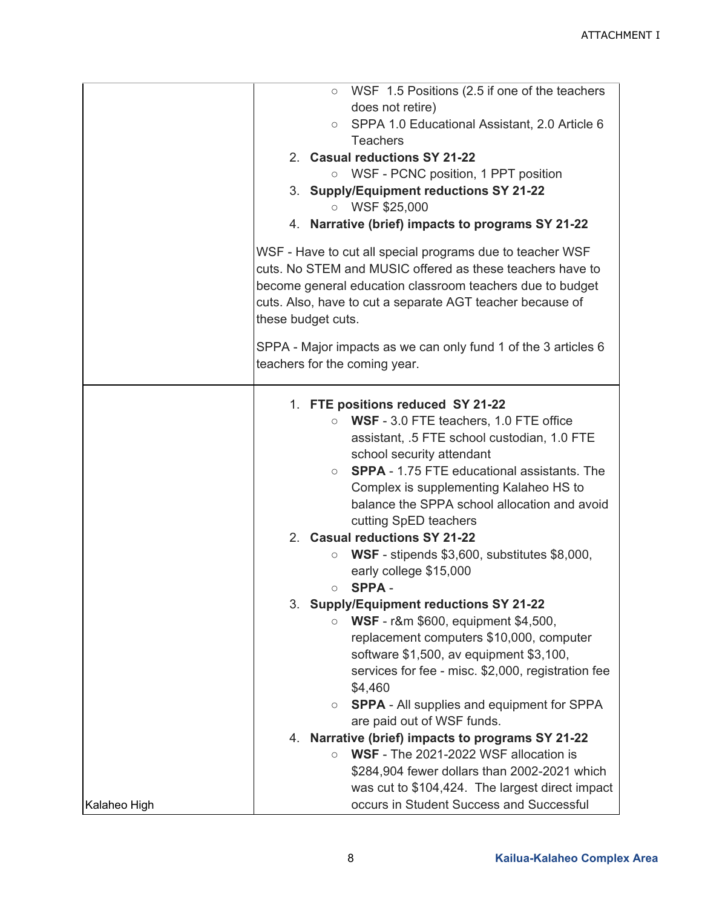| | |
|---|---|
| | ○ WSF 1.5 Positions (2.5 if one of the teachers does not retire)<br>○ SPPA 1.0 Educational Assistant, 2.0 Article 6 Teachers<br>2. **Casual reductions SY 21-22**<br>○ WSF - PCNC position, 1 PPT position<br>3. **Supply/Equipment reductions SY 21-22**<br>○ WSF $25,000<br>4. **Narrative (brief) impacts to programs SY 21-22**<br><br>WSF - Have to cut all special programs due to teacher WSF cuts. No STEM and MUSIC offered as these teachers have to become general education classroom teachers due to budget cuts. Also, have to cut a separate AGT teacher because of these budget cuts.<br><br>SPPA - Major impacts as we can only fund 1 of the 3 articles 6 teachers for the coming year. |
| Kalaheo High | 1. **FTE positions reduced SY 21-22**<br>○ **WSF** - 3.0 FTE teachers, 1.0 FTE office assistant, .5 FTE school custodian, 1.0 FTE school security attendant<br>○ **SPPA** - 1.75 FTE educational assistants. The Complex is supplementing Kalaheo HS to balance the SPPA school allocation and avoid cutting SpED teachers<br>2. **Casual reductions SY 21-22**<br>○ **WSF** - stipends $3,600, substitutes $8,000, early college $15,000<br>○ **SPPA** -<br>3. **Supply/Equipment reductions SY 21-22**<br>○ **WSF** - r&m $600, equipment $4,500, replacement computers $10,000, computer software $1,500, av equipment $3,100, services for fee - misc. $2,000, registration fee $4,460<br>○ **SPPA** - All supplies and equipment for SPPA are paid out of WSF funds.<br>4. **Narrative (brief) impacts to programs SY 21-22**<br>○ **WSF** - The 2021-2022 WSF allocation is $284,904 fewer dollars than 2002-2021 which was cut to $104,424. The largest direct impact occurs in Student Success and Successful |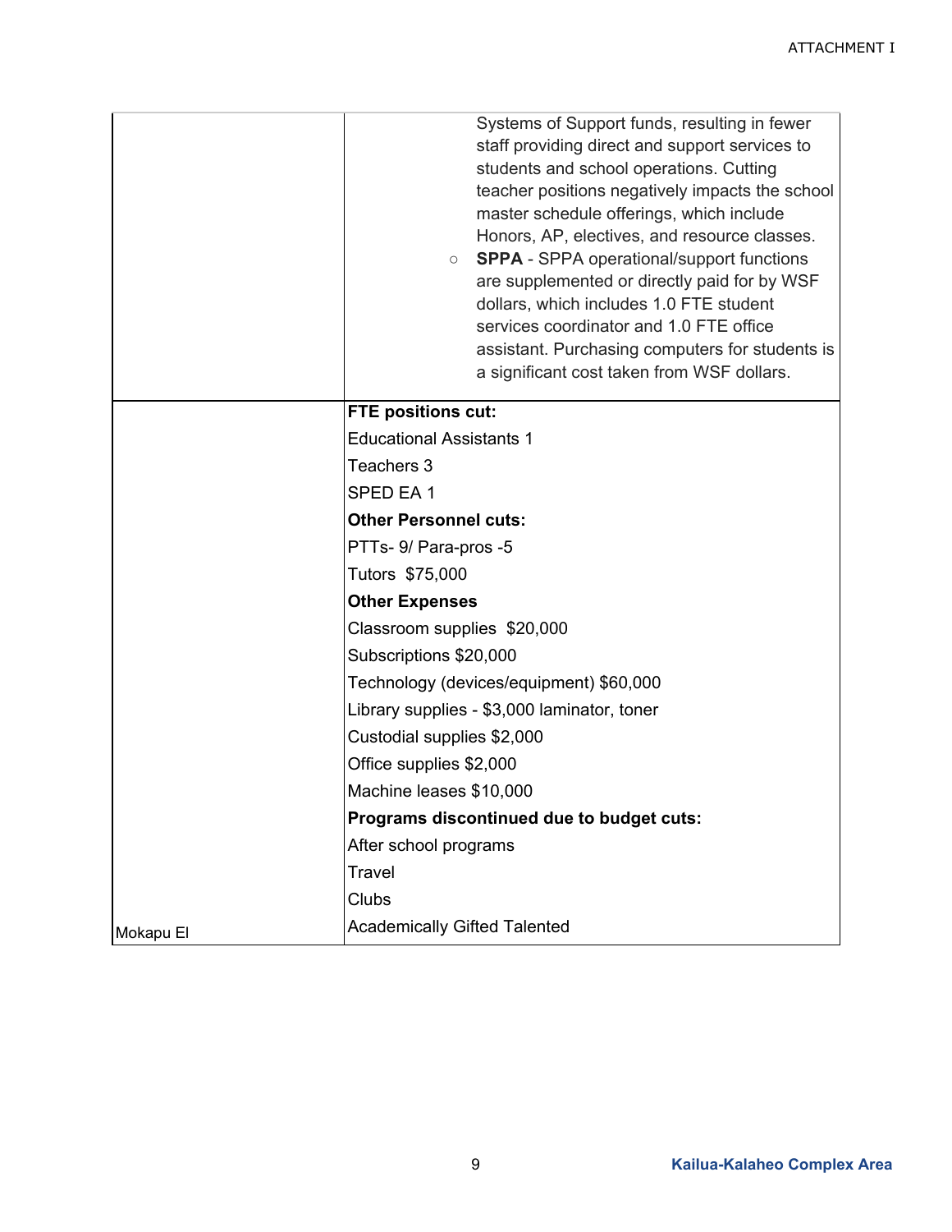| | |
|---|---|
| | ○ Systems of Support funds, resulting in fewer staff providing direct and support services to students and school operations. Cutting teacher positions negatively impacts the school master schedule offerings, which include Honors, AP, electives, and resource classes.<br>○ **SPPA** - SPPA operational/support functions are supplemented or directly paid for by WSF dollars, which includes 1.0 FTE student services coordinator and 1.0 FTE office assistant. Purchasing computers for students is a significant cost taken from WSF dollars. |
| Mokapu El | **FTE positions cut:**<br>Educational Assistants 1<br>Teachers 3<br>SPED EA 1<br>**Other Personnel cuts:**<br>PTTs- 9/ Para-pros -5<br>Tutors $75,000<br>**Other Expenses**<br>Classroom supplies $20,000<br>Subscriptions $20,000<br>Technology (devices/equipment) $60,000<br>Library supplies - $3,000 laminator, toner<br>Custodial supplies $2,000<br>Office supplies $2,000<br>Machine leases $10,000<br>**Programs discontinued due to budget cuts:**<br>After school programs<br>Travel<br>Clubs<br>Academically Gifted Talented |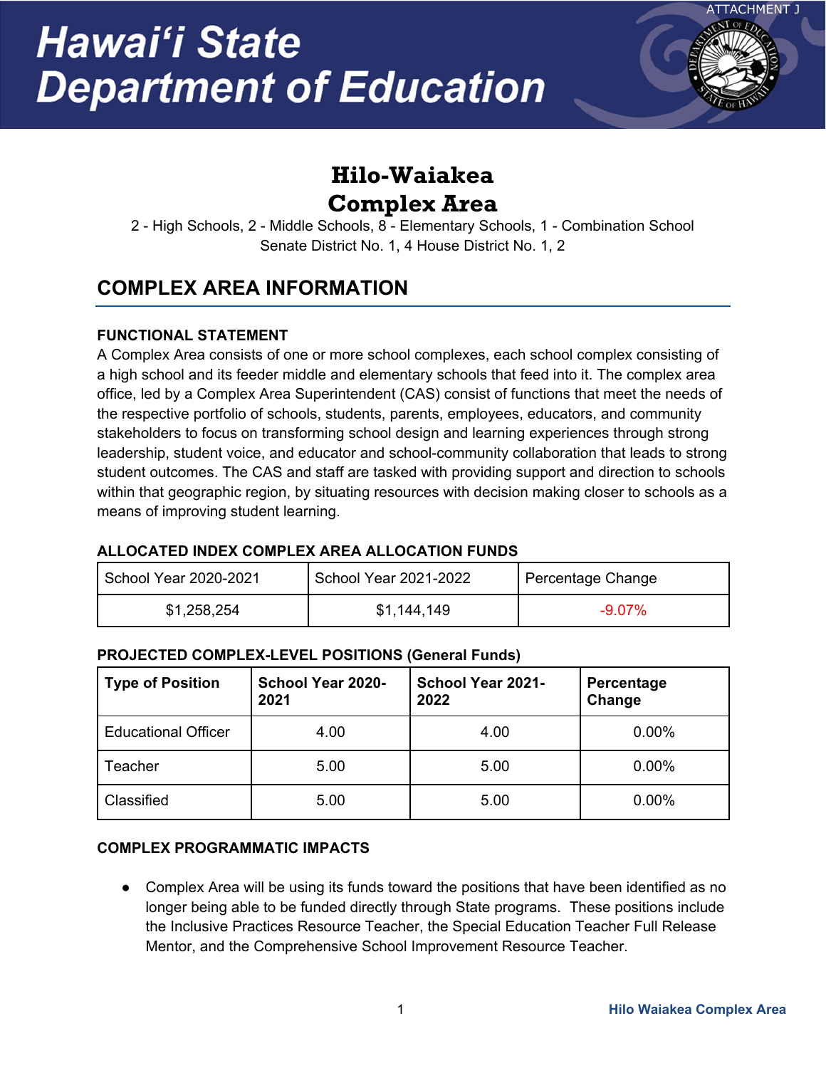ATTACHMENT J

# Hawai‘i State Department of Education

## Hilo-Waiakea Complex Area

2 - High Schools, 2 - Middle Schools, 8 - Elementary Schools, 1 - Combination School
Senate District No. 1, 4 House District No. 1, 2

## COMPLEX AREA INFORMATION

### FUNCTIONAL STATEMENT

A Complex Area consists of one or more school complexes, each school complex consisting of a high school and its feeder middle and elementary schools that feed into it. The complex area office, led by a Complex Area Superintendent (CAS) consist of functions that meet the needs of the respective portfolio of schools, students, parents, employees, educators, and community stakeholders to focus on transforming school design and learning experiences through strong leadership, student voice, and educator and school-community collaboration that leads to strong student outcomes. The CAS and staff are tasked with providing support and direction to schools within that geographic region, by situating resources with decision making closer to schools as a means of improving student learning.

### ALLOCATED INDEX COMPLEX AREA ALLOCATION FUNDS

| School Year 2020-2021 | School Year 2021-2022 | Percentage Change |
|---|---|---|
| $1,258,254 | $1,144,149 | -9.07% |

### PROJECTED COMPLEX-LEVEL POSITIONS (General Funds)

| Type of Position | School Year 2020-2021 | School Year 2021-2022 | Percentage Change |
|---|---|---|---|
| Educational Officer | 4.00 | 4.00 | 0.00% |
| Teacher | 5.00 | 5.00 | 0.00% |
| Classified | 5.00 | 5.00 | 0.00% |

### COMPLEX PROGRAMMATIC IMPACTS

- Complex Area will be using its funds toward the positions that have been identified as no longer being able to be funded directly through State programs. These positions include the Inclusive Practices Resource Teacher, the Special Education Teacher Full Release Mentor, and the Comprehensive School Improvement Resource Teacher.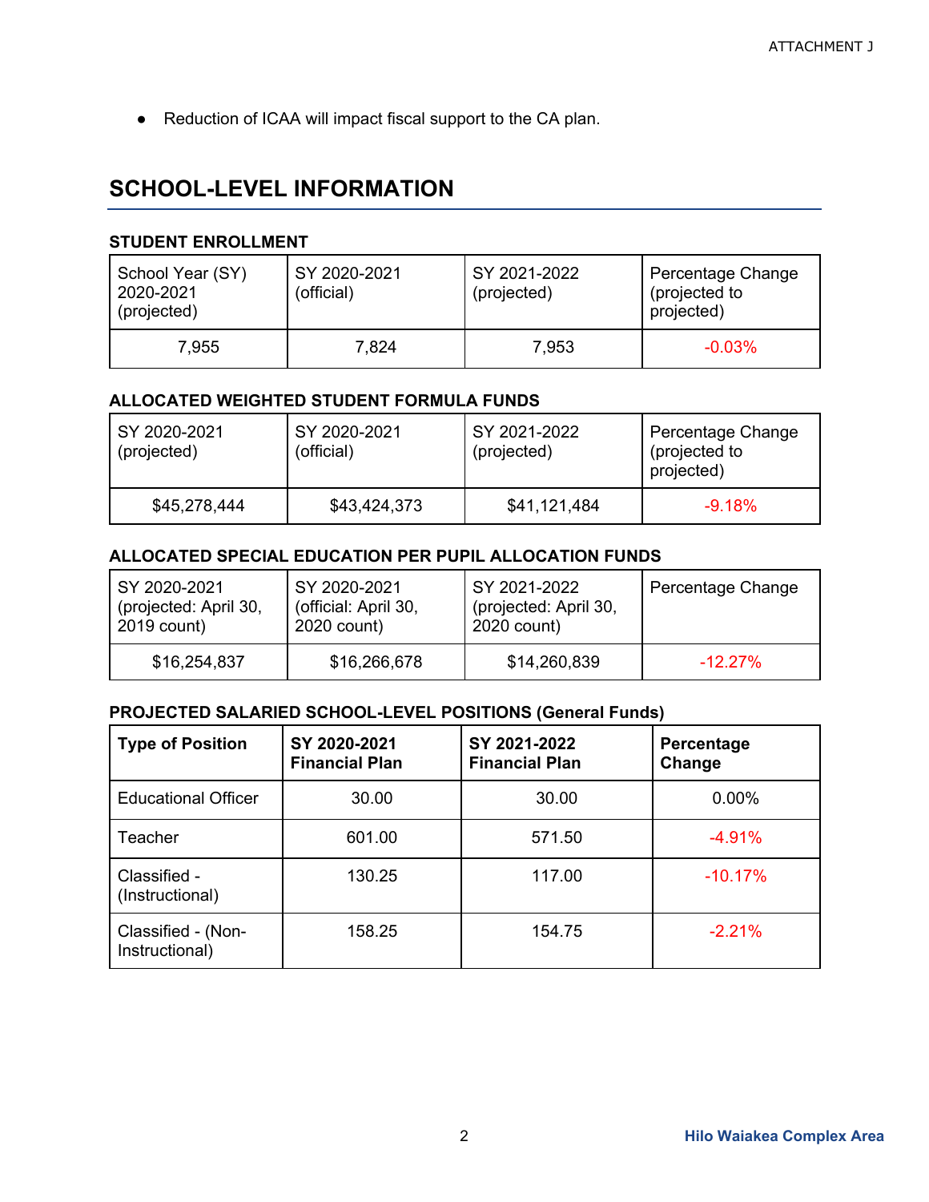- Reduction of ICAA will impact fiscal support to the CA plan.

## SCHOOL-LEVEL INFORMATION

### STUDENT ENROLLMENT

| School Year (SY) 2020-2021 (projected) | SY 2020-2021 (official) | SY 2021-2022 (projected) | Percentage Change (projected to projected) |
|---|---|---|---|
| 7,955 | 7,824 | 7,953 | -0.03% |

### ALLOCATED WEIGHTED STUDENT FORMULA FUNDS

| SY 2020-2021 (projected) | SY 2020-2021 (official) | SY 2021-2022 (projected) | Percentage Change (projected to projected) |
|---|---|---|---|
| $45,278,444 | $43,424,373 | $41,121,484 | -9.18% |

### ALLOCATED SPECIAL EDUCATION PER PUPIL ALLOCATION FUNDS

| SY 2020-2021 (projected: April 30, 2019 count) | SY 2020-2021 (official: April 30, 2020 count) | SY 2021-2022 (projected: April 30, 2020 count) | Percentage Change |
|---|---|---|---|
| $16,254,837 | $16,266,678 | $14,260,839 | -12.27% |

### PROJECTED SALARIED SCHOOL-LEVEL POSITIONS (General Funds)

| **Type of Position** | **SY 2020-2021 Financial Plan** | **SY 2021-2022 Financial Plan** | **Percentage Change** |
|---|---|---|---|
| Educational Officer | 30.00 | 30.00 | 0.00% |
| Teacher | 601.00 | 571.50 | -4.91% |
| Classified - (Instructional) | 130.25 | 117.00 | -10.17% |
| Classified - (Non-Instructional) | 158.25 | 154.75 | -2.21% |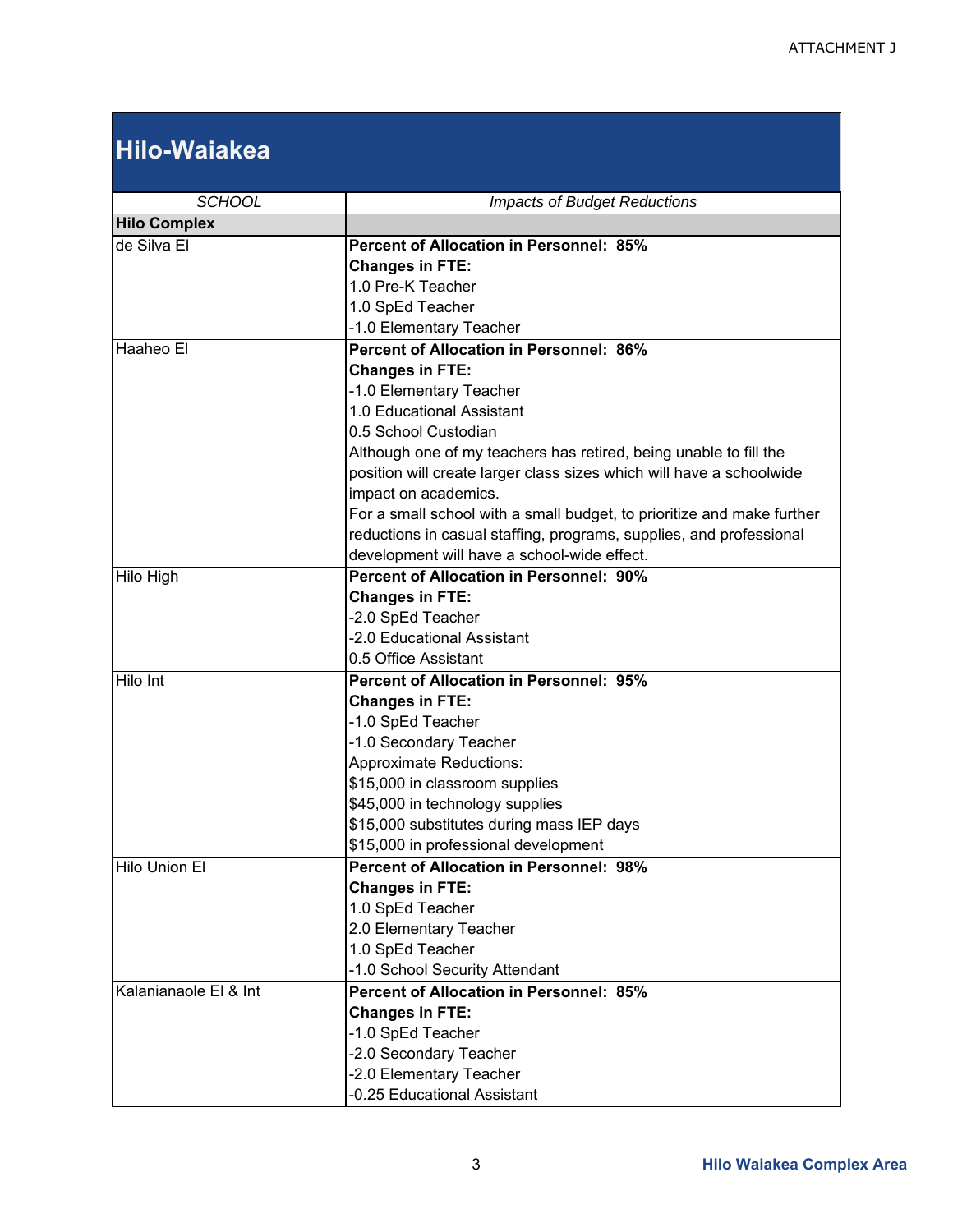ATTACHMENT J

# Hilo-Waiakea

| *SCHOOL* | *Impacts of Budget Reductions* |
|---|---|
| **Hilo Complex** | |
| de Silva El | **Percent of Allocation in Personnel: 85%**<br>**Changes in FTE:**<br>1.0 Pre-K Teacher<br>1.0 SpEd Teacher<br>-1.0 Elementary Teacher |
| Haaheo El | **Percent of Allocation in Personnel: 86%**<br>**Changes in FTE:**<br>-1.0 Elementary Teacher<br>1.0 Educational Assistant<br>0.5 School Custodian<br>Although one of my teachers has retired, being unable to fill the position will create larger class sizes which will have a schoolwide impact on academics.<br>For a small school with a small budget, to prioritize and make further reductions in casual staffing, programs, supplies, and professional development will have a school-wide effect. |
| Hilo High | **Percent of Allocation in Personnel: 90%**<br>**Changes in FTE:**<br>-2.0 SpEd Teacher<br>-2.0 Educational Assistant<br>0.5 Office Assistant |
| Hilo Int | **Percent of Allocation in Personnel: 95%**<br>**Changes in FTE:**<br>-1.0 SpEd Teacher<br>-1.0 Secondary Teacher<br>Approximate Reductions:<br>$15,000 in classroom supplies<br>$45,000 in technology supplies<br>$15,000 substitutes during mass IEP days<br>$15,000 in professional development |
| Hilo Union El | **Percent of Allocation in Personnel: 98%**<br>**Changes in FTE:**<br>1.0 SpEd Teacher<br>2.0 Elementary Teacher<br>1.0 SpEd Teacher<br>-1.0 School Security Attendant |
| Kalanianaole El & Int | **Percent of Allocation in Personnel: 85%**<br>**Changes in FTE:**<br>-1.0 SpEd Teacher<br>-2.0 Secondary Teacher<br>-2.0 Elementary Teacher<br>-0.25 Educational Assistant |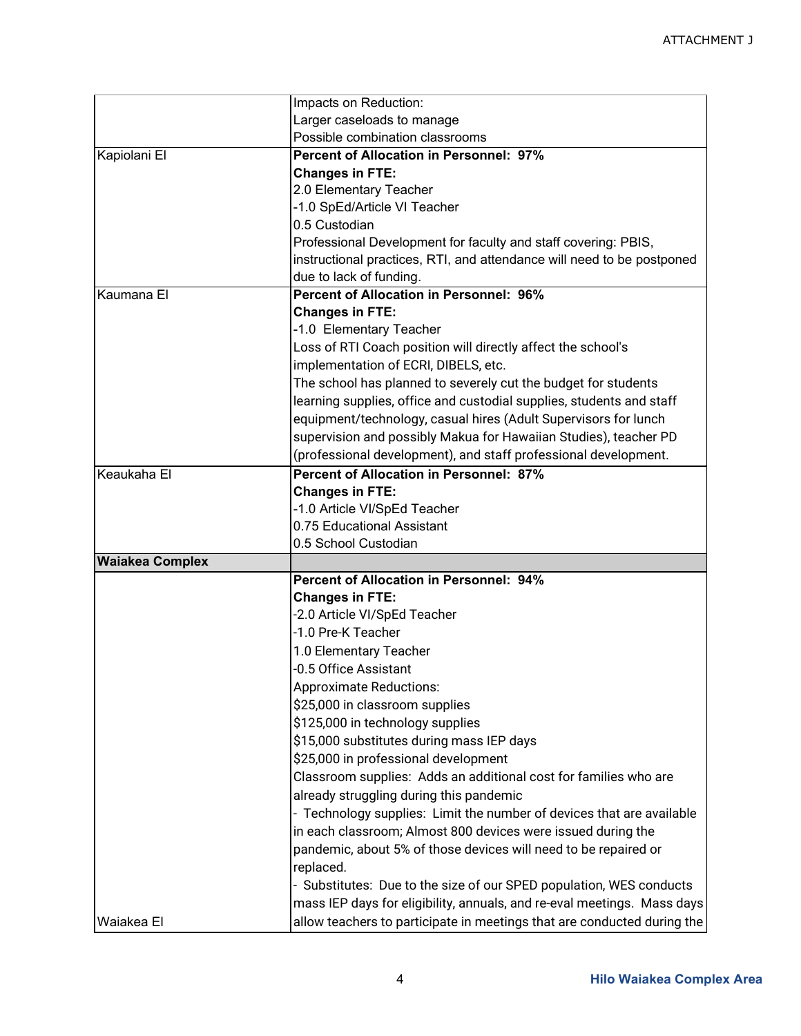| | |
|---|---|
| | Impacts on Reduction:<br>Larger caseloads to manage<br>Possible combination classrooms |
| Kapiolani El | **Percent of Allocation in Personnel: 97%**<br>**Changes in FTE:**<br>2.0 Elementary Teacher<br>-1.0 SpEd/Article VI Teacher<br>0.5 Custodian<br>Professional Development for faculty and staff covering: PBIS, instructional practices, RTI, and attendance will need to be postponed due to lack of funding. |
| Kaumana El | **Percent of Allocation in Personnel: 96%**<br>**Changes in FTE:**<br>-1.0 Elementary Teacher<br>Loss of RTI Coach position will directly affect the school's implementation of ECRI, DIBELS, etc.<br>The school has planned to severely cut the budget for students learning supplies, office and custodial supplies, students and staff equipment/technology, casual hires (Adult Supervisors for lunch supervision and possibly Makua for Hawaiian Studies), teacher PD (professional development), and staff professional development. |
| Keaukaha El | **Percent of Allocation in Personnel: 87%**<br>**Changes in FTE:**<br>-1.0 Article VI/SpEd Teacher<br>0.75 Educational Assistant<br>0.5 School Custodian |
| **Waiakea Complex** | |
| Waiakea El | **Percent of Allocation in Personnel: 94%**<br>**Changes in FTE:**<br>-2.0 Article VI/SpEd Teacher<br>-1.0 Pre-K Teacher<br>1.0 Elementary Teacher<br>-0.5 Office Assistant<br>Approximate Reductions:<br>$25,000 in classroom supplies<br>$125,000 in technology supplies<br>$15,000 substitutes during mass IEP days<br>$25,000 in professional development<br>Classroom supplies: Adds an additional cost for families who are already struggling during this pandemic<br>- Technology supplies: Limit the number of devices that are available in each classroom; Almost 800 devices were issued during the pandemic, about 5% of those devices will need to be repaired or replaced.<br>- Substitutes: Due to the size of our SPED population, WES conducts mass IEP days for eligibility, annuals, and re-eval meetings. Mass days allow teachers to participate in meetings that are conducted during the |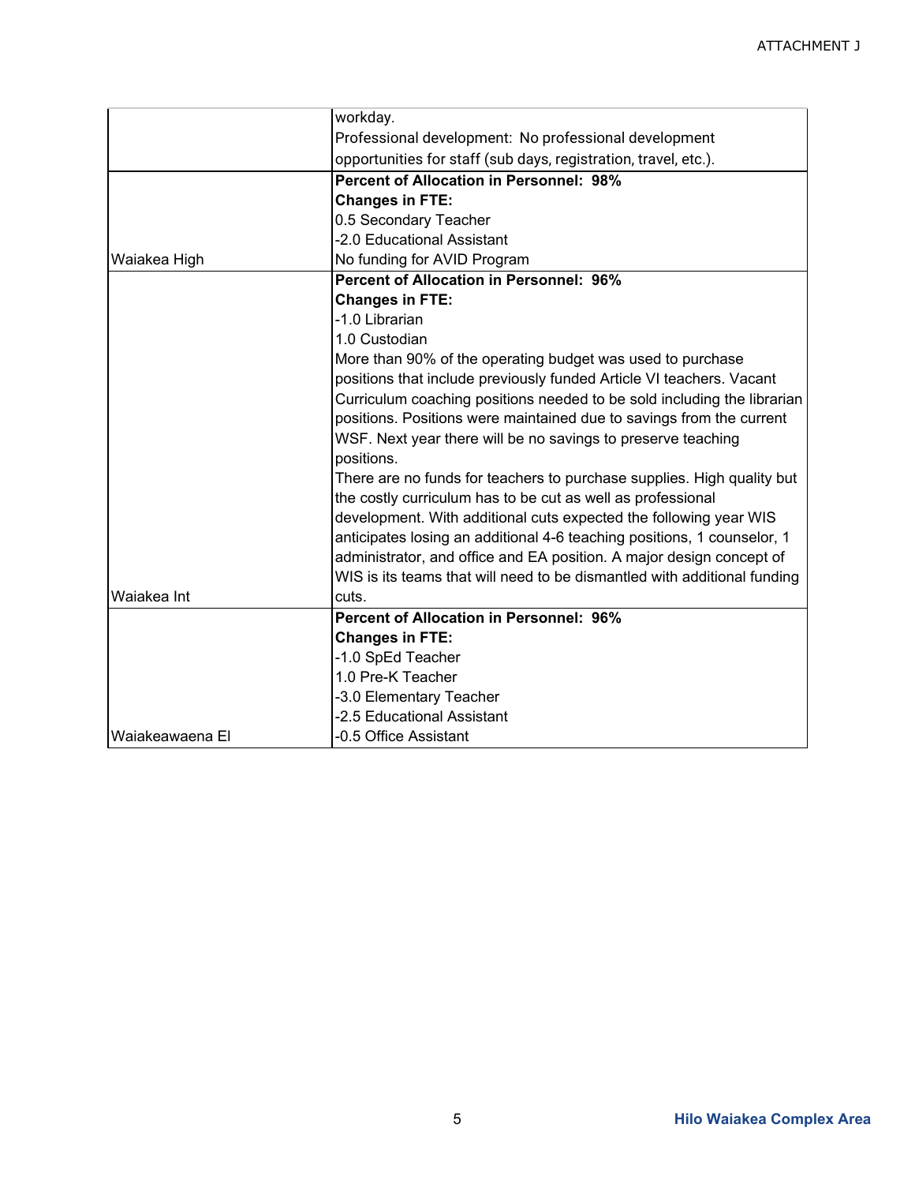| | |
|---|---|
| | workday.<br>Professional development: No professional development opportunities for staff (sub days, registration, travel, etc.). |
| Waiakea High | **Percent of Allocation in Personnel: 98%**<br>**Changes in FTE:**<br>0.5 Secondary Teacher<br>-2.0 Educational Assistant<br>No funding for AVID Program |
| Waiakea Int | **Percent of Allocation in Personnel: 96%**<br>**Changes in FTE:**<br>-1.0 Librarian<br>1.0 Custodian<br>More than 90% of the operating budget was used to purchase positions that include previously funded Article VI teachers. Vacant Curriculum coaching positions needed to be sold including the librarian positions. Positions were maintained due to savings from the current WSF. Next year there will be no savings to preserve teaching positions.<br>There are no funds for teachers to purchase supplies. High quality but the costly curriculum has to be cut as well as professional development. With additional cuts expected the following year WIS anticipates losing an additional 4-6 teaching positions, 1 counselor, 1 administrator, and office and EA position. A major design concept of WIS is its teams that will need to be dismantled with additional funding cuts. |
| Waiakeawaena El | **Percent of Allocation in Personnel: 96%**<br>**Changes in FTE:**<br>-1.0 SpEd Teacher<br>1.0 Pre-K Teacher<br>-3.0 Elementary Teacher<br>-2.5 Educational Assistant<br>-0.5 Office Assistant |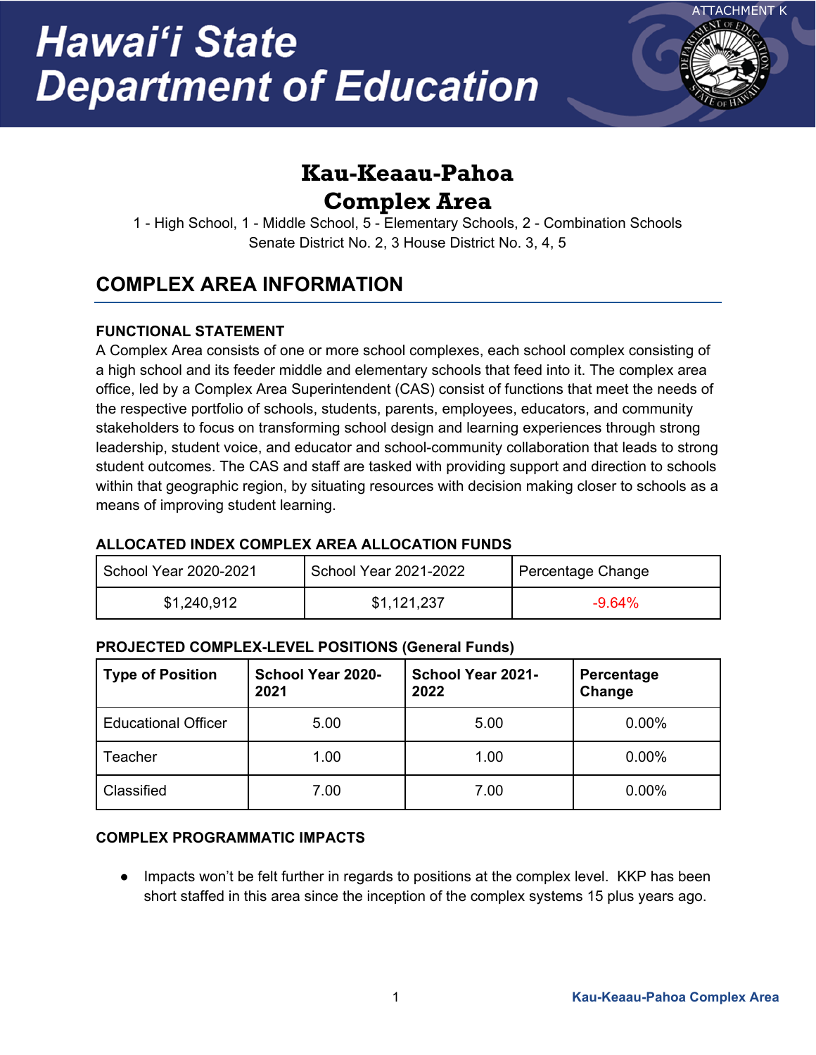ATTACHMENT K

# Hawaiʻi State Department of Education

## Kau-Keaau-Pahoa Complex Area

1 - High School, 1 - Middle School, 5 - Elementary Schools, 2 - Combination Schools
Senate District No. 2, 3 House District No. 3, 4, 5

## COMPLEX AREA INFORMATION

### FUNCTIONAL STATEMENT

A Complex Area consists of one or more school complexes, each school complex consisting of a high school and its feeder middle and elementary schools that feed into it. The complex area office, led by a Complex Area Superintendent (CAS) consist of functions that meet the needs of the respective portfolio of schools, students, parents, employees, educators, and community stakeholders to focus on transforming school design and learning experiences through strong leadership, student voice, and educator and school-community collaboration that leads to strong student outcomes. The CAS and staff are tasked with providing support and direction to schools within that geographic region, by situating resources with decision making closer to schools as a means of improving student learning.

### ALLOCATED INDEX COMPLEX AREA ALLOCATION FUNDS

| School Year 2020-2021 | School Year 2021-2022 | Percentage Change |
|---|---|---|
| $1,240,912 | $1,121,237 | -9.64% |

### PROJECTED COMPLEX-LEVEL POSITIONS (General Funds)

| Type of Position | School Year 2020-2021 | School Year 2021-2022 | Percentage Change |
|---|---|---|---|
| Educational Officer | 5.00 | 5.00 | 0.00% |
| Teacher | 1.00 | 1.00 | 0.00% |
| Classified | 7.00 | 7.00 | 0.00% |

### COMPLEX PROGRAMMATIC IMPACTS

- Impacts won't be felt further in regards to positions at the complex level. KKP has been short staffed in this area since the inception of the complex systems 15 plus years ago.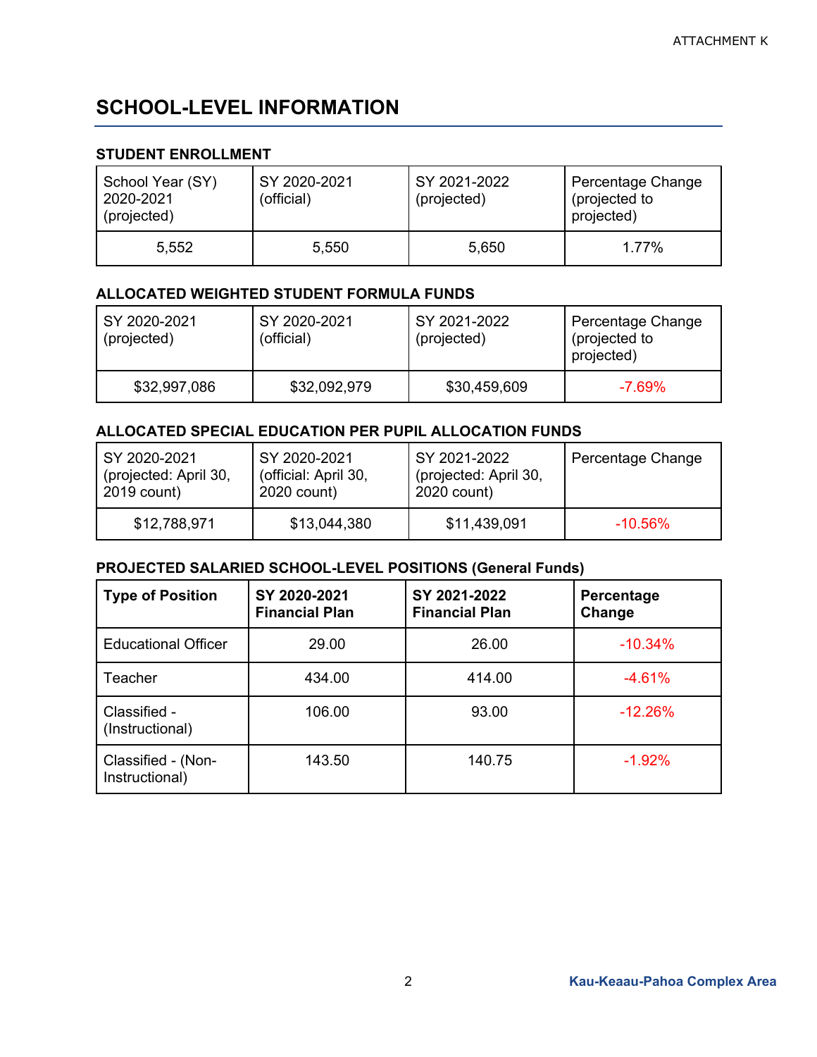# SCHOOL-LEVEL INFORMATION

### STUDENT ENROLLMENT

| School Year (SY) 2020-2021 (projected) | SY 2020-2021 (official) | SY 2021-2022 (projected) | Percentage Change (projected to projected) |
|---|---|---|---|
| 5,552 | 5,550 | 5,650 | 1.77% |

### ALLOCATED WEIGHTED STUDENT FORMULA FUNDS

| SY 2020-2021 (projected) | SY 2020-2021 (official) | SY 2021-2022 (projected) | Percentage Change (projected to projected) |
|---|---|---|---|
| $32,997,086 | $32,092,979 | $30,459,609 | -7.69% |

### ALLOCATED SPECIAL EDUCATION PER PUPIL ALLOCATION FUNDS

| SY 2020-2021 (projected: April 30, 2019 count) | SY 2020-2021 (official: April 30, 2020 count) | SY 2021-2022 (projected: April 30, 2020 count) | Percentage Change |
|---|---|---|---|
| $12,788,971 | $13,044,380 | $11,439,091 | -10.56% |

### PROJECTED SALARIED SCHOOL-LEVEL POSITIONS (General Funds)

| **Type of Position** | **SY 2020-2021 Financial Plan** | **SY 2021-2022 Financial Plan** | **Percentage Change** |
|---|---|---|---|
| Educational Officer | 29.00 | 26.00 | -10.34% |
| Teacher | 434.00 | 414.00 | -4.61% |
| Classified - (Instructional) | 106.00 | 93.00 | -12.26% |
| Classified - (Non-Instructional) | 143.50 | 140.75 | -1.92% |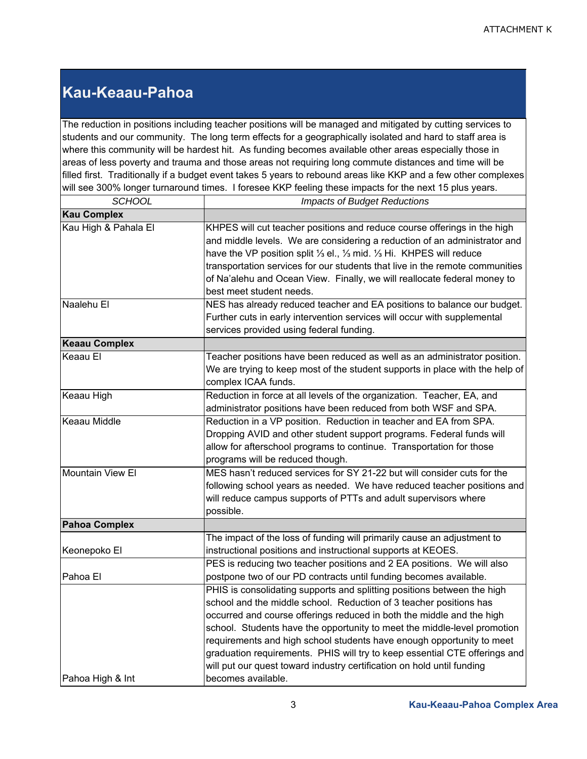ATTACHMENT K

# Kau-Keaau-Pahoa

The reduction in positions including teacher positions will be managed and mitigated by cutting services to students and our community. The long term effects for a geographically isolated and hard to staff area is where this community will be hardest hit. As funding becomes available other areas especially those in areas of less poverty and trauma and those areas not requiring long commute distances and time will be filled first. Traditionally if a budget event takes 5 years to rebound areas like KKP and a few other complexes will see 300% longer turnaround times. I foresee KKP feeling these impacts for the next 15 plus years.

| *SCHOOL* | *Impacts of Budget Reductions* |
|---|---|
| **Kau Complex** | |
| Kau High & Pahala El | KHPES will cut teacher positions and reduce course offerings in the high and middle levels. We are considering a reduction of an administrator and have the VP position split ⅓ el., ⅓ mid. ⅓ Hi. KHPES will reduce transportation services for our students that live in the remote communities of Na'alehu and Ocean View. Finally, we will reallocate federal money to best meet student needs. |
| Naalehu El | NES has already reduced teacher and EA positions to balance our budget. Further cuts in early intervention services will occur with supplemental services provided using federal funding. |
| **Keaau Complex** | |
| Keaau El | Teacher positions have been reduced as well as an administrator position. We are trying to keep most of the student supports in place with the help of complex ICAA funds. |
| Keaau High | Reduction in force at all levels of the organization. Teacher, EA, and administrator positions have been reduced from both WSF and SPA. |
| Keaau Middle | Reduction in a VP position. Reduction in teacher and EA from SPA. Dropping AVID and other student support programs. Federal funds will allow for afterschool programs to continue. Transportation for those programs will be reduced though. |
| Mountain View El | MES hasn't reduced services for SY 21-22 but will consider cuts for the following school years as needed. We have reduced teacher positions and will reduce campus supports of PTTs and adult supervisors where possible. |
| **Pahoa Complex** | |
| Keonepoko El | The impact of the loss of funding will primarily cause an adjustment to instructional positions and instructional supports at KEOES. |
| Pahoa El | PES is reducing two teacher positions and 2 EA positions. We will also postpone two of our PD contracts until funding becomes available. |
| Pahoa High & Int | PHIS is consolidating supports and splitting positions between the high school and the middle school. Reduction of 3 teacher positions has occurred and course offerings reduced in both the middle and the high school. Students have the opportunity to meet the middle-level promotion requirements and high school students have enough opportunity to meet graduation requirements. PHIS will try to keep essential CTE offerings and will put our quest toward industry certification on hold until funding becomes available. |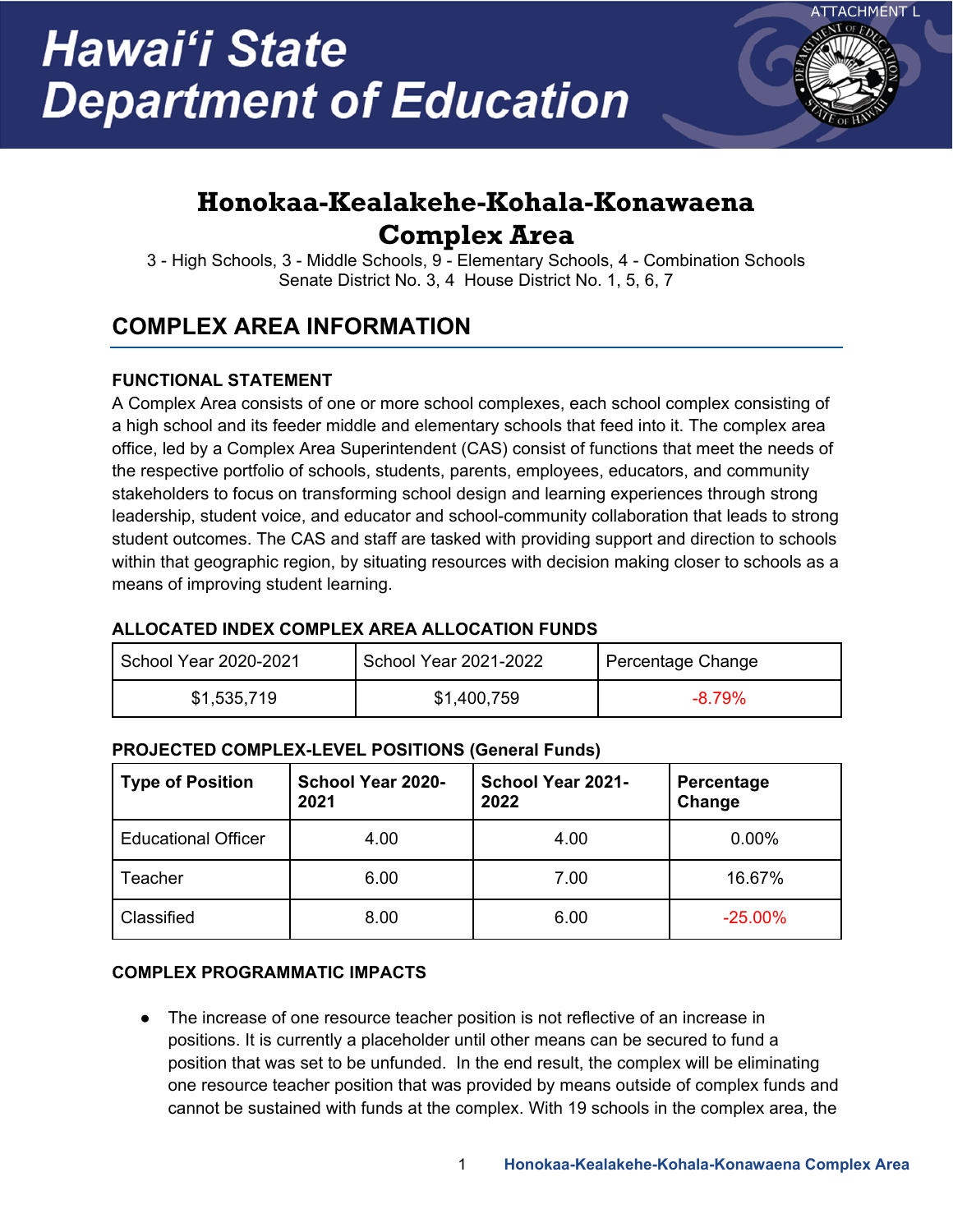ATTACHMENT L

# Hawai'i State Department of Education

## Honokaa-Kealakehe-Kohala-Konawaena Complex Area

3 - High Schools, 3 - Middle Schools, 9 - Elementary Schools, 4 - Combination Schools
Senate District No. 3, 4 House District No. 1, 5, 6, 7

## COMPLEX AREA INFORMATION

### FUNCTIONAL STATEMENT

A Complex Area consists of one or more school complexes, each school complex consisting of a high school and its feeder middle and elementary schools that feed into it. The complex area office, led by a Complex Area Superintendent (CAS) consist of functions that meet the needs of the respective portfolio of schools, students, parents, employees, educators, and community stakeholders to focus on transforming school design and learning experiences through strong leadership, student voice, and educator and school-community collaboration that leads to strong student outcomes. The CAS and staff are tasked with providing support and direction to schools within that geographic region, by situating resources with decision making closer to schools as a means of improving student learning.

### ALLOCATED INDEX COMPLEX AREA ALLOCATION FUNDS

| School Year 2020-2021 | School Year 2021-2022 | Percentage Change |
|---|---|---|
| $1,535,719 | $1,400,759 | -8.79% |

### PROJECTED COMPLEX-LEVEL POSITIONS (General Funds)

| Type of Position | School Year 2020-2021 | School Year 2021-2022 | Percentage Change |
|---|---|---|---|
| Educational Officer | 4.00 | 4.00 | 0.00% |
| Teacher | 6.00 | 7.00 | 16.67% |
| Classified | 8.00 | 6.00 | -25.00% |

### COMPLEX PROGRAMMATIC IMPACTS

- The increase of one resource teacher position is not reflective of an increase in positions. It is currently a placeholder until other means can be secured to fund a position that was set to be unfunded. In the end result, the complex will be eliminating one resource teacher position that was provided by means outside of complex funds and cannot be sustained with funds at the complex. With 19 schools in the complex area, the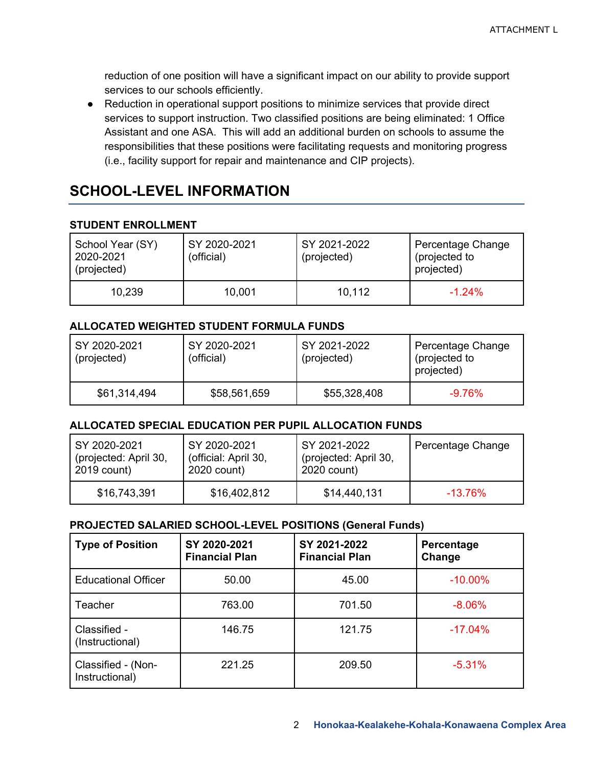reduction of one position will have a significant impact on our ability to provide support services to our schools efficiently.

- Reduction in operational support positions to minimize services that provide direct services to support instruction. Two classified positions are being eliminated: 1 Office Assistant and one ASA. This will add an additional burden on schools to assume the responsibilities that these positions were facilitating requests and monitoring progress (i.e., facility support for repair and maintenance and CIP projects).

## SCHOOL-LEVEL INFORMATION

### STUDENT ENROLLMENT

| School Year (SY) 2020-2021 (projected) | SY 2020-2021 (official) | SY 2021-2022 (projected) | Percentage Change (projected to projected) |
|---|---|---|---|
| 10,239 | 10,001 | 10,112 | -1.24% |

### ALLOCATED WEIGHTED STUDENT FORMULA FUNDS

| SY 2020-2021 (projected) | SY 2020-2021 (official) | SY 2021-2022 (projected) | Percentage Change (projected to projected) |
|---|---|---|---|
| $61,314,494 | $58,561,659 | $55,328,408 | -9.76% |

### ALLOCATED SPECIAL EDUCATION PER PUPIL ALLOCATION FUNDS

| SY 2020-2021 (projected: April 30, 2019 count) | SY 2020-2021 (official: April 30, 2020 count) | SY 2021-2022 (projected: April 30, 2020 count) | Percentage Change |
|---|---|---|---|
| $16,743,391 | $16,402,812 | $14,440,131 | -13.76% |

### PROJECTED SALARIED SCHOOL-LEVEL POSITIONS (General Funds)

| **Type of Position** | **SY 2020-2021 Financial Plan** | **SY 2021-2022 Financial Plan** | **Percentage Change** |
|---|---|---|---|
| Educational Officer | 50.00 | 45.00 | -10.00% |
| Teacher | 763.00 | 701.50 | -8.06% |
| Classified - (Instructional) | 146.75 | 121.75 | -17.04% |
| Classified - (Non-Instructional) | 221.25 | 209.50 | -5.31% |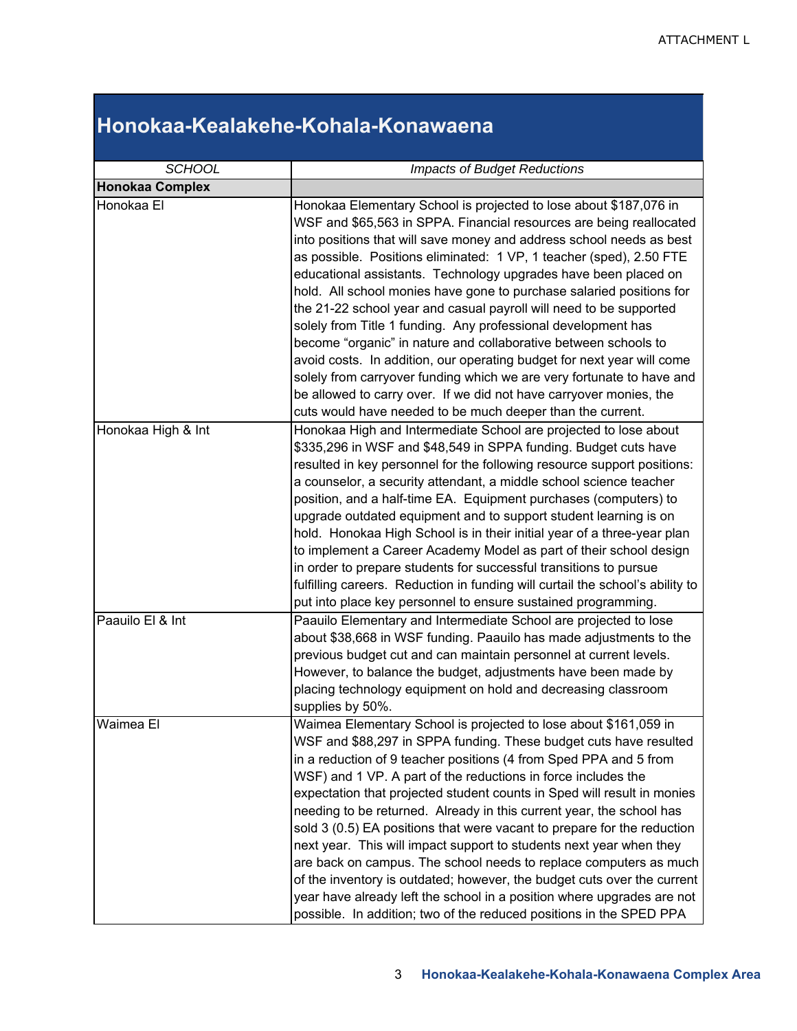# Honokaa-Kealakehe-Kohala-Konawaena

| *SCHOOL* | *Impacts of Budget Reductions* |
|---|---|
| **Honokaa Complex** | |
| Honokaa El | Honokaa Elementary School is projected to lose about $187,076 in WSF and $65,563 in SPPA. Financial resources are being reallocated into positions that will save money and address school needs as best as possible. Positions eliminated: 1 VP, 1 teacher (sped), 2.50 FTE educational assistants. Technology upgrades have been placed on hold. All school monies have gone to purchase salaried positions for the 21-22 school year and casual payroll will need to be supported solely from Title 1 funding. Any professional development has become "organic" in nature and collaborative between schools to avoid costs. In addition, our operating budget for next year will come solely from carryover funding which we are very fortunate to have and be allowed to carry over. If we did not have carryover monies, the cuts would have needed to be much deeper than the current. |
| Honokaa High & Int | Honokaa High and Intermediate School are projected to lose about $335,296 in WSF and $48,549 in SPPA funding. Budget cuts have resulted in key personnel for the following resource support positions: a counselor, a security attendant, a middle school science teacher position, and a half-time EA. Equipment purchases (computers) to upgrade outdated equipment and to support student learning is on hold. Honokaa High School is in their initial year of a three-year plan to implement a Career Academy Model as part of their school design in order to prepare students for successful transitions to pursue fulfilling careers. Reduction in funding will curtail the school's ability to put into place key personnel to ensure sustained programming. |
| Paauilo El & Int | Paauilo Elementary and Intermediate School are projected to lose about $38,668 in WSF funding. Paauilo has made adjustments to the previous budget cut and can maintain personnel at current levels. However, to balance the budget, adjustments have been made by placing technology equipment on hold and decreasing classroom supplies by 50%. |
| Waimea El | Waimea Elementary School is projected to lose about $161,059 in WSF and $88,297 in SPPA funding. These budget cuts have resulted in a reduction of 9 teacher positions (4 from Sped PPA and 5 from WSF) and 1 VP. A part of the reductions in force includes the expectation that projected student counts in Sped will result in monies needing to be returned. Already in this current year, the school has sold 3 (0.5) EA positions that were vacant to prepare for the reduction next year. This will impact support to students next year when they are back on campus. The school needs to replace computers as much of the inventory is outdated; however, the budget cuts over the current year have already left the school in a position where upgrades are not possible. In addition; two of the reduced positions in the SPED PPA |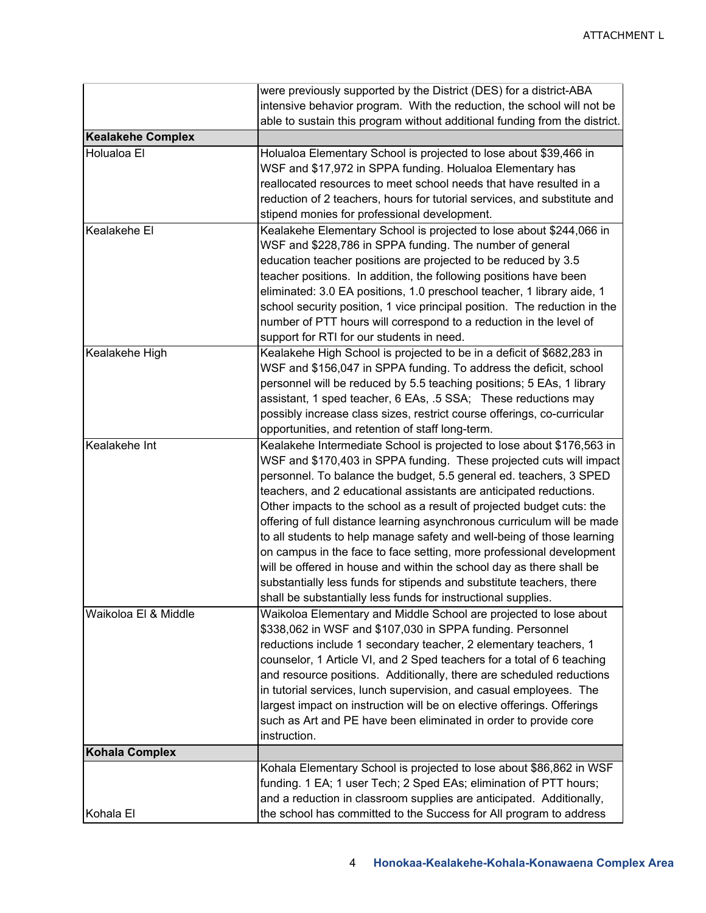| | |
|---|---|
| | were previously supported by the District (DES) for a district-ABA intensive behavior program. With the reduction, the school will not be able to sustain this program without additional funding from the district. |
| **Kealakehe Complex** | |
| Holualoa El | Holualoa Elementary School is projected to lose about $39,466 in WSF and $17,972 in SPPA funding. Holualoa Elementary has reallocated resources to meet school needs that have resulted in a reduction of 2 teachers, hours for tutorial services, and substitute and stipend monies for professional development. |
| Kealakehe El | Kealakehe Elementary School is projected to lose about $244,066 in WSF and $228,786 in SPPA funding. The number of general education teacher positions are projected to be reduced by 3.5 teacher positions. In addition, the following positions have been eliminated: 3.0 EA positions, 1.0 preschool teacher, 1 library aide, 1 school security position, 1 vice principal position. The reduction in the number of PTT hours will correspond to a reduction in the level of support for RTI for our students in need. |
| Kealakehe High | Kealakehe High School is projected to be in a deficit of $682,283 in WSF and $156,047 in SPPA funding. To address the deficit, school personnel will be reduced by 5.5 teaching positions; 5 EAs, 1 library assistant, 1 sped teacher, 6 EAs, .5 SSA; These reductions may possibly increase class sizes, restrict course offerings, co-curricular opportunities, and retention of staff long-term. |
| Kealakehe Int | Kealakehe Intermediate School is projected to lose about $176,563 in WSF and $170,403 in SPPA funding. These projected cuts will impact personnel. To balance the budget, 5.5 general ed. teachers, 3 SPED teachers, and 2 educational assistants are anticipated reductions. Other impacts to the school as a result of projected budget cuts: the offering of full distance learning asynchronous curriculum will be made to all students to help manage safety and well-being of those learning on campus in the face to face setting, more professional development will be offered in house and within the school day as there shall be substantially less funds for stipends and substitute teachers, there shall be substantially less funds for instructional supplies. |
| Waikoloa El & Middle | Waikoloa Elementary and Middle School are projected to lose about $338,062 in WSF and $107,030 in SPPA funding. Personnel reductions include 1 secondary teacher, 2 elementary teachers, 1 counselor, 1 Article VI, and 2 Sped teachers for a total of 6 teaching and resource positions. Additionally, there are scheduled reductions in tutorial services, lunch supervision, and casual employees. The largest impact on instruction will be on elective offerings. Offerings such as Art and PE have been eliminated in order to provide core instruction. |
| **Kohala Complex** | |
| Kohala El | Kohala Elementary School is projected to lose about $86,862 in WSF funding. 1 EA; 1 user Tech; 2 Sped EAs; elimination of PTT hours; and a reduction in classroom supplies are anticipated. Additionally, the school has committed to the Success for All program to address |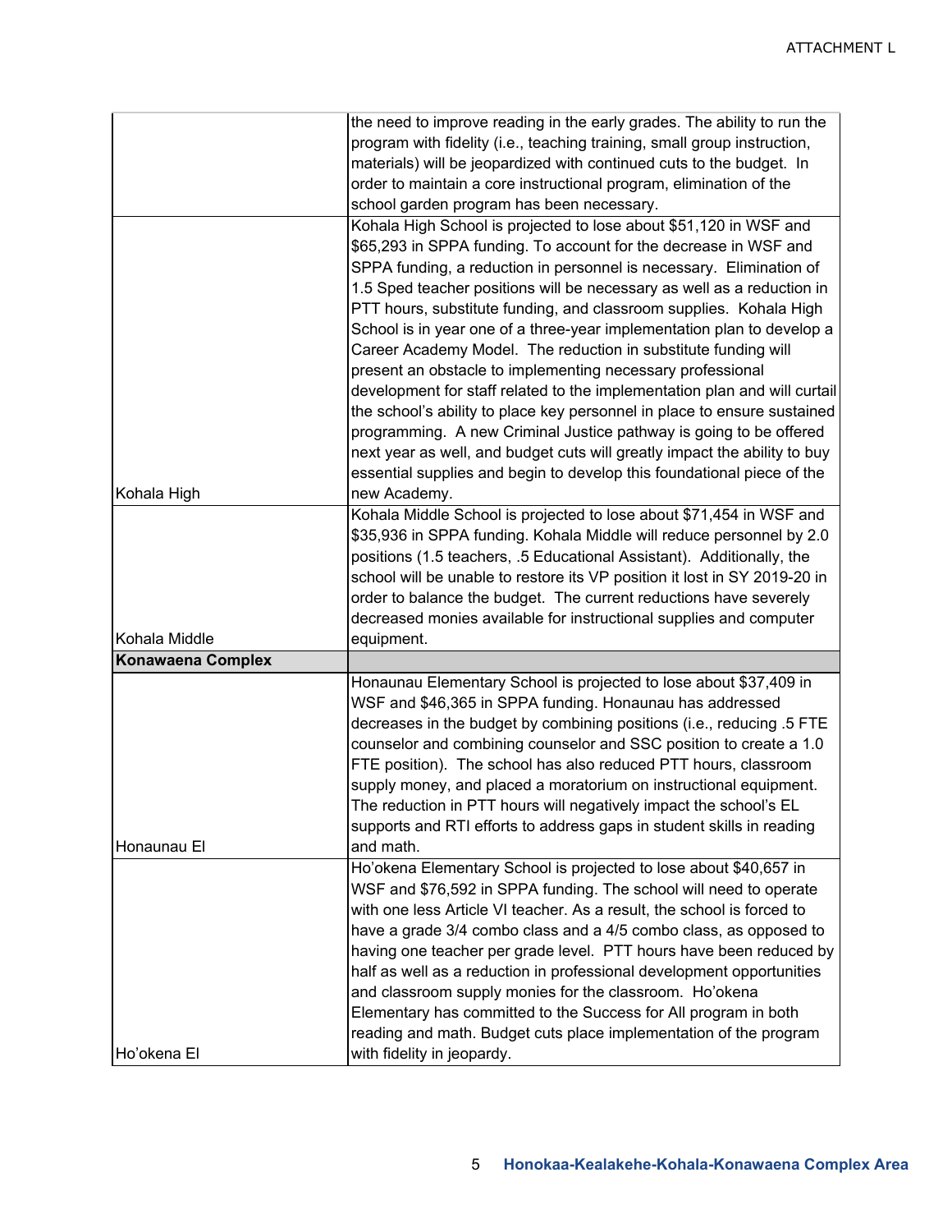| | |
|---|---|
| | the need to improve reading in the early grades. The ability to run the program with fidelity (i.e., teaching training, small group instruction, materials) will be jeopardized with continued cuts to the budget. In order to maintain a core instructional program, elimination of the school garden program has been necessary. |
| Kohala High | Kohala High School is projected to lose about $51,120 in WSF and $65,293 in SPPA funding. To account for the decrease in WSF and SPPA funding, a reduction in personnel is necessary. Elimination of 1.5 Sped teacher positions will be necessary as well as a reduction in PTT hours, substitute funding, and classroom supplies. Kohala High School is in year one of a three-year implementation plan to develop a Career Academy Model. The reduction in substitute funding will present an obstacle to implementing necessary professional development for staff related to the implementation plan and will curtail the school's ability to place key personnel in place to ensure sustained programming. A new Criminal Justice pathway is going to be offered next year as well, and budget cuts will greatly impact the ability to buy essential supplies and begin to develop this foundational piece of the new Academy. |
| Kohala Middle | Kohala Middle School is projected to lose about $71,454 in WSF and $35,936 in SPPA funding. Kohala Middle will reduce personnel by 2.0 positions (1.5 teachers, .5 Educational Assistant). Additionally, the school will be unable to restore its VP position it lost in SY 2019-20 in order to balance the budget. The current reductions have severely decreased monies available for instructional supplies and computer equipment. |
| **Konawaena Complex** | |
| Honaunau El | Honaunau Elementary School is projected to lose about $37,409 in WSF and $46,365 in SPPA funding. Honaunau has addressed decreases in the budget by combining positions (i.e., reducing .5 FTE counselor and combining counselor and SSC position to create a 1.0 FTE position). The school has also reduced PTT hours, classroom supply money, and placed a moratorium on instructional equipment. The reduction in PTT hours will negatively impact the school's EL supports and RTI efforts to address gaps in student skills in reading and math. |
| Ho'okena El | Ho'okena Elementary School is projected to lose about $40,657 in WSF and $76,592 in SPPA funding. The school will need to operate with one less Article VI teacher. As a result, the school is forced to have a grade 3/4 combo class and a 4/5 combo class, as opposed to having one teacher per grade level. PTT hours have been reduced by half as well as a reduction in professional development opportunities and classroom supply monies for the classroom. Ho'okena Elementary has committed to the Success for All program in both reading and math. Budget cuts place implementation of the program with fidelity in jeopardy. |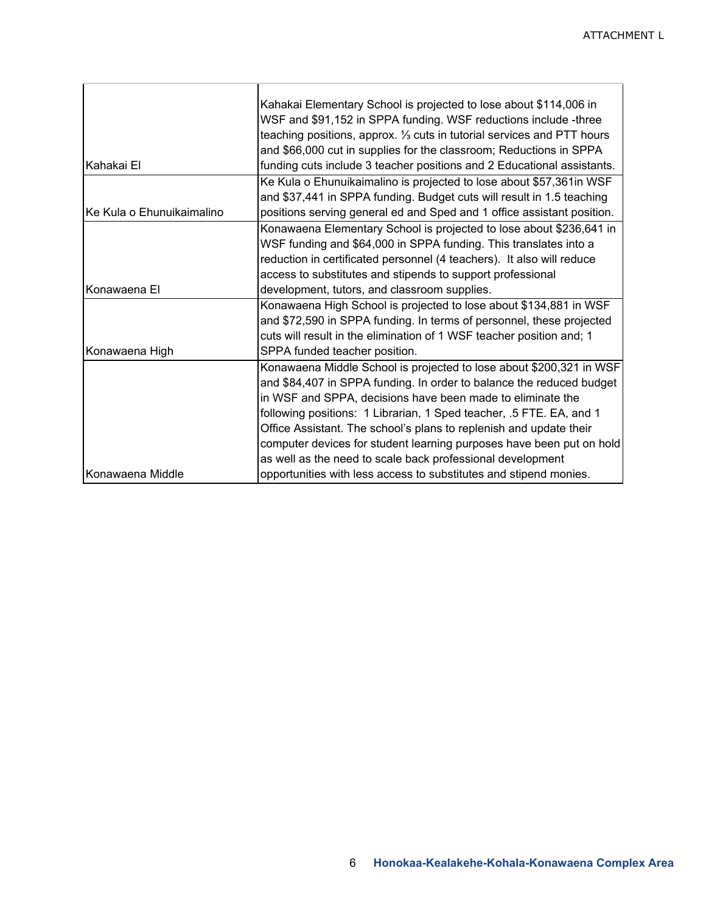ATTACHMENT L

| | |
|---|---|
| Kahakai El | Kahakai Elementary School is projected to lose about $114,006 in WSF and $91,152 in SPPA funding. WSF reductions include -three teaching positions, approx. ⅓ cuts in tutorial services and PTT hours and $66,000 cut in supplies for the classroom; Reductions in SPPA funding cuts include 3 teacher positions and 2 Educational assistants. |
| Ke Kula o Ehunuikaimalino | Ke Kula o Ehunuikaimalino is projected to lose about $57,361in WSF and $37,441 in SPPA funding. Budget cuts will result in 1.5 teaching positions serving general ed and Sped and 1 office assistant position. |
| Konawaena El | Konawaena Elementary School is projected to lose about $236,641 in WSF funding and $64,000 in SPPA funding. This translates into a reduction in certificated personnel (4 teachers). It also will reduce access to substitutes and stipends to support professional development, tutors, and classroom supplies. |
| Konawaena High | Konawaena High School is projected to lose about $134,881 in WSF and $72,590 in SPPA funding. In terms of personnel, these projected cuts will result in the elimination of 1 WSF teacher position and; 1 SPPA funded teacher position. |
| Konawaena Middle | Konawaena Middle School is projected to lose about $200,321 in WSF and $84,407 in SPPA funding. In order to balance the reduced budget in WSF and SPPA, decisions have been made to eliminate the following positions: 1 Librarian, 1 Sped teacher, .5 FTE. EA, and 1 Office Assistant. The school's plans to replenish and update their computer devices for student learning purposes have been put on hold as well as the need to scale back professional development opportunities with less access to substitutes and stipend monies. |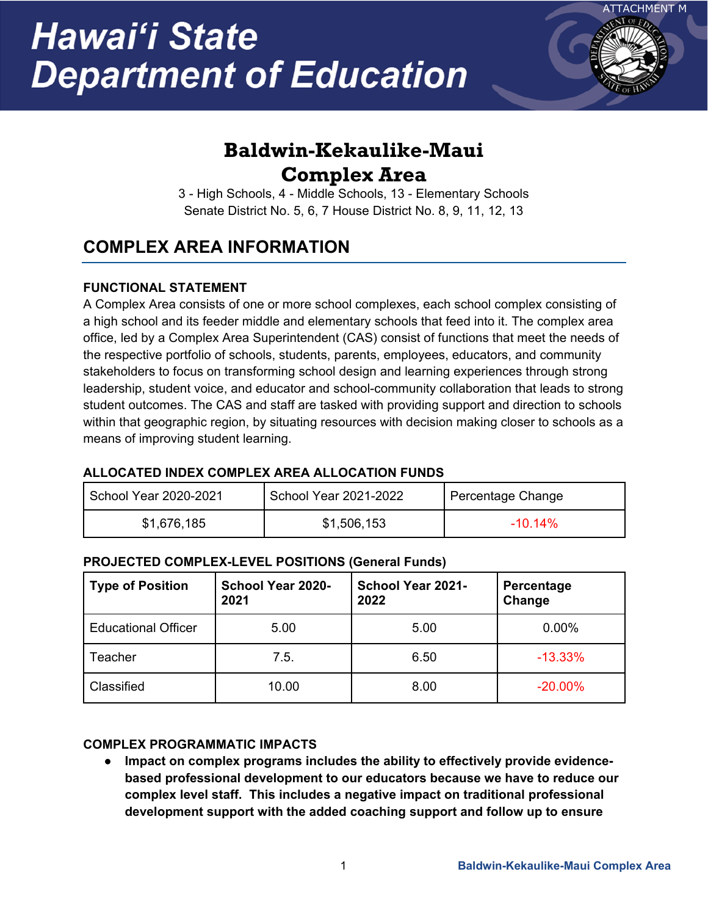ATTACHMENT M

# Hawaiʻi State Department of Education

## Baldwin-Kekaulike-Maui Complex Area

3 - High Schools, 4 - Middle Schools, 13 - Elementary Schools
Senate District No. 5, 6, 7 House District No. 8, 9, 11, 12, 13

## COMPLEX AREA INFORMATION

### FUNCTIONAL STATEMENT

A Complex Area consists of one or more school complexes, each school complex consisting of a high school and its feeder middle and elementary schools that feed into it. The complex area office, led by a Complex Area Superintendent (CAS) consist of functions that meet the needs of the respective portfolio of schools, students, parents, employees, educators, and community stakeholders to focus on transforming school design and learning experiences through strong leadership, student voice, and educator and school-community collaboration that leads to strong student outcomes. The CAS and staff are tasked with providing support and direction to schools within that geographic region, by situating resources with decision making closer to schools as a means of improving student learning.

### ALLOCATED INDEX COMPLEX AREA ALLOCATION FUNDS

| School Year 2020-2021 | School Year 2021-2022 | Percentage Change |
|---|---|---|
| $1,676,185 | $1,506,153 | -10.14% |

### PROJECTED COMPLEX-LEVEL POSITIONS (General Funds)

| Type of Position | School Year 2020-2021 | School Year 2021-2022 | Percentage Change |
|---|---|---|---|
| Educational Officer | 5.00 | 5.00 | 0.00% |
| Teacher | 7.5. | 6.50 | -13.33% |
| Classified | 10.00 | 8.00 | -20.00% |

### COMPLEX PROGRAMMATIC IMPACTS

- **Impact on complex programs includes the ability to effectively provide evidence-based professional development to our educators because we have to reduce our complex level staff. This includes a negative impact on traditional professional development support with the added coaching support and follow up to ensure**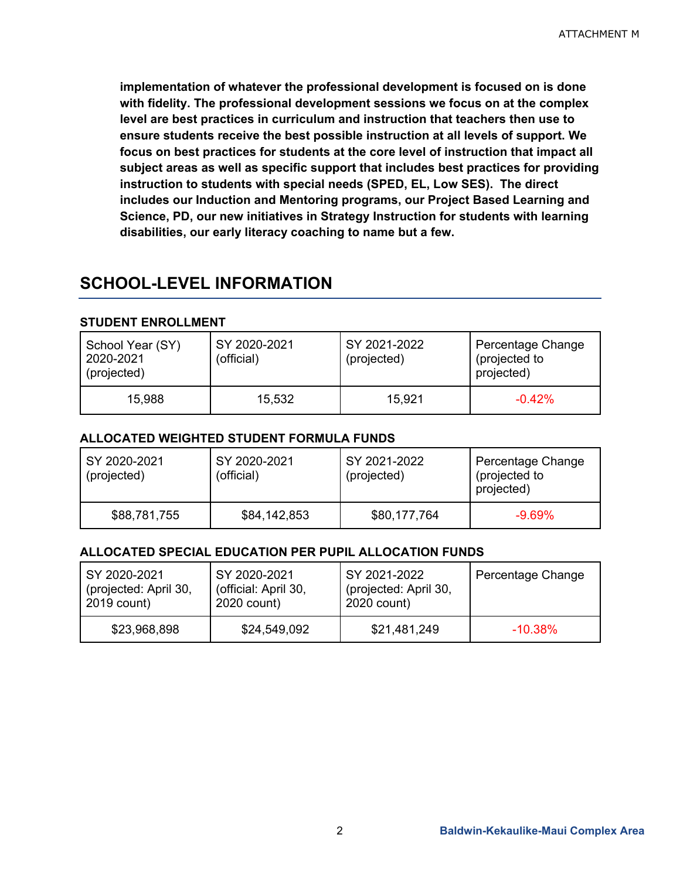**implementation of whatever the professional development is focused on is done with fidelity. The professional development sessions we focus on at the complex level are best practices in curriculum and instruction that teachers then use to ensure students receive the best possible instruction at all levels of support. We focus on best practices for students at the core level of instruction that impact all subject areas as well as specific support that includes best practices for providing instruction to students with special needs (SPED, EL, Low SES). The direct includes our Induction and Mentoring programs, our Project Based Learning and Science, PD, our new initiatives in Strategy Instruction for students with learning disabilities, our early literacy coaching to name but a few.**

## SCHOOL-LEVEL INFORMATION

### STUDENT ENROLLMENT

| School Year (SY) 2020-2021 (projected) | SY 2020-2021 (official) | SY 2021-2022 (projected) | Percentage Change (projected to projected) |
|---|---|---|---|
| 15,988 | 15,532 | 15,921 | -0.42% |

### ALLOCATED WEIGHTED STUDENT FORMULA FUNDS

| SY 2020-2021 (projected) | SY 2020-2021 (official) | SY 2021-2022 (projected) | Percentage Change (projected to projected) |
|---|---|---|---|
| $88,781,755 | $84,142,853 | $80,177,764 | -9.69% |

### ALLOCATED SPECIAL EDUCATION PER PUPIL ALLOCATION FUNDS

| SY 2020-2021 (projected: April 30, 2019 count) | SY 2020-2021 (official: April 30, 2020 count) | SY 2021-2022 (projected: April 30, 2020 count) | Percentage Change |
|---|---|---|---|
| $23,968,898 | $24,549,092 | $21,481,249 | -10.38% |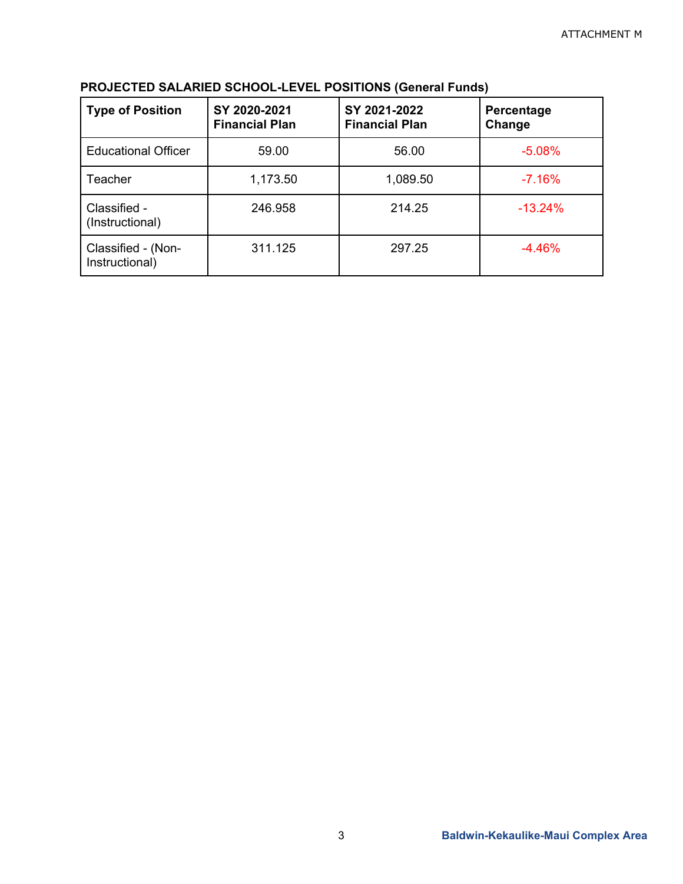**PROJECTED SALARIED SCHOOL-LEVEL POSITIONS (General Funds)**

| Type of Position | SY 2020-2021 Financial Plan | SY 2021-2022 Financial Plan | Percentage Change |
|---|---|---|---|
| Educational Officer | 59.00 | 56.00 | -5.08% |
| Teacher | 1,173.50 | 1,089.50 | -7.16% |
| Classified - (Instructional) | 246.958 | 214.25 | -13.24% |
| Classified - (Non-Instructional) | 311.125 | 297.25 | -4.46% |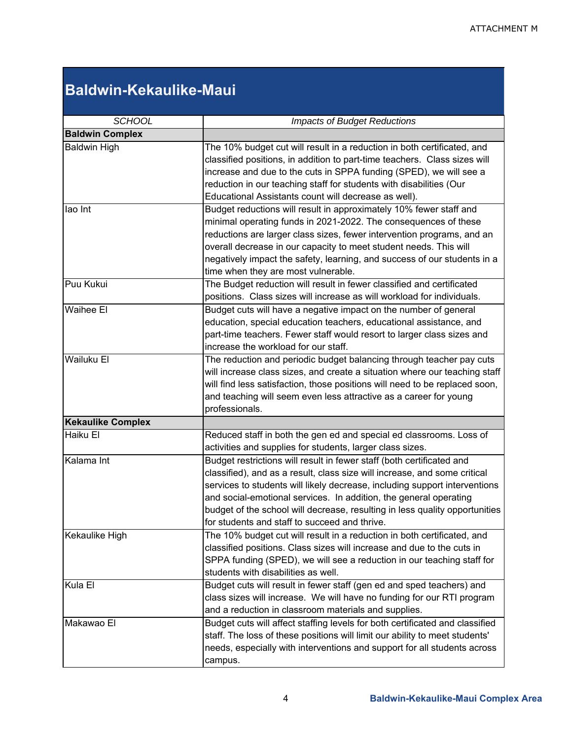ATTACHMENT M

## Baldwin-Kekaulike-Maui

| *SCHOOL* | *Impacts of Budget Reductions* |
|---|---|
| **Baldwin Complex** | |
| Baldwin High | The 10% budget cut will result in a reduction in both certificated, and classified positions, in addition to part-time teachers. Class sizes will increase and due to the cuts in SPPA funding (SPED), we will see a reduction in our teaching staff for students with disabilities (Our Educational Assistants count will decrease as well). |
| Iao Int | Budget reductions will result in approximately 10% fewer staff and minimal operating funds in 2021-2022. The consequences of these reductions are larger class sizes, fewer intervention programs, and an overall decrease in our capacity to meet student needs. This will negatively impact the safety, learning, and success of our students in a time when they are most vulnerable. |
| Puu Kukui | The Budget reduction will result in fewer classified and certificated positions. Class sizes will increase as will workload for individuals. |
| Waihee El | Budget cuts will have a negative impact on the number of general education, special education teachers, educational assistance, and part-time teachers. Fewer staff would resort to larger class sizes and increase the workload for our staff. |
| Wailuku El | The reduction and periodic budget balancing through teacher pay cuts will increase class sizes, and create a situation where our teaching staff will find less satisfaction, those positions will need to be replaced soon, and teaching will seem even less attractive as a career for young professionals. |
| **Kekaulike Complex** | |
| Haiku El | Reduced staff in both the gen ed and special ed classrooms. Loss of activities and supplies for students, larger class sizes. |
| Kalama Int | Budget restrictions will result in fewer staff (both certificated and classified), and as a result, class size will increase, and some critical services to students will likely decrease, including support interventions and social-emotional services. In addition, the general operating budget of the school will decrease, resulting in less quality opportunities for students and staff to succeed and thrive. |
| Kekaulike High | The 10% budget cut will result in a reduction in both certificated, and classified positions. Class sizes will increase and due to the cuts in SPPA funding (SPED), we will see a reduction in our teaching staff for students with disabilities as well. |
| Kula El | Budget cuts will result in fewer staff (gen ed and sped teachers) and class sizes will increase. We will have no funding for our RTI program and a reduction in classroom materials and supplies. |
| Makawao El | Budget cuts will affect staffing levels for both certificated and classified staff. The loss of these positions will limit our ability to meet students' needs, especially with interventions and support for all students across campus. |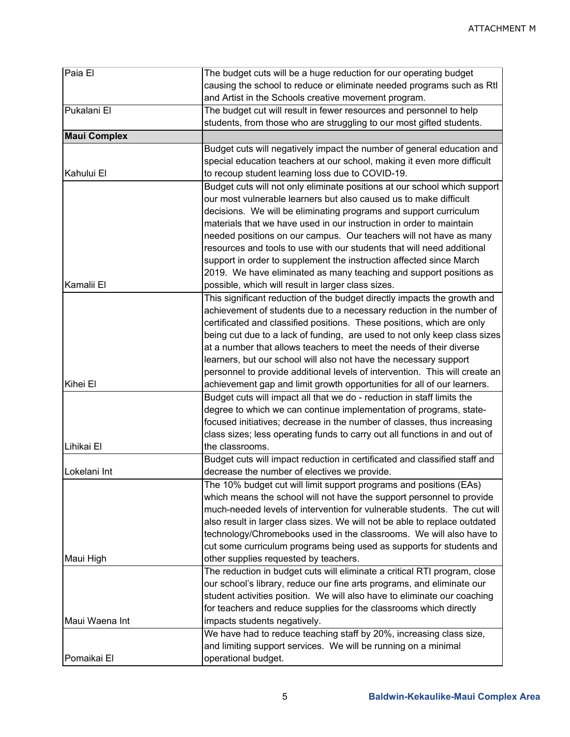| | |
|---|---|
| Paia El | The budget cuts will be a huge reduction for our operating budget causing the school to reduce or eliminate needed programs such as RtI and Artist in the Schools creative movement program. |
| Pukalani El | The budget cut will result in fewer resources and personnel to help students, from those who are struggling to our most gifted students. |
| **Maui Complex** | |
| Kahului El | Budget cuts will negatively impact the number of general education and special education teachers at our school, making it even more difficult to recoup student learning loss due to COVID-19. |
| Kamalii El | Budget cuts will not only eliminate positions at our school which support our most vulnerable learners but also caused us to make difficult decisions. We will be eliminating programs and support curriculum materials that we have used in our instruction in order to maintain needed positions on our campus. Our teachers will not have as many resources and tools to use with our students that will need additional support in order to supplement the instruction affected since March 2019. We have eliminated as many teaching and support positions as possible, which will result in larger class sizes. |
| Kihei El | This significant reduction of the budget directly impacts the growth and achievement of students due to a necessary reduction in the number of certificated and classified positions. These positions, which are only being cut due to a lack of funding, are used to not only keep class sizes at a number that allows teachers to meet the needs of their diverse learners, but our school will also not have the necessary support personnel to provide additional levels of intervention. This will create an achievement gap and limit growth opportunities for all of our learners. |
| Lihikai El | Budget cuts will impact all that we do - reduction in staff limits the degree to which we can continue implementation of programs, state-focused initiatives; decrease in the number of classes, thus increasing class sizes; less operating funds to carry out all functions in and out of the classrooms. |
| Lokelani Int | Budget cuts will impact reduction in certificated and classified staff and decrease the number of electives we provide. |
| Maui High | The 10% budget cut will limit support programs and positions (EAs) which means the school will not have the support personnel to provide much-needed levels of intervention for vulnerable students. The cut will also result in larger class sizes. We will not be able to replace outdated technology/Chromebooks used in the classrooms. We will also have to cut some curriculum programs being used as supports for students and other supplies requested by teachers. |
| Maui Waena Int | The reduction in budget cuts will eliminate a critical RTI program, close our school's library, reduce our fine arts programs, and eliminate our student activities position. We will also have to eliminate our coaching for teachers and reduce supplies for the classrooms which directly impacts students negatively. |
| Pomaikai El | We have had to reduce teaching staff by 20%, increasing class size, and limiting support services. We will be running on a minimal operational budget. |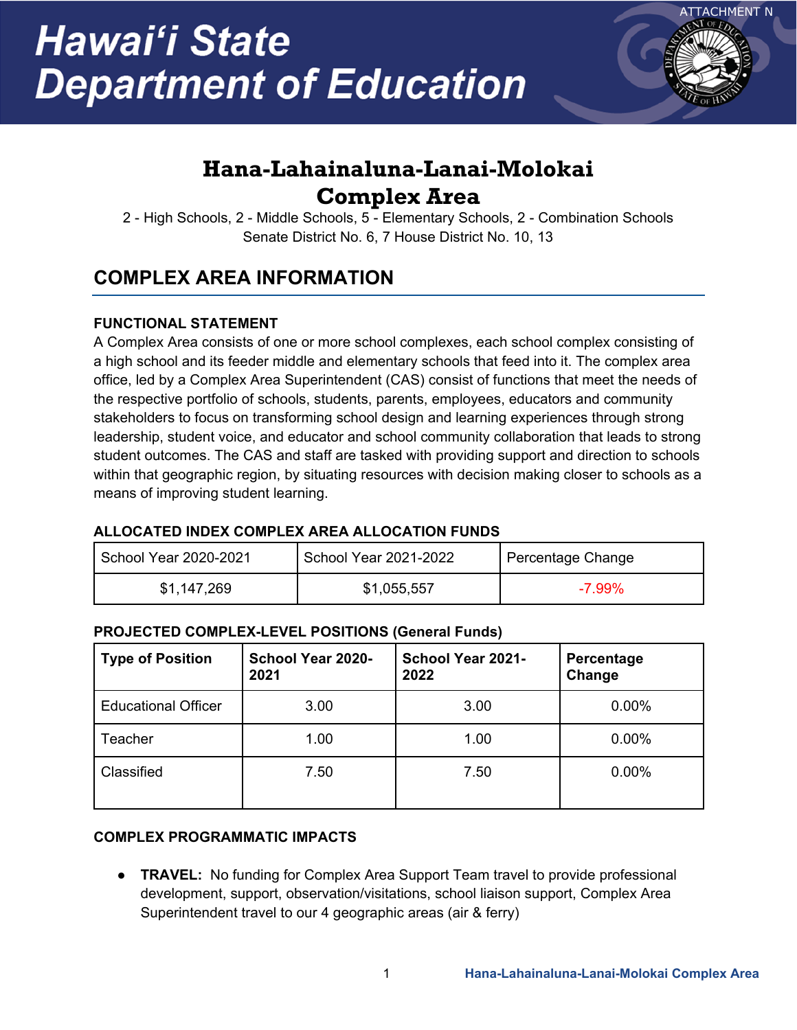ATTACHMENT N

# Hawaiʻi State Department of Education

## Hana-Lahainaluna-Lanai-Molokai Complex Area

2 - High Schools, 2 - Middle Schools, 5 - Elementary Schools, 2 - Combination Schools
Senate District No. 6, 7 House District No. 10, 13

## COMPLEX AREA INFORMATION

### FUNCTIONAL STATEMENT

A Complex Area consists of one or more school complexes, each school complex consisting of a high school and its feeder middle and elementary schools that feed into it. The complex area office, led by a Complex Area Superintendent (CAS) consist of functions that meet the needs of the respective portfolio of schools, students, parents, employees, educators and community stakeholders to focus on transforming school design and learning experiences through strong leadership, student voice, and educator and school community collaboration that leads to strong student outcomes. The CAS and staff are tasked with providing support and direction to schools within that geographic region, by situating resources with decision making closer to schools as a means of improving student learning.

### ALLOCATED INDEX COMPLEX AREA ALLOCATION FUNDS

| School Year 2020-2021 | School Year 2021-2022 | Percentage Change |
|---|---|---|
| $1,147,269 | $1,055,557 | -7.99% |

### PROJECTED COMPLEX-LEVEL POSITIONS (General Funds)

| Type of Position | School Year 2020-2021 | School Year 2021-2022 | Percentage Change |
|---|---|---|---|
| Educational Officer | 3.00 | 3.00 | 0.00% |
| Teacher | 1.00 | 1.00 | 0.00% |
| Classified | 7.50 | 7.50 | 0.00% |

### COMPLEX PROGRAMMATIC IMPACTS

- **TRAVEL:** No funding for Complex Area Support Team travel to provide professional development, support, observation/visitations, school liaison support, Complex Area Superintendent travel to our 4 geographic areas (air & ferry)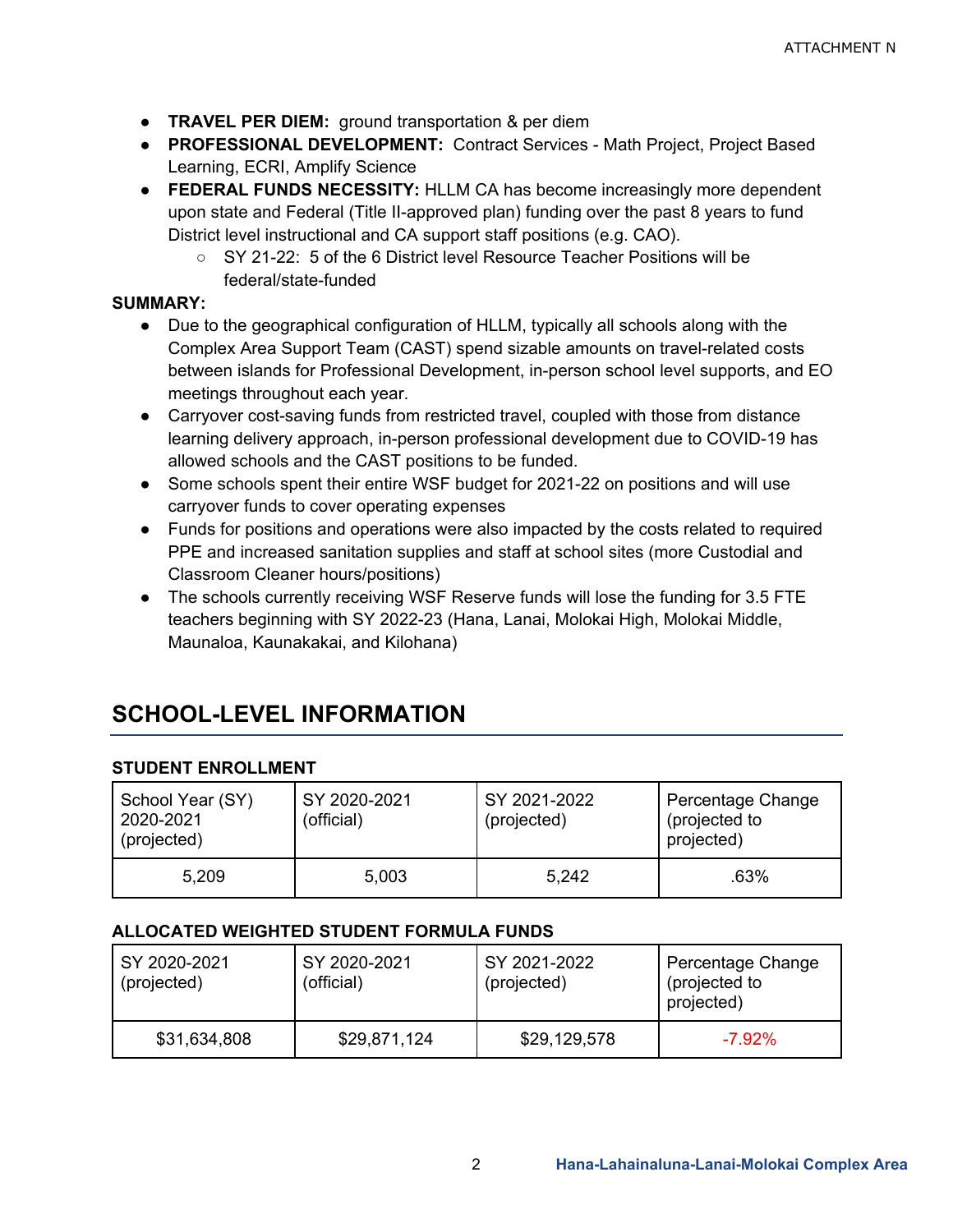- **TRAVEL PER DIEM:** ground transportation & per diem
- **PROFESSIONAL DEVELOPMENT:** Contract Services - Math Project, Project Based Learning, ECRI, Amplify Science
- **FEDERAL FUNDS NECESSITY:** HLLM CA has become increasingly more dependent upon state and Federal (Title II-approved plan) funding over the past 8 years to fund District level instructional and CA support staff positions (e.g. CAO).
  - SY 21-22: 5 of the 6 District level Resource Teacher Positions will be federal/state-funded

**SUMMARY:**

- Due to the geographical configuration of HLLM, typically all schools along with the Complex Area Support Team (CAST) spend sizable amounts on travel-related costs between islands for Professional Development, in-person school level supports, and EO meetings throughout each year.
- Carryover cost-saving funds from restricted travel, coupled with those from distance learning delivery approach, in-person professional development due to COVID-19 has allowed schools and the CAST positions to be funded.
- Some schools spent their entire WSF budget for 2021-22 on positions and will use carryover funds to cover operating expenses
- Funds for positions and operations were also impacted by the costs related to required PPE and increased sanitation supplies and staff at school sites (more Custodial and Classroom Cleaner hours/positions)
- The schools currently receiving WSF Reserve funds will lose the funding for 3.5 FTE teachers beginning with SY 2022-23 (Hana, Lanai, Molokai High, Molokai Middle, Maunaloa, Kaunakakai, and Kilohana)

## SCHOOL-LEVEL INFORMATION

### STUDENT ENROLLMENT

| School Year (SY) 2020-2021 (projected) | SY 2020-2021 (official) | SY 2021-2022 (projected) | Percentage Change (projected to projected) |
|---|---|---|---|
| 5,209 | 5,003 | 5,242 | .63% |

### ALLOCATED WEIGHTED STUDENT FORMULA FUNDS

| SY 2020-2021 (projected) | SY 2020-2021 (official) | SY 2021-2022 (projected) | Percentage Change (projected to projected) |
|---|---|---|---|
| $31,634,808 | $29,871,124 | $29,129,578 | -7.92% |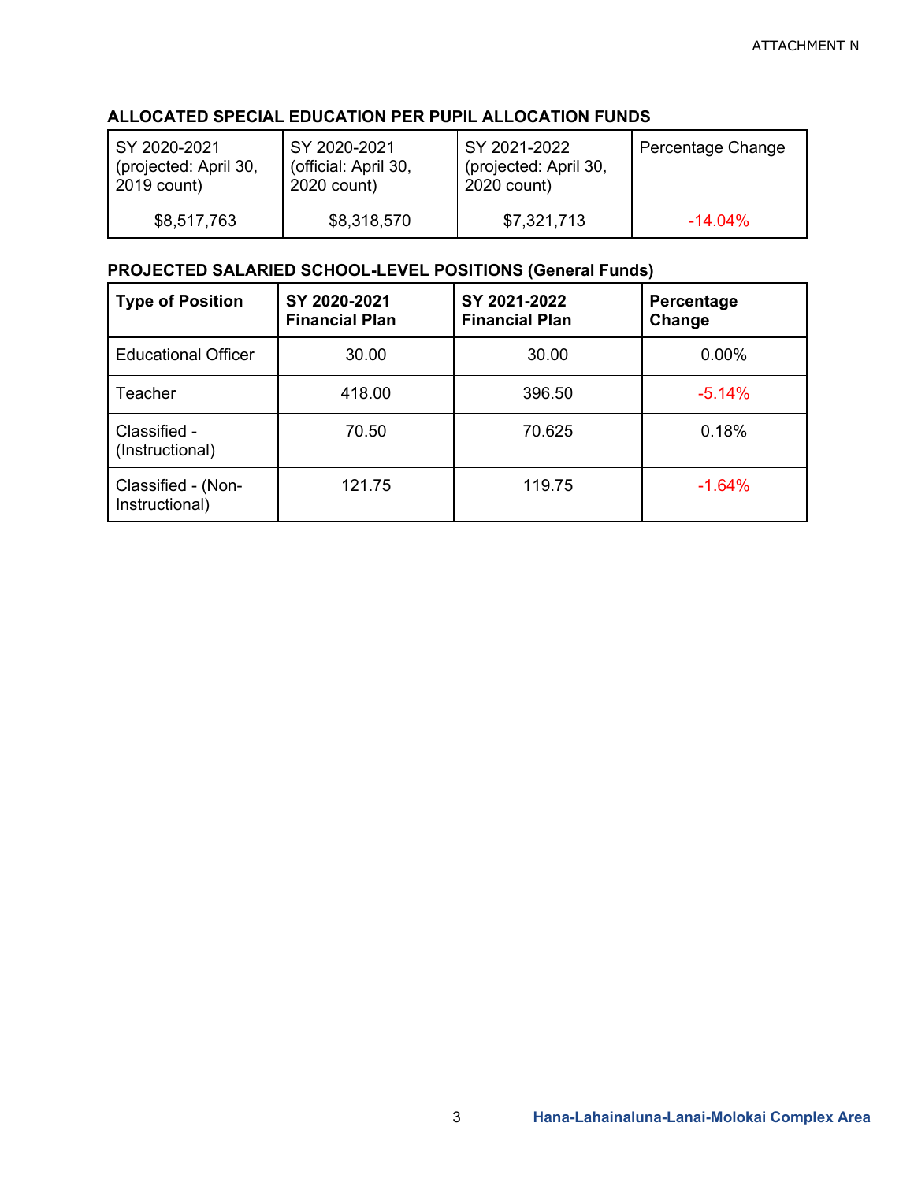### ALLOCATED SPECIAL EDUCATION PER PUPIL ALLOCATION FUNDS

| SY 2020-2021 (projected: April 30, 2019 count) | SY 2020-2021 (official: April 30, 2020 count) | SY 2021-2022 (projected: April 30, 2020 count) | Percentage Change |
|---|---|---|---|
| $8,517,763 | $8,318,570 | $7,321,713 | -14.04% |

### PROJECTED SALARIED SCHOOL-LEVEL POSITIONS (General Funds)

| Type of Position | SY 2020-2021 Financial Plan | SY 2021-2022 Financial Plan | Percentage Change |
|---|---|---|---|
| Educational Officer | 30.00 | 30.00 | 0.00% |
| Teacher | 418.00 | 396.50 | -5.14% |
| Classified - (Instructional) | 70.50 | 70.625 | 0.18% |
| Classified - (Non-Instructional) | 121.75 | 119.75 | -1.64% |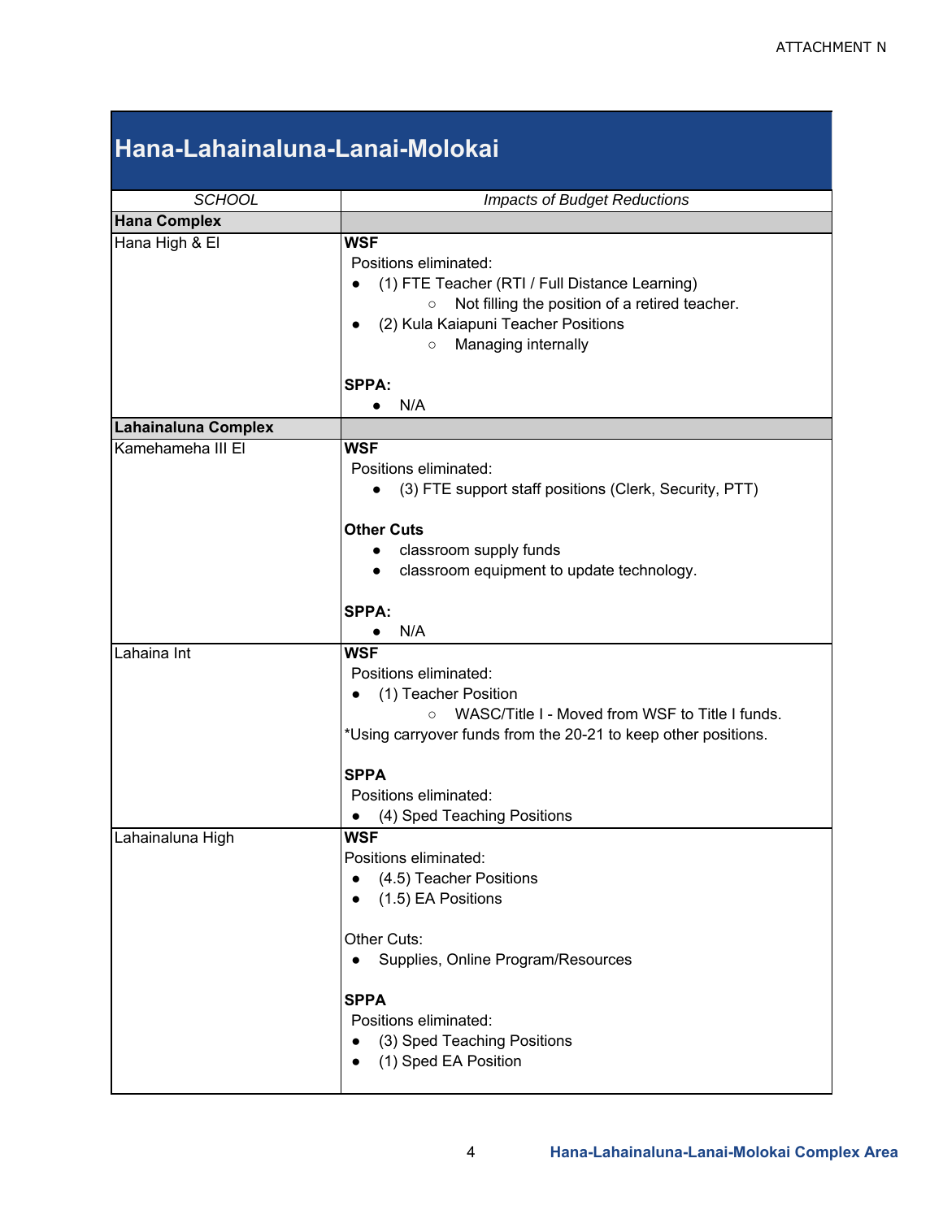ATTACHMENT N

## Hana-Lahainaluna-Lanai-Molokai

| *SCHOOL* | *Impacts of Budget Reductions* |
|---|---|
| **Hana Complex** | |
| Hana High & El | **WSF**<br>Positions eliminated:<br>● (1) FTE Teacher (RTI / Full Distance Learning)<br>○ Not filling the position of a retired teacher.<br>● (2) Kula Kaiapuni Teacher Positions<br>○ Managing internally<br><br>**SPPA:**<br>● N/A |
| **Lahainaluna Complex** | |
| Kamehameha III El | **WSF**<br>Positions eliminated:<br>● (3) FTE support staff positions (Clerk, Security, PTT)<br><br>**Other Cuts**<br>● classroom supply funds<br>● classroom equipment to update technology.<br><br>**SPPA:**<br>● N/A |
| Lahaina Int | **WSF**<br>Positions eliminated:<br>● (1) Teacher Position<br>○ WASC/Title I - Moved from WSF to Title I funds.<br>*Using carryover funds from the 20-21 to keep other positions.<br><br>**SPPA**<br>Positions eliminated:<br>● (4) Sped Teaching Positions |
| Lahainaluna High | **WSF**<br>Positions eliminated:<br>● (4.5) Teacher Positions<br>● (1.5) EA Positions<br><br>Other Cuts:<br>● Supplies, Online Program/Resources<br><br>**SPPA**<br>Positions eliminated:<br>● (3) Sped Teaching Positions<br>● (1) Sped EA Position |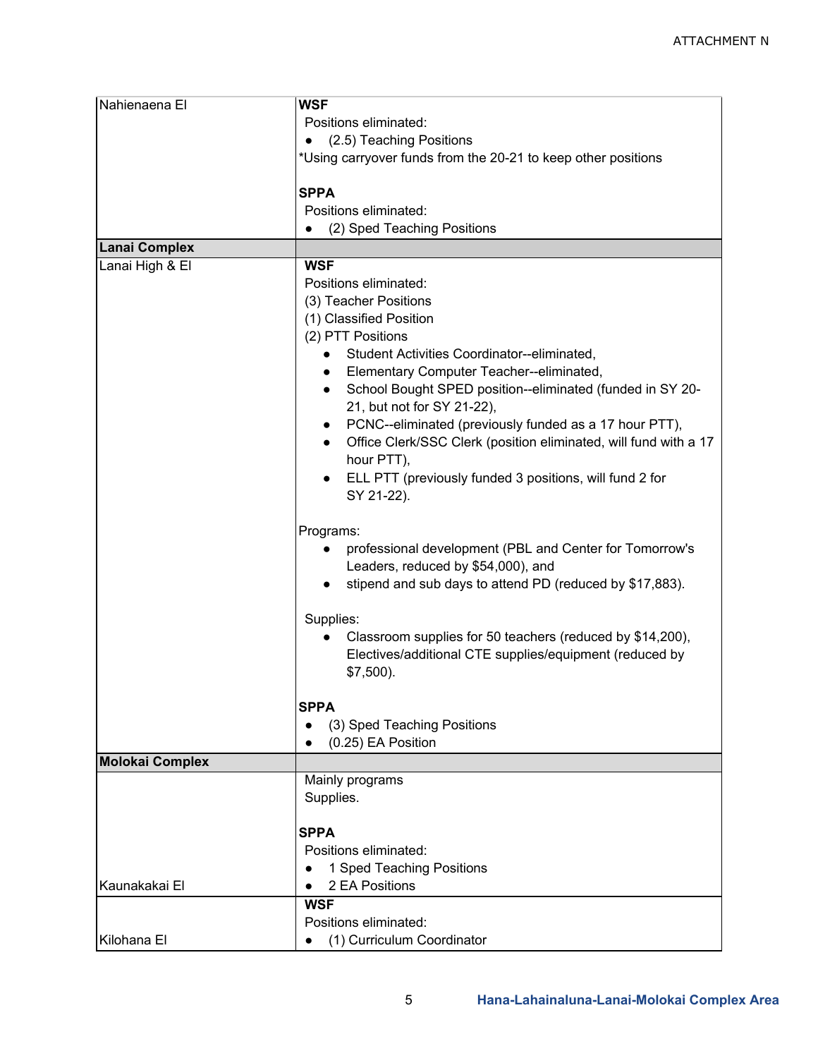| | |
|---|---|
| Nahienaena El | **WSF**<br>Positions eliminated:<br>● (2.5) Teaching Positions<br>*Using carryover funds from the 20-21 to keep other positions<br><br>**SPPA**<br>Positions eliminated:<br>● (2) Sped Teaching Positions |
| **Lanai Complex** | |
| Lanai High & El | **WSF**<br>Positions eliminated:<br>(3) Teacher Positions<br>(1) Classified Position<br>(2) PTT Positions<br>● Student Activities Coordinator--eliminated,<br>● Elementary Computer Teacher--eliminated,<br>● School Bought SPED position--eliminated (funded in SY 20-21, but not for SY 21-22),<br>● PCNC--eliminated (previously funded as a 17 hour PTT),<br>● Office Clerk/SSC Clerk (position eliminated, will fund with a 17 hour PTT),<br>● ELL PTT (previously funded 3 positions, will fund 2 for SY 21-22).<br><br>Programs:<br>● professional development (PBL and Center for Tomorrow's Leaders, reduced by $54,000), and<br>● stipend and sub days to attend PD (reduced by $17,883).<br><br>Supplies:<br>● Classroom supplies for 50 teachers (reduced by $14,200), Electives/additional CTE supplies/equipment (reduced by $7,500).<br><br>**SPPA**<br>● (3) Sped Teaching Positions<br>● (0.25) EA Position |
| **Molokai Complex** | |
| Kaunakakai El | Mainly programs<br>Supplies.<br><br>**SPPA**<br>Positions eliminated:<br>● 1 Sped Teaching Positions<br>● 2 EA Positions |
| Kilohana El | **WSF**<br>Positions eliminated:<br>● (1) Curriculum Coordinator |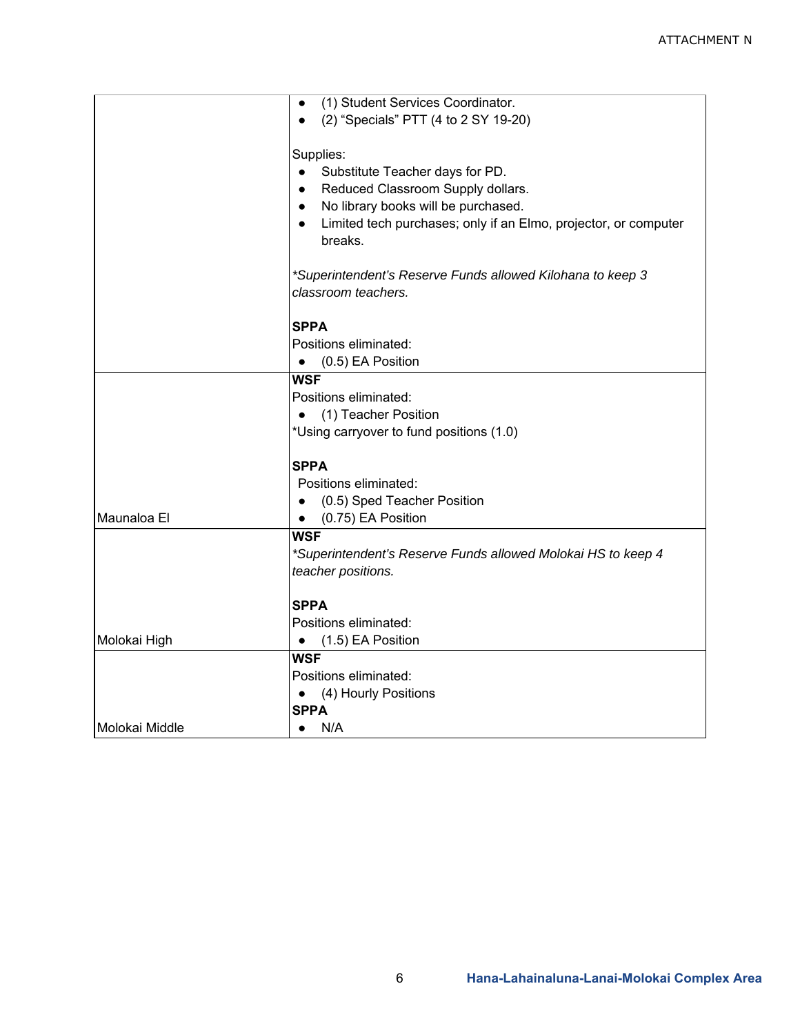| | |
|---|---|
| | • (1) Student Services Coordinator.<br>• (2) “Specials” PTT (4 to 2 SY 19-20)<br><br>Supplies:<br>• Substitute Teacher days for PD.<br>• Reduced Classroom Supply dollars.<br>• No library books will be purchased.<br>• Limited tech purchases; only if an Elmo, projector, or computer breaks.<br><br>*\*Superintendent’s Reserve Funds allowed Kilohana to keep 3 classroom teachers.*<br><br>**SPPA**<br>Positions eliminated:<br>• (0.5) EA Position |
| Maunaloa El | **WSF**<br>Positions eliminated:<br>• (1) Teacher Position<br>*Using carryover to fund positions (1.0)<br><br>**SPPA**<br>Positions eliminated:<br>• (0.5) Sped Teacher Position<br>• (0.75) EA Position |
| Molokai High | **WSF**<br>*\*Superintendent’s Reserve Funds allowed Molokai HS to keep 4 teacher positions.*<br><br>**SPPA**<br>Positions eliminated:<br>• (1.5) EA Position |
| Molokai Middle | **WSF**<br>Positions eliminated:<br>• (4) Hourly Positions<br>**SPPA**<br>• N/A |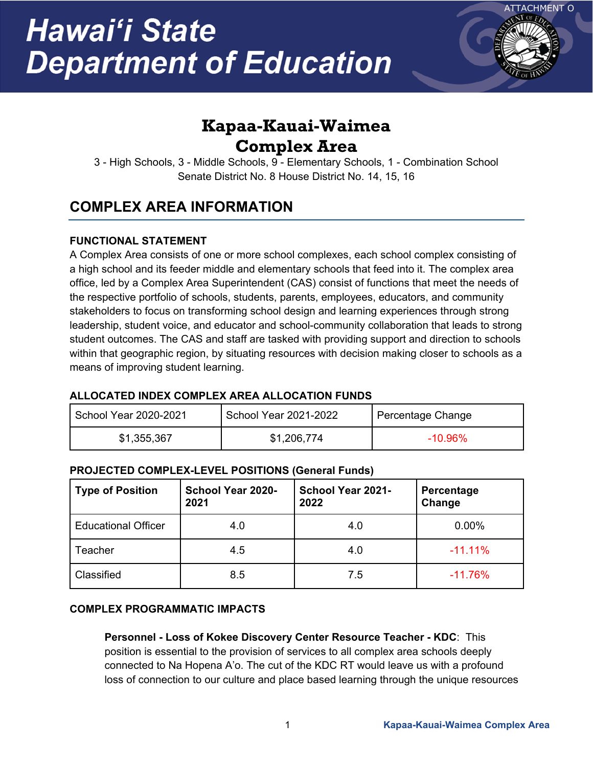ATTACHMENT O

# Hawaiʻi State Department of Education

## Kapaa-Kauai-Waimea Complex Area

3 - High Schools, 3 - Middle Schools, 9 - Elementary Schools, 1 - Combination School
Senate District No. 8 House District No. 14, 15, 16

## COMPLEX AREA INFORMATION

**FUNCTIONAL STATEMENT**

A Complex Area consists of one or more school complexes, each school complex consisting of a high school and its feeder middle and elementary schools that feed into it. The complex area office, led by a Complex Area Superintendent (CAS) consist of functions that meet the needs of the respective portfolio of schools, students, parents, employees, educators, and community stakeholders to focus on transforming school design and learning experiences through strong leadership, student voice, and educator and school-community collaboration that leads to strong student outcomes. The CAS and staff are tasked with providing support and direction to schools within that geographic region, by situating resources with decision making closer to schools as a means of improving student learning.

**ALLOCATED INDEX COMPLEX AREA ALLOCATION FUNDS**

| School Year 2020-2021 | School Year 2021-2022 | Percentage Change |
|---|---|---|
| $1,355,367 | $1,206,774 | -10.96% |

**PROJECTED COMPLEX-LEVEL POSITIONS (General Funds)**

| Type of Position | School Year 2020-2021 | School Year 2021-2022 | Percentage Change |
|---|---|---|---|
| Educational Officer | 4.0 | 4.0 | 0.00% |
| Teacher | 4.5 | 4.0 | -11.11% |
| Classified | 8.5 | 7.5 | -11.76% |

**COMPLEX PROGRAMMATIC IMPACTS**

**Personnel - Loss of Kokee Discovery Center Resource Teacher - KDC**: This position is essential to the provision of services to all complex area schools deeply connected to Na Hopena A'o. The cut of the KDC RT would leave us with a profound loss of connection to our culture and place based learning through the unique resources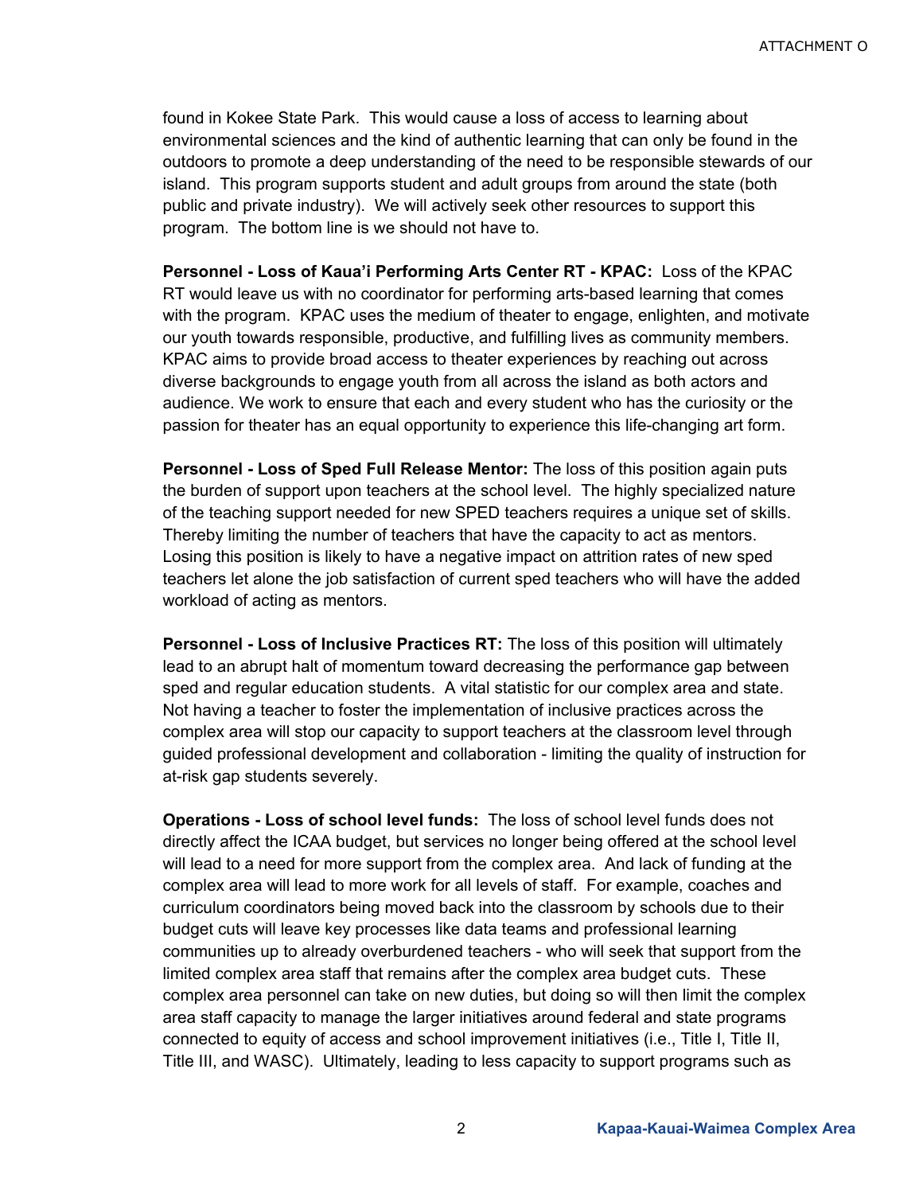found in Kokee State Park. This would cause a loss of access to learning about environmental sciences and the kind of authentic learning that can only be found in the outdoors to promote a deep understanding of the need to be responsible stewards of our island. This program supports student and adult groups from around the state (both public and private industry). We will actively seek other resources to support this program. The bottom line is we should not have to.

**Personnel - Loss of Kaua'i Performing Arts Center RT - KPAC:** Loss of the KPAC RT would leave us with no coordinator for performing arts-based learning that comes with the program. KPAC uses the medium of theater to engage, enlighten, and motivate our youth towards responsible, productive, and fulfilling lives as community members. KPAC aims to provide broad access to theater experiences by reaching out across diverse backgrounds to engage youth from all across the island as both actors and audience. We work to ensure that each and every student who has the curiosity or the passion for theater has an equal opportunity to experience this life-changing art form.

**Personnel - Loss of Sped Full Release Mentor:** The loss of this position again puts the burden of support upon teachers at the school level. The highly specialized nature of the teaching support needed for new SPED teachers requires a unique set of skills. Thereby limiting the number of teachers that have the capacity to act as mentors. Losing this position is likely to have a negative impact on attrition rates of new sped teachers let alone the job satisfaction of current sped teachers who will have the added workload of acting as mentors.

**Personnel - Loss of Inclusive Practices RT:** The loss of this position will ultimately lead to an abrupt halt of momentum toward decreasing the performance gap between sped and regular education students. A vital statistic for our complex area and state. Not having a teacher to foster the implementation of inclusive practices across the complex area will stop our capacity to support teachers at the classroom level through guided professional development and collaboration - limiting the quality of instruction for at-risk gap students severely.

**Operations - Loss of school level funds:** The loss of school level funds does not directly affect the ICAA budget, but services no longer being offered at the school level will lead to a need for more support from the complex area. And lack of funding at the complex area will lead to more work for all levels of staff. For example, coaches and curriculum coordinators being moved back into the classroom by schools due to their budget cuts will leave key processes like data teams and professional learning communities up to already overburdened teachers - who will seek that support from the limited complex area staff that remains after the complex area budget cuts. These complex area personnel can take on new duties, but doing so will then limit the complex area staff capacity to manage the larger initiatives around federal and state programs connected to equity of access and school improvement initiatives (i.e., Title I, Title II, Title III, and WASC). Ultimately, leading to less capacity to support programs such as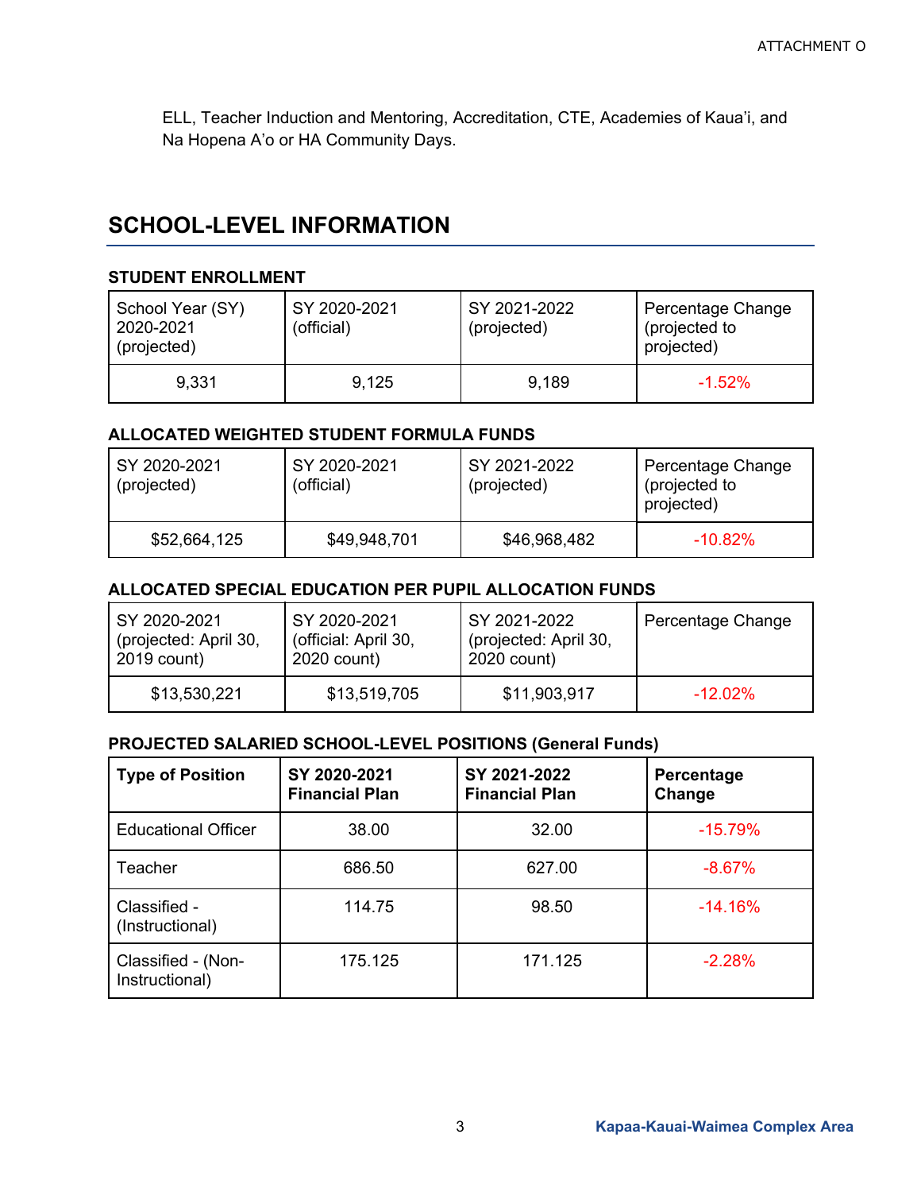ELL, Teacher Induction and Mentoring, Accreditation, CTE, Academies of Kaua'i, and Na Hopena A'o or HA Community Days.

## SCHOOL-LEVEL INFORMATION

### STUDENT ENROLLMENT

| School Year (SY) 2020-2021 (projected) | SY 2020-2021 (official) | SY 2021-2022 (projected) | Percentage Change (projected to projected) |
|---|---|---|---|
| 9,331 | 9,125 | 9,189 | -1.52% |

### ALLOCATED WEIGHTED STUDENT FORMULA FUNDS

| SY 2020-2021 (projected) | SY 2020-2021 (official) | SY 2021-2022 (projected) | Percentage Change (projected to projected) |
|---|---|---|---|
| $52,664,125 | $49,948,701 | $46,968,482 | -10.82% |

### ALLOCATED SPECIAL EDUCATION PER PUPIL ALLOCATION FUNDS

| SY 2020-2021 (projected: April 30, 2019 count) | SY 2020-2021 (official: April 30, 2020 count) | SY 2021-2022 (projected: April 30, 2020 count) | Percentage Change |
|---|---|---|---|
| $13,530,221 | $13,519,705 | $11,903,917 | -12.02% |

### PROJECTED SALARIED SCHOOL-LEVEL POSITIONS (General Funds)

| Type of Position | SY 2020-2021 Financial Plan | SY 2021-2022 Financial Plan | Percentage Change |
|---|---|---|---|
| Educational Officer | 38.00 | 32.00 | -15.79% |
| Teacher | 686.50 | 627.00 | -8.67% |
| Classified - (Instructional) | 114.75 | 98.50 | -14.16% |
| Classified - (Non-Instructional) | 175.125 | 171.125 | -2.28% |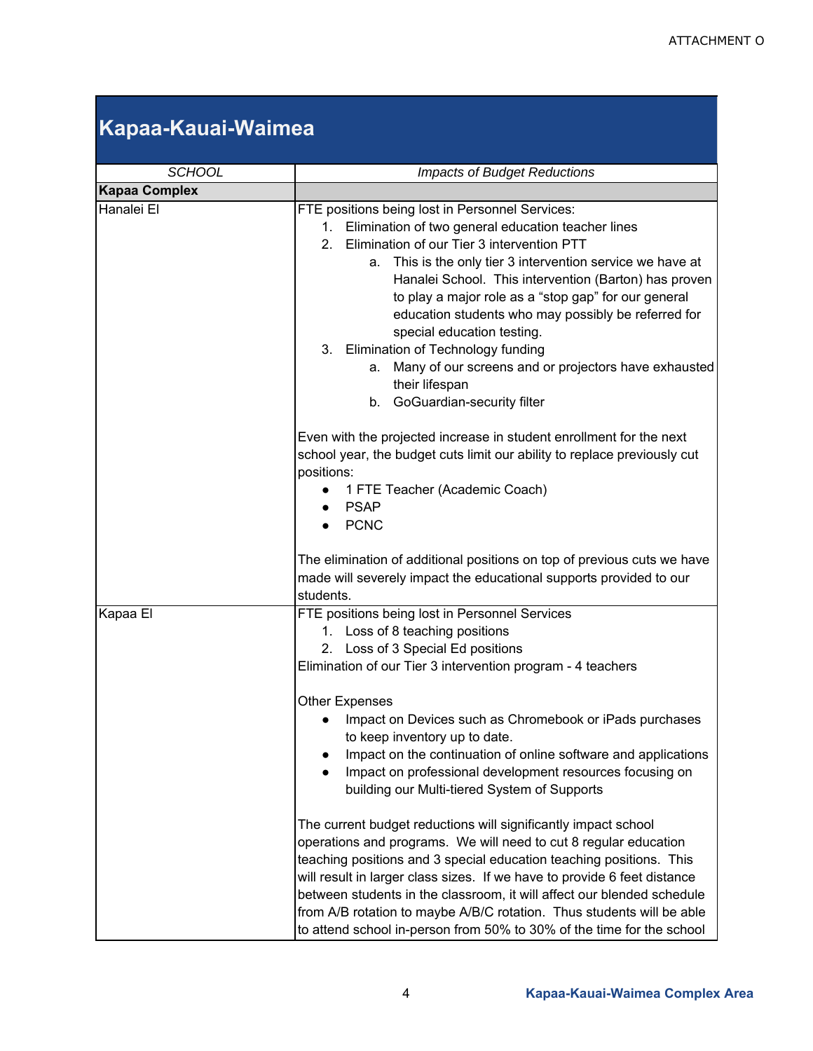ATTACHMENT O

# Kapaa-Kauai-Waimea

| *SCHOOL* | *Impacts of Budget Reductions* |
|---|---|
| **Kapaa Complex** | |
| Hanalei El | FTE positions being lost in Personnel Services:<br>1. Elimination of two general education teacher lines<br>2. Elimination of our Tier 3 intervention PTT<br>&nbsp;&nbsp;&nbsp;&nbsp;a. This is the only tier 3 intervention service we have at Hanalei School. This intervention (Barton) has proven to play a major role as a "stop gap" for our general education students who may possibly be referred for special education testing.<br>3. Elimination of Technology funding<br>&nbsp;&nbsp;&nbsp;&nbsp;a. Many of our screens and or projectors have exhausted their lifespan<br>&nbsp;&nbsp;&nbsp;&nbsp;b. GoGuardian-security filter<br><br>Even with the projected increase in student enrollment for the next school year, the budget cuts limit our ability to replace previously cut positions:<br>● 1 FTE Teacher (Academic Coach)<br>● PSAP<br>● PCNC<br><br>The elimination of additional positions on top of previous cuts we have made will severely impact the educational supports provided to our students. |
| Kapaa El | FTE positions being lost in Personnel Services<br>1. Loss of 8 teaching positions<br>2. Loss of 3 Special Ed positions<br>Elimination of our Tier 3 intervention program - 4 teachers<br><br>Other Expenses<br>● Impact on Devices such as Chromebook or iPads purchases to keep inventory up to date.<br>● Impact on the continuation of online software and applications<br>● Impact on professional development resources focusing on building our Multi-tiered System of Supports<br><br>The current budget reductions will significantly impact school operations and programs. We will need to cut 8 regular education teaching positions and 3 special education teaching positions. This will result in larger class sizes. If we have to provide 6 feet distance between students in the classroom, it will affect our blended schedule from A/B rotation to maybe A/B/C rotation. Thus students will be able to attend school in-person from 50% to 30% of the time for the school |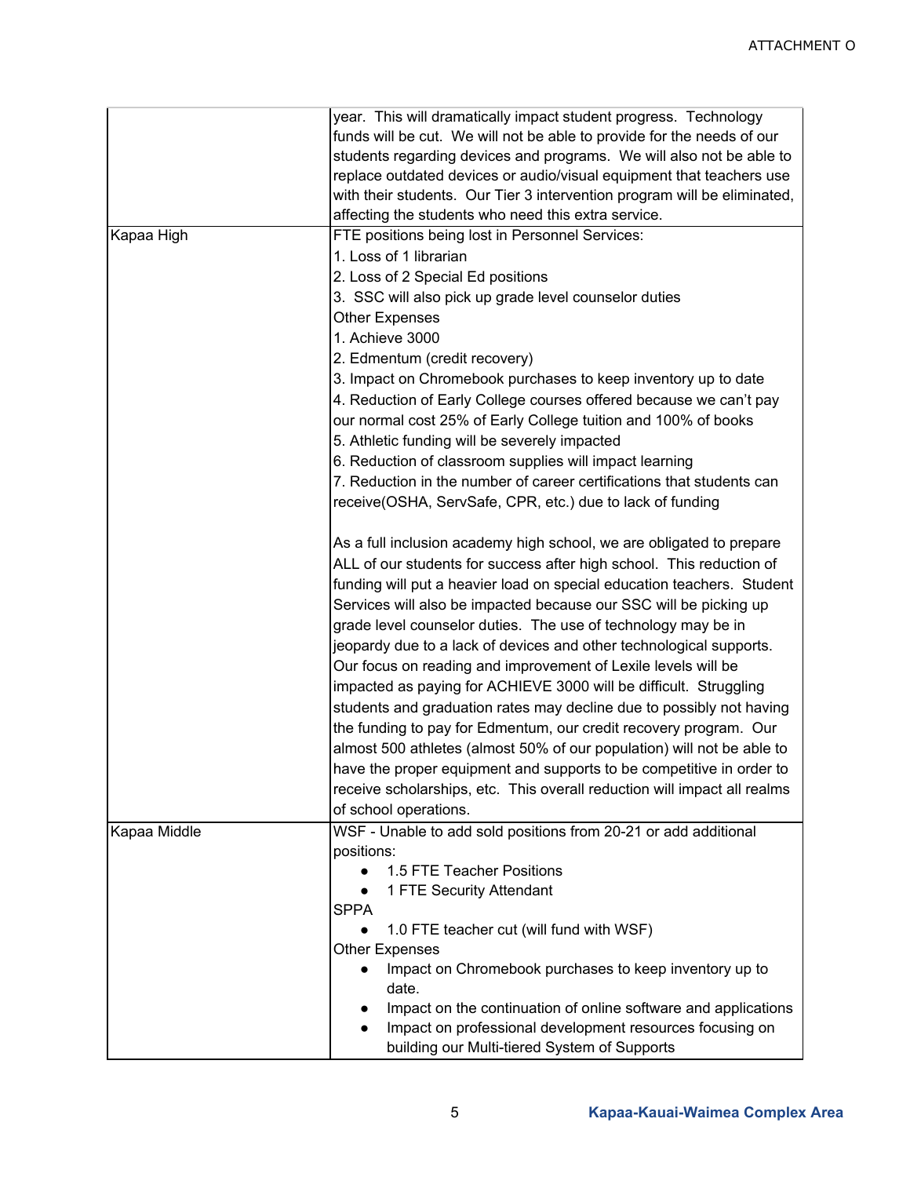| | |
|---|---|
| | year. This will dramatically impact student progress. Technology funds will be cut. We will not be able to provide for the needs of our students regarding devices and programs. We will also not be able to replace outdated devices or audio/visual equipment that teachers use with their students. Our Tier 3 intervention program will be eliminated, affecting the students who need this extra service. |
| Kapaa High | FTE positions being lost in Personnel Services:<br>1. Loss of 1 librarian<br>2. Loss of 2 Special Ed positions<br>3. SSC will also pick up grade level counselor duties<br>Other Expenses<br>1. Achieve 3000<br>2. Edmentum (credit recovery)<br>3. Impact on Chromebook purchases to keep inventory up to date<br>4. Reduction of Early College courses offered because we can't pay our normal cost 25% of Early College tuition and 100% of books<br>5. Athletic funding will be severely impacted<br>6. Reduction of classroom supplies will impact learning<br>7. Reduction in the number of career certifications that students can receive(OSHA, ServSafe, CPR, etc.) due to lack of funding<br><br>As a full inclusion academy high school, we are obligated to prepare ALL of our students for success after high school. This reduction of funding will put a heavier load on special education teachers. Student Services will also be impacted because our SSC will be picking up grade level counselor duties. The use of technology may be in jeopardy due to a lack of devices and other technological supports. Our focus on reading and improvement of Lexile levels will be impacted as paying for ACHIEVE 3000 will be difficult. Struggling students and graduation rates may decline due to possibly not having the funding to pay for Edmentum, our credit recovery program. Our almost 500 athletes (almost 50% of our population) will not be able to have the proper equipment and supports to be competitive in order to receive scholarships, etc. This overall reduction will impact all realms of school operations. |
| Kapaa Middle | WSF - Unable to add sold positions from 20-21 or add additional positions:<br>• 1.5 FTE Teacher Positions<br>• 1 FTE Security Attendant<br>SPPA<br>• 1.0 FTE teacher cut (will fund with WSF)<br>Other Expenses<br>• Impact on Chromebook purchases to keep inventory up to date.<br>• Impact on the continuation of online software and applications<br>• Impact on professional development resources focusing on building our Multi-tiered System of Supports |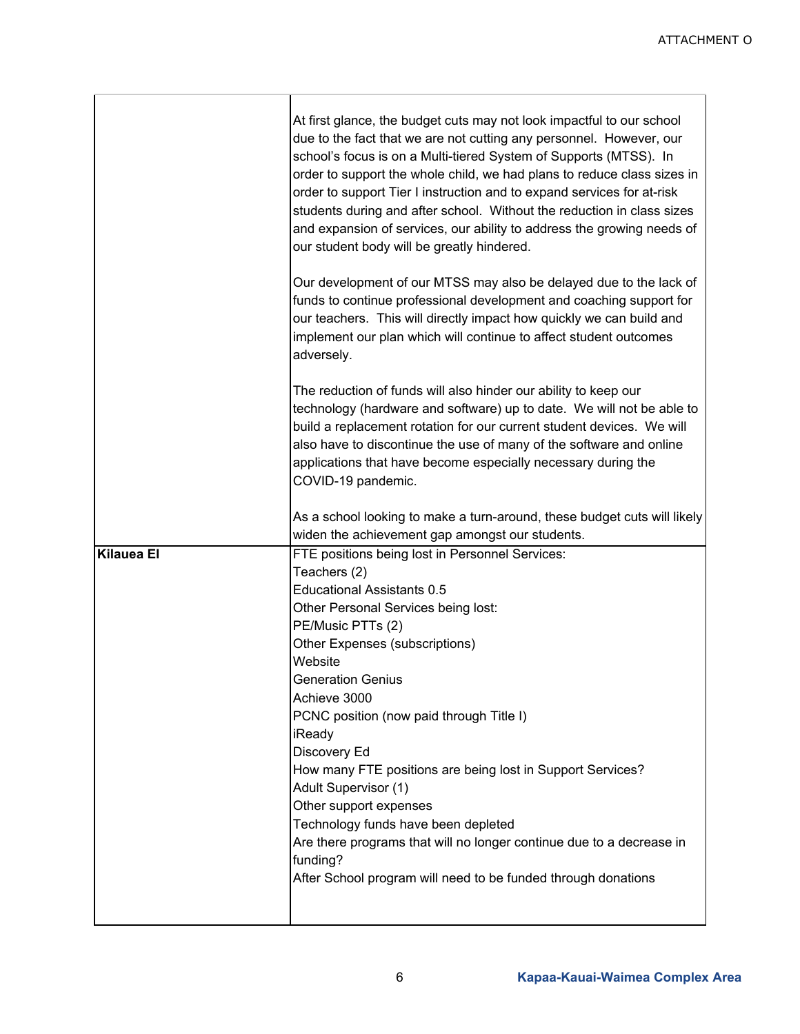ATTACHMENT O

| | |
|---|---|
| | At first glance, the budget cuts may not look impactful to our school due to the fact that we are not cutting any personnel. However, our school's focus is on a Multi-tiered System of Supports (MTSS). In order to support the whole child, we had plans to reduce class sizes in order to support Tier I instruction and to expand services for at-risk students during and after school. Without the reduction in class sizes and expansion of services, our ability to address the growing needs of our student body will be greatly hindered.<br><br>Our development of our MTSS may also be delayed due to the lack of funds to continue professional development and coaching support for our teachers. This will directly impact how quickly we can build and implement our plan which will continue to affect student outcomes adversely.<br><br>The reduction of funds will also hinder our ability to keep our technology (hardware and software) up to date. We will not be able to build a replacement rotation for our current student devices. We will also have to discontinue the use of many of the software and online applications that have become especially necessary during the COVID-19 pandemic.<br><br>As a school looking to make a turn-around, these budget cuts will likely widen the achievement gap amongst our students. |
| **Kilauea El** | FTE positions being lost in Personnel Services:<br>Teachers (2)<br>Educational Assistants 0.5<br>Other Personal Services being lost:<br>PE/Music PTTs (2)<br>Other Expenses (subscriptions)<br>Website<br>Generation Genius<br>Achieve 3000<br>PCNC position (now paid through Title I)<br>iReady<br>Discovery Ed<br>How many FTE positions are being lost in Support Services?<br>Adult Supervisor (1)<br>Other support expenses<br>Technology funds have been depleted<br>Are there programs that will no longer continue due to a decrease in funding?<br>After School program will need to be funded through donations |

Kapaa-Kauai-Waimea Complex Area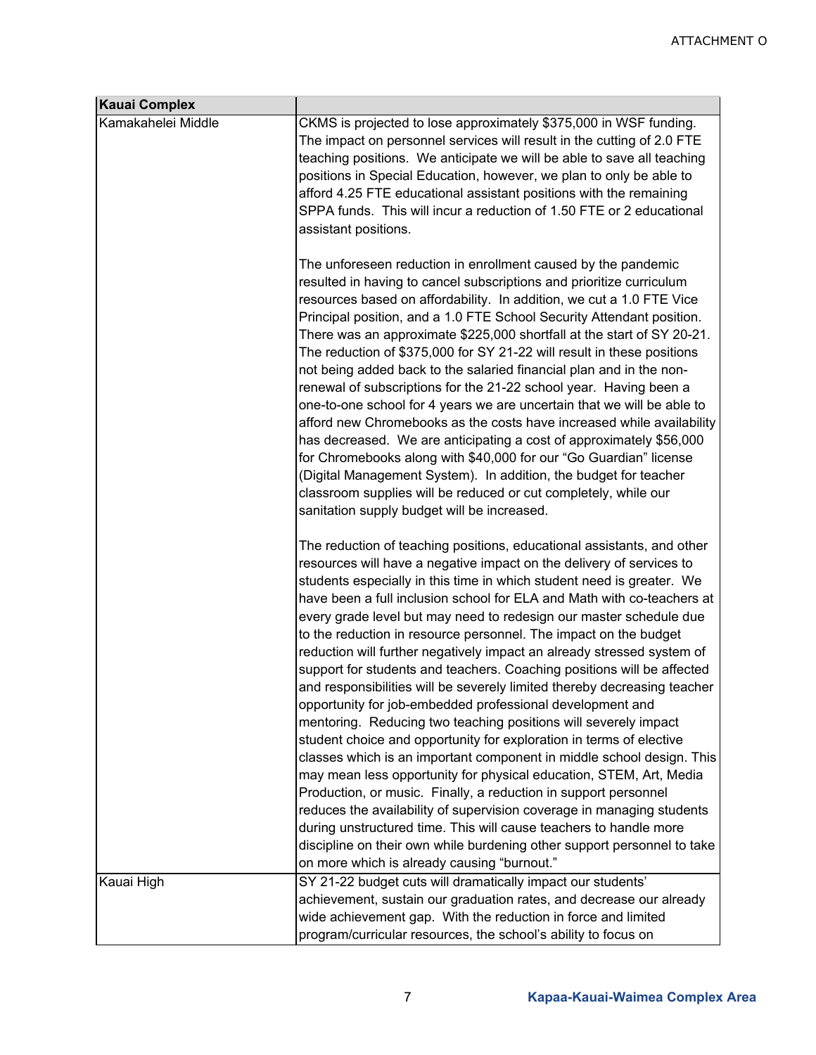| Kauai Complex | |
|---|---|
| Kamakahelei Middle | CKMS is projected to lose approximately $375,000 in WSF funding. The impact on personnel services will result in the cutting of 2.0 FTE teaching positions. We anticipate we will be able to save all teaching positions in Special Education, however, we plan to only be able to afford 4.25 FTE educational assistant positions with the remaining SPPA funds. This will incur a reduction of 1.50 FTE or 2 educational assistant positions.<br><br>The unforeseen reduction in enrollment caused by the pandemic resulted in having to cancel subscriptions and prioritize curriculum resources based on affordability. In addition, we cut a 1.0 FTE Vice Principal position, and a 1.0 FTE School Security Attendant position. There was an approximate $225,000 shortfall at the start of SY 20-21. The reduction of $375,000 for SY 21-22 will result in these positions not being added back to the salaried financial plan and in the non-renewal of subscriptions for the 21-22 school year. Having been a one-to-one school for 4 years we are uncertain that we will be able to afford new Chromebooks as the costs have increased while availability has decreased. We are anticipating a cost of approximately $56,000 for Chromebooks along with $40,000 for our "Go Guardian" license (Digital Management System). In addition, the budget for teacher classroom supplies will be reduced or cut completely, while our sanitation supply budget will be increased.<br><br>The reduction of teaching positions, educational assistants, and other resources will have a negative impact on the delivery of services to students especially in this time in which student need is greater. We have been a full inclusion school for ELA and Math with co-teachers at every grade level but may need to redesign our master schedule due to the reduction in resource personnel. The impact on the budget reduction will further negatively impact an already stressed system of support for students and teachers. Coaching positions will be affected and responsibilities will be severely limited thereby decreasing teacher opportunity for job-embedded professional development and mentoring. Reducing two teaching positions will severely impact student choice and opportunity for exploration in terms of elective classes which is an important component in middle school design. This may mean less opportunity for physical education, STEM, Art, Media Production, or music. Finally, a reduction in support personnel reduces the availability of supervision coverage in managing students during unstructured time. This will cause teachers to handle more discipline on their own while burdening other support personnel to take on more which is already causing "burnout." |
| Kauai High | SY 21-22 budget cuts will dramatically impact our students' achievement, sustain our graduation rates, and decrease our already wide achievement gap. With the reduction in force and limited program/curricular resources, the school's ability to focus on |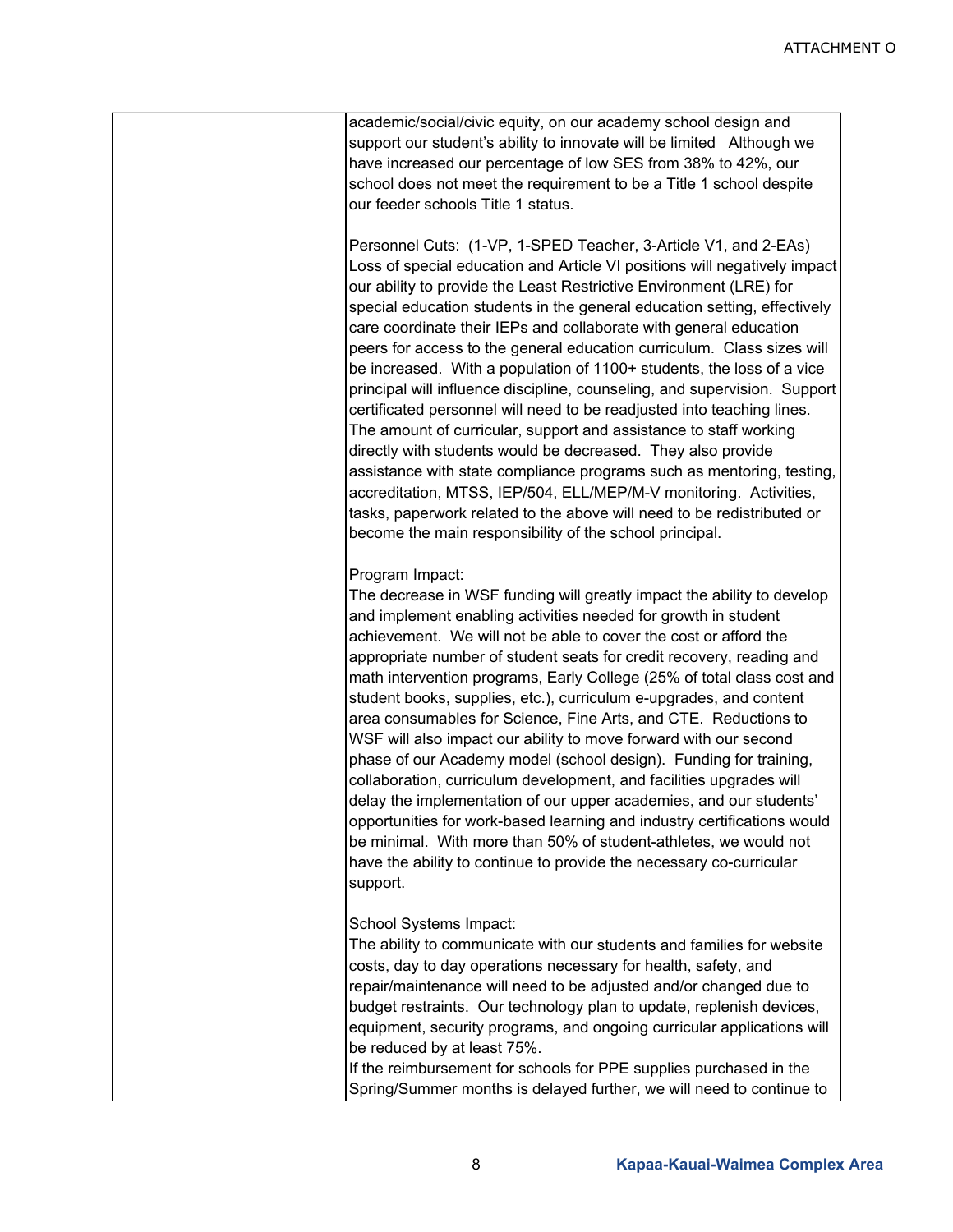| | |
|---|---|
| | academic/social/civic equity, on our academy school design and support our student's ability to innovate will be limited   Although we have increased our percentage of low SES from 38% to 42%, our school does not meet the requirement to be a Title 1 school despite our feeder schools Title 1 status.<br><br>Personnel Cuts:  (1-VP, 1-SPED Teacher, 3-Article V1, and 2-EAs) Loss of special education and Article VI positions will negatively impact our ability to provide the Least Restrictive Environment (LRE) for special education students in the general education setting, effectively care coordinate their IEPs and collaborate with general education peers for access to the general education curriculum.  Class sizes will be increased.  With a population of 1100+ students, the loss of a vice principal will influence discipline, counseling, and supervision.  Support certificated personnel will need to be readjusted into teaching lines.  The amount of curricular, support and assistance to staff working directly with students would be decreased.  They also provide assistance with state compliance programs such as mentoring, testing, accreditation, MTSS, IEP/504, ELL/MEP/M-V monitoring.  Activities, tasks, paperwork related to the above will need to be redistributed or become the main responsibility of the school principal.<br><br>Program Impact:<br>The decrease in WSF funding will greatly impact the ability to develop and implement enabling activities needed for growth in student achievement.  We will not be able to cover the cost or afford the appropriate number of student seats for credit recovery, reading and math intervention programs, Early College (25% of total class cost and student books, supplies, etc.), curriculum e-upgrades, and content area consumables for Science, Fine Arts, and CTE.  Reductions to WSF will also impact our ability to move forward with our second phase of our Academy model (school design).  Funding for training, collaboration, curriculum development, and facilities upgrades will delay the implementation of our upper academies, and our students' opportunities for work-based learning and industry certifications would be minimal.  With more than 50% of student-athletes, we would not have the ability to continue to provide the necessary co-curricular support.<br><br>School Systems Impact:<br>The ability to communicate with our students and families for website costs, day to day operations necessary for health, safety, and repair/maintenance will need to be adjusted and/or changed due to budget restraints.  Our technology plan to update, replenish devices, equipment, security programs, and ongoing curricular applications will be reduced by at least 75%.<br>If the reimbursement for schools for PPE supplies purchased in the Spring/Summer months is delayed further, we will need to continue to |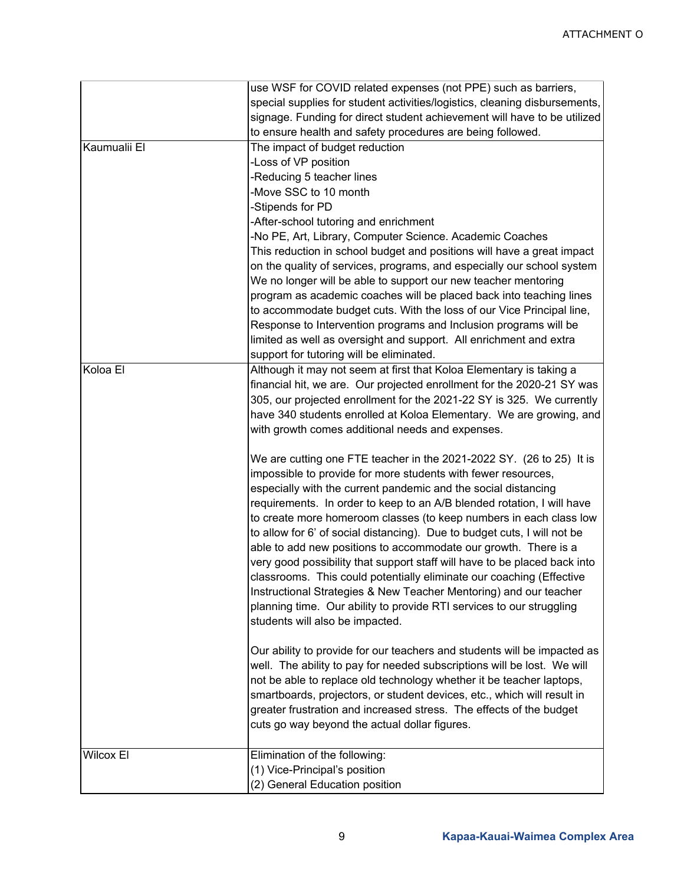| | |
|---|---|
| | use WSF for COVID related expenses (not PPE) such as barriers, special supplies for student activities/logistics, cleaning disbursements, signage. Funding for direct student achievement will have to be utilized to ensure health and safety procedures are being followed. |
| Kaumualii El | The impact of budget reduction<br>-Loss of VP position<br>-Reducing 5 teacher lines<br>-Move SSC to 10 month<br>-Stipends for PD<br>-After-school tutoring and enrichment<br>-No PE, Art, Library, Computer Science. Academic Coaches<br>This reduction in school budget and positions will have a great impact on the quality of services, programs, and especially our school system We no longer will be able to support our new teacher mentoring program as academic coaches will be placed back into teaching lines to accommodate budget cuts. With the loss of our Vice Principal line, Response to Intervention programs and Inclusion programs will be limited as well as oversight and support. All enrichment and extra support for tutoring will be eliminated. |
| Koloa El | Although it may not seem at first that Koloa Elementary is taking a financial hit, we are. Our projected enrollment for the 2020-21 SY was 305, our projected enrollment for the 2021-22 SY is 325. We currently have 340 students enrolled at Koloa Elementary. We are growing, and with growth comes additional needs and expenses.<br><br>We are cutting one FTE teacher in the 2021-2022 SY. (26 to 25) It is impossible to provide for more students with fewer resources, especially with the current pandemic and the social distancing requirements. In order to keep to an A/B blended rotation, I will have to create more homeroom classes (to keep numbers in each class low to allow for 6' of social distancing). Due to budget cuts, I will not be able to add new positions to accommodate our growth. There is a very good possibility that support staff will have to be placed back into classrooms. This could potentially eliminate our coaching (Effective Instructional Strategies & New Teacher Mentoring) and our teacher planning time. Our ability to provide RTI services to our struggling students will also be impacted.<br><br>Our ability to provide for our teachers and students will be impacted as well. The ability to pay for needed subscriptions will be lost. We will not be able to replace old technology whether it be teacher laptops, smartboards, projectors, or student devices, etc., which will result in greater frustration and increased stress. The effects of the budget cuts go way beyond the actual dollar figures. |
| Wilcox El | Elimination of the following:<br>(1) Vice-Principal's position<br>(2) General Education position |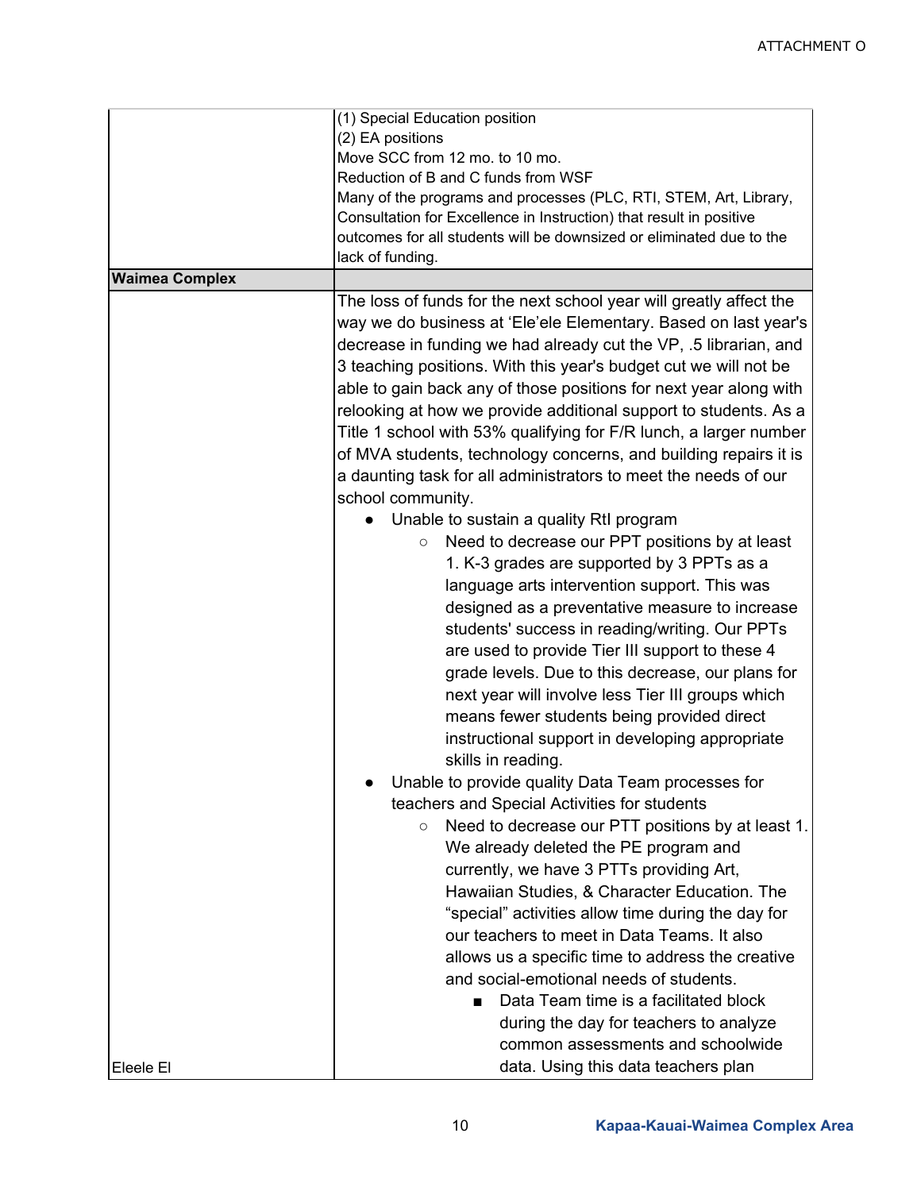| | |
|---|---|
| | (1) Special Education position<br>(2) EA positions<br>Move SCC from 12 mo. to 10 mo.<br>Reduction of B and C funds from WSF<br>Many of the programs and processes (PLC, RTI, STEM, Art, Library, Consultation for Excellence in Instruction) that result in positive outcomes for all students will be downsized or eliminated due to the lack of funding. |
| **Waimea Complex** | |
| Eleele El | The loss of funds for the next school year will greatly affect the way we do business at ‘Ele’ele Elementary. Based on last year's decrease in funding we had already cut the VP, .5 librarian, and 3 teaching positions. With this year's budget cut we will not be able to gain back any of those positions for next year along with relooking at how we provide additional support to students. As a Title 1 school with 53% qualifying for F/R lunch, a larger number of MVA students, technology concerns, and building repairs it is a daunting task for all administrators to meet the needs of our school community.<br>● Unable to sustain a quality RtI program<br>○ Need to decrease our PPT positions by at least 1. K-3 grades are supported by 3 PPTs as a language arts intervention support. This was designed as a preventative measure to increase students' success in reading/writing. Our PPTs are used to provide Tier III support to these 4 grade levels. Due to this decrease, our plans for next year will involve less Tier III groups which means fewer students being provided direct instructional support in developing appropriate skills in reading.<br>● Unable to provide quality Data Team processes for teachers and Special Activities for students<br>○ Need to decrease our PTT positions by at least 1. We already deleted the PE program and currently, we have 3 PTTs providing Art, Hawaiian Studies, & Character Education. The “special” activities allow time during the day for our teachers to meet in Data Teams. It also allows us a specific time to address the creative and social-emotional needs of students.<br>■ Data Team time is a facilitated block during the day for teachers to analyze common assessments and schoolwide data. Using this data teachers plan |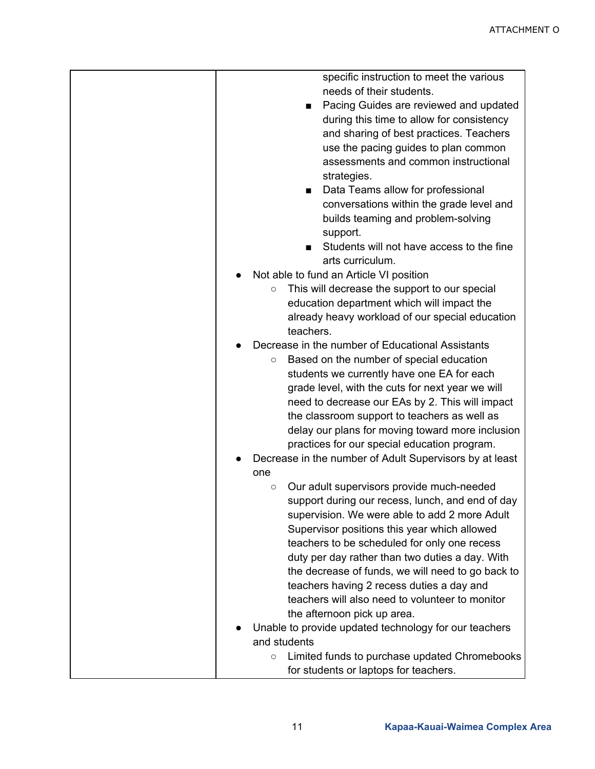| | specific instruction to meet the various needs of their students.<br>■ Pacing Guides are reviewed and updated during this time to allow for consistency and sharing of best practices. Teachers use the pacing guides to plan common assessments and common instructional strategies.<br>■ Data Teams allow for professional conversations within the grade level and builds teaming and problem-solving support.<br>■ Students will not have access to the fine arts curriculum.<br>● Not able to fund an Article VI position<br>○ This will decrease the support to our special education department which will impact the already heavy workload of our special education teachers.<br>● Decrease in the number of Educational Assistants<br>○ Based on the number of special education students we currently have one EA for each grade level, with the cuts for next year we will need to decrease our EAs by 2. This will impact the classroom support to teachers as well as delay our plans for moving toward more inclusion practices for our special education program.<br>● Decrease in the number of Adult Supervisors by at least one<br>○ Our adult supervisors provide much-needed support during our recess, lunch, and end of day supervision. We were able to add 2 more Adult Supervisor positions this year which allowed teachers to be scheduled for only one recess duty per day rather than two duties a day. With the decrease of funds, we will need to go back to teachers having 2 recess duties a day and teachers will also need to volunteer to monitor the afternoon pick up area.<br>● Unable to provide updated technology for our teachers and students<br>○ Limited funds to purchase updated Chromebooks for students or laptops for teachers. |
|---|---|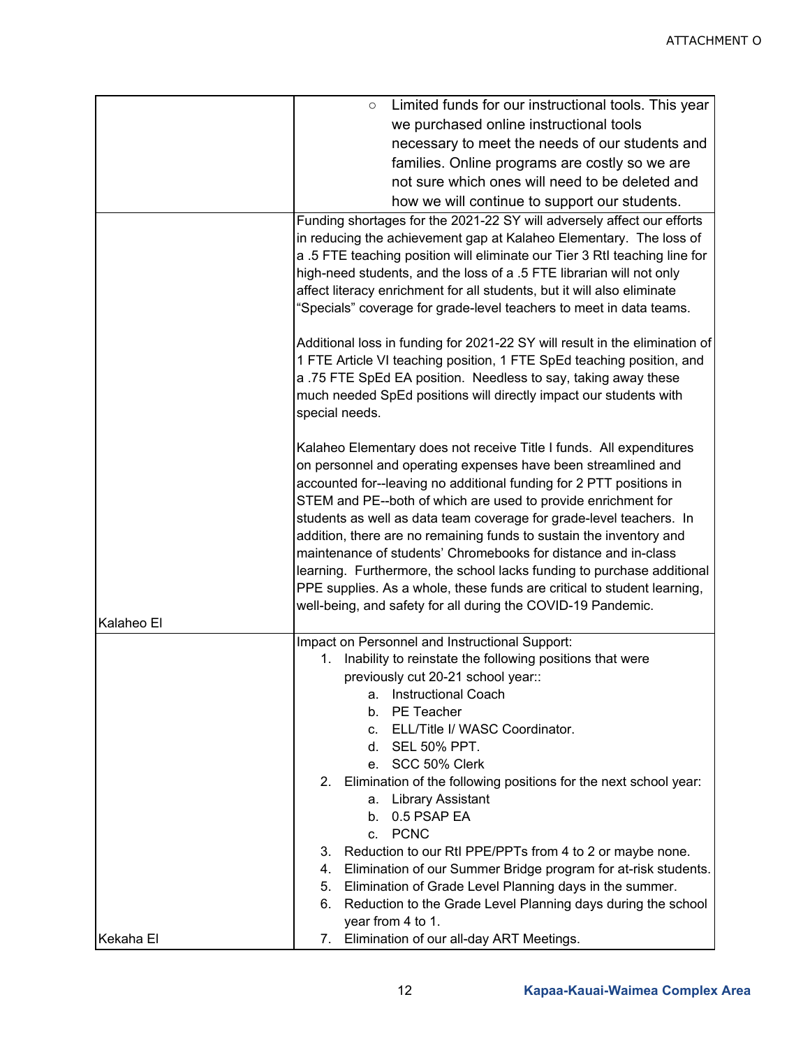| | |
|---|---|
| | ○ Limited funds for our instructional tools. This year we purchased online instructional tools necessary to meet the needs of our students and families. Online programs are costly so we are not sure which ones will need to be deleted and how we will continue to support our students. |
| Kalaheo El | Funding shortages for the 2021-22 SY will adversely affect our efforts in reducing the achievement gap at Kalaheo Elementary. The loss of a .5 FTE teaching position will eliminate our Tier 3 RtI teaching line for high-need students, and the loss of a .5 FTE librarian will not only affect literacy enrichment for all students, but it will also eliminate "Specials" coverage for grade-level teachers to meet in data teams.<br><br>Additional loss in funding for 2021-22 SY will result in the elimination of 1 FTE Article VI teaching position, 1 FTE SpEd teaching position, and a .75 FTE SpEd EA position. Needless to say, taking away these much needed SpEd positions will directly impact our students with special needs.<br><br>Kalaheo Elementary does not receive Title I funds. All expenditures on personnel and operating expenses have been streamlined and accounted for--leaving no additional funding for 2 PTT positions in STEM and PE--both of which are used to provide enrichment for students as well as data team coverage for grade-level teachers. In addition, there are no remaining funds to sustain the inventory and maintenance of students' Chromebooks for distance and in-class learning. Furthermore, the school lacks funding to purchase additional PPE supplies. As a whole, these funds are critical to student learning, well-being, and safety for all during the COVID-19 Pandemic. |
| Kekaha El | Impact on Personnel and Instructional Support:<br>1. Inability to reinstate the following positions that were previously cut 20-21 school year::<br>&nbsp;&nbsp;&nbsp;&nbsp;a. Instructional Coach<br>&nbsp;&nbsp;&nbsp;&nbsp;b. PE Teacher<br>&nbsp;&nbsp;&nbsp;&nbsp;c. ELL/Title I/ WASC Coordinator.<br>&nbsp;&nbsp;&nbsp;&nbsp;d. SEL 50% PPT.<br>&nbsp;&nbsp;&nbsp;&nbsp;e. SCC 50% Clerk<br>2. Elimination of the following positions for the next school year:<br>&nbsp;&nbsp;&nbsp;&nbsp;a. Library Assistant<br>&nbsp;&nbsp;&nbsp;&nbsp;b. 0.5 PSAP EA<br>&nbsp;&nbsp;&nbsp;&nbsp;c. PCNC<br>3. Reduction to our RtI PPE/PPTs from 4 to 2 or maybe none.<br>4. Elimination of our Summer Bridge program for at-risk students.<br>5. Elimination of Grade Level Planning days in the summer.<br>6. Reduction to the Grade Level Planning days during the school year from 4 to 1.<br>7. Elimination of our all-day ART Meetings. |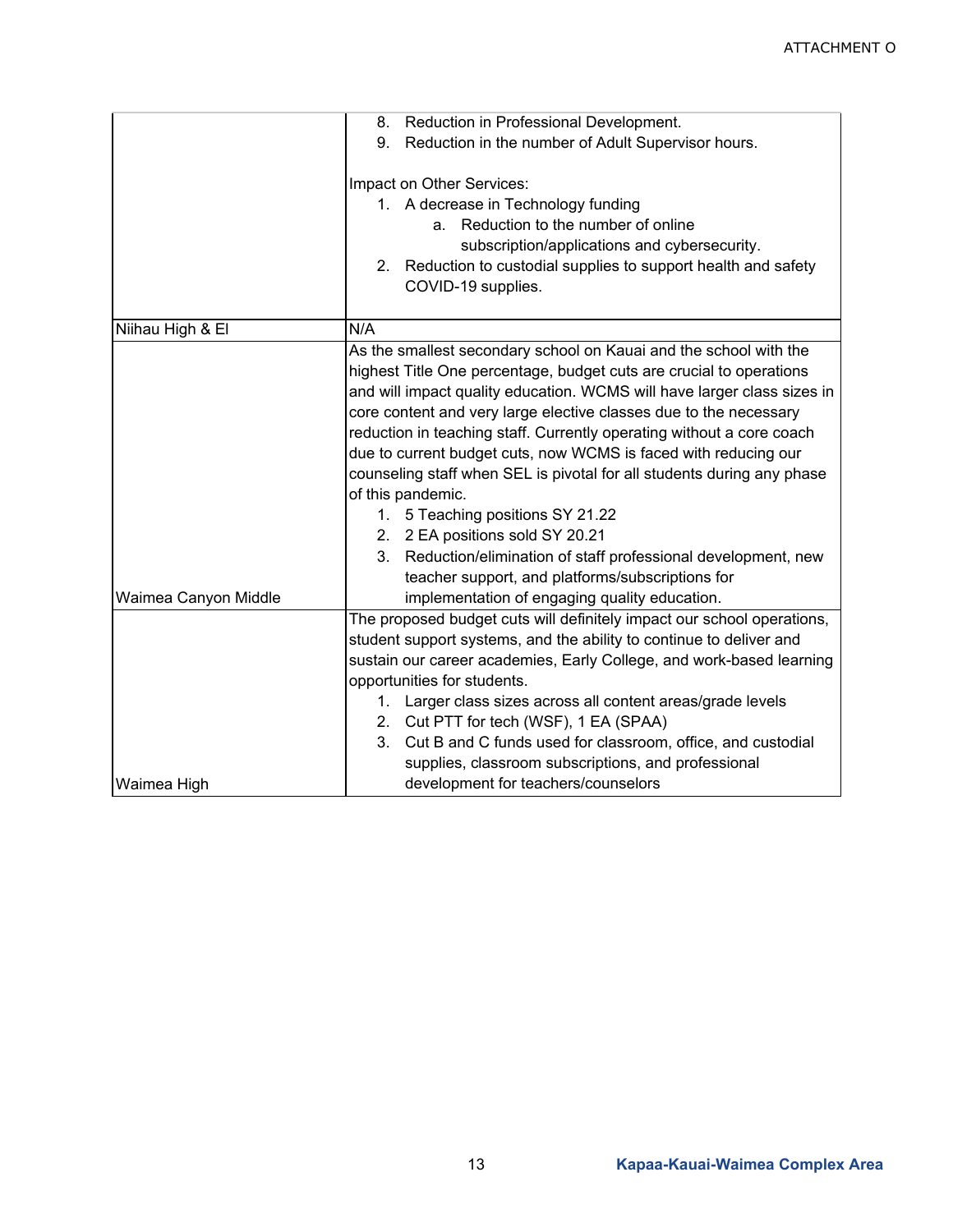| | |
|---|---|
| | 8. Reduction in Professional Development.<br>9. Reduction in the number of Adult Supervisor hours.<br><br>Impact on Other Services:<br>1. A decrease in Technology funding<br>a. Reduction to the number of online subscription/applications and cybersecurity.<br>2. Reduction to custodial supplies to support health and safety COVID-19 supplies. |
| Niihau High & El | N/A |
| Waimea Canyon Middle | As the smallest secondary school on Kauai and the school with the highest Title One percentage, budget cuts are crucial to operations and will impact quality education. WCMS will have larger class sizes in core content and very large elective classes due to the necessary reduction in teaching staff. Currently operating without a core coach due to current budget cuts, now WCMS is faced with reducing our counseling staff when SEL is pivotal for all students during any phase of this pandemic.<br>1. 5 Teaching positions SY 21.22<br>2. 2 EA positions sold SY 20.21<br>3. Reduction/elimination of staff professional development, new teacher support, and platforms/subscriptions for implementation of engaging quality education. |
| Waimea High | The proposed budget cuts will definitely impact our school operations, student support systems, and the ability to continue to deliver and sustain our career academies, Early College, and work-based learning opportunities for students.<br>1. Larger class sizes across all content areas/grade levels<br>2. Cut PTT for tech (WSF), 1 EA (SPAA)<br>3. Cut B and C funds used for classroom, office, and custodial supplies, classroom subscriptions, and professional development for teachers/counselors |